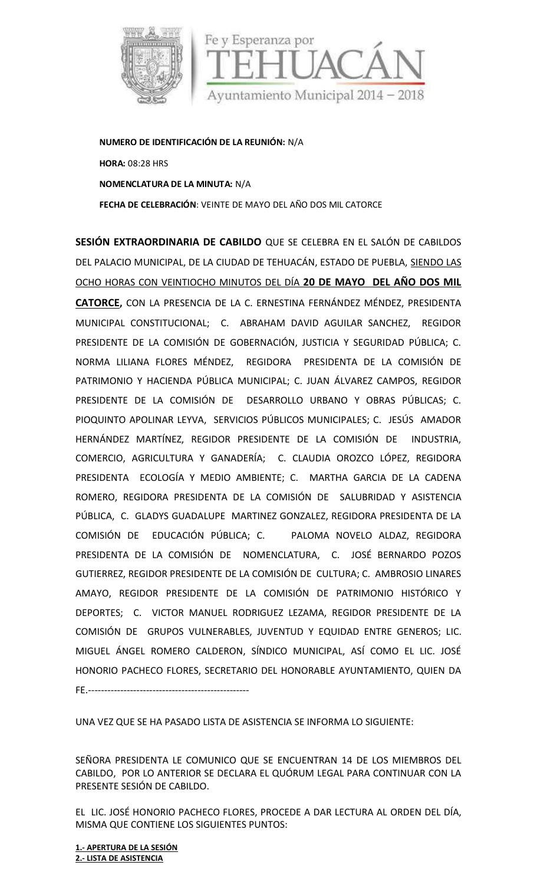**NUMERO DE IDENTIFICACIÓN DE LA REUNIÓN:** N/A

**HORA:** 08:28 HRS

**NOMENCLATURA DE LA MINUTA:** N/A

**FECHA DE CELEBRACIÓN**: VEINTE DE MAYO DEL AÑO DOS MIL CATORCE

**SESIÓN EXTRAORDINARIA DE CABILDO** QUE SE CELEBRA EN EL SALÓN DE CABILDOS DEL PALACIO MUNICIPAL, DE LA CIUDAD DE TEHUACÁN, ESTADO DE PUEBLA, SIENDO LAS OCHO HORAS CON VEINTIOCHO MINUTOS DEL DÍA **20 DE MAYO DEL AÑO DOS MIL CATORCE,** CON LA PRESENCIA DE LA C. ERNESTINA FERNÁNDEZ MÉNDEZ, PRESIDENTA MUNICIPAL CONSTITUCIONAL; C. ABRAHAM DAVID AGUILAR SANCHEZ, REGIDOR PRESIDENTE DE LA COMISIÓN DE GOBERNACIÓN, JUSTICIA Y SEGURIDAD PÚBLICA; C. NORMA LILIANA FLORES MÉNDEZ, REGIDORA PRESIDENTA DE LA COMISIÓN DE PATRIMONIO Y HACIENDA PÚBLICA MUNICIPAL; C. JUAN ÁLVAREZ CAMPOS, REGIDOR PRESIDENTE DE LA COMISIÓN DE DESARROLLO URBANO Y OBRAS PÚBLICAS; C. PIOQUINTO APOLINAR LEYVA, SERVICIOS PÚBLICOS MUNICIPALES; C. JESÚS AMADOR HERNÁNDEZ MARTÍNEZ, REGIDOR PRESIDENTE DE LA COMISIÓN DE INDUSTRIA, COMERCIO, AGRICULTURA Y GANADERÍA; C. CLAUDIA OROZCO LÓPEZ, REGIDORA PRESIDENTA ECOLOGÍA Y MEDIO AMBIENTE; C. MARTHA GARCIA DE LA CADENA ROMERO, REGIDORA PRESIDENTA DE LA COMISIÓN DE SALUBRIDAD Y ASISTENCIA PÚBLICA, C. GLADYS GUADALUPE MARTINEZ GONZALEZ, REGIDORA PRESIDENTA DE LA COMISIÓN DE EDUCACIÓN PÚBLICA; C. PALOMA NOVELO ALDAZ, REGIDORA PRESIDENTA DE LA COMISIÓN DE NOMENCLATURA, C. JOSÉ BERNARDO POZOS GUTIERREZ, REGIDOR PRESIDENTE DE LA COMISIÓN DE CULTURA; C. AMBROSIO LINARES AMAYO, REGIDOR PRESIDENTE DE LA COMISIÓN DE PATRIMONIO HISTÓRICO Y DEPORTES; C. VICTOR MANUEL RODRIGUEZ LEZAMA, REGIDOR PRESIDENTE DE LA COMISIÓN DE GRUPOS VULNERABLES, JUVENTUD Y EQUIDAD ENTRE GENEROS; LIC. MIGUEL ÁNGEL ROMERO CALDERON, SÍNDICO MUNICIPAL, ASÍ COMO EL LIC. JOSÉ HONORIO PACHECO FLORES, SECRETARIO DEL HONORABLE AYUNTAMIENTO, QUIEN DA FE.--------------------------------------------------

UNA VEZ QUE SE HA PASADO LISTA DE ASISTENCIA SE INFORMA LO SIGUIENTE:

SEÑORA PRESIDENTA LE COMUNICO QUE SE ENCUENTRAN 14 DE LOS MIEMBROS DEL CABILDO, POR LO ANTERIOR SE DECLARA EL QUÓRUM LEGAL PARA CONTINUAR CON LA PRESENTE SESIÓN DE CABILDO.

EL LIC. JOSÉ HONORIO PACHECO FLORES, PROCEDE A DAR LECTURA AL ORDEN DEL DÍA, MISMA QUE CONTIENE LOS SIGUIENTES PUNTOS:

**1.- APERTURA DE LA SESIÓN**
**2.- LISTA DE ASISTENCIA**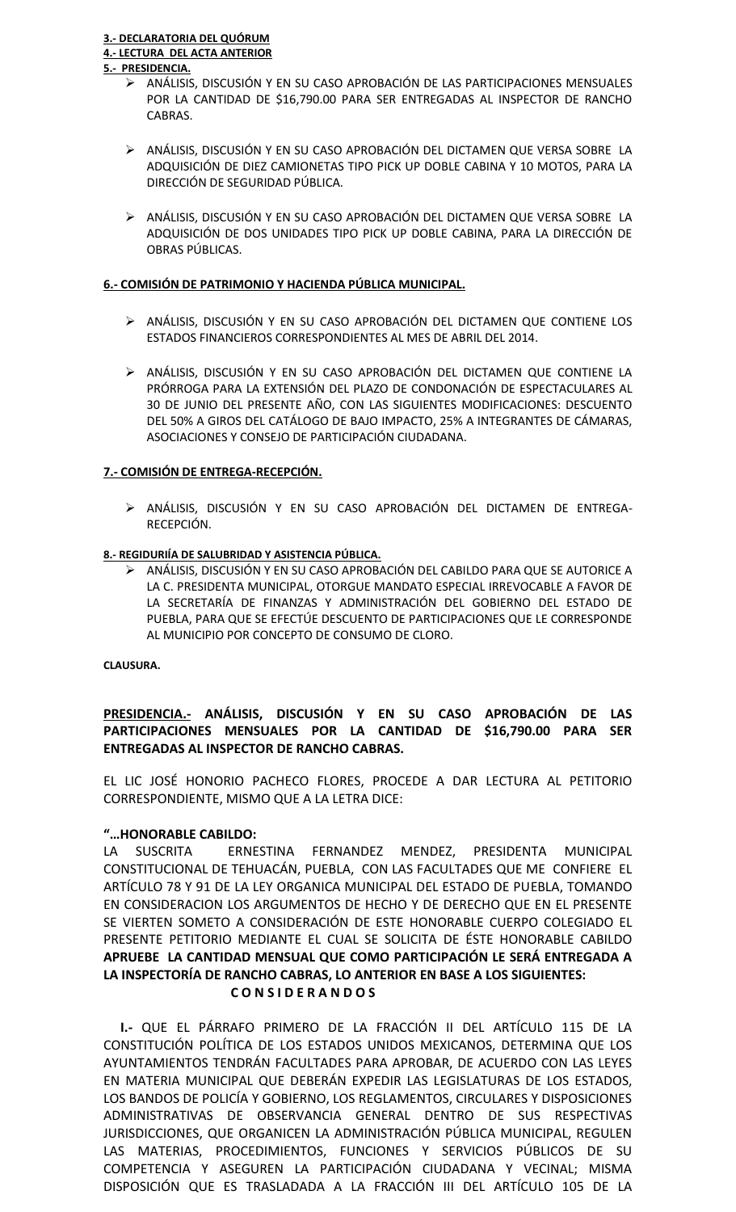**3.- DECLARATORIA DEL QUÓRUM**

**4.- LECTURA DEL ACTA ANTERIOR**

**5.- PRESIDENCIA.**

- ANÁLISIS, DISCUSIÓN Y EN SU CASO APROBACIÓN DE LAS PARTICIPACIONES MENSUALES POR LA CANTIDAD DE $16,790.00 PARA SER ENTREGADAS AL INSPECTOR DE RANCHO CABRAS.

- ANÁLISIS, DISCUSIÓN Y EN SU CASO APROBACIÓN DEL DICTAMEN QUE VERSA SOBRE LA ADQUISICIÓN DE DIEZ CAMIONETAS TIPO PICK UP DOBLE CABINA Y 10 MOTOS, PARA LA DIRECCIÓN DE SEGURIDAD PÚBLICA.

- ANÁLISIS, DISCUSIÓN Y EN SU CASO APROBACIÓN DEL DICTAMEN QUE VERSA SOBRE LA ADQUISICIÓN DE DOS UNIDADES TIPO PICK UP DOBLE CABINA, PARA LA DIRECCIÓN DE OBRAS PÚBLICAS.

**6.- COMISIÓN DE PATRIMONIO Y HACIENDA PÚBLICA MUNICIPAL.**

- ANÁLISIS, DISCUSIÓN Y EN SU CASO APROBACIÓN DEL DICTAMEN QUE CONTIENE LOS ESTADOS FINANCIEROS CORRESPONDIENTES AL MES DE ABRIL DEL 2014.

- ANÁLISIS, DISCUSIÓN Y EN SU CASO APROBACIÓN DEL DICTAMEN QUE CONTIENE LA PRÓRROGA PARA LA EXTENSIÓN DEL PLAZO DE CONDONACIÓN DE ESPECTACULARES AL 30 DE JUNIO DEL PRESENTE AÑO, CON LAS SIGUIENTES MODIFICACIONES: DESCUENTO DEL 50% A GIROS DEL CATÁLOGO DE BAJO IMPACTO, 25% A INTEGRANTES DE CÁMARAS, ASOCIACIONES Y CONSEJO DE PARTICIPACIÓN CIUDADANA.

**7.- COMISIÓN DE ENTREGA-RECEPCIÓN.**

- ANÁLISIS, DISCUSIÓN Y EN SU CASO APROBACIÓN DEL DICTAMEN DE ENTREGA-RECEPCIÓN.

**8.- REGIDURIÍA DE SALUBRIDAD Y ASISTENCIA PÚBLICA.**

- ANÁLISIS, DISCUSIÓN Y EN SU CASO APROBACIÓN DEL CABILDO PARA QUE SE AUTORICE A LA C. PRESIDENTA MUNICIPAL, OTORGUE MANDATO ESPECIAL IRREVOCABLE A FAVOR DE LA SECRETARÍA DE FINANZAS Y ADMINISTRACIÓN DEL GOBIERNO DEL ESTADO DE PUEBLA, PARA QUE SE EFECTÚE DESCUENTO DE PARTICIPACIONES QUE LE CORRESPONDE AL MUNICIPIO POR CONCEPTO DE CONSUMO DE CLORO.

**CLAUSURA.**

**PRESIDENCIA.- ANÁLISIS, DISCUSIÓN Y EN SU CASO APROBACIÓN DE LAS PARTICIPACIONES MENSUALES POR LA CANTIDAD DE $16,790.00 PARA SER ENTREGADAS AL INSPECTOR DE RANCHO CABRAS.**

EL LIC JOSÉ HONORIO PACHECO FLORES, PROCEDE A DAR LECTURA AL PETITORIO CORRESPONDIENTE, MISMO QUE A LA LETRA DICE:

**"…HONORABLE CABILDO:**

LA SUSCRITA ERNESTINA FERNANDEZ MENDEZ, PRESIDENTA MUNICIPAL CONSTITUCIONAL DE TEHUACÁN, PUEBLA, CON LAS FACULTADES QUE ME CONFIERE EL ARTÍCULO 78 Y 91 DE LA LEY ORGANICA MUNICIPAL DEL ESTADO DE PUEBLA, TOMANDO EN CONSIDERACION LOS ARGUMENTOS DE HECHO Y DE DERECHO QUE EN EL PRESENTE SE VIERTEN SOMETO A CONSIDERACIÓN DE ESTE HONORABLE CUERPO COLEGIADO EL PRESENTE PETITORIO MEDIANTE EL CUAL SE SOLICITA DE ÉSTE HONORABLE CABILDO **APRUEBE LA CANTIDAD MENSUAL QUE COMO PARTICIPACIÓN LE SERÁ ENTREGADA A LA INSPECTORÍA DE RANCHO CABRAS, LO ANTERIOR EN BASE A LOS SIGUIENTES:**

**C O N S I D E R A N D O S**

**I.-** QUE EL PÁRRAFO PRIMERO DE LA FRACCIÓN II DEL ARTÍCULO 115 DE LA CONSTITUCIÓN POLÍTICA DE LOS ESTADOS UNIDOS MEXICANOS, DETERMINA QUE LOS AYUNTAMIENTOS TENDRÁN FACULTADES PARA APROBAR, DE ACUERDO CON LAS LEYES EN MATERIA MUNICIPAL QUE DEBERÁN EXPEDIR LAS LEGISLATURAS DE LOS ESTADOS, LOS BANDOS DE POLICÍA Y GOBIERNO, LOS REGLAMENTOS, CIRCULARES Y DISPOSICIONES ADMINISTRATIVAS DE OBSERVANCIA GENERAL DENTRO DE SUS RESPECTIVAS JURISDICCIONES, QUE ORGANICEN LA ADMINISTRACIÓN PÚBLICA MUNICIPAL, REGULEN LAS MATERIAS, PROCEDIMIENTOS, FUNCIONES Y SERVICIOS PÚBLICOS DE SU COMPETENCIA Y ASEGUREN LA PARTICIPACIÓN CIUDADANA Y VECINAL; MISMA DISPOSICIÓN QUE ES TRASLADADA A LA FRACCIÓN III DEL ARTÍCULO 105 DE LA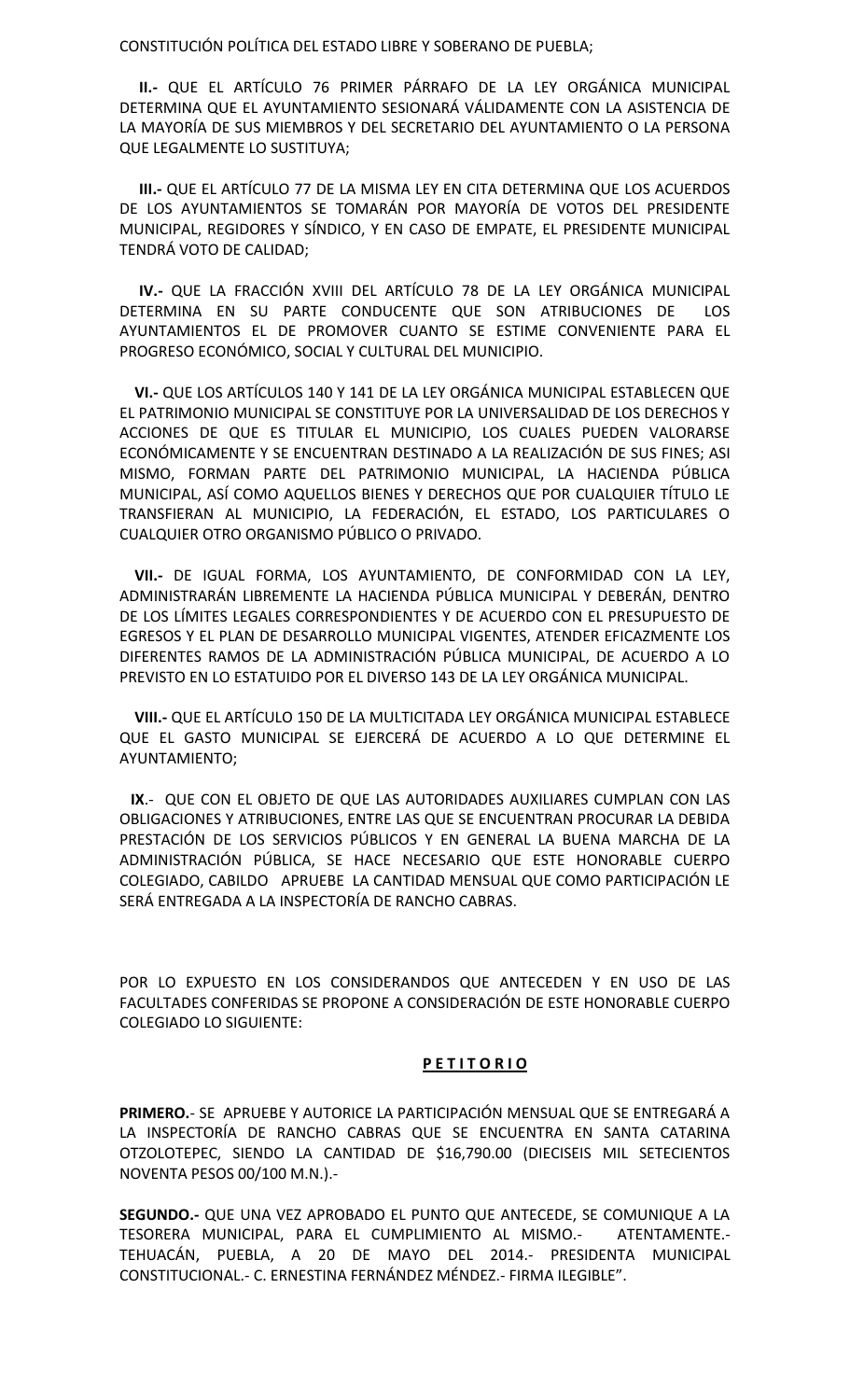CONSTITUCIÓN POLÍTICA DEL ESTADO LIBRE Y SOBERANO DE PUEBLA;

**II.-** QUE EL ARTÍCULO 76 PRIMER PÁRRAFO DE LA LEY ORGÁNICA MUNICIPAL DETERMINA QUE EL AYUNTAMIENTO SESIONARÁ VÁLIDAMENTE CON LA ASISTENCIA DE LA MAYORÍA DE SUS MIEMBROS Y DEL SECRETARIO DEL AYUNTAMIENTO O LA PERSONA QUE LEGALMENTE LO SUSTITUYA;

**III.-** QUE EL ARTÍCULO 77 DE LA MISMA LEY EN CITA DETERMINA QUE LOS ACUERDOS DE LOS AYUNTAMIENTOS SE TOMARÁN POR MAYORÍA DE VOTOS DEL PRESIDENTE MUNICIPAL, REGIDORES Y SÍNDICO, Y EN CASO DE EMPATE, EL PRESIDENTE MUNICIPAL TENDRÁ VOTO DE CALIDAD;

**IV.-** QUE LA FRACCIÓN XVIII DEL ARTÍCULO 78 DE LA LEY ORGÁNICA MUNICIPAL DETERMINA EN SU PARTE CONDUCENTE QUE SON ATRIBUCIONES DE LOS AYUNTAMIENTOS EL DE PROMOVER CUANTO SE ESTIME CONVENIENTE PARA EL PROGRESO ECONÓMICO, SOCIAL Y CULTURAL DEL MUNICIPIO.

**VI.-** QUE LOS ARTÍCULOS 140 Y 141 DE LA LEY ORGÁNICA MUNICIPAL ESTABLECEN QUE EL PATRIMONIO MUNICIPAL SE CONSTITUYE POR LA UNIVERSALIDAD DE LOS DERECHOS Y ACCIONES DE QUE ES TITULAR EL MUNICIPIO, LOS CUALES PUEDEN VALORARSE ECONÓMICAMENTE Y SE ENCUENTRAN DESTINADO A LA REALIZACIÓN DE SUS FINES; ASI MISMO, FORMAN PARTE DEL PATRIMONIO MUNICIPAL, LA HACIENDA PÚBLICA MUNICIPAL, ASÍ COMO AQUELLOS BIENES Y DERECHOS QUE POR CUALQUIER TÍTULO LE TRANSFIERAN AL MUNICIPIO, LA FEDERACIÓN, EL ESTADO, LOS PARTICULARES O CUALQUIER OTRO ORGANISMO PÚBLICO O PRIVADO.

**VII.-** DE IGUAL FORMA, LOS AYUNTAMIENTO, DE CONFORMIDAD CON LA LEY, ADMINISTRARÁN LIBREMENTE LA HACIENDA PÚBLICA MUNICIPAL Y DEBERÁN, DENTRO DE LOS LÍMITES LEGALES CORRESPONDIENTES Y DE ACUERDO CON EL PRESUPUESTO DE EGRESOS Y EL PLAN DE DESARROLLO MUNICIPAL VIGENTES, ATENDER EFICAZMENTE LOS DIFERENTES RAMOS DE LA ADMINISTRACIÓN PÚBLICA MUNICIPAL, DE ACUERDO A LO PREVISTO EN LO ESTATUIDO POR EL DIVERSO 143 DE LA LEY ORGÁNICA MUNICIPAL.

**VIII.-** QUE EL ARTÍCULO 150 DE LA MULTICITADA LEY ORGÁNICA MUNICIPAL ESTABLECE QUE EL GASTO MUNICIPAL SE EJERCERÁ DE ACUERDO A LO QUE DETERMINE EL AYUNTAMIENTO;

**IX**.- QUE CON EL OBJETO DE QUE LAS AUTORIDADES AUXILIARES CUMPLAN CON LAS OBLIGACIONES Y ATRIBUCIONES, ENTRE LAS QUE SE ENCUENTRAN PROCURAR LA DEBIDA PRESTACIÓN DE LOS SERVICIOS PÚBLICOS Y EN GENERAL LA BUENA MARCHA DE LA ADMINISTRACIÓN PÚBLICA, SE HACE NECESARIO QUE ESTE HONORABLE CUERPO COLEGIADO, CABILDO APRUEBE LA CANTIDAD MENSUAL QUE COMO PARTICIPACIÓN LE SERÁ ENTREGADA A LA INSPECTORÍA DE RANCHO CABRAS.

POR LO EXPUESTO EN LOS CONSIDERANDOS QUE ANTECEDEN Y EN USO DE LAS FACULTADES CONFERIDAS SE PROPONE A CONSIDERACIÓN DE ESTE HONORABLE CUERPO COLEGIADO LO SIGUIENTE:

**P E T I T O R I O**

**PRIMERO.**- SE APRUEBE Y AUTORICE LA PARTICIPACIÓN MENSUAL QUE SE ENTREGARÁ A LA INSPECTORÍA DE RANCHO CABRAS QUE SE ENCUENTRA EN SANTA CATARINA OTZOLOTEPEC, SIENDO LA CANTIDAD DE $16,790.00 (DIECISEIS MIL SETECIENTOS NOVENTA PESOS 00/100 M.N.).-

**SEGUNDO.-** QUE UNA VEZ APROBADO EL PUNTO QUE ANTECEDE, SE COMUNIQUE A LA TESORERA MUNICIPAL, PARA EL CUMPLIMIENTO AL MISMO.- ATENTAMENTE.- TEHUACÁN, PUEBLA, A 20 DE MAYO DEL 2014.- PRESIDENTA MUNICIPAL CONSTITUCIONAL.- C. ERNESTINA FERNÁNDEZ MÉNDEZ.- FIRMA ILEGIBLE".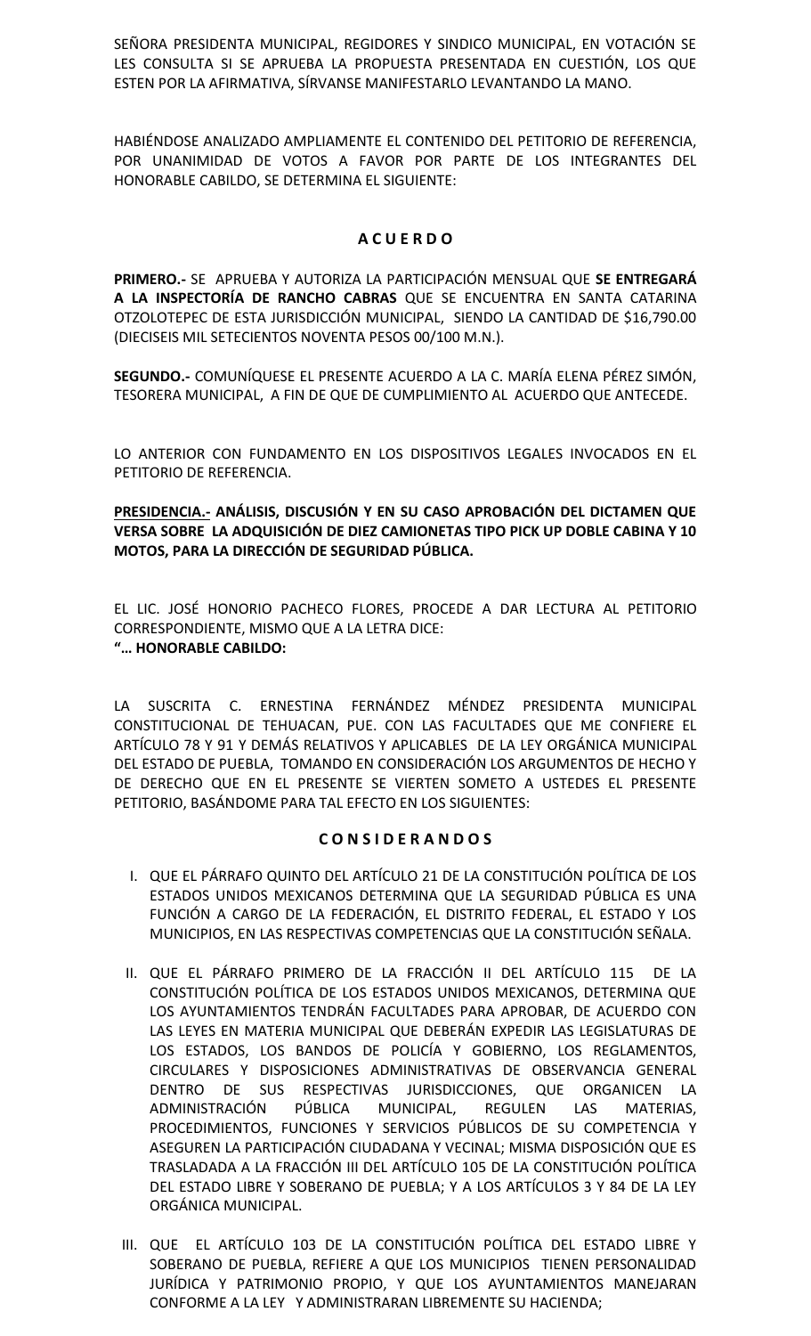SEÑORA PRESIDENTA MUNICIPAL, REGIDORES Y SINDICO MUNICIPAL, EN VOTACIÓN SE LES CONSULTA SI SE APRUEBA LA PROPUESTA PRESENTADA EN CUESTIÓN, LOS QUE ESTEN POR LA AFIRMATIVA, SÍRVANSE MANIFESTARLO LEVANTANDO LA MANO.

HABIÉNDOSE ANALIZADO AMPLIAMENTE EL CONTENIDO DEL PETITORIO DE REFERENCIA, POR UNANIMIDAD DE VOTOS A FAVOR POR PARTE DE LOS INTEGRANTES DEL HONORABLE CABILDO, SE DETERMINA EL SIGUIENTE:

**A C U E R D O**

**PRIMERO.-** SE APRUEBA Y AUTORIZA LA PARTICIPACIÓN MENSUAL QUE **SE ENTREGARÁ A LA INSPECTORÍA DE RANCHO CABRAS** QUE SE ENCUENTRA EN SANTA CATARINA OTZOLOTEPEC DE ESTA JURISDICCIÓN MUNICIPAL, SIENDO LA CANTIDAD DE $16,790.00 (DIECISEIS MIL SETECIENTOS NOVENTA PESOS 00/100 M.N.).

**SEGUNDO.-** COMUNÍQUESE EL PRESENTE ACUERDO A LA C. MARÍA ELENA PÉREZ SIMÓN, TESORERA MUNICIPAL, A FIN DE QUE DE CUMPLIMIENTO AL ACUERDO QUE ANTECEDE.

LO ANTERIOR CON FUNDAMENTO EN LOS DISPOSITIVOS LEGALES INVOCADOS EN EL PETITORIO DE REFERENCIA.

**PRESIDENCIA.- ANÁLISIS, DISCUSIÓN Y EN SU CASO APROBACIÓN DEL DICTAMEN QUE VERSA SOBRE LA ADQUISICIÓN DE DIEZ CAMIONETAS TIPO PICK UP DOBLE CABINA Y 10 MOTOS, PARA LA DIRECCIÓN DE SEGURIDAD PÚBLICA.**

EL LIC. JOSÉ HONORIO PACHECO FLORES, PROCEDE A DAR LECTURA AL PETITORIO CORRESPONDIENTE, MISMO QUE A LA LETRA DICE:
**"… HONORABLE CABILDO:**

LA SUSCRITA C. ERNESTINA FERNÁNDEZ MÉNDEZ PRESIDENTA MUNICIPAL CONSTITUCIONAL DE TEHUACAN, PUE. CON LAS FACULTADES QUE ME CONFIERE EL ARTÍCULO 78 Y 91 Y DEMÁS RELATIVOS Y APLICABLES DE LA LEY ORGÁNICA MUNICIPAL DEL ESTADO DE PUEBLA, TOMANDO EN CONSIDERACIÓN LOS ARGUMENTOS DE HECHO Y DE DERECHO QUE EN EL PRESENTE SE VIERTEN SOMETO A USTEDES EL PRESENTE PETITORIO, BASÁNDOME PARA TAL EFECTO EN LOS SIGUIENTES:

**C O N S I D E R A N D O S**

I. QUE EL PÁRRAFO QUINTO DEL ARTÍCULO 21 DE LA CONSTITUCIÓN POLÍTICA DE LOS ESTADOS UNIDOS MEXICANOS DETERMINA QUE LA SEGURIDAD PÚBLICA ES UNA FUNCIÓN A CARGO DE LA FEDERACIÓN, EL DISTRITO FEDERAL, EL ESTADO Y LOS MUNICIPIOS, EN LAS RESPECTIVAS COMPETENCIAS QUE LA CONSTITUCIÓN SEÑALA.

II. QUE EL PÁRRAFO PRIMERO DE LA FRACCIÓN II DEL ARTÍCULO 115 DE LA CONSTITUCIÓN POLÍTICA DE LOS ESTADOS UNIDOS MEXICANOS, DETERMINA QUE LOS AYUNTAMIENTOS TENDRÁN FACULTADES PARA APROBAR, DE ACUERDO CON LAS LEYES EN MATERIA MUNICIPAL QUE DEBERÁN EXPEDIR LAS LEGISLATURAS DE LOS ESTADOS, LOS BANDOS DE POLICÍA Y GOBIERNO, LOS REGLAMENTOS, CIRCULARES Y DISPOSICIONES ADMINISTRATIVAS DE OBSERVANCIA GENERAL DENTRO DE SUS RESPECTIVAS JURISDICCIONES, QUE ORGANICEN LA ADMINISTRACIÓN PÚBLICA MUNICIPAL, REGULEN LAS MATERIAS, PROCEDIMIENTOS, FUNCIONES Y SERVICIOS PÚBLICOS DE SU COMPETENCIA Y ASEGUREN LA PARTICIPACIÓN CIUDADANA Y VECINAL; MISMA DISPOSICIÓN QUE ES TRASLADADA A LA FRACCIÓN III DEL ARTÍCULO 105 DE LA CONSTITUCIÓN POLÍTICA DEL ESTADO LIBRE Y SOBERANO DE PUEBLA; Y A LOS ARTÍCULOS 3 Y 84 DE LA LEY ORGÁNICA MUNICIPAL.

III. QUE EL ARTÍCULO 103 DE LA CONSTITUCIÓN POLÍTICA DEL ESTADO LIBRE Y SOBERANO DE PUEBLA, REFIERE A QUE LOS MUNICIPIOS TIENEN PERSONALIDAD JURÍDICA Y PATRIMONIO PROPIO, Y QUE LOS AYUNTAMIENTOS MANEJARAN CONFORME A LA LEY Y ADMINISTRARAN LIBREMENTE SU HACIENDA;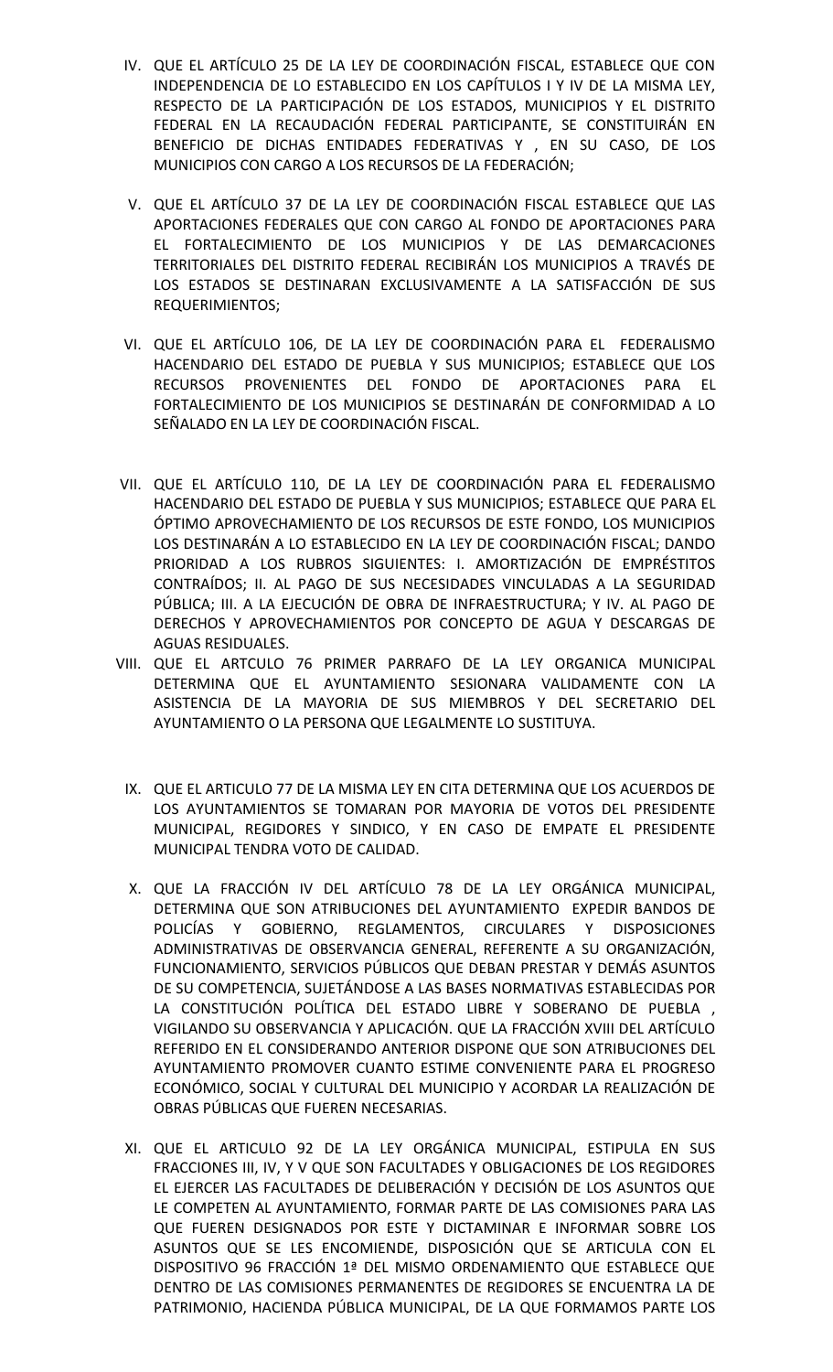IV. QUE EL ARTÍCULO 25 DE LA LEY DE COORDINACIÓN FISCAL, ESTABLECE QUE CON INDEPENDENCIA DE LO ESTABLECIDO EN LOS CAPÍTULOS I Y IV DE LA MISMA LEY, RESPECTO DE LA PARTICIPACIÓN DE LOS ESTADOS, MUNICIPIOS Y EL DISTRITO FEDERAL EN LA RECAUDACIÓN FEDERAL PARTICIPANTE, SE CONSTITUIRÁN EN BENEFICIO DE DICHAS ENTIDADES FEDERATIVAS Y , EN SU CASO, DE LOS MUNICIPIOS CON CARGO A LOS RECURSOS DE LA FEDERACIÓN;

V. QUE EL ARTÍCULO 37 DE LA LEY DE COORDINACIÓN FISCAL ESTABLECE QUE LAS APORTACIONES FEDERALES QUE CON CARGO AL FONDO DE APORTACIONES PARA EL FORTALECIMIENTO DE LOS MUNICIPIOS Y DE LAS DEMARCACIONES TERRITORIALES DEL DISTRITO FEDERAL RECIBIRÁN LOS MUNICIPIOS A TRAVÉS DE LOS ESTADOS SE DESTINARAN EXCLUSIVAMENTE A LA SATISFACCIÓN DE SUS REQUERIMIENTOS;

VI. QUE EL ARTÍCULO 106, DE LA LEY DE COORDINACIÓN PARA EL FEDERALISMO HACENDARIO DEL ESTADO DE PUEBLA Y SUS MUNICIPIOS; ESTABLECE QUE LOS RECURSOS PROVENIENTES DEL FONDO DE APORTACIONES PARA EL FORTALECIMIENTO DE LOS MUNICIPIOS SE DESTINARÁN DE CONFORMIDAD A LO SEÑALADO EN LA LEY DE COORDINACIÓN FISCAL.

VII. QUE EL ARTÍCULO 110, DE LA LEY DE COORDINACIÓN PARA EL FEDERALISMO HACENDARIO DEL ESTADO DE PUEBLA Y SUS MUNICIPIOS; ESTABLECE QUE PARA EL ÓPTIMO APROVECHAMIENTO DE LOS RECURSOS DE ESTE FONDO, LOS MUNICIPIOS LOS DESTINARÁN A LO ESTABLECIDO EN LA LEY DE COORDINACIÓN FISCAL; DANDO PRIORIDAD A LOS RUBROS SIGUIENTES: I. AMORTIZACIÓN DE EMPRÉSTITOS CONTRAÍDOS; II. AL PAGO DE SUS NECESIDADES VINCULADAS A LA SEGURIDAD PÚBLICA; III. A LA EJECUCIÓN DE OBRA DE INFRAESTRUCTURA; Y IV. AL PAGO DE DERECHOS Y APROVECHAMIENTOS POR CONCEPTO DE AGUA Y DESCARGAS DE AGUAS RESIDUALES.

VIII. QUE EL ARTCULO 76 PRIMER PARRAFO DE LA LEY ORGANICA MUNICIPAL DETERMINA QUE EL AYUNTAMIENTO SESIONARA VALIDAMENTE CON LA ASISTENCIA DE LA MAYORIA DE SUS MIEMBROS Y DEL SECRETARIO DEL AYUNTAMIENTO O LA PERSONA QUE LEGALMENTE LO SUSTITUYA.

IX. QUE EL ARTICULO 77 DE LA MISMA LEY EN CITA DETERMINA QUE LOS ACUERDOS DE LOS AYUNTAMIENTOS SE TOMARAN POR MAYORIA DE VOTOS DEL PRESIDENTE MUNICIPAL, REGIDORES Y SINDICO, Y EN CASO DE EMPATE EL PRESIDENTE MUNICIPAL TENDRA VOTO DE CALIDAD.

X. QUE LA FRACCIÓN IV DEL ARTÍCULO 78 DE LA LEY ORGÁNICA MUNICIPAL, DETERMINA QUE SON ATRIBUCIONES DEL AYUNTAMIENTO EXPEDIR BANDOS DE POLICÍAS Y GOBIERNO, REGLAMENTOS, CIRCULARES Y DISPOSICIONES ADMINISTRATIVAS DE OBSERVANCIA GENERAL, REFERENTE A SU ORGANIZACIÓN, FUNCIONAMIENTO, SERVICIOS PÚBLICOS QUE DEBAN PRESTAR Y DEMÁS ASUNTOS DE SU COMPETENCIA, SUJETÁNDOSE A LAS BASES NORMATIVAS ESTABLECIDAS POR LA CONSTITUCIÓN POLÍTICA DEL ESTADO LIBRE Y SOBERANO DE PUEBLA , VIGILANDO SU OBSERVANCIA Y APLICACIÓN. QUE LA FRACCIÓN XVIII DEL ARTÍCULO REFERIDO EN EL CONSIDERANDO ANTERIOR DISPONE QUE SON ATRIBUCIONES DEL AYUNTAMIENTO PROMOVER CUANTO ESTIME CONVENIENTE PARA EL PROGRESO ECONÓMICO, SOCIAL Y CULTURAL DEL MUNICIPIO Y ACORDAR LA REALIZACIÓN DE OBRAS PÚBLICAS QUE FUEREN NECESARIAS.

XI. QUE EL ARTICULO 92 DE LA LEY ORGÁNICA MUNICIPAL, ESTIPULA EN SUS FRACCIONES III, IV, Y V QUE SON FACULTADES Y OBLIGACIONES DE LOS REGIDORES EL EJERCER LAS FACULTADES DE DELIBERACIÓN Y DECISIÓN DE LOS ASUNTOS QUE LE COMPETEN AL AYUNTAMIENTO, FORMAR PARTE DE LAS COMISIONES PARA LAS QUE FUEREN DESIGNADOS POR ESTE Y DICTAMINAR E INFORMAR SOBRE LOS ASUNTOS QUE SE LES ENCOMIENDE, DISPOSICIÓN QUE SE ARTICULA CON EL DISPOSITIVO 96 FRACCIÓN 1ª DEL MISMO ORDENAMIENTO QUE ESTABLECE QUE DENTRO DE LAS COMISIONES PERMANENTES DE REGIDORES SE ENCUENTRA LA DE PATRIMONIO, HACIENDA PÚBLICA MUNICIPAL, DE LA QUE FORMAMOS PARTE LOS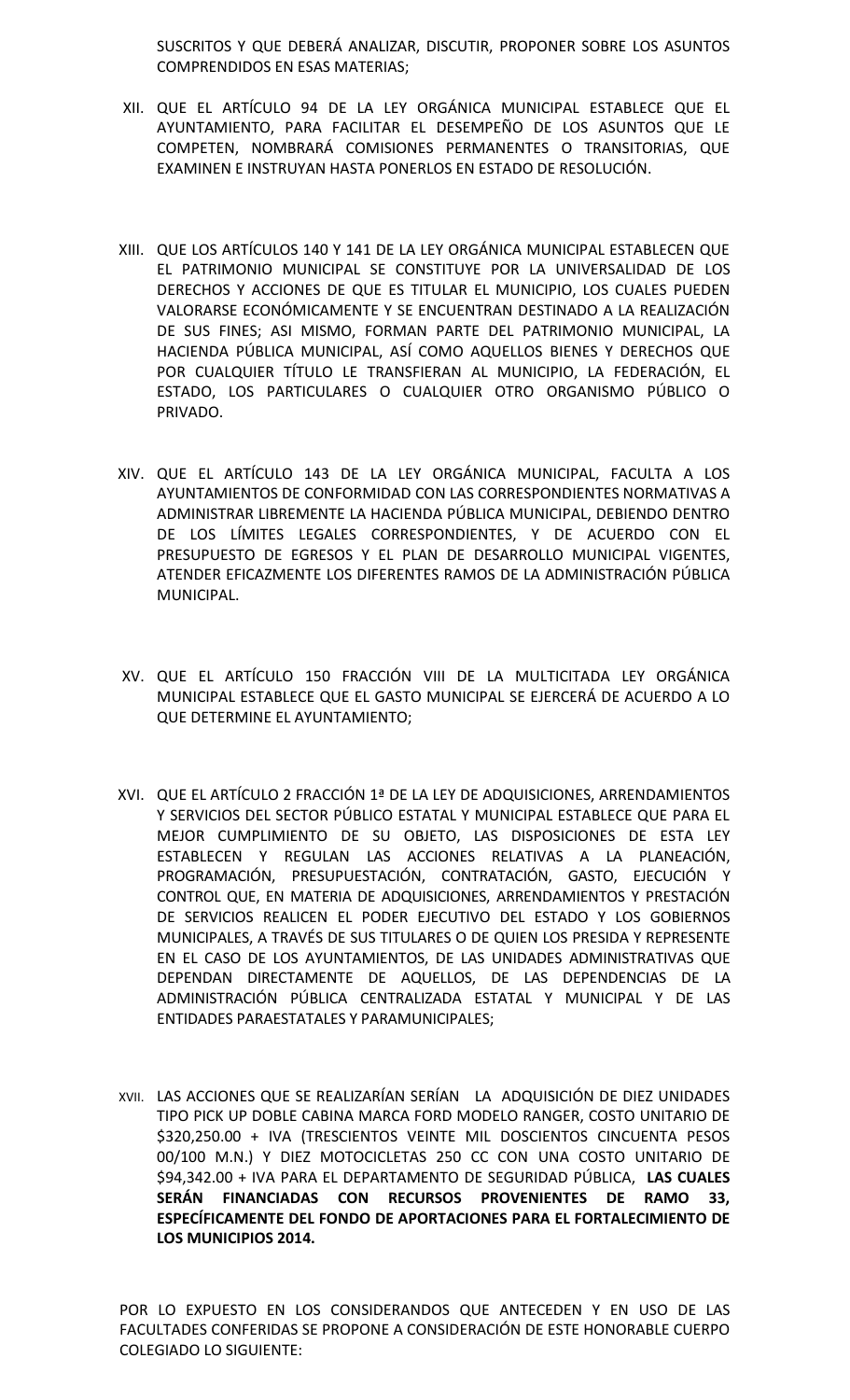SUSCRITOS Y QUE DEBERÁ ANALIZAR, DISCUTIR, PROPONER SOBRE LOS ASUNTOS COMPRENDIDOS EN ESAS MATERIAS;

XII. QUE EL ARTÍCULO 94 DE LA LEY ORGÁNICA MUNICIPAL ESTABLECE QUE EL AYUNTAMIENTO, PARA FACILITAR EL DESEMPEÑO DE LOS ASUNTOS QUE LE COMPETEN, NOMBRARÁ COMISIONES PERMANENTES O TRANSITORIAS, QUE EXAMINEN E INSTRUYAN HASTA PONERLOS EN ESTADO DE RESOLUCIÓN.

XIII. QUE LOS ARTÍCULOS 140 Y 141 DE LA LEY ORGÁNICA MUNICIPAL ESTABLECEN QUE EL PATRIMONIO MUNICIPAL SE CONSTITUYE POR LA UNIVERSALIDAD DE LOS DERECHOS Y ACCIONES DE QUE ES TITULAR EL MUNICIPIO, LOS CUALES PUEDEN VALORARSE ECONÓMICAMENTE Y SE ENCUENTRAN DESTINADO A LA REALIZACIÓN DE SUS FINES; ASI MISMO, FORMAN PARTE DEL PATRIMONIO MUNICIPAL, LA HACIENDA PÚBLICA MUNICIPAL, ASÍ COMO AQUELLOS BIENES Y DERECHOS QUE POR CUALQUIER TÍTULO LE TRANSFIERAN AL MUNICIPIO, LA FEDERACIÓN, EL ESTADO, LOS PARTICULARES O CUALQUIER OTRO ORGANISMO PÚBLICO O PRIVADO.

XIV. QUE EL ARTÍCULO 143 DE LA LEY ORGÁNICA MUNICIPAL, FACULTA A LOS AYUNTAMIENTOS DE CONFORMIDAD CON LAS CORRESPONDIENTES NORMATIVAS A ADMINISTRAR LIBREMENTE LA HACIENDA PÚBLICA MUNICIPAL, DEBIENDO DENTRO DE LOS LÍMITES LEGALES CORRESPONDIENTES, Y DE ACUERDO CON EL PRESUPUESTO DE EGRESOS Y EL PLAN DE DESARROLLO MUNICIPAL VIGENTES, ATENDER EFICAZMENTE LOS DIFERENTES RAMOS DE LA ADMINISTRACIÓN PÚBLICA MUNICIPAL.

XV. QUE EL ARTÍCULO 150 FRACCIÓN VIII DE LA MULTICITADA LEY ORGÁNICA MUNICIPAL ESTABLECE QUE EL GASTO MUNICIPAL SE EJERCERÁ DE ACUERDO A LO QUE DETERMINE EL AYUNTAMIENTO;

XVI. QUE EL ARTÍCULO 2 FRACCIÓN 1ª DE LA LEY DE ADQUISICIONES, ARRENDAMIENTOS Y SERVICIOS DEL SECTOR PÚBLICO ESTATAL Y MUNICIPAL ESTABLECE QUE PARA EL MEJOR CUMPLIMIENTO DE SU OBJETO, LAS DISPOSICIONES DE ESTA LEY ESTABLECEN Y REGULAN LAS ACCIONES RELATIVAS A LA PLANEACIÓN, PROGRAMACIÓN, PRESUPUESTACIÓN, CONTRATACIÓN, GASTO, EJECUCIÓN Y CONTROL QUE, EN MATERIA DE ADQUISICIONES, ARRENDAMIENTOS Y PRESTACIÓN DE SERVICIOS REALICEN EL PODER EJECUTIVO DEL ESTADO Y LOS GOBIERNOS MUNICIPALES, A TRAVÉS DE SUS TITULARES O DE QUIEN LOS PRESIDA Y REPRESENTE EN EL CASO DE LOS AYUNTAMIENTOS, DE LAS UNIDADES ADMINISTRATIVAS QUE DEPENDAN DIRECTAMENTE DE AQUELLOS, DE LAS DEPENDENCIAS DE LA ADMINISTRACIÓN PÚBLICA CENTRALIZADA ESTATAL Y MUNICIPAL Y DE LAS ENTIDADES PARAESTATALES Y PARAMUNICIPALES;

XVII. LAS ACCIONES QUE SE REALIZARÍAN SERÍAN LA ADQUISICIÓN DE DIEZ UNIDADES TIPO PICK UP DOBLE CABINA MARCA FORD MODELO RANGER, COSTO UNITARIO DE $320,250.00 + IVA (TRESCIENTOS VEINTE MIL DOSCIENTOS CINCUENTA PESOS 00/100 M.N.) Y DIEZ MOTOCICLETAS 250 CC CON UNA COSTO UNITARIO DE $94,342.00 + IVA PARA EL DEPARTAMENTO DE SEGURIDAD PÚBLICA, **LAS CUALES SERÁN FINANCIADAS CON RECURSOS PROVENIENTES DE RAMO 33, ESPECÍFICAMENTE DEL FONDO DE APORTACIONES PARA EL FORTALECIMIENTO DE LOS MUNICIPIOS 2014.**

POR LO EXPUESTO EN LOS CONSIDERANDOS QUE ANTECEDEN Y EN USO DE LAS FACULTADES CONFERIDAS SE PROPONE A CONSIDERACIÓN DE ESTE HONORABLE CUERPO COLEGIADO LO SIGUIENTE: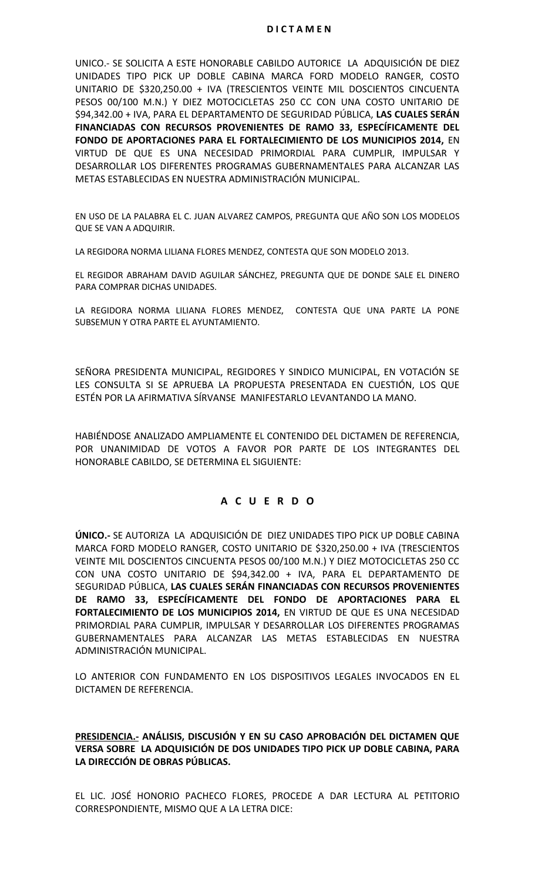**D I C T A M E N**

UNICO.- SE SOLICITA A ESTE HONORABLE CABILDO AUTORICE LA ADQUISICIÓN DE DIEZ UNIDADES TIPO PICK UP DOBLE CABINA MARCA FORD MODELO RANGER, COSTO UNITARIO DE $320,250.00 + IVA (TRESCIENTOS VEINTE MIL DOSCIENTOS CINCUENTA PESOS 00/100 M.N.) Y DIEZ MOTOCICLETAS 250 CC CON UNA COSTO UNITARIO DE $94,342.00 + IVA, PARA EL DEPARTAMENTO DE SEGURIDAD PÚBLICA, **LAS CUALES SERÁN FINANCIADAS CON RECURSOS PROVENIENTES DE RAMO 33, ESPECÍFICAMENTE DEL FONDO DE APORTACIONES PARA EL FORTALECIMIENTO DE LOS MUNICIPIOS 2014,** EN VIRTUD DE QUE ES UNA NECESIDAD PRIMORDIAL PARA CUMPLIR, IMPULSAR Y DESARROLLAR LOS DIFERENTES PROGRAMAS GUBERNAMENTALES PARA ALCANZAR LAS METAS ESTABLECIDAS EN NUESTRA ADMINISTRACIÓN MUNICIPAL.

EN USO DE LA PALABRA EL C. JUAN ALVAREZ CAMPOS, PREGUNTA QUE AÑO SON LOS MODELOS QUE SE VAN A ADQUIRIR.

LA REGIDORA NORMA LILIANA FLORES MENDEZ, CONTESTA QUE SON MODELO 2013.

EL REGIDOR ABRAHAM DAVID AGUILAR SÁNCHEZ, PREGUNTA QUE DE DONDE SALE EL DINERO PARA COMPRAR DICHAS UNIDADES.

LA REGIDORA NORMA LILIANA FLORES MENDEZ, CONTESTA QUE UNA PARTE LA PONE SUBSEMUN Y OTRA PARTE EL AYUNTAMIENTO.

SEÑORA PRESIDENTA MUNICIPAL, REGIDORES Y SINDICO MUNICIPAL, EN VOTACIÓN SE LES CONSULTA SI SE APRUEBA LA PROPUESTA PRESENTADA EN CUESTIÓN, LOS QUE ESTÉN POR LA AFIRMATIVA SÍRVANSE MANIFESTARLO LEVANTANDO LA MANO.

HABIÉNDOSE ANALIZADO AMPLIAMENTE EL CONTENIDO DEL DICTAMEN DE REFERENCIA, POR UNANIMIDAD DE VOTOS A FAVOR POR PARTE DE LOS INTEGRANTES DEL HONORABLE CABILDO, SE DETERMINA EL SIGUIENTE:

**A C U E R D O**

**ÚNICO.-** SE AUTORIZA LA ADQUISICIÓN DE DIEZ UNIDADES TIPO PICK UP DOBLE CABINA MARCA FORD MODELO RANGER, COSTO UNITARIO DE $320,250.00 + IVA (TRESCIENTOS VEINTE MIL DOSCIENTOS CINCUENTA PESOS 00/100 M.N.) Y DIEZ MOTOCICLETAS 250 CC CON UNA COSTO UNITARIO DE $94,342.00 + IVA, PARA EL DEPARTAMENTO DE SEGURIDAD PÚBLICA, **LAS CUALES SERÁN FINANCIADAS CON RECURSOS PROVENIENTES DE RAMO 33, ESPECÍFICAMENTE DEL FONDO DE APORTACIONES PARA EL FORTALECIMIENTO DE LOS MUNICIPIOS 2014,** EN VIRTUD DE QUE ES UNA NECESIDAD PRIMORDIAL PARA CUMPLIR, IMPULSAR Y DESARROLLAR LOS DIFERENTES PROGRAMAS GUBERNAMENTALES PARA ALCANZAR LAS METAS ESTABLECIDAS EN NUESTRA ADMINISTRACIÓN MUNICIPAL.

LO ANTERIOR CON FUNDAMENTO EN LOS DISPOSITIVOS LEGALES INVOCADOS EN EL DICTAMEN DE REFERENCIA.

**<u>PRESIDENCIA.-</u> ANÁLISIS, DISCUSIÓN Y EN SU CASO APROBACIÓN DEL DICTAMEN QUE VERSA SOBRE LA ADQUISICIÓN DE DOS UNIDADES TIPO PICK UP DOBLE CABINA, PARA LA DIRECCIÓN DE OBRAS PÚBLICAS.**

EL LIC. JOSÉ HONORIO PACHECO FLORES, PROCEDE A DAR LECTURA AL PETITORIO CORRESPONDIENTE, MISMO QUE A LA LETRA DICE: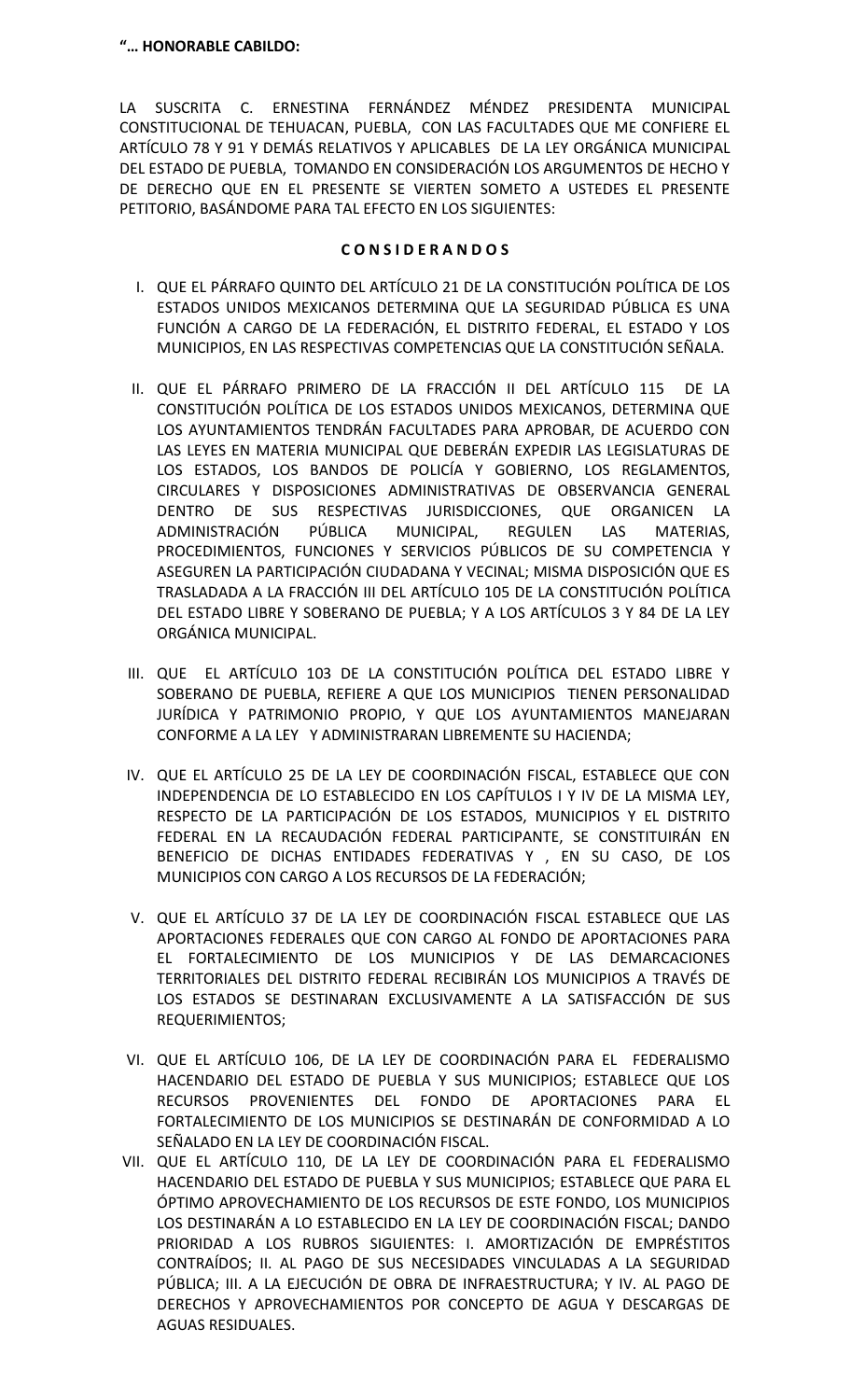**"… HONORABLE CABILDO:**

LA SUSCRITA C. ERNESTINA FERNÁNDEZ MÉNDEZ PRESIDENTA MUNICIPAL CONSTITUCIONAL DE TEHUACAN, PUEBLA, CON LAS FACULTADES QUE ME CONFIERE EL ARTÍCULO 78 Y 91 Y DEMÁS RELATIVOS Y APLICABLES DE LA LEY ORGÁNICA MUNICIPAL DEL ESTADO DE PUEBLA, TOMANDO EN CONSIDERACIÓN LOS ARGUMENTOS DE HECHO Y DE DERECHO QUE EN EL PRESENTE SE VIERTEN SOMETO A USTEDES EL PRESENTE PETITORIO, BASÁNDOME PARA TAL EFECTO EN LOS SIGUIENTES:

**C O N S I D E R A N D O S**

I. QUE EL PÁRRAFO QUINTO DEL ARTÍCULO 21 DE LA CONSTITUCIÓN POLÍTICA DE LOS ESTADOS UNIDOS MEXICANOS DETERMINA QUE LA SEGURIDAD PÚBLICA ES UNA FUNCIÓN A CARGO DE LA FEDERACIÓN, EL DISTRITO FEDERAL, EL ESTADO Y LOS MUNICIPIOS, EN LAS RESPECTIVAS COMPETENCIAS QUE LA CONSTITUCIÓN SEÑALA.

II. QUE EL PÁRRAFO PRIMERO DE LA FRACCIÓN II DEL ARTÍCULO 115 DE LA CONSTITUCIÓN POLÍTICA DE LOS ESTADOS UNIDOS MEXICANOS, DETERMINA QUE LOS AYUNTAMIENTOS TENDRÁN FACULTADES PARA APROBAR, DE ACUERDO CON LAS LEYES EN MATERIA MUNICIPAL QUE DEBERÁN EXPEDIR LAS LEGISLATURAS DE LOS ESTADOS, LOS BANDOS DE POLICÍA Y GOBIERNO, LOS REGLAMENTOS, CIRCULARES Y DISPOSICIONES ADMINISTRATIVAS DE OBSERVANCIA GENERAL DENTRO DE SUS RESPECTIVAS JURISDICCIONES, QUE ORGANICEN LA ADMINISTRACIÓN PÚBLICA MUNICIPAL, REGULEN LAS MATERIAS, PROCEDIMIENTOS, FUNCIONES Y SERVICIOS PÚBLICOS DE SU COMPETENCIA Y ASEGUREN LA PARTICIPACIÓN CIUDADANA Y VECINAL; MISMA DISPOSICIÓN QUE ES TRASLADADA A LA FRACCIÓN III DEL ARTÍCULO 105 DE LA CONSTITUCIÓN POLÍTICA DEL ESTADO LIBRE Y SOBERANO DE PUEBLA; Y A LOS ARTÍCULOS 3 Y 84 DE LA LEY ORGÁNICA MUNICIPAL.

III. QUE EL ARTÍCULO 103 DE LA CONSTITUCIÓN POLÍTICA DEL ESTADO LIBRE Y SOBERANO DE PUEBLA, REFIERE A QUE LOS MUNICIPIOS TIENEN PERSONALIDAD JURÍDICA Y PATRIMONIO PROPIO, Y QUE LOS AYUNTAMIENTOS MANEJARAN CONFORME A LA LEY Y ADMINISTRARAN LIBREMENTE SU HACIENDA;

IV. QUE EL ARTÍCULO 25 DE LA LEY DE COORDINACIÓN FISCAL, ESTABLECE QUE CON INDEPENDENCIA DE LO ESTABLECIDO EN LOS CAPÍTULOS I Y IV DE LA MISMA LEY, RESPECTO DE LA PARTICIPACIÓN DE LOS ESTADOS, MUNICIPIOS Y EL DISTRITO FEDERAL EN LA RECAUDACIÓN FEDERAL PARTICIPANTE, SE CONSTITUIRÁN EN BENEFICIO DE DICHAS ENTIDADES FEDERATIVAS Y , EN SU CASO, DE LOS MUNICIPIOS CON CARGO A LOS RECURSOS DE LA FEDERACIÓN;

V. QUE EL ARTÍCULO 37 DE LA LEY DE COORDINACIÓN FISCAL ESTABLECE QUE LAS APORTACIONES FEDERALES QUE CON CARGO AL FONDO DE APORTACIONES PARA EL FORTALECIMIENTO DE LOS MUNICIPIOS Y DE LAS DEMARCACIONES TERRITORIALES DEL DISTRITO FEDERAL RECIBIRÁN LOS MUNICIPIOS A TRAVÉS DE LOS ESTADOS SE DESTINARAN EXCLUSIVAMENTE A LA SATISFACCIÓN DE SUS REQUERIMIENTOS;

VI. QUE EL ARTÍCULO 106, DE LA LEY DE COORDINACIÓN PARA EL FEDERALISMO HACENDARIO DEL ESTADO DE PUEBLA Y SUS MUNICIPIOS; ESTABLECE QUE LOS RECURSOS PROVENIENTES DEL FONDO DE APORTACIONES PARA EL FORTALECIMIENTO DE LOS MUNICIPIOS SE DESTINARÁN DE CONFORMIDAD A LO SEÑALADO EN LA LEY DE COORDINACIÓN FISCAL.

VII. QUE EL ARTÍCULO 110, DE LA LEY DE COORDINACIÓN PARA EL FEDERALISMO HACENDARIO DEL ESTADO DE PUEBLA Y SUS MUNICIPIOS; ESTABLECE QUE PARA EL ÓPTIMO APROVECHAMIENTO DE LOS RECURSOS DE ESTE FONDO, LOS MUNICIPIOS LOS DESTINARÁN A LO ESTABLECIDO EN LA LEY DE COORDINACIÓN FISCAL; DANDO PRIORIDAD A LOS RUBROS SIGUIENTES: I. AMORTIZACIÓN DE EMPRÉSTITOS CONTRAÍDOS; II. AL PAGO DE SUS NECESIDADES VINCULADAS A LA SEGURIDAD PÚBLICA; III. A LA EJECUCIÓN DE OBRA DE INFRAESTRUCTURA; Y IV. AL PAGO DE DERECHOS Y APROVECHAMIENTOS POR CONCEPTO DE AGUA Y DESCARGAS DE AGUAS RESIDUALES.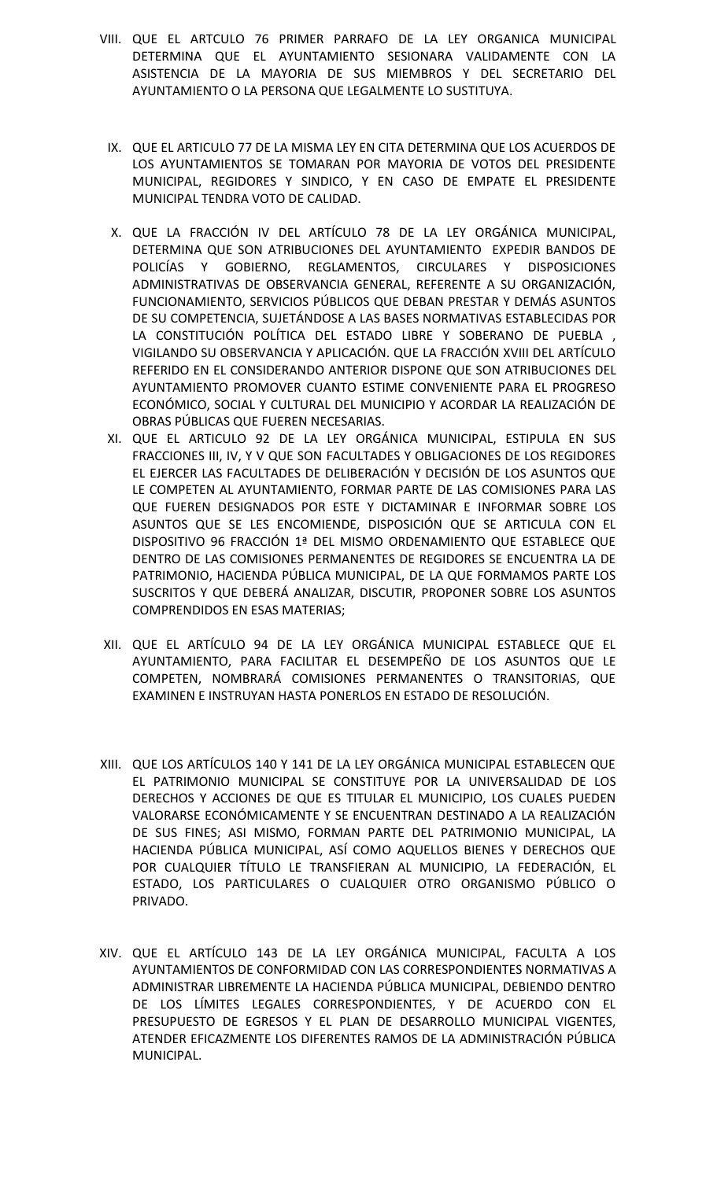VIII. QUE EL ARTCULO 76 PRIMER PARRAFO DE LA LEY ORGANICA MUNICIPAL DETERMINA QUE EL AYUNTAMIENTO SESIONARA VALIDAMENTE CON LA ASISTENCIA DE LA MAYORIA DE SUS MIEMBROS Y DEL SECRETARIO DEL AYUNTAMIENTO O LA PERSONA QUE LEGALMENTE LO SUSTITUYA.

IX. QUE EL ARTICULO 77 DE LA MISMA LEY EN CITA DETERMINA QUE LOS ACUERDOS DE LOS AYUNTAMIENTOS SE TOMARAN POR MAYORIA DE VOTOS DEL PRESIDENTE MUNICIPAL, REGIDORES Y SINDICO, Y EN CASO DE EMPATE EL PRESIDENTE MUNICIPAL TENDRA VOTO DE CALIDAD.

X. QUE LA FRACCIÓN IV DEL ARTÍCULO 78 DE LA LEY ORGÁNICA MUNICIPAL, DETERMINA QUE SON ATRIBUCIONES DEL AYUNTAMIENTO EXPEDIR BANDOS DE POLICÍAS Y GOBIERNO, REGLAMENTOS, CIRCULARES Y DISPOSICIONES ADMINISTRATIVAS DE OBSERVANCIA GENERAL, REFERENTE A SU ORGANIZACIÓN, FUNCIONAMIENTO, SERVICIOS PÚBLICOS QUE DEBAN PRESTAR Y DEMÁS ASUNTOS DE SU COMPETENCIA, SUJETÁNDOSE A LAS BASES NORMATIVAS ESTABLECIDAS POR LA CONSTITUCIÓN POLÍTICA DEL ESTADO LIBRE Y SOBERANO DE PUEBLA , VIGILANDO SU OBSERVANCIA Y APLICACIÓN. QUE LA FRACCIÓN XVIII DEL ARTÍCULO REFERIDO EN EL CONSIDERANDO ANTERIOR DISPONE QUE SON ATRIBUCIONES DEL AYUNTAMIENTO PROMOVER CUANTO ESTIME CONVENIENTE PARA EL PROGRESO ECONÓMICO, SOCIAL Y CULTURAL DEL MUNICIPIO Y ACORDAR LA REALIZACIÓN DE OBRAS PÚBLICAS QUE FUEREN NECESARIAS.

XI. QUE EL ARTICULO 92 DE LA LEY ORGÁNICA MUNICIPAL, ESTIPULA EN SUS FRACCIONES III, IV, Y V QUE SON FACULTADES Y OBLIGACIONES DE LOS REGIDORES EL EJERCER LAS FACULTADES DE DELIBERACIÓN Y DECISIÓN DE LOS ASUNTOS QUE LE COMPETEN AL AYUNTAMIENTO, FORMAR PARTE DE LAS COMISIONES PARA LAS QUE FUEREN DESIGNADOS POR ESTE Y DICTAMINAR E INFORMAR SOBRE LOS ASUNTOS QUE SE LES ENCOMIENDE, DISPOSICIÓN QUE SE ARTICULA CON EL DISPOSITIVO 96 FRACCIÓN 1ª DEL MISMO ORDENAMIENTO QUE ESTABLECE QUE DENTRO DE LAS COMISIONES PERMANENTES DE REGIDORES SE ENCUENTRA LA DE PATRIMONIO, HACIENDA PÚBLICA MUNICIPAL, DE LA QUE FORMAMOS PARTE LOS SUSCRITOS Y QUE DEBERÁ ANALIZAR, DISCUTIR, PROPONER SOBRE LOS ASUNTOS COMPRENDIDOS EN ESAS MATERIAS;

XII. QUE EL ARTÍCULO 94 DE LA LEY ORGÁNICA MUNICIPAL ESTABLECE QUE EL AYUNTAMIENTO, PARA FACILITAR EL DESEMPEÑO DE LOS ASUNTOS QUE LE COMPETEN, NOMBRARÁ COMISIONES PERMANENTES O TRANSITORIAS, QUE EXAMINEN E INSTRUYAN HASTA PONERLOS EN ESTADO DE RESOLUCIÓN.

XIII. QUE LOS ARTÍCULOS 140 Y 141 DE LA LEY ORGÁNICA MUNICIPAL ESTABLECEN QUE EL PATRIMONIO MUNICIPAL SE CONSTITUYE POR LA UNIVERSALIDAD DE LOS DERECHOS Y ACCIONES DE QUE ES TITULAR EL MUNICIPIO, LOS CUALES PUEDEN VALORARSE ECONÓMICAMENTE Y SE ENCUENTRAN DESTINADO A LA REALIZACIÓN DE SUS FINES; ASI MISMO, FORMAN PARTE DEL PATRIMONIO MUNICIPAL, LA HACIENDA PÚBLICA MUNICIPAL, ASÍ COMO AQUELLOS BIENES Y DERECHOS QUE POR CUALQUIER TÍTULO LE TRANSFIERAN AL MUNICIPIO, LA FEDERACIÓN, EL ESTADO, LOS PARTICULARES O CUALQUIER OTRO ORGANISMO PÚBLICO O PRIVADO.

XIV. QUE EL ARTÍCULO 143 DE LA LEY ORGÁNICA MUNICIPAL, FACULTA A LOS AYUNTAMIENTOS DE CONFORMIDAD CON LAS CORRESPONDIENTES NORMATIVAS A ADMINISTRAR LIBREMENTE LA HACIENDA PÚBLICA MUNICIPAL, DEBIENDO DENTRO DE LOS LÍMITES LEGALES CORRESPONDIENTES, Y DE ACUERDO CON EL PRESUPUESTO DE EGRESOS Y EL PLAN DE DESARROLLO MUNICIPAL VIGENTES, ATENDER EFICAZMENTE LOS DIFERENTES RAMOS DE LA ADMINISTRACIÓN PÚBLICA MUNICIPAL.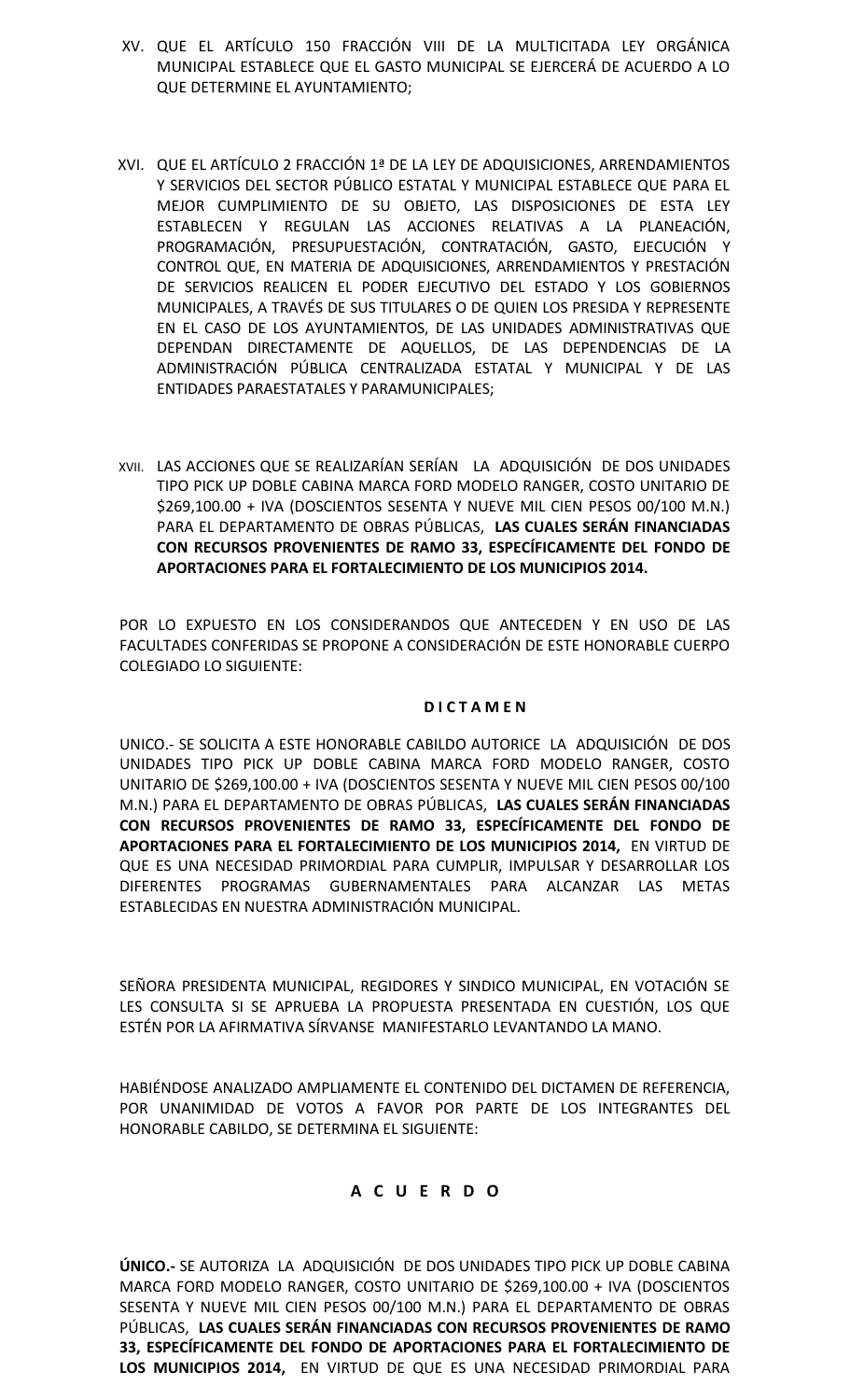XV. QUE EL ARTÍCULO 150 FRACCIÓN VIII DE LA MULTICITADA LEY ORGÁNICA MUNICIPAL ESTABLECE QUE EL GASTO MUNICIPAL SE EJERCERÁ DE ACUERDO A LO QUE DETERMINE EL AYUNTAMIENTO;

XVI. QUE EL ARTÍCULO 2 FRACCIÓN 1ª DE LA LEY DE ADQUISICIONES, ARRENDAMIENTOS Y SERVICIOS DEL SECTOR PÚBLICO ESTATAL Y MUNICIPAL ESTABLECE QUE PARA EL MEJOR CUMPLIMIENTO DE SU OBJETO, LAS DISPOSICIONES DE ESTA LEY ESTABLECEN Y REGULAN LAS ACCIONES RELATIVAS A LA PLANEACIÓN, PROGRAMACIÓN, PRESUPUESTACIÓN, CONTRATACIÓN, GASTO, EJECUCIÓN Y CONTROL QUE, EN MATERIA DE ADQUISICIONES, ARRENDAMIENTOS Y PRESTACIÓN DE SERVICIOS REALICEN EL PODER EJECUTIVO DEL ESTADO Y LOS GOBIERNOS MUNICIPALES, A TRAVÉS DE SUS TITULARES O DE QUIEN LOS PRESIDA Y REPRESENTE EN EL CASO DE LOS AYUNTAMIENTOS, DE LAS UNIDADES ADMINISTRATIVAS QUE DEPENDAN DIRECTAMENTE DE AQUELLOS, DE LAS DEPENDENCIAS DE LA ADMINISTRACIÓN PÚBLICA CENTRALIZADA ESTATAL Y MUNICIPAL Y DE LAS ENTIDADES PARAESTATALES Y PARAMUNICIPALES;

XVII. LAS ACCIONES QUE SE REALIZARÍAN SERÍAN LA ADQUISICIÓN DE DOS UNIDADES TIPO PICK UP DOBLE CABINA MARCA FORD MODELO RANGER, COSTO UNITARIO DE $269,100.00 + IVA (DOSCIENTOS SESENTA Y NUEVE MIL CIEN PESOS 00/100 M.N.) PARA EL DEPARTAMENTO DE OBRAS PÚBLICAS, **LAS CUALES SERÁN FINANCIADAS CON RECURSOS PROVENIENTES DE RAMO 33, ESPECÍFICAMENTE DEL FONDO DE APORTACIONES PARA EL FORTALECIMIENTO DE LOS MUNICIPIOS 2014.**

POR LO EXPUESTO EN LOS CONSIDERANDOS QUE ANTECEDEN Y EN USO DE LAS FACULTADES CONFERIDAS SE PROPONE A CONSIDERACIÓN DE ESTE HONORABLE CUERPO COLEGIADO LO SIGUIENTE:

**D I C T A M E N**

UNICO.- SE SOLICITA A ESTE HONORABLE CABILDO AUTORICE LA ADQUISICIÓN DE DOS UNIDADES TIPO PICK UP DOBLE CABINA MARCA FORD MODELO RANGER, COSTO UNITARIO DE $269,100.00 + IVA (DOSCIENTOS SESENTA Y NUEVE MIL CIEN PESOS 00/100 M.N.) PARA EL DEPARTAMENTO DE OBRAS PÚBLICAS, **LAS CUALES SERÁN FINANCIADAS CON RECURSOS PROVENIENTES DE RAMO 33, ESPECÍFICAMENTE DEL FONDO DE APORTACIONES PARA EL FORTALECIMIENTO DE LOS MUNICIPIOS 2014,** EN VIRTUD DE QUE ES UNA NECESIDAD PRIMORDIAL PARA CUMPLIR, IMPULSAR Y DESARROLLAR LOS DIFERENTES PROGRAMAS GUBERNAMENTALES PARA ALCANZAR LAS METAS ESTABLECIDAS EN NUESTRA ADMINISTRACIÓN MUNICIPAL.

SEÑORA PRESIDENTA MUNICIPAL, REGIDORES Y SINDICO MUNICIPAL, EN VOTACIÓN SE LES CONSULTA SI SE APRUEBA LA PROPUESTA PRESENTADA EN CUESTIÓN, LOS QUE ESTÉN POR LA AFIRMATIVA SÍRVANSE MANIFESTARLO LEVANTANDO LA MANO.

HABIÉNDOSE ANALIZADO AMPLIAMENTE EL CONTENIDO DEL DICTAMEN DE REFERENCIA, POR UNANIMIDAD DE VOTOS A FAVOR POR PARTE DE LOS INTEGRANTES DEL HONORABLE CABILDO, SE DETERMINA EL SIGUIENTE:

**A C U E R D O**

**ÚNICO.-** SE AUTORIZA LA ADQUISICIÓN DE DOS UNIDADES TIPO PICK UP DOBLE CABINA MARCA FORD MODELO RANGER, COSTO UNITARIO DE $269,100.00 + IVA (DOSCIENTOS SESENTA Y NUEVE MIL CIEN PESOS 00/100 M.N.) PARA EL DEPARTAMENTO DE OBRAS PÚBLICAS, **LAS CUALES SERÁN FINANCIADAS CON RECURSOS PROVENIENTES DE RAMO 33, ESPECÍFICAMENTE DEL FONDO DE APORTACIONES PARA EL FORTALECIMIENTO DE LOS MUNICIPIOS 2014,** EN VIRTUD DE QUE ES UNA NECESIDAD PRIMORDIAL PARA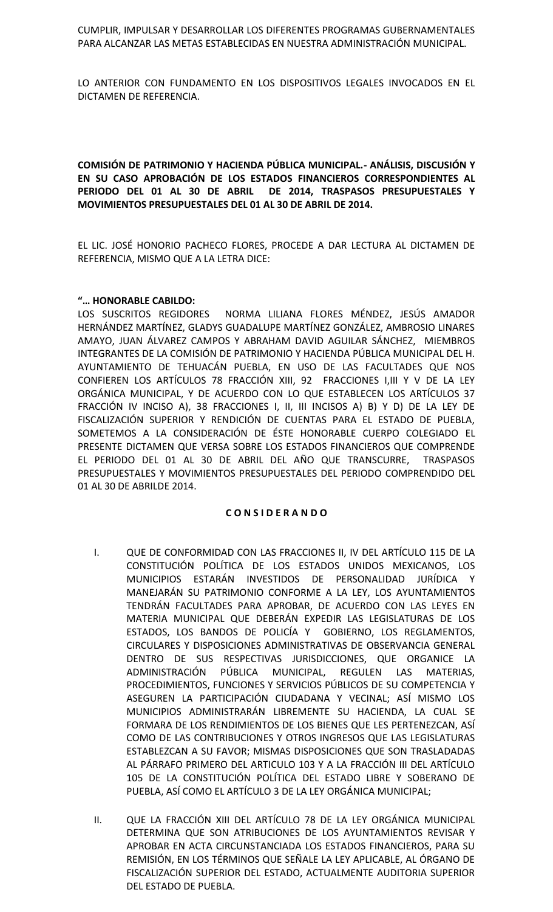CUMPLIR, IMPULSAR Y DESARROLLAR LOS DIFERENTES PROGRAMAS GUBERNAMENTALES PARA ALCANZAR LAS METAS ESTABLECIDAS EN NUESTRA ADMINISTRACIÓN MUNICIPAL.

LO ANTERIOR CON FUNDAMENTO EN LOS DISPOSITIVOS LEGALES INVOCADOS EN EL DICTAMEN DE REFERENCIA.

**COMISIÓN DE PATRIMONIO Y HACIENDA PÚBLICA MUNICIPAL.- ANÁLISIS, DISCUSIÓN Y EN SU CASO APROBACIÓN DE LOS ESTADOS FINANCIEROS CORRESPONDIENTES AL PERIODO DEL 01 AL 30 DE ABRIL DE 2014, TRASPASOS PRESUPUESTALES Y MOVIMIENTOS PRESUPUESTALES DEL 01 AL 30 DE ABRIL DE 2014.**

EL LIC. JOSÉ HONORIO PACHECO FLORES, PROCEDE A DAR LECTURA AL DICTAMEN DE REFERENCIA, MISMO QUE A LA LETRA DICE:

**"… HONORABLE CABILDO:**
LOS SUSCRITOS REGIDORES NORMA LILIANA FLORES MÉNDEZ, JESÚS AMADOR HERNÁNDEZ MARTÍNEZ, GLADYS GUADALUPE MARTÍNEZ GONZÁLEZ, AMBROSIO LINARES AMAYO, JUAN ÁLVAREZ CAMPOS Y ABRAHAM DAVID AGUILAR SÁNCHEZ, MIEMBROS INTEGRANTES DE LA COMISIÓN DE PATRIMONIO Y HACIENDA PÚBLICA MUNICIPAL DEL H. AYUNTAMIENTO DE TEHUACÁN PUEBLA, EN USO DE LAS FACULTADES QUE NOS CONFIEREN LOS ARTÍCULOS 78 FRACCIÓN XIII, 92 FRACCIONES I,III Y V DE LA LEY ORGÁNICA MUNICIPAL, Y DE ACUERDO CON LO QUE ESTABLECEN LOS ARTÍCULOS 37 FRACCIÓN IV INCISO A), 38 FRACCIONES I, II, III INCISOS A) B) Y D) DE LA LEY DE FISCALIZACIÓN SUPERIOR Y RENDICIÓN DE CUENTAS PARA EL ESTADO DE PUEBLA, SOMETEMOS A LA CONSIDERACIÓN DE ÉSTE HONORABLE CUERPO COLEGIADO EL PRESENTE DICTAMEN QUE VERSA SOBRE LOS ESTADOS FINANCIEROS QUE COMPRENDE EL PERIODO DEL 01 AL 30 DE ABRIL DEL AÑO QUE TRANSCURRE, TRASPASOS PRESUPUESTALES Y MOVIMIENTOS PRESUPUESTALES DEL PERIODO COMPRENDIDO DEL 01 AL 30 DE ABRILDE 2014.

**C O N S I D E R A N D O**

I. QUE DE CONFORMIDAD CON LAS FRACCIONES II, IV DEL ARTÍCULO 115 DE LA CONSTITUCIÓN POLÍTICA DE LOS ESTADOS UNIDOS MEXICANOS, LOS MUNICIPIOS ESTARÁN INVESTIDOS DE PERSONALIDAD JURÍDICA Y MANEJARÁN SU PATRIMONIO CONFORME A LA LEY, LOS AYUNTAMIENTOS TENDRÁN FACULTADES PARA APROBAR, DE ACUERDO CON LAS LEYES EN MATERIA MUNICIPAL QUE DEBERÁN EXPEDIR LAS LEGISLATURAS DE LOS ESTADOS, LOS BANDOS DE POLICÍA Y GOBIERNO, LOS REGLAMENTOS, CIRCULARES Y DISPOSICIONES ADMINISTRATIVAS DE OBSERVANCIA GENERAL DENTRO DE SUS RESPECTIVAS JURISDICCIONES, QUE ORGANICE LA ADMINISTRACIÓN PÚBLICA MUNICIPAL, REGULEN LAS MATERIAS, PROCEDIMIENTOS, FUNCIONES Y SERVICIOS PÚBLICOS DE SU COMPETENCIA Y ASEGUREN LA PARTICIPACIÓN CIUDADANA Y VECINAL; ASÍ MISMO LOS MUNICIPIOS ADMINISTRARÁN LIBREMENTE SU HACIENDA, LA CUAL SE FORMARA DE LOS RENDIMIENTOS DE LOS BIENES QUE LES PERTENEZCAN, ASÍ COMO DE LAS CONTRIBUCIONES Y OTROS INGRESOS QUE LAS LEGISLATURAS ESTABLEZCAN A SU FAVOR; MISMAS DISPOSICIONES QUE SON TRASLADADAS AL PÁRRAFO PRIMERO DEL ARTICULO 103 Y A LA FRACCIÓN III DEL ARTÍCULO 105 DE LA CONSTITUCIÓN POLÍTICA DEL ESTADO LIBRE Y SOBERANO DE PUEBLA, ASÍ COMO EL ARTÍCULO 3 DE LA LEY ORGÁNICA MUNICIPAL;

II. QUE LA FRACCIÓN XIII DEL ARTÍCULO 78 DE LA LEY ORGÁNICA MUNICIPAL DETERMINA QUE SON ATRIBUCIONES DE LOS AYUNTAMIENTOS REVISAR Y APROBAR EN ACTA CIRCUNSTANCIADA LOS ESTADOS FINANCIEROS, PARA SU REMISIÓN, EN LOS TÉRMINOS QUE SEÑALE LA LEY APLICABLE, AL ÓRGANO DE FISCALIZACIÓN SUPERIOR DEL ESTADO, ACTUALMENTE AUDITORIA SUPERIOR DEL ESTADO DE PUEBLA.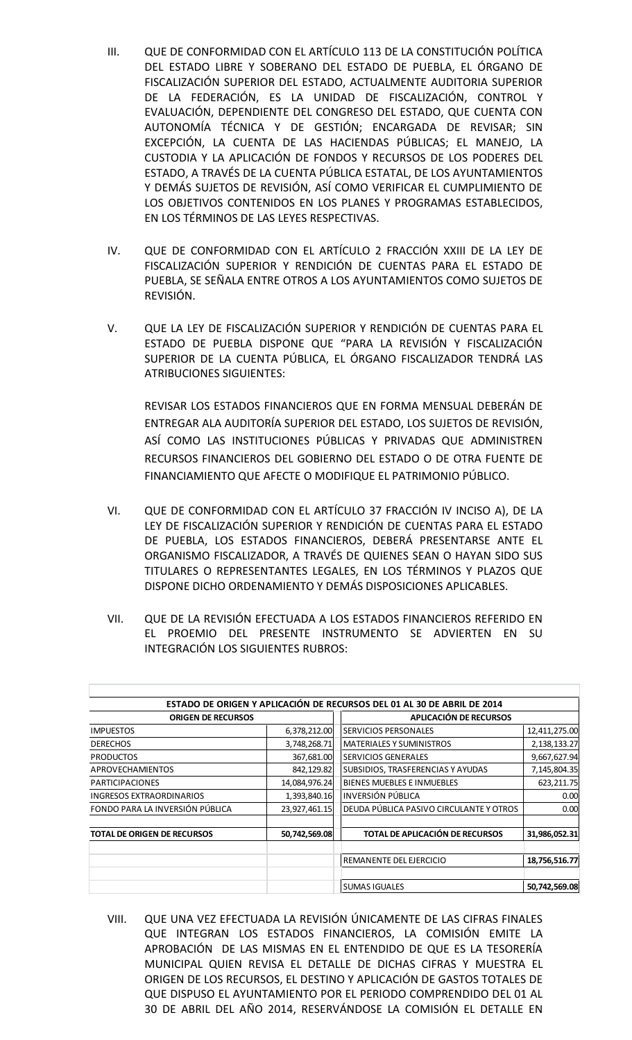III. QUE DE CONFORMIDAD CON EL ARTÍCULO 113 DE LA CONSTITUCIÓN POLÍTICA DEL ESTADO LIBRE Y SOBERANO DEL ESTADO DE PUEBLA, EL ÓRGANO DE FISCALIZACIÓN SUPERIOR DEL ESTADO, ACTUALMENTE AUDITORIA SUPERIOR DE LA FEDERACIÓN, ES LA UNIDAD DE FISCALIZACIÓN, CONTROL Y EVALUACIÓN, DEPENDIENTE DEL CONGRESO DEL ESTADO, QUE CUENTA CON AUTONOMÍA TÉCNICA Y DE GESTIÓN; ENCARGADA DE REVISAR; SIN EXCEPCIÓN, LA CUENTA DE LAS HACIENDAS PÚBLICAS; EL MANEJO, LA CUSTODIA Y LA APLICACIÓN DE FONDOS Y RECURSOS DE LOS PODERES DEL ESTADO, A TRAVÉS DE LA CUENTA PÚBLICA ESTATAL, DE LOS AYUNTAMIENTOS Y DEMÁS SUJETOS DE REVISIÓN, ASÍ COMO VERIFICAR EL CUMPLIMIENTO DE LOS OBJETIVOS CONTENIDOS EN LOS PLANES Y PROGRAMAS ESTABLECIDOS, EN LOS TÉRMINOS DE LAS LEYES RESPECTIVAS.

IV. QUE DE CONFORMIDAD CON EL ARTÍCULO 2 FRACCIÓN XXIII DE LA LEY DE FISCALIZACIÓN SUPERIOR Y RENDICIÓN DE CUENTAS PARA EL ESTADO DE PUEBLA, SE SEÑALA ENTRE OTROS A LOS AYUNTAMIENTOS COMO SUJETOS DE REVISIÓN.

V. QUE LA LEY DE FISCALIZACIÓN SUPERIOR Y RENDICIÓN DE CUENTAS PARA EL ESTADO DE PUEBLA DISPONE QUE "PARA LA REVISIÓN Y FISCALIZACIÓN SUPERIOR DE LA CUENTA PÚBLICA, EL ÓRGANO FISCALIZADOR TENDRÁ LAS ATRIBUCIONES SIGUIENTES:

REVISAR LOS ESTADOS FINANCIEROS QUE EN FORMA MENSUAL DEBERÁN DE ENTREGAR ALA AUDITORÍA SUPERIOR DEL ESTADO, LOS SUJETOS DE REVISIÓN, ASÍ COMO LAS INSTITUCIONES PÚBLICAS Y PRIVADAS QUE ADMINISTREN RECURSOS FINANCIEROS DEL GOBIERNO DEL ESTADO O DE OTRA FUENTE DE FINANCIAMIENTO QUE AFECTE O MODIFIQUE EL PATRIMONIO PÚBLICO.

VI. QUE DE CONFORMIDAD CON EL ARTÍCULO 37 FRACCIÓN IV INCISO A), DE LA LEY DE FISCALIZACIÓN SUPERIOR Y RENDICIÓN DE CUENTAS PARA EL ESTADO DE PUEBLA, LOS ESTADOS FINANCIEROS, DEBERÁ PRESENTARSE ANTE EL ORGANISMO FISCALIZADOR, A TRAVÉS DE QUIENES SEAN O HAYAN SIDO SUS TITULARES O REPRESENTANTES LEGALES, EN LOS TÉRMINOS Y PLAZOS QUE DISPONE DICHO ORDENAMIENTO Y DEMÁS DISPOSICIONES APLICABLES.

VII. QUE DE LA REVISIÓN EFECTUADA A LOS ESTADOS FINANCIEROS REFERIDO EN EL PROEMIO DEL PRESENTE INSTRUMENTO SE ADVIERTEN EN SU INTEGRACIÓN LOS SIGUIENTES RUBROS:

| ESTADO DE ORIGEN Y APLICACIÓN DE RECURSOS DEL 01 AL 30 DE ABRIL DE 2014 | | | |
|---|---|---|---|
| **ORIGEN DE RECURSOS** | | **APLICACIÓN DE RECURSOS** | |
| IMPUESTOS | 6,378,212.00 | SERVICIOS PERSONALES | 12,411,275.00 |
| DERECHOS | 3,748,268.71 | MATERIALES Y SUMINISTROS | 2,138,133.27 |
| PRODUCTOS | 367,681.00 | SERVICIOS GENERALES | 9,667,627.94 |
| APROVECHAMIENTOS | 842,129.82 | SUBSIDIOS, TRASFERENCIAS Y AYUDAS | 7,145,804.35 |
| PARTICIPACIONES | 14,084,976.24 | BIENES MUEBLES E INMUEBLES | 623,211.75 |
| INGRESOS EXTRAORDINARIOS | 1,393,840.16 | INVERSIÓN PÚBLICA | 0.00 |
| FONDO PARA LA INVERSIÓN PÚBLICA | 23,927,461.15 | DEUDA PÚBLICA PASIVO CIRCULANTE Y OTROS | 0.00 |
| **TOTAL DE ORIGEN DE RECURSOS** | **50,742,569.08** | **TOTAL DE APLICACIÓN DE RECURSOS** | **31,986,052.31** |
| | | REMANENTE DEL EJERCICIO | **18,756,516.77** |
| | | SUMAS IGUALES | **50,742,569.08** |

VIII. QUE UNA VEZ EFECTUADA LA REVISIÓN ÚNICAMENTE DE LAS CIFRAS FINALES QUE INTEGRAN LOS ESTADOS FINANCIEROS, LA COMISIÓN EMITE LA APROBACIÓN DE LAS MISMAS EN EL ENTENDIDO DE QUE ES LA TESORERÍA MUNICIPAL QUIEN REVISA EL DETALLE DE DICHAS CIFRAS Y MUESTRA EL ORIGEN DE LOS RECURSOS, EL DESTINO Y APLICACIÓN DE GASTOS TOTALES DE QUE DISPUSO EL AYUNTAMIENTO POR EL PERIODO COMPRENDIDO DEL 01 AL 30 DE ABRIL DEL AÑO 2014, RESERVÁNDOSE LA COMISIÓN EL DETALLE EN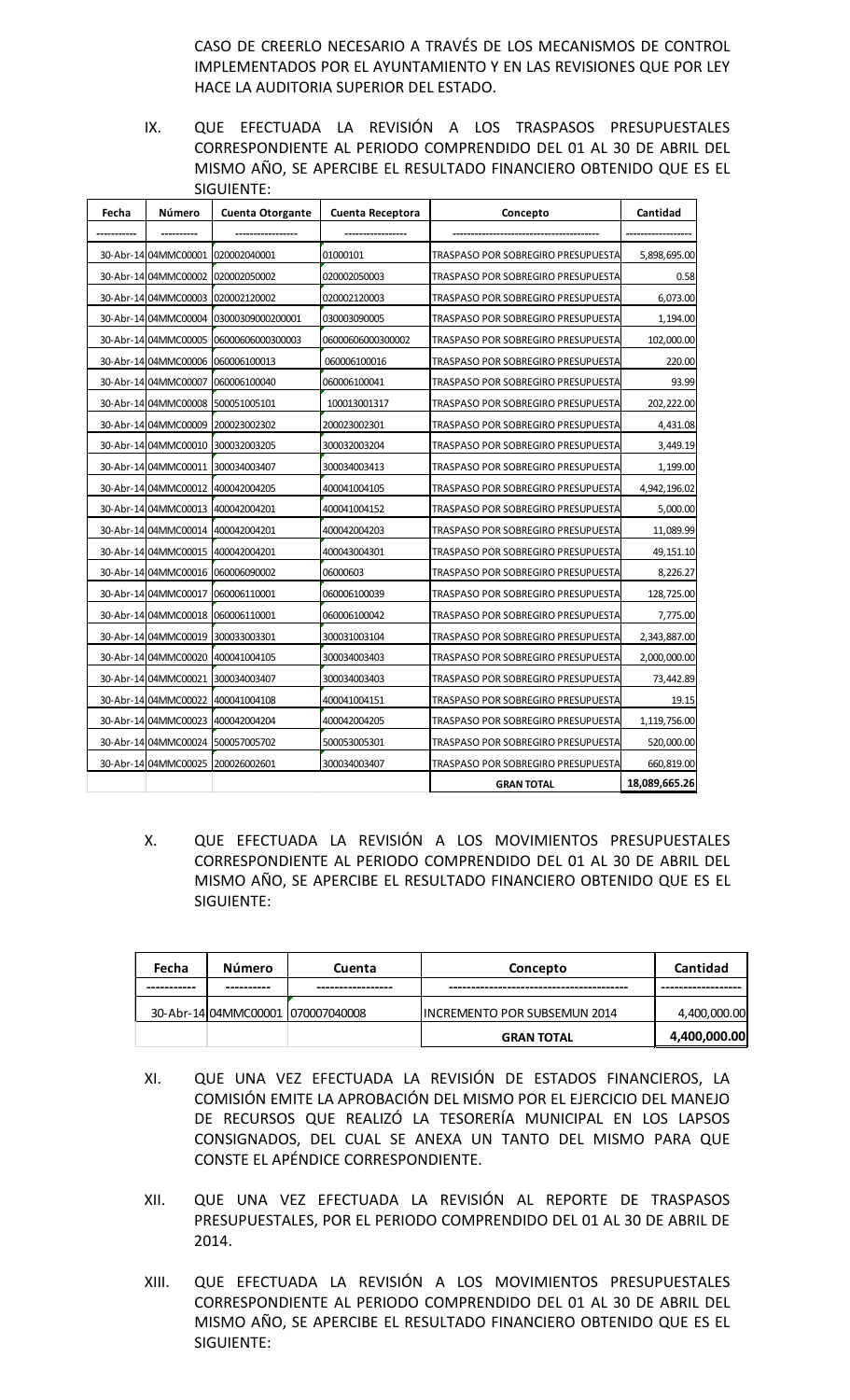CASO DE CREERLO NECESARIO A TRAVÉS DE LOS MECANISMOS DE CONTROL IMPLEMENTADOS POR EL AYUNTAMIENTO Y EN LAS REVISIONES QUE POR LEY HACE LA AUDITORIA SUPERIOR DEL ESTADO.

IX. QUE EFECTUADA LA REVISIÓN A LOS TRASPASOS PRESUPUESTALES CORRESPONDIENTE AL PERIODO COMPRENDIDO DEL 01 AL 30 DE ABRIL DEL MISMO AÑO, SE APERCIBE EL RESULTADO FINANCIERO OBTENIDO QUE ES EL SIGUIENTE:

| Fecha | Número | Cuenta Otorgante | Cuenta Receptora | Concepto | Cantidad |
|---|---|---|---|---|---|
| ----------- | ---------- | ----------------- | ----------------- | --------------------------------------- | ----------------- |
| 30-Abr-14 | 04MMC00001 | 020002040001 | 01000101 | TRASPASO POR SOBREGIRO PRESUPUESTA | 5,898,695.00 |
| 30-Abr-14 | 04MMC00002 | 020002050002 | 020002050003 | TRASPASO POR SOBREGIRO PRESUPUESTA | 0.58 |
| 30-Abr-14 | 04MMC00003 | 020002120002 | 020002120003 | TRASPASO POR SOBREGIRO PRESUPUESTA | 6,073.00 |
| 30-Abr-14 | 04MMC00004 | 03000309000200001 | 030003090005 | TRASPASO POR SOBREGIRO PRESUPUESTA | 1,194.00 |
| 30-Abr-14 | 04MMC00005 | 06000606000300003 | 06000606000300002 | TRASPASO POR SOBREGIRO PRESUPUESTA | 102,000.00 |
| 30-Abr-14 | 04MMC00006 | 060006100013 | 060006100016 | TRASPASO POR SOBREGIRO PRESUPUESTA | 220.00 |
| 30-Abr-14 | 04MMC00007 | 060006100040 | 060006100041 | TRASPASO POR SOBREGIRO PRESUPUESTA | 93.99 |
| 30-Abr-14 | 04MMC00008 | 500051005101 | 100013001317 | TRASPASO POR SOBREGIRO PRESUPUESTA | 202,222.00 |
| 30-Abr-14 | 04MMC00009 | 200023002302 | 200023002301 | TRASPASO POR SOBREGIRO PRESUPUESTA | 4,431.08 |
| 30-Abr-14 | 04MMC00010 | 300032003205 | 300032003204 | TRASPASO POR SOBREGIRO PRESUPUESTA | 3,449.19 |
| 30-Abr-14 | 04MMC00011 | 300034003407 | 300034003413 | TRASPASO POR SOBREGIRO PRESUPUESTA | 1,199.00 |
| 30-Abr-14 | 04MMC00012 | 400042004205 | 400041004105 | TRASPASO POR SOBREGIRO PRESUPUESTA | 4,942,196.02 |
| 30-Abr-14 | 04MMC00013 | 400042004201 | 400041004152 | TRASPASO POR SOBREGIRO PRESUPUESTA | 5,000.00 |
| 30-Abr-14 | 04MMC00014 | 400042004201 | 400042004203 | TRASPASO POR SOBREGIRO PRESUPUESTA | 11,089.99 |
| 30-Abr-14 | 04MMC00015 | 400042004201 | 400043004301 | TRASPASO POR SOBREGIRO PRESUPUESTA | 49,151.10 |
| 30-Abr-14 | 04MMC00016 | 060006090002 | 06000603 | TRASPASO POR SOBREGIRO PRESUPUESTA | 8,226.27 |
| 30-Abr-14 | 04MMC00017 | 060006110001 | 060006100039 | TRASPASO POR SOBREGIRO PRESUPUESTA | 128,725.00 |
| 30-Abr-14 | 04MMC00018 | 060006110001 | 060006100042 | TRASPASO POR SOBREGIRO PRESUPUESTA | 7,775.00 |
| 30-Abr-14 | 04MMC00019 | 300033003301 | 300031003104 | TRASPASO POR SOBREGIRO PRESUPUESTA | 2,343,887.00 |
| 30-Abr-14 | 04MMC00020 | 400041004105 | 300034003403 | TRASPASO POR SOBREGIRO PRESUPUESTA | 2,000,000.00 |
| 30-Abr-14 | 04MMC00021 | 300034003407 | 300034003403 | TRASPASO POR SOBREGIRO PRESUPUESTA | 73,442.89 |
| 30-Abr-14 | 04MMC00022 | 400041004108 | 400041004151 | TRASPASO POR SOBREGIRO PRESUPUESTA | 19.15 |
| 30-Abr-14 | 04MMC00023 | 400042004204 | 400042004205 | TRASPASO POR SOBREGIRO PRESUPUESTA | 1,119,756.00 |
| 30-Abr-14 | 04MMC00024 | 500057005702 | 500053005301 | TRASPASO POR SOBREGIRO PRESUPUESTA | 520,000.00 |
| 30-Abr-14 | 04MMC00025 | 200026002601 | 300034003407 | TRASPASO POR SOBREGIRO PRESUPUESTA | 660,819.00 |
| | | | | **GRAN TOTAL** | **18,089,665.26** |

X. QUE EFECTUADA LA REVISIÓN A LOS MOVIMIENTOS PRESUPUESTALES CORRESPONDIENTE AL PERIODO COMPRENDIDO DEL 01 AL 30 DE ABRIL DEL MISMO AÑO, SE APERCIBE EL RESULTADO FINANCIERO OBTENIDO QUE ES EL SIGUIENTE:

| Fecha | Número | Cuenta | Concepto | Cantidad |
|---|---|---|---|---|
| ----------- | ---------- | ----------------- | --------------------------------------- | ----------------- |
| 30-Abr-14 | 04MMC00001 | 070007040008 | INCREMENTO POR SUBSEMUN 2014 | 4,400,000.00 |
| | | | **GRAN TOTAL** | **4,400,000.00** |

XI. QUE UNA VEZ EFECTUADA LA REVISIÓN DE ESTADOS FINANCIEROS, LA COMISIÓN EMITE LA APROBACIÓN DEL MISMO POR EL EJERCICIO DEL MANEJO DE RECURSOS QUE REALIZÓ LA TESORERÍA MUNICIPAL EN LOS LAPSOS CONSIGNADOS, DEL CUAL SE ANEXA UN TANTO DEL MISMO PARA QUE CONSTE EL APÉNDICE CORRESPONDIENTE.

XII. QUE UNA VEZ EFECTUADA LA REVISIÓN AL REPORTE DE TRASPASOS PRESUPUESTALES, POR EL PERIODO COMPRENDIDO DEL 01 AL 30 DE ABRIL DE 2014.

XIII. QUE EFECTUADA LA REVISIÓN A LOS MOVIMIENTOS PRESUPUESTALES CORRESPONDIENTE AL PERIODO COMPRENDIDO DEL 01 AL 30 DE ABRIL DEL MISMO AÑO, SE APERCIBE EL RESULTADO FINANCIERO OBTENIDO QUE ES EL SIGUIENTE: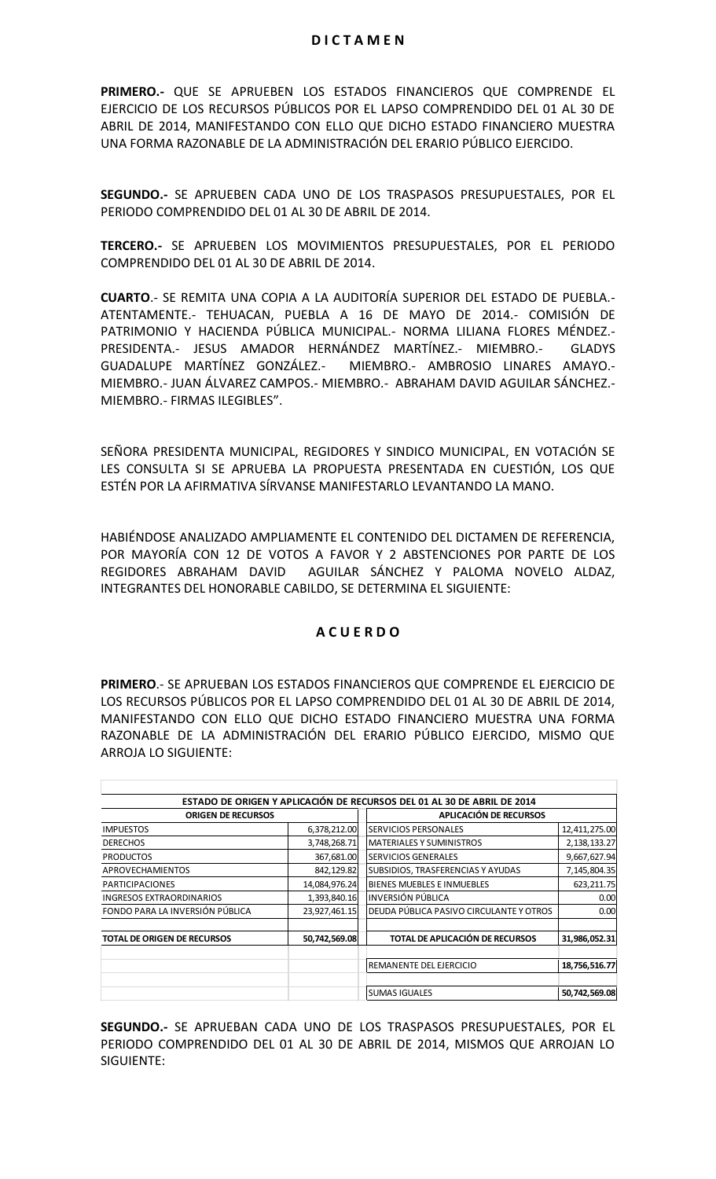## D I C T A M E N

**PRIMERO.-** QUE SE APRUEBEN LOS ESTADOS FINANCIEROS QUE COMPRENDE EL EJERCICIO DE LOS RECURSOS PÚBLICOS POR EL LAPSO COMPRENDIDO DEL 01 AL 30 DE ABRIL DE 2014, MANIFESTANDO CON ELLO QUE DICHO ESTADO FINANCIERO MUESTRA UNA FORMA RAZONABLE DE LA ADMINISTRACIÓN DEL ERARIO PÚBLICO EJERCIDO.

**SEGUNDO.-** SE APRUEBEN CADA UNO DE LOS TRASPASOS PRESUPUESTALES, POR EL PERIODO COMPRENDIDO DEL 01 AL 30 DE ABRIL DE 2014.

**TERCERO.-** SE APRUEBEN LOS MOVIMIENTOS PRESUPUESTALES, POR EL PERIODO COMPRENDIDO DEL 01 AL 30 DE ABRIL DE 2014.

**CUARTO**.- SE REMITA UNA COPIA A LA AUDITORÍA SUPERIOR DEL ESTADO DE PUEBLA.- ATENTAMENTE.- TEHUACAN, PUEBLA A 16 DE MAYO DE 2014.- COMISIÓN DE PATRIMONIO Y HACIENDA PÚBLICA MUNICIPAL.- NORMA LILIANA FLORES MÉNDEZ.- PRESIDENTA.- JESUS AMADOR HERNÁNDEZ MARTÍNEZ.- MIEMBRO.- GLADYS GUADALUPE MARTÍNEZ GONZÁLEZ.- MIEMBRO.- AMBROSIO LINARES AMAYO.- MIEMBRO.- JUAN ÁLVAREZ CAMPOS.- MIEMBRO.- ABRAHAM DAVID AGUILAR SÁNCHEZ.- MIEMBRO.- FIRMAS ILEGIBLES".

SEÑORA PRESIDENTA MUNICIPAL, REGIDORES Y SINDICO MUNICIPAL, EN VOTACIÓN SE LES CONSULTA SI SE APRUEBA LA PROPUESTA PRESENTADA EN CUESTIÓN, LOS QUE ESTÉN POR LA AFIRMATIVA SÍRVANSE MANIFESTARLO LEVANTANDO LA MANO.

HABIÉNDOSE ANALIZADO AMPLIAMENTE EL CONTENIDO DEL DICTAMEN DE REFERENCIA, POR MAYORÍA CON 12 DE VOTOS A FAVOR Y 2 ABSTENCIONES POR PARTE DE LOS REGIDORES ABRAHAM DAVID AGUILAR SÁNCHEZ Y PALOMA NOVELO ALDAZ, INTEGRANTES DEL HONORABLE CABILDO, SE DETERMINA EL SIGUIENTE:

## A C U E R D O

**PRIMERO**.- SE APRUEBAN LOS ESTADOS FINANCIEROS QUE COMPRENDE EL EJERCICIO DE LOS RECURSOS PÚBLICOS POR EL LAPSO COMPRENDIDO DEL 01 AL 30 DE ABRIL DE 2014, MANIFESTANDO CON ELLO QUE DICHO ESTADO FINANCIERO MUESTRA UNA FORMA RAZONABLE DE LA ADMINISTRACIÓN DEL ERARIO PÚBLICO EJERCIDO, MISMO QUE ARROJA LO SIGUIENTE:

| ESTADO DE ORIGEN Y APLICACIÓN DE RECURSOS DEL 01 AL 30 DE ABRIL DE 2014 | | | |
|---|---|---|---|
| **ORIGEN DE RECURSOS** | | **APLICACIÓN DE RECURSOS** | |
| IMPUESTOS | 6,378,212.00 | SERVICIOS PERSONALES | 12,411,275.00 |
| DERECHOS | 3,748,268.71 | MATERIALES Y SUMINISTROS | 2,138,133.27 |
| PRODUCTOS | 367,681.00 | SERVICIOS GENERALES | 9,667,627.94 |
| APROVECHAMIENTOS | 842,129.82 | SUBSIDIOS, TRASFERENCIAS Y AYUDAS | 7,145,804.35 |
| PARTICIPACIONES | 14,084,976.24 | BIENES MUEBLES E INMUEBLES | 623,211.75 |
| INGRESOS EXTRAORDINARIOS | 1,393,840.16 | INVERSIÓN PÚBLICA | 0.00 |
| FONDO PARA LA INVERSIÓN PÚBLICA | 23,927,461.15 | DEUDA PÚBLICA PASIVO CIRCULANTE Y OTROS | 0.00 |
| **TOTAL DE ORIGEN DE RECURSOS** | **50,742,569.08** | **TOTAL DE APLICACIÓN DE RECURSOS** | **31,986,052.31** |
| | | REMANENTE DEL EJERCICIO | **18,756,516.77** |
| | | SUMAS IGUALES | **50,742,569.08** |

**SEGUNDO.-** SE APRUEBAN CADA UNO DE LOS TRASPASOS PRESUPUESTALES, POR EL PERIODO COMPRENDIDO DEL 01 AL 30 DE ABRIL DE 2014, MISMOS QUE ARROJAN LO SIGUIENTE: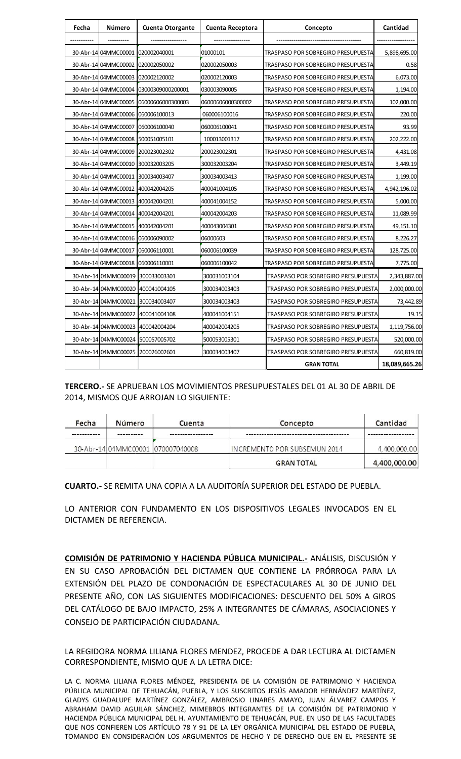| Fecha | Número | Cuenta Otorgante | Cuenta Receptora | Concepto | Cantidad |
|---|---|---|---|---|---|
| ---------- | --------- | ---------------- | ---------------- | -------------------------------------- | ----------------- |
| 30-Abr-14 | 04MMC00001 | 020002040001 | 01000101 | TRASPASO POR SOBREGIRO PRESUPUESTA | 5,898,695.00 |
| 30-Abr-14 | 04MMC00002 | 020002050002 | 020002050003 | TRASPASO POR SOBREGIRO PRESUPUESTA | 0.58 |
| 30-Abr-14 | 04MMC00003 | 020002120002 | 020002120003 | TRASPASO POR SOBREGIRO PRESUPUESTA | 6,073.00 |
| 30-Abr-14 | 04MMC00004 | 03000309000200001 | 030003090005 | TRASPASO POR SOBREGIRO PRESUPUESTA | 1,194.00 |
| 30-Abr-14 | 04MMC00005 | 06000606000300003 | 06000606000300002 | TRASPASO POR SOBREGIRO PRESUPUESTA | 102,000.00 |
| 30-Abr-14 | 04MMC00006 | 060006100013 | 060006100016 | TRASPASO POR SOBREGIRO PRESUPUESTA | 220.00 |
| 30-Abr-14 | 04MMC00007 | 060006100040 | 060006100041 | TRASPASO POR SOBREGIRO PRESUPUESTA | 93.99 |
| 30-Abr-14 | 04MMC00008 | 500051005101 | 100013001317 | TRASPASO POR SOBREGIRO PRESUPUESTA | 202,222.00 |
| 30-Abr-14 | 04MMC00009 | 200023002302 | 200023002301 | TRASPASO POR SOBREGIRO PRESUPUESTA | 4,431.08 |
| 30-Abr-14 | 04MMC00010 | 300032003205 | 300032003204 | TRASPASO POR SOBREGIRO PRESUPUESTA | 3,449.19 |
| 30-Abr-14 | 04MMC00011 | 300034003407 | 300034003413 | TRASPASO POR SOBREGIRO PRESUPUESTA | 1,199.00 |
| 30-Abr-14 | 04MMC00012 | 400042004205 | 400041004105 | TRASPASO POR SOBREGIRO PRESUPUESTA | 4,942,196.02 |
| 30-Abr-14 | 04MMC00013 | 400042004201 | 400041004152 | TRASPASO POR SOBREGIRO PRESUPUESTA | 5,000.00 |
| 30-Abr-14 | 04MMC00014 | 400042004201 | 400042004203 | TRASPASO POR SOBREGIRO PRESUPUESTA | 11,089.99 |
| 30-Abr-14 | 04MMC00015 | 400042004201 | 400043004301 | TRASPASO POR SOBREGIRO PRESUPUESTA | 49,151.10 |
| 30-Abr-14 | 04MMC00016 | 060006090002 | 06000603 | TRASPASO POR SOBREGIRO PRESUPUESTA | 8,226.27 |
| 30-Abr-14 | 04MMC00017 | 060006110001 | 060006100039 | TRASPASO POR SOBREGIRO PRESUPUESTA | 128,725.00 |
| 30-Abr-14 | 04MMC00018 | 060006110001 | 060006100042 | TRASPASO POR SOBREGIRO PRESUPUESTA | 7,775.00 |
| 30-Abr-14 | 04MMC00019 | 300033003301 | 300031003104 | TRASPASO POR SOBREGIRO PRESUPUESTA | 2,343,887.00 |
| 30-Abr-14 | 04MMC00020 | 400041004105 | 300034003403 | TRASPASO POR SOBREGIRO PRESUPUESTA | 2,000,000.00 |
| 30-Abr-14 | 04MMC00021 | 300034003407 | 300034003403 | TRASPASO POR SOBREGIRO PRESUPUESTA | 73,442.89 |
| 30-Abr-14 | 04MMC00022 | 400041004108 | 400041004151 | TRASPASO POR SOBREGIRO PRESUPUESTA | 19.15 |
| 30-Abr-14 | 04MMC00023 | 400042004204 | 400042004205 | TRASPASO POR SOBREGIRO PRESUPUESTA | 1,119,756.00 |
| 30-Abr-14 | 04MMC00024 | 500057005702 | 500053005301 | TRASPASO POR SOBREGIRO PRESUPUESTA | 520,000.00 |
| 30-Abr-14 | 04MMC00025 | 200026002601 | 300034003407 | TRASPASO POR SOBREGIRO PRESUPUESTA | 660,819.00 |
| | | | | **GRAN TOTAL** | **18,089,665.26** |

**TERCERO.-** SE APRUEBAN LOS MOVIMIENTOS PRESUPUESTALES DEL 01 AL 30 DE ABRIL DE 2014, MISMOS QUE ARROJAN LO SIGUIENTE:

| Fecha | Número | Cuenta | Concepto | Cantidad |
|---|---|---|---|---|
| ---------- | --------- | ---------------- | -------------------------------------- | ----------------- |
| 30-Abr-14 | 04MMC00001 | 070007040008 | INCREMENTO POR SUBSEMUN 2014 | 4,400,000.00 |
| | | | **GRAN TOTAL** | **4,400,000.00** |

**CUARTO.-** SE REMITA UNA COPIA A LA AUDITORÍA SUPERIOR DEL ESTADO DE PUEBLA.

LO ANTERIOR CON FUNDAMENTO EN LOS DISPOSITIVOS LEGALES INVOCADOS EN EL DICTAMEN DE REFERENCIA.

**COMISIÓN DE PATRIMONIO Y HACIENDA PÚBLICA MUNICIPAL.-** ANÁLISIS, DISCUSIÓN Y EN SU CASO APROBACIÓN DEL DICTAMEN QUE CONTIENE LA PRÓRROGA PARA LA EXTENSIÓN DEL PLAZO DE CONDONACIÓN DE ESPECTACULARES AL 30 DE JUNIO DEL PRESENTE AÑO, CON LAS SIGUIENTES MODIFICACIONES: DESCUENTO DEL 50% A GIROS DEL CATÁLOGO DE BAJO IMPACTO, 25% A INTEGRANTES DE CÁMARAS, ASOCIACIONES Y CONSEJO DE PARTICIPACIÓN CIUDADANA.

LA REGIDORA NORMA LILIANA FLORES MENDEZ, PROCEDE A DAR LECTURA AL DICTAMEN CORRESPONDIENTE, MISMO QUE A LA LETRA DICE:

LA C. NORMA LILIANA FLORES MÉNDEZ, PRESIDENTA DE LA COMISIÓN DE PATRIMONIO Y HACIENDA PÚBLICA MUNICIPAL DE TEHUACÁN, PUEBLA, Y LOS SUSCRITOS JESÚS AMADOR HERNÁNDEZ MARTÍNEZ, GLADYS GUADALUPE MARTÍNEZ GONZÁLEZ, AMBROSIO LINARES AMAYO, JUAN ÁLVAREZ CAMPOS Y ABRAHAM DAVID AGUILAR SÁNCHEZ, MIMEBROS INTEGRANTES DE LA COMISIÓN DE PATRIMONIO Y HACIENDA PÚBLICA MUNICIPAL DEL H. AYUNTAMIENTO DE TEHUACÁN, PUE. EN USO DE LAS FACULTADES QUE NOS CONFIEREN LOS ARTÍCULO 78 Y 91 DE LA LEY ORGÁNICA MUNICIPAL DEL ESTADO DE PUEBLA, TOMANDO EN CONSIDERACIÓN LOS ARGUMENTOS DE HECHO Y DE DERECHO QUE EN EL PRESENTE SE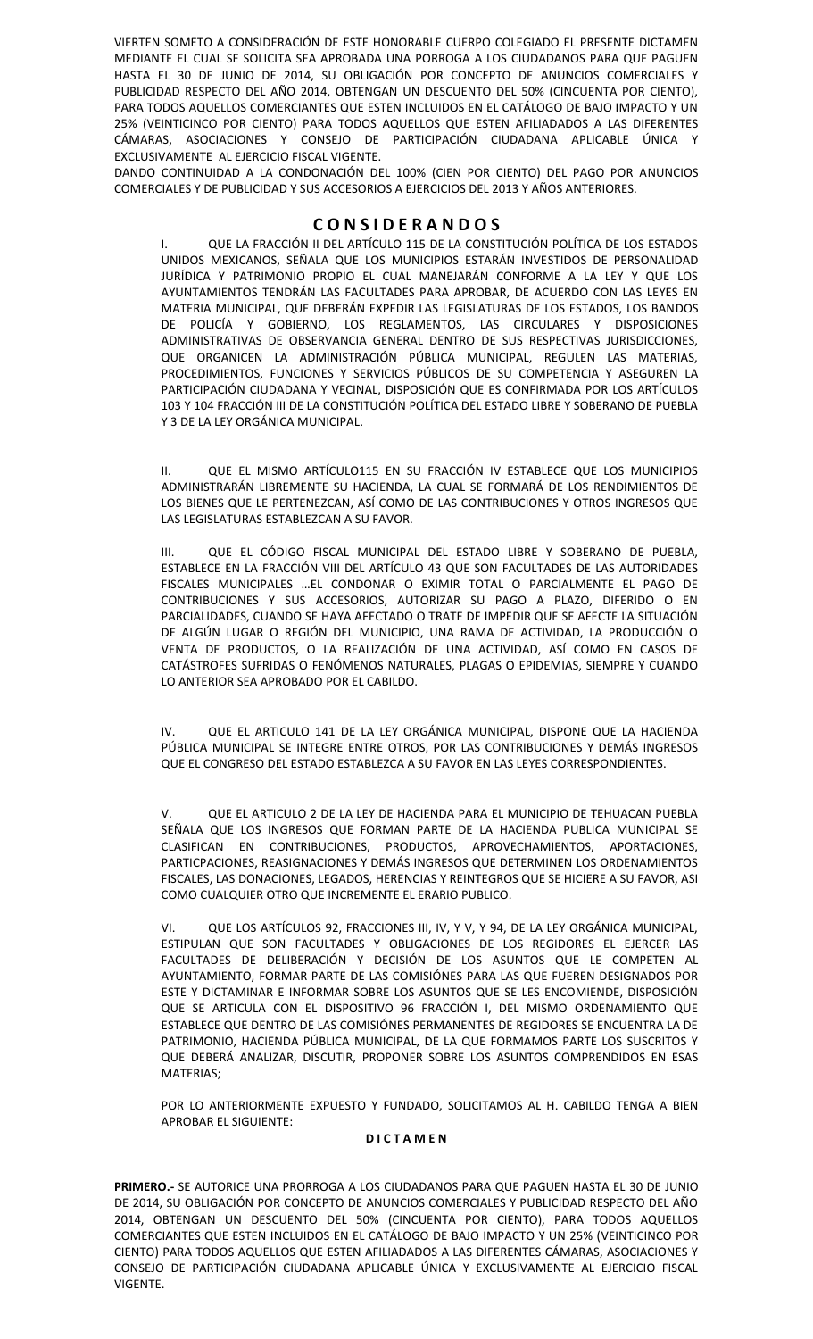VIERTEN SOMETO A CONSIDERACIÓN DE ESTE HONORABLE CUERPO COLEGIADO EL PRESENTE DICTAMEN MEDIANTE EL CUAL SE SOLICITA SEA APROBADA UNA PORROGA A LOS CIUDADANOS PARA QUE PAGUEN HASTA EL 30 DE JUNIO DE 2014, SU OBLIGACIÓN POR CONCEPTO DE ANUNCIOS COMERCIALES Y PUBLICIDAD RESPECTO DEL AÑO 2014, OBTENGAN UN DESCUENTO DEL 50% (CINCUENTA POR CIENTO), PARA TODOS AQUELLOS COMERCIANTES QUE ESTEN INCLUIDOS EN EL CATÁLOGO DE BAJO IMPACTO Y UN 25% (VEINTICINCO POR CIENTO) PARA TODOS AQUELLOS QUE ESTEN AFILIADADOS A LAS DIFERENTES CÁMARAS, ASOCIACIONES Y CONSEJO DE PARTICIPACIÓN CIUDADANA APLICABLE ÚNICA Y EXCLUSIVAMENTE AL EJERCICIO FISCAL VIGENTE.

DANDO CONTINUIDAD A LA CONDONACIÓN DEL 100% (CIEN POR CIENTO) DEL PAGO POR ANUNCIOS COMERCIALES Y DE PUBLICIDAD Y SUS ACCESORIOS A EJERCICIOS DEL 2013 Y AÑOS ANTERIORES.

## C O N S I D E R A N D O S

I. QUE LA FRACCIÓN II DEL ARTÍCULO 115 DE LA CONSTITUCIÓN POLÍTICA DE LOS ESTADOS UNIDOS MEXICANOS, SEÑALA QUE LOS MUNICIPIOS ESTARÁN INVESTIDOS DE PERSONALIDAD JURÍDICA Y PATRIMONIO PROPIO EL CUAL MANEJARÁN CONFORME A LA LEY Y QUE LOS AYUNTAMIENTOS TENDRÁN LAS FACULTADES PARA APROBAR, DE ACUERDO CON LAS LEYES EN MATERIA MUNICIPAL, QUE DEBERÁN EXPEDIR LAS LEGISLATURAS DE LOS ESTADOS, LOS BANDOS DE POLICÍA Y GOBIERNO, LOS REGLAMENTOS, LAS CIRCULARES Y DISPOSICIONES ADMINISTRATIVAS DE OBSERVANCIA GENERAL DENTRO DE SUS RESPECTIVAS JURISDICCIONES, QUE ORGANICEN LA ADMINISTRACIÓN PÚBLICA MUNICIPAL, REGULEN LAS MATERIAS, PROCEDIMIENTOS, FUNCIONES Y SERVICIOS PÚBLICOS DE SU COMPETENCIA Y ASEGUREN LA PARTICIPACIÓN CIUDADANA Y VECINAL, DISPOSICIÓN QUE ES CONFIRMADA POR LOS ARTÍCULOS 103 Y 104 FRACCIÓN III DE LA CONSTITUCIÓN POLÍTICA DEL ESTADO LIBRE Y SOBERANO DE PUEBLA Y 3 DE LA LEY ORGÁNICA MUNICIPAL.

II. QUE EL MISMO ARTÍCULO115 EN SU FRACCIÓN IV ESTABLECE QUE LOS MUNICIPIOS ADMINISTRARÁN LIBREMENTE SU HACIENDA, LA CUAL SE FORMARÁ DE LOS RENDIMIENTOS DE LOS BIENES QUE LE PERTENEZCAN, ASÍ COMO DE LAS CONTRIBUCIONES Y OTROS INGRESOS QUE LAS LEGISLATURAS ESTABLEZCAN A SU FAVOR.

III. QUE EL CÓDIGO FISCAL MUNICIPAL DEL ESTADO LIBRE Y SOBERANO DE PUEBLA, ESTABLECE EN LA FRACCIÓN VIII DEL ARTÍCULO 43 QUE SON FACULTADES DE LAS AUTORIDADES FISCALES MUNICIPALES …EL CONDONAR O EXIMIR TOTAL O PARCIALMENTE EL PAGO DE CONTRIBUCIONES Y SUS ACCESORIOS, AUTORIZAR SU PAGO A PLAZO, DIFERIDO O EN PARCIALIDADES, CUANDO SE HAYA AFECTADO O TRATE DE IMPEDIR QUE SE AFECTE LA SITUACIÓN DE ALGÚN LUGAR O REGIÓN DEL MUNICIPIO, UNA RAMA DE ACTIVIDAD, LA PRODUCCIÓN O VENTA DE PRODUCTOS, O LA REALIZACIÓN DE UNA ACTIVIDAD, ASÍ COMO EN CASOS DE CATÁSTROFES SUFRIDAS O FENÓMENOS NATURALES, PLAGAS O EPIDEMIAS, SIEMPRE Y CUANDO LO ANTERIOR SEA APROBADO POR EL CABILDO.

IV. QUE EL ARTICULO 141 DE LA LEY ORGÁNICA MUNICIPAL, DISPONE QUE LA HACIENDA PÚBLICA MUNICIPAL SE INTEGRE ENTRE OTROS, POR LAS CONTRIBUCIONES Y DEMÁS INGRESOS QUE EL CONGRESO DEL ESTADO ESTABLEZCA A SU FAVOR EN LAS LEYES CORRESPONDIENTES.

V. QUE EL ARTICULO 2 DE LA LEY DE HACIENDA PARA EL MUNICIPIO DE TEHUACAN PUEBLA SEÑALA QUE LOS INGRESOS QUE FORMAN PARTE DE LA HACIENDA PUBLICA MUNICIPAL SE CLASIFICAN EN CONTRIBUCIONES, PRODUCTOS, APROVECHAMIENTOS, APORTACIONES, PARTICPACIONES, REASIGNACIONES Y DEMÁS INGRESOS QUE DETERMINEN LOS ORDENAMIENTOS FISCALES, LAS DONACIONES, LEGADOS, HERENCIAS Y REINTEGROS QUE SE HICIERE A SU FAVOR, ASI COMO CUALQUIER OTRO QUE INCREMENTE EL ERARIO PUBLICO.

VI. QUE LOS ARTÍCULOS 92, FRACCIONES III, IV, Y V, Y 94, DE LA LEY ORGÁNICA MUNICIPAL, ESTIPULAN QUE SON FACULTADES Y OBLIGACIONES DE LOS REGIDORES EL EJERCER LAS FACULTADES DE DELIBERACIÓN Y DECISIÓN DE LOS ASUNTOS QUE LE COMPETEN AL AYUNTAMIENTO, FORMAR PARTE DE LAS COMISIÓNES PARA LAS QUE FUEREN DESIGNADOS POR ESTE Y DICTAMINAR E INFORMAR SOBRE LOS ASUNTOS QUE SE LES ENCOMIENDE, DISPOSICIÓN QUE SE ARTICULA CON EL DISPOSITIVO 96 FRACCIÓN I, DEL MISMO ORDENAMIENTO QUE ESTABLECE QUE DENTRO DE LAS COMISIÓNES PERMANENTES DE REGIDORES SE ENCUENTRA LA DE PATRIMONIO, HACIENDA PÚBLICA MUNICIPAL, DE LA QUE FORMAMOS PARTE LOS SUSCRITOS Y QUE DEBERÁ ANALIZAR, DISCUTIR, PROPONER SOBRE LOS ASUNTOS COMPRENDIDOS EN ESAS MATERIAS;

POR LO ANTERIORMENTE EXPUESTO Y FUNDADO, SOLICITAMOS AL H. CABILDO TENGA A BIEN APROBAR EL SIGUIENTE:

## D I C T A M E N

**PRIMERO.-** SE AUTORICE UNA PRORROGA A LOS CIUDADANOS PARA QUE PAGUEN HASTA EL 30 DE JUNIO DE 2014, SU OBLIGACIÓN POR CONCEPTO DE ANUNCIOS COMERCIALES Y PUBLICIDAD RESPECTO DEL AÑO 2014, OBTENGAN UN DESCUENTO DEL 50% (CINCUENTA POR CIENTO), PARA TODOS AQUELLOS COMERCIANTES QUE ESTEN INCLUIDOS EN EL CATÁLOGO DE BAJO IMPACTO Y UN 25% (VEINTICINCO POR CIENTO) PARA TODOS AQUELLOS QUE ESTEN AFILIADADOS A LAS DIFERENTES CÁMARAS, ASOCIACIONES Y CONSEJO DE PARTICIPACIÓN CIUDADANA APLICABLE ÚNICA Y EXCLUSIVAMENTE AL EJERCICIO FISCAL VIGENTE.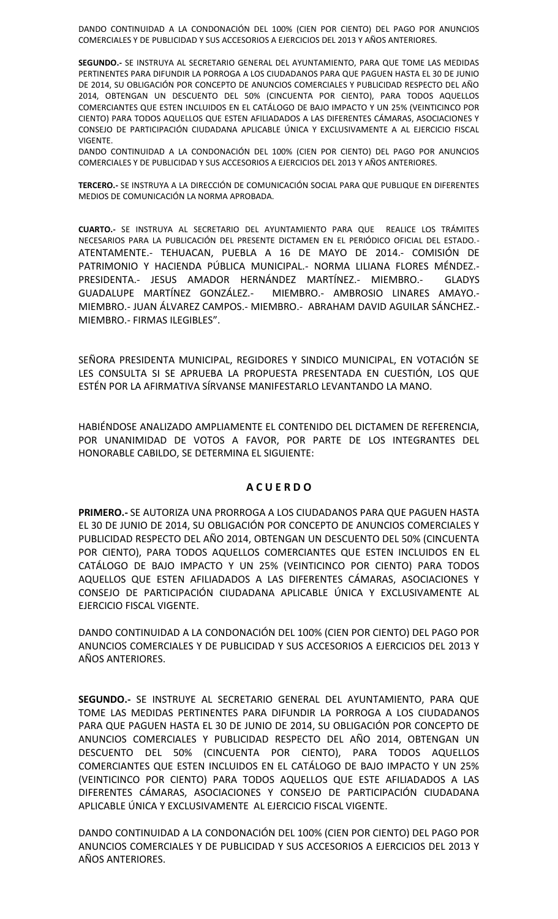DANDO CONTINUIDAD A LA CONDONACIÓN DEL 100% (CIEN POR CIENTO) DEL PAGO POR ANUNCIOS COMERCIALES Y DE PUBLICIDAD Y SUS ACCESORIOS A EJERCICIOS DEL 2013 Y AÑOS ANTERIORES.

**SEGUNDO.-** SE INSTRUYA AL SECRETARIO GENERAL DEL AYUNTAMIENTO, PARA QUE TOME LAS MEDIDAS PERTINENTES PARA DIFUNDIR LA PORROGA A LOS CIUDADANOS PARA QUE PAGUEN HASTA EL 30 DE JUNIO DE 2014, SU OBLIGACIÓN POR CONCEPTO DE ANUNCIOS COMERCIALES Y PUBLICIDAD RESPECTO DEL AÑO 2014, OBTENGAN UN DESCUENTO DEL 50% (CINCUENTA POR CIENTO), PARA TODOS AQUELLOS COMERCIANTES QUE ESTEN INCLUIDOS EN EL CATÁLOGO DE BAJO IMPACTO Y UN 25% (VEINTICINCO POR CIENTO) PARA TODOS AQUELLOS QUE ESTEN AFILIADADOS A LAS DIFERENTES CÁMARAS, ASOCIACIONES Y CONSEJO DE PARTICIPACIÓN CIUDADANA APLICABLE ÚNICA Y EXCLUSIVAMENTE A AL EJERCICIO FISCAL VIGENTE.

DANDO CONTINUIDAD A LA CONDONACIÓN DEL 100% (CIEN POR CIENTO) DEL PAGO POR ANUNCIOS COMERCIALES Y DE PUBLICIDAD Y SUS ACCESORIOS A EJERCICIOS DEL 2013 Y AÑOS ANTERIORES.

**TERCERO.-** SE INSTRUYA A LA DIRECCIÓN DE COMUNICACIÓN SOCIAL PARA QUE PUBLIQUE EN DIFERENTES MEDIOS DE COMUNICACIÓN LA NORMA APROBADA.

**CUARTO.-** SE INSTRUYA AL SECRETARIO DEL AYUNTAMIENTO PARA QUE REALICE LOS TRÁMITES NECESARIOS PARA LA PUBLICACIÓN DEL PRESENTE DICTAMEN EN EL PERIÓDICO OFICIAL DEL ESTADO.- ATENTAMENTE.- TEHUACAN, PUEBLA A 16 DE MAYO DE 2014.- COMISIÓN DE PATRIMONIO Y HACIENDA PÚBLICA MUNICIPAL.- NORMA LILIANA FLORES MÉNDEZ.- PRESIDENTA.- JESUS AMADOR HERNÁNDEZ MARTÍNEZ.- MIEMBRO.- GLADYS GUADALUPE MARTÍNEZ GONZÁLEZ.- MIEMBRO.- AMBROSIO LINARES AMAYO.- MIEMBRO.- JUAN ÁLVAREZ CAMPOS.- MIEMBRO.- ABRAHAM DAVID AGUILAR SÁNCHEZ.- MIEMBRO.- FIRMAS ILEGIBLES".

SEÑORA PRESIDENTA MUNICIPAL, REGIDORES Y SINDICO MUNICIPAL, EN VOTACIÓN SE LES CONSULTA SI SE APRUEBA LA PROPUESTA PRESENTADA EN CUESTIÓN, LOS QUE ESTÉN POR LA AFIRMATIVA SÍRVANSE MANIFESTARLO LEVANTANDO LA MANO.

HABIÉNDOSE ANALIZADO AMPLIAMENTE EL CONTENIDO DEL DICTAMEN DE REFERENCIA, POR UNANIMIDAD DE VOTOS A FAVOR, POR PARTE DE LOS INTEGRANTES DEL HONORABLE CABILDO, SE DETERMINA EL SIGUIENTE:

## A C U E R D O

**PRIMERO.-** SE AUTORIZA UNA PRORROGA A LOS CIUDADANOS PARA QUE PAGUEN HASTA EL 30 DE JUNIO DE 2014, SU OBLIGACIÓN POR CONCEPTO DE ANUNCIOS COMERCIALES Y PUBLICIDAD RESPECTO DEL AÑO 2014, OBTENGAN UN DESCUENTO DEL 50% (CINCUENTA POR CIENTO), PARA TODOS AQUELLOS COMERCIANTES QUE ESTEN INCLUIDOS EN EL CATÁLOGO DE BAJO IMPACTO Y UN 25% (VEINTICINCO POR CIENTO) PARA TODOS AQUELLOS QUE ESTEN AFILIADADOS A LAS DIFERENTES CÁMARAS, ASOCIACIONES Y CONSEJO DE PARTICIPACIÓN CIUDADANA APLICABLE ÚNICA Y EXCLUSIVAMENTE AL EJERCICIO FISCAL VIGENTE.

DANDO CONTINUIDAD A LA CONDONACIÓN DEL 100% (CIEN POR CIENTO) DEL PAGO POR ANUNCIOS COMERCIALES Y DE PUBLICIDAD Y SUS ACCESORIOS A EJERCICIOS DEL 2013 Y AÑOS ANTERIORES.

**SEGUNDO.-** SE INSTRUYE AL SECRETARIO GENERAL DEL AYUNTAMIENTO, PARA QUE TOME LAS MEDIDAS PERTINENTES PARA DIFUNDIR LA PORROGA A LOS CIUDADANOS PARA QUE PAGUEN HASTA EL 30 DE JUNIO DE 2014, SU OBLIGACIÓN POR CONCEPTO DE ANUNCIOS COMERCIALES Y PUBLICIDAD RESPECTO DEL AÑO 2014, OBTENGAN UN DESCUENTO DEL 50% (CINCUENTA POR CIENTO), PARA TODOS AQUELLOS COMERCIANTES QUE ESTEN INCLUIDOS EN EL CATÁLOGO DE BAJO IMPACTO Y UN 25% (VEINTICINCO POR CIENTO) PARA TODOS AQUELLOS QUE ESTE AFILIADADOS A LAS DIFERENTES CÁMARAS, ASOCIACIONES Y CONSEJO DE PARTICIPACIÓN CIUDADANA APLICABLE ÚNICA Y EXCLUSIVAMENTE AL EJERCICIO FISCAL VIGENTE.

DANDO CONTINUIDAD A LA CONDONACIÓN DEL 100% (CIEN POR CIENTO) DEL PAGO POR ANUNCIOS COMERCIALES Y DE PUBLICIDAD Y SUS ACCESORIOS A EJERCICIOS DEL 2013 Y AÑOS ANTERIORES.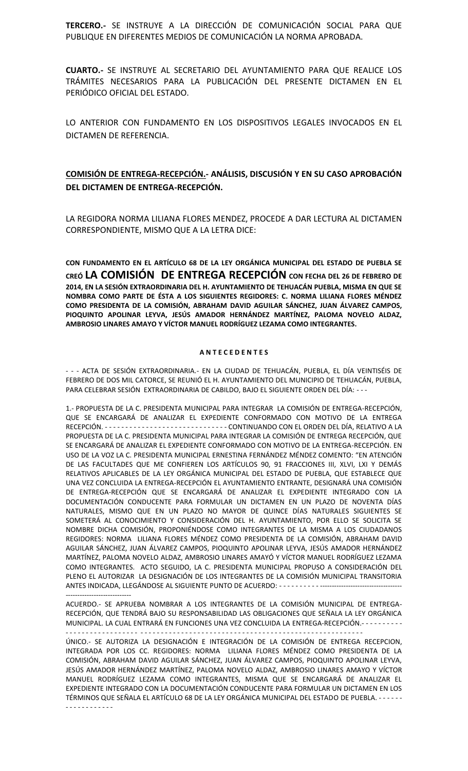**TERCERO.-** SE INSTRUYE A LA DIRECCIÓN DE COMUNICACIÓN SOCIAL PARA QUE PUBLIQUE EN DIFERENTES MEDIOS DE COMUNICACIÓN LA NORMA APROBADA.

**CUARTO.-** SE INSTRUYE AL SECRETARIO DEL AYUNTAMIENTO PARA QUE REALICE LOS TRÁMITES NECESARIOS PARA LA PUBLICACIÓN DEL PRESENTE DICTAMEN EN EL PERIÓDICO OFICIAL DEL ESTADO.

LO ANTERIOR CON FUNDAMENTO EN LOS DISPOSITIVOS LEGALES INVOCADOS EN EL DICTAMEN DE REFERENCIA.

**COMISIÓN DE ENTREGA-RECEPCIÓN.- ANÁLISIS, DISCUSIÓN Y EN SU CASO APROBACIÓN DEL DICTAMEN DE ENTREGA-RECEPCIÓN.**

LA REGIDORA NORMA LILIANA FLORES MENDEZ, PROCEDE A DAR LECTURA AL DICTAMEN CORRESPONDIENTE, MISMO QUE A LA LETRA DICE:

**CON FUNDAMENTO EN EL ARTÍCULO 68 DE LA LEY ORGÁNICA MUNICIPAL DEL ESTADO DE PUEBLA SE CREÓ LA COMISIÓN DE ENTREGA RECEPCIÓN CON FECHA DEL 26 DE FEBRERO DE 2014, EN LA SESIÓN EXTRAORDINARIA DEL H. AYUNTAMIENTO DE TEHUACÁN PUEBLA, MISMA EN QUE SE NOMBRA COMO PARTE DE ÉSTA A LOS SIGUIENTES REGIDORES: C. NORMA LILIANA FLORES MÉNDEZ COMO PRESIDENTA DE LA COMISIÓN, ABRAHAM DAVID AGUILAR SÁNCHEZ, JUAN ÁLVAREZ CAMPOS, PIOQUINTO APOLINAR LEYVA, JESÚS AMADOR HERNÁNDEZ MARTÍNEZ, PALOMA NOVELO ALDAZ, AMBROSIO LINARES AMAYO Y VÍCTOR MANUEL RODRÍGUEZ LEZAMA COMO INTEGRANTES.**

**A N T E C E D E N T E S**

- - - ACTA DE SESIÓN EXTRAORDINARIA.- EN LA CIUDAD DE TEHUACÁN, PUEBLA, EL DÍA VEINTISÉIS DE FEBRERO DE DOS MIL CATORCE, SE REUNIÓ EL H. AYUNTAMIENTO DEL MUNICIPIO DE TEHUACÁN, PUEBLA, PARA CELEBRAR SESIÓN EXTRAORDINARIA DE CABILDO, BAJO EL SIGUIENTE ORDEN DEL DÍA: - - -

1.- PROPUESTA DE LA C. PRESIDENTA MUNICIPAL PARA INTEGRAR LA COMISIÓN DE ENTREGA-RECEPCIÓN, QUE SE ENCARGARÁ DE ANALIZAR EL EXPEDIENTE CONFORMADO CON MOTIVO DE LA ENTREGA RECEPCIÓN. - - - - - - - - - - - - - - - - - - - - - - - - - - - - - - CONTINUANDO CON EL ORDEN DEL DÍA, RELATIVO A LA PROPUESTA DE LA C. PRESIDENTA MUNICIPAL PARA INTEGRAR LA COMISIÓN DE ENTREGA RECEPCIÓN, QUE SE ENCARGARÁ DE ANALIZAR EL EXPEDIENTE CONFORMADO CON MOTIVO DE LA ENTREGA-RECEPCIÓN. EN USO DE LA VOZ LA C. PRESIDENTA MUNICIPAL ERNESTINA FERNÁNDEZ MÉNDEZ COMENTO: "EN ATENCIÓN DE LAS FACULTADES QUE ME CONFIEREN LOS ARTÍCULOS 90, 91 FRACCIONES III, XLVI, LXI Y DEMÁS RELATIVOS APLICABLES DE LA LEY ORGÁNICA MUNICIPAL DEL ESTADO DE PUEBLA, QUE ESTABLECE QUE UNA VEZ CONCLUIDA LA ENTREGA-RECEPCIÓN EL AYUNTAMIENTO ENTRANTE, DESIGNARÁ UNA COMISIÓN DE ENTREGA-RECEPCIÓN QUE SE ENCARGARÁ DE ANALIZAR EL EXPEDIENTE INTEGRADO CON LA DOCUMENTACIÓN CONDUCENTE PARA FORMULAR UN DICTAMEN EN UN PLAZO DE NOVENTA DÍAS NATURALES, MISMO QUE EN UN PLAZO NO MAYOR DE QUINCE DÍAS NATURALES SIGUIENTES SE SOMETERÁ AL CONOCIMIENTO Y CONSIDERACIÓN DEL H. AYUNTAMIENTO, POR ELLO SE SOLICITA SE NOMBRE DICHA COMISIÓN, PROPONIÉNDOSE COMO INTEGRANTES DE LA MISMA A LOS CIUDADANOS REGIDORES: NORMA LILIANA FLORES MÉNDEZ COMO PRESIDENTA DE LA COMISIÓN, ABRAHAM DAVID AGUILAR SÁNCHEZ, JUAN ÁLVAREZ CAMPOS, PIOQUINTO APOLINAR LEYVA, JESÚS AMADOR HERNÁNDEZ MARTÍNEZ, PALOMA NOVELO ALDAZ, AMBROSIO LINARES AMAYÓ Y VÍCTOR MANUEL RODRÍGUEZ LEZAMA COMO INTEGRANTES. ACTO SEGUIDO, LA C. PRESIDENTA MUNICIPAL PROPUSO A CONSIDERACIÓN DEL PLENO EL AUTORIZAR LA DESIGNACIÓN DE LOS INTEGRANTES DE LA COMISIÓN MUNICIPAL TRANSITORIA ANTES INDICADA, LLEGÁNDOSE AL SIGUIENTE PUNTO DE ACUERDO: - - - - - - - - - - ------------------------------------------------------------------

ACUERDO.- SE APRUEBA NOMBRAR A LOS INTEGRANTES DE LA COMISIÓN MUNICIPAL DE ENTREGA-RECEPCIÓN, QUE TENDRÁ BAJO SU RESPONSABILIDAD LAS OBLIGACIONES QUE SEÑALA LA LEY ORGÁNICA MUNICIPAL. LA CUAL ENTRARÁ EN FUNCIONES UNA VEZ CONCLUIDA LA ENTREGA-RECEPCIÓN.- - - - - - - - - - - - - - - - - - - - - - - - - - - - - - - - - - - - - - - - - - - - - - - - - - - - - - - - - - - - - - - - - - - - - - - - - - - - - - - - -

ÚNICO.- SE AUTORIZA LA DESIGNACIÓN E INTEGRACIÓN DE LA COMISIÓN DE ENTREGA RECEPCION, INTEGRADA POR LOS CC. REGIDORES: NORMA LILIANA FLORES MÉNDEZ COMO PRESIDENTA DE LA COMISIÓN, ABRAHAM DAVID AGUILAR SÁNCHEZ, JUAN ÁLVAREZ CAMPOS, PIOQUINTO APOLINAR LEYVA, JESÚS AMADOR HERNÁNDEZ MARTÍNEZ, PALOMA NOVELO ALDAZ, AMBROSIO LINARES AMAYO Y VÍCTOR MANUEL RODRÍGUEZ LEZAMA COMO INTEGRANTES, MISMA QUE SE ENCARGARÁ DE ANALIZAR EL EXPEDIENTE INTEGRADO CON LA DOCUMENTACIÓN CONDUCENTE PARA FORMULAR UN DICTAMEN EN LOS TÉRMINOS QUE SEÑALA EL ARTÍCULO 68 DE LA LEY ORGÁNICA MUNICIPAL DEL ESTADO DE PUEBLA. - - - - - - - - - - - - - - - - - -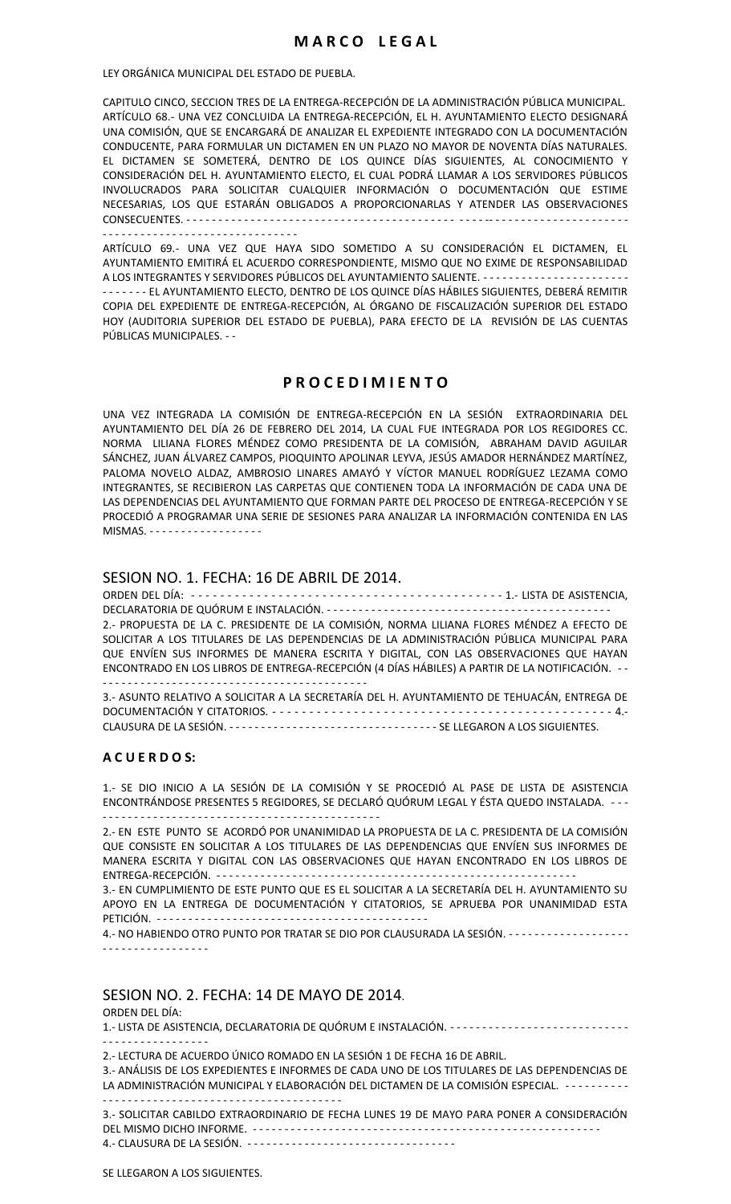# M A R C O   L E G A L

LEY ORGÁNICA MUNICIPAL DEL ESTADO DE PUEBLA.

CAPITULO CINCO, SECCION TRES DE LA ENTREGA-RECEPCIÓN DE LA ADMINISTRACIÓN PÚBLICA MUNICIPAL. ARTÍCULO 68.- UNA VEZ CONCLUIDA LA ENTREGA-RECEPCIÓN, EL H. AYUNTAMIENTO ELECTO DESIGNARÁ UNA COMISIÓN, QUE SE ENCARGARÁ DE ANALIZAR EL EXPEDIENTE INTEGRADO CON LA DOCUMENTACIÓN CONDUCENTE, PARA FORMULAR UN DICTAMEN EN UN PLAZO NO MAYOR DE NOVENTA DÍAS NATURALES. EL DICTAMEN SE SOMETERÁ, DENTRO DE LOS QUINCE DÍAS SIGUIENTES, AL CONOCIMIENTO Y CONSIDERACIÓN DEL H. AYUNTAMIENTO ELECTO, EL CUAL PODRÁ LLAMAR A LOS SERVIDORES PÚBLICOS INVOLUCRADOS PARA SOLICITAR CUALQUIER INFORMACIÓN O DOCUMENTACIÓN QUE ESTIME NECESARIAS, LOS QUE ESTARÁN OBLIGADOS A PROPORCIONARLAS Y ATENDER LAS OBSERVACIONES CONSECUENTES. - - - - - - - - - - - - - - - - - - - - - - - - - - - - - - - - - - - - - - - - - - - - - - - - - - - - - - - - - - - - - - - - - - - - - - - - - - - - - - - - - - - - - - - - - - - - - - - - - -

ARTÍCULO 69.- UNA VEZ QUE HAYA SIDO SOMETIDO A SU CONSIDERACIÓN EL DICTAMEN, EL AYUNTAMIENTO EMITIRÁ EL ACUERDO CORRESPONDIENTE, MISMO QUE NO EXIME DE RESPONSABILIDAD A LOS INTEGRANTES Y SERVIDORES PÚBLICOS DEL AYUNTAMIENTO SALIENTE. - - - - - - - - - - - - - - - - - - - - - - - - - - - - - EL AYUNTAMIENTO ELECTO, DENTRO DE LOS QUINCE DÍAS HÁBILES SIGUIENTES, DEBERÁ REMITIR COPIA DEL EXPEDIENTE DE ENTREGA-RECEPCIÓN, AL ÓRGANO DE FISCALIZACIÓN SUPERIOR DEL ESTADO HOY (AUDITORIA SUPERIOR DEL ESTADO DE PUEBLA), PARA EFECTO DE LA REVISIÓN DE LAS CUENTAS PÚBLICAS MUNICIPALES. - -

# P R O C E D I M I E N T O

UNA VEZ INTEGRADA LA COMISIÓN DE ENTREGA-RECEPCIÓN EN LA SESIÓN EXTRAORDINARIA DEL AYUNTAMIENTO DEL DÍA 26 DE FEBRERO DEL 2014, LA CUAL FUE INTEGRADA POR LOS REGIDORES CC. NORMA LILIANA FLORES MÉNDEZ COMO PRESIDENTA DE LA COMISIÓN, ABRAHAM DAVID AGUILAR SÁNCHEZ, JUAN ÁLVAREZ CAMPOS, PIOQUINTO APOLINAR LEYVA, JESÚS AMADOR HERNÁNDEZ MARTÍNEZ, PALOMA NOVELO ALDAZ, AMBROSIO LINARES AMAYÓ Y VÍCTOR MANUEL RODRÍGUEZ LEZAMA COMO INTEGRANTES, SE RECIBIERON LAS CARPETAS QUE CONTIENEN TODA LA INFORMACIÓN DE CADA UNA DE LAS DEPENDENCIAS DEL AYUNTAMIENTO QUE FORMAN PARTE DEL PROCESO DE ENTREGA-RECEPCIÓN Y SE PROCEDIÓ A PROGRAMAR UNA SERIE DE SESIONES PARA ANALIZAR LA INFORMACIÓN CONTENIDA EN LAS MISMAS. - - - - - - - - - - - - - - - - - -

## SESION NO. 1. FECHA: 16 DE ABRIL DE 2014.

ORDEN DEL DÍA: - - - - - - - - - - - - - - - - - - - - - - - - - - - - - - - - - - - - - - - - - - - 1.- LISTA DE ASISTENCIA, DECLARATORIA DE QUÓRUM E INSTALACIÓN. - - - - - - - - - - - - - - - - - - - - - - - - - - - - - - - - - - - - - - - - - -

2.- PROPUESTA DE LA C. PRESIDENTE DE LA COMISIÓN, NORMA LILIANA FLORES MÉNDEZ A EFECTO DE SOLICITAR A LOS TITULARES DE LAS DEPENDENCIAS DE LA ADMINISTRACIÓN PÚBLICA MUNICIPAL PARA QUE ENVÍEN SUS INFORMES DE MANERA ESCRITA Y DIGITAL, CON LAS OBSERVACIONES QUE HAYAN ENCONTRADO EN LOS LIBROS DE ENTREGA-RECEPCIÓN (4 DÍAS HÁBILES) A PARTIR DE LA NOTIFICACIÓN. - - - - - - - - - - - - - - - - - - - - - - - - - - - - - - - - - - - - - - - - - - -

3.- ASUNTO RELATIVO A SOLICITAR A LA SECRETARÍA DEL H. AYUNTAMIENTO DE TEHUACÁN, ENTREGA DE DOCUMENTACIÓN Y CITATORIOS. - - - - - - - - - - - - - - - - - - - - - - - - - - - - - - - - - - - - - - - - - - - - - - 4.- CLAUSURA DE LA SESIÓN. - - - - - - - - - - - - - - - - - - - - - - - - - - - - - - - - SE LLEGARON A LOS SIGUIENTES.

**A C U E R D O S:**

1.- SE DIO INICIO A LA SESIÓN DE LA COMISIÓN Y SE PROCEDIÓ AL PASE DE LISTA DE ASISTENCIA ENCONTRÁNDOSE PRESENTES 5 REGIDORES, SE DECLARÓ QUÓRUM LEGAL Y ÉSTA QUEDO INSTALADA. - - - - - - - - - - - - - - - - - - - - - - - - - - - - - - - - - - - - - - - - - - -

2.- EN ESTE PUNTO SE ACORDÓ POR UNANIMIDAD LA PROPUESTA DE LA C. PRESIDENTA DE LA COMISIÓN QUE CONSISTE EN SOLICITAR A LOS TITULARES DE LAS DEPENDENCIAS QUE ENVÍEN SUS INFORMES DE MANERA ESCRITA Y DIGITAL CON LAS OBSERVACIONES QUE HAYAN ENCONTRADO EN LOS LIBROS DE ENTREGA-RECEPCIÓN. - - - - - - - - - - - - - - - - - - - - - - - - - - - - - - - - - - - - - - - - - - - - - - - - - - - - - -

3.- EN CUMPLIMIENTO DE ESTE PUNTO QUE ES EL SOLICITAR A LA SECRETARÍA DEL H. AYUNTAMIENTO SU APOYO EN LA ENTREGA DE DOCUMENTACIÓN Y CITATORIOS, SE APRUEBA POR UNANIMIDAD ESTA PETICIÓN. - - - - - - - - - - - - - - - - - - - - - - - - - - - - - - - - - - - - - - - - -

4.- NO HABIENDO OTRO PUNTO POR TRATAR SE DIO POR CLAUSURADA LA SESIÓN. - - - - - - - - - - - - - - - - - - - - - - - - - - - - - - - - - - -

## SESION NO. 2. FECHA: 14 DE MAYO DE 2014.

ORDEN DEL DÍA:

1.- LISTA DE ASISTENCIA, DECLARATORIA DE QUÓRUM E INSTALACIÓN. - - - - - - - - - - - - - - - - - - - - - - - - - - - - - - - - - - - - - - - - - - - -

2.- LECTURA DE ACUERDO ÚNICO ROMADO EN LA SESIÓN 1 DE FECHA 16 DE ABRIL.

3.- ANÁLISIS DE LOS EXPEDIENTES E INFORMES DE CADA UNO DE LOS TITULARES DE LAS DEPENDENCIAS DE LA ADMINISTRACIÓN MUNICIPAL Y ELABORACIÓN DEL DICTAMEN DE LA COMISIÓN ESPECIAL. - - - - - - - - - - - - - - - - - - - - - - - - - - - - - - - - - - - - - - - - - - - - - - -

3.- SOLICITAR CABILDO EXTRAORDINARIO DE FECHA LUNES 19 DE MAYO PARA PONER A CONSIDERACIÓN DEL MISMO DICHO INFORME. - - - - - - - - - - - - - - - - - - - - - - - - - - - - - - - - - - - - - - - - - - - - - - - - - - -

4.- CLAUSURA DE LA SESIÓN. - - - - - - - - - - - - - - - - - - - - - - - - - - - - - - - -

SE LLEGARON A LOS SIGUIENTES.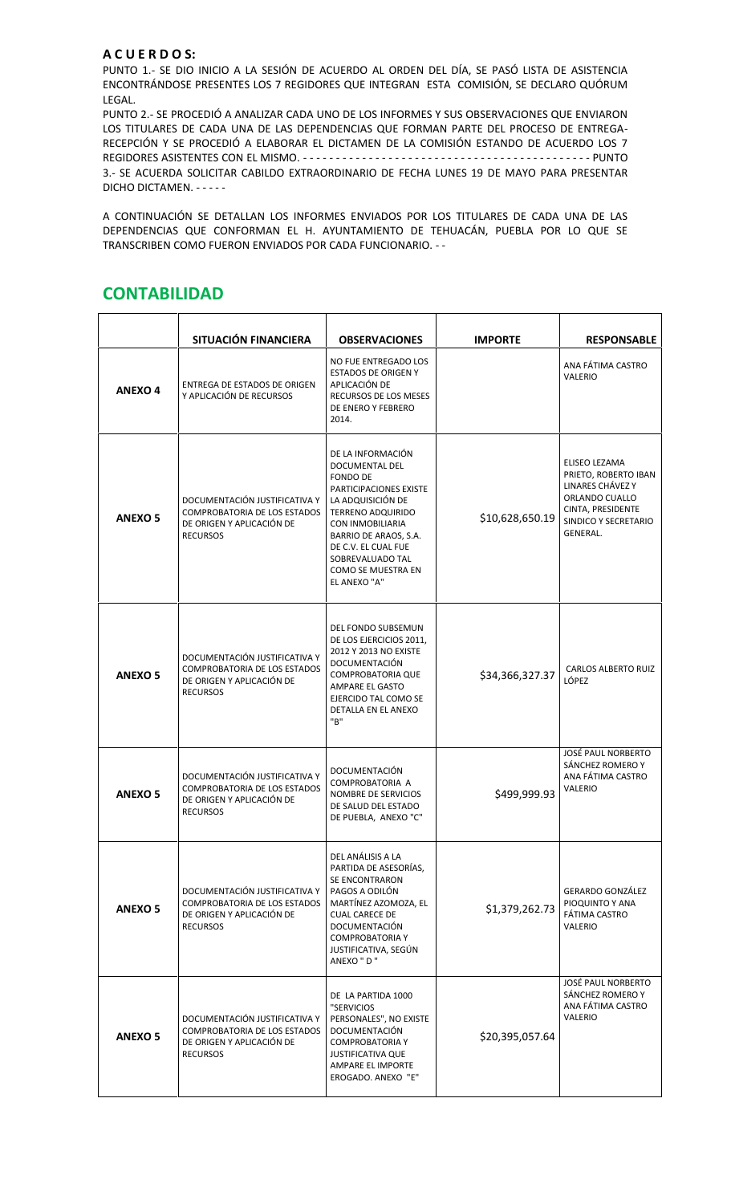**A C U E R D O S:**

PUNTO 1.- SE DIO INICIO A LA SESIÓN DE ACUERDO AL ORDEN DEL DÍA, SE PASÓ LISTA DE ASISTENCIA ENCONTRÁNDOSE PRESENTES LOS 7 REGIDORES QUE INTEGRAN ESTA COMISIÓN, SE DECLARO QUÓRUM LEGAL.

PUNTO 2.- SE PROCEDIÓ A ANALIZAR CADA UNO DE LOS INFORMES Y SUS OBSERVACIONES QUE ENVIARON LOS TITULARES DE CADA UNA DE LAS DEPENDENCIAS QUE FORMAN PARTE DEL PROCESO DE ENTREGA-RECEPCIÓN Y SE PROCEDIÓ A ELABORAR EL DICTAMEN DE LA COMISIÓN ESTANDO DE ACUERDO LOS 7 REGIDORES ASISTENTES CON EL MISMO. - - - - - - - - - - - - - - - - - - - - - - - - - - - - - - - - - - - - - - - - - - - PUNTO 3.- SE ACUERDA SOLICITAR CABILDO EXTRAORDINARIO DE FECHA LUNES 19 DE MAYO PARA PRESENTAR DICHO DICTAMEN. - - - - -

A CONTINUACIÓN SE DETALLAN LOS INFORMES ENVIADOS POR LOS TITULARES DE CADA UNA DE LAS DEPENDENCIAS QUE CONFORMAN EL H. AYUNTAMIENTO DE TEHUACÁN, PUEBLA POR LO QUE SE TRANSCRIBEN COMO FUERON ENVIADOS POR CADA FUNCIONARIO. - -

## CONTABILIDAD

| | SITUACIÓN FINANCIERA | OBSERVACIONES | IMPORTE | RESPONSABLE |
|---|---|---|---|---|
| ANEXO 4 | ENTREGA DE ESTADOS DE ORIGEN Y APLICACIÓN DE RECURSOS | NO FUE ENTREGADO LOS ESTADOS DE ORIGEN Y APLICACIÓN DE RECURSOS DE LOS MESES DE ENERO Y FEBRERO 2014. | | ANA FÁTIMA CASTRO VALERIO |
| ANEXO 5 | DOCUMENTACIÓN JUSTIFICATIVA Y COMPROBATORIA DE LOS ESTADOS DE ORIGEN Y APLICACIÓN DE RECURSOS | DE LA INFORMACIÓN DOCUMENTAL DEL FONDO DE PARTICIPACIONES EXISTE LA ADQUISICIÓN DE TERRENO ADQUIRIDO CON INMOBILIARIA BARRIO DE ARAOS, S.A. DE C.V. EL CUAL FUE SOBREVALUADO TAL COMO SE MUESTRA EN EL ANEXO "A" | \$10,628,650.19 | ELISEO LEZAMA PRIETO, ROBERTO IBAN LINARES CHÁVEZ Y ORLANDO CUALLO CINTA, PRESIDENTE SINDICO Y SECRETARIO GENERAL. |
| ANEXO 5 | DOCUMENTACIÓN JUSTIFICATIVA Y COMPROBATORIA DE LOS ESTADOS DE ORIGEN Y APLICACIÓN DE RECURSOS | DEL FONDO SUBSEMUN DE LOS EJERCICIOS 2011, 2012 Y 2013 NO EXISTE DOCUMENTACIÓN COMPROBATORIA QUE AMPARE EL GASTO EJERCIDO TAL COMO SE DETALLA EN EL ANEXO "B" | \$34,366,327.37 | CARLOS ALBERTO RUIZ LÓPEZ |
| ANEXO 5 | DOCUMENTACIÓN JUSTIFICATIVA Y COMPROBATORIA DE LOS ESTADOS DE ORIGEN Y APLICACIÓN DE RECURSOS | DOCUMENTACIÓN COMPROBATORIA A NOMBRE DE SERVICIOS DE SALUD DEL ESTADO DE PUEBLA, ANEXO "C" | \$499,999.93 | JOSÉ PAUL NORBERTO SÁNCHEZ ROMERO Y ANA FÁTIMA CASTRO VALERIO |
| ANEXO 5 | DOCUMENTACIÓN JUSTIFICATIVA Y COMPROBATORIA DE LOS ESTADOS DE ORIGEN Y APLICACIÓN DE RECURSOS | DEL ANÁLISIS A LA PARTIDA DE ASESORÍAS, SE ENCONTRARON PAGOS A ODILÓN MARTÍNEZ AZOMOZA, EL CUAL CARECE DE DOCUMENTACIÓN COMPROBATORIA Y JUSTIFICATIVA, SEGÚN ANEXO " D " | \$1,379,262.73 | GERARDO GONZÁLEZ PIOQUINTO Y ANA FÁTIMA CASTRO VALERIO |
| ANEXO 5 | DOCUMENTACIÓN JUSTIFICATIVA Y COMPROBATORIA DE LOS ESTADOS DE ORIGEN Y APLICACIÓN DE RECURSOS | DE LA PARTIDA 1000 "SERVICIOS PERSONALES", NO EXISTE DOCUMENTACIÓN COMPROBATORIA Y JUSTIFICATIVA QUE AMPARE EL IMPORTE EROGADO. ANEXO "E" | \$20,395,057.64 | JOSÉ PAUL NORBERTO SÁNCHEZ ROMERO Y ANA FÁTIMA CASTRO VALERIO |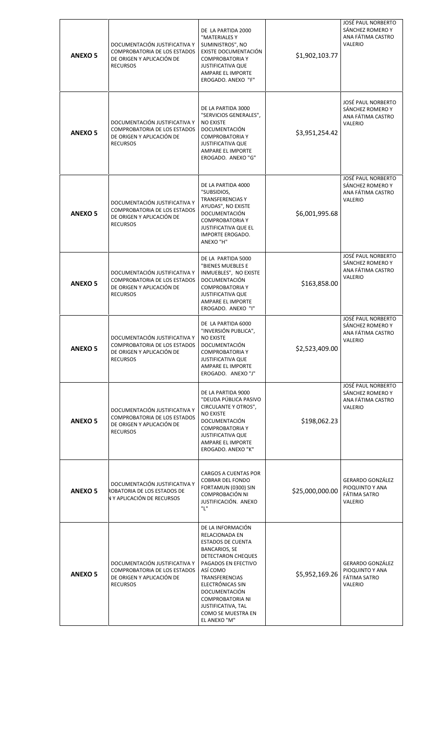| | | | | |
|---|---|---|---|---|
| **ANEXO 5** | DOCUMENTACIÓN JUSTIFICATIVA Y COMPROBATORIA DE LOS ESTADOS DE ORIGEN Y APLICACIÓN DE RECURSOS | DE LA PARTIDA 2000 "MATERIALES Y SUMINISTROS", NO EXISTE DOCUMENTACIÓN COMPROBATORIA Y JUSTIFICATIVA QUE AMPARE EL IMPORTE EROGADO. ANEXO "F" | $1,902,103.77 | JOSÉ PAUL NORBERTO SÁNCHEZ ROMERO Y ANA FÁTIMA CASTRO VALERIO |
| **ANEXO 5** | DOCUMENTACIÓN JUSTIFICATIVA Y COMPROBATORIA DE LOS ESTADOS DE ORIGEN Y APLICACIÓN DE RECURSOS | DE LA PARTIDA 3000 "SERVICIOS GENERALES", NO EXISTE DOCUMENTACIÓN COMPROBATORIA Y JUSTIFICATIVA QUE AMPARE EL IMPORTE EROGADO. ANEXO "G" | $3,951,254.42 | JOSÉ PAUL NORBERTO SÁNCHEZ ROMERO Y ANA FÁTIMA CASTRO VALERIO |
| **ANEXO 5** | DOCUMENTACIÓN JUSTIFICATIVA Y COMPROBATORIA DE LOS ESTADOS DE ORIGEN Y APLICACIÓN DE RECURSOS | DE LA PARTIDA 4000 "SUBSIDIOS, TRANSFERENCIAS Y AYUDAS", NO EXISTE DOCUMENTACIÓN COMPROBATORIA Y JUSTIFICATIVA QUE EL IMPORTE EROGADO. ANEXO "H" | $6,001,995.68 | JOSÉ PAUL NORBERTO SÁNCHEZ ROMERO Y ANA FÁTIMA CASTRO VALERIO |
| **ANEXO 5** | DOCUMENTACIÓN JUSTIFICATIVA Y COMPROBATORIA DE LOS ESTADOS DE ORIGEN Y APLICACIÓN DE RECURSOS | DE LA PARTIDA 5000 "BIENES MUEBLES E INMUEBLES", NO EXISTE DOCUMENTACIÓN COMPROBATORIA Y JUSTIFICATIVA QUE AMPARE EL IMPORTE EROGADO. ANEXO "I" | $163,858.00 | JOSÉ PAUL NORBERTO SÁNCHEZ ROMERO Y ANA FÁTIMA CASTRO VALERIO |
| **ANEXO 5** | DOCUMENTACIÓN JUSTIFICATIVA Y COMPROBATORIA DE LOS ESTADOS DE ORIGEN Y APLICACIÓN DE RECURSOS | DE LA PARTIDA 6000 "INVERSIÓN PUBLICA", NO EXISTE DOCUMENTACIÓN COMPROBATORIA Y JUSTIFICATIVA QUE AMPARE EL IMPORTE EROGADO. ANEXO "J" | $2,523,409.00 | JOSÉ PAUL NORBERTO SÁNCHEZ ROMERO Y ANA FÁTIMA CASTRO VALERIO |
| **ANEXO 5** | DOCUMENTACIÓN JUSTIFICATIVA Y COMPROBATORIA DE LOS ESTADOS DE ORIGEN Y APLICACIÓN DE RECURSOS | DE LA PARTIDA 9000 "DEUDA PÚBLICA PASIVO CIRCULANTE Y OTROS", NO EXISTE DOCUMENTACIÓN COMPROBATORIA Y JUSTIFICATIVA QUE AMPARE EL IMPORTE EROGADO. ANEXO "K" | $198,062.23 | JOSÉ PAUL NORBERTO SÁNCHEZ ROMERO Y ANA FÁTIMA CASTRO VALERIO |
| **ANEXO 5** | DOCUMENTACIÓN JUSTIFICATIVA Y ROBATORIA DE LOS ESTADOS DE N Y APLICACIÓN DE RECURSOS | CARGOS A CUENTAS POR COBRAR DEL FONDO FORTAMUN (0300) SIN COMPROBACIÓN NI JUSTIFICACIÓN. ANEXO "L" | $25,000,000.00 | GERARDO GONZÁLEZ PIOQUINTO Y ANA FÁTIMA SATRO VALERIO |
| **ANEXO 5** | DOCUMENTACIÓN JUSTIFICATIVA Y COMPROBATORIA DE LOS ESTADOS DE ORIGEN Y APLICACIÓN DE RECURSOS | DE LA INFORMACIÓN RELACIONADA EN ESTADOS DE CUENTA BANCARIOS, SE DETECTARON CHEQUES PAGADOS EN EFECTIVO ASÍ COMO TRANSFERENCIAS ELECTRÓNICAS SIN DOCUMENTACIÓN COMPROBATORIA NI JUSTIFICATIVA, TAL COMO SE MUESTRA EN EL ANEXO "M" | $5,952,169.26 | GERARDO GONZÁLEZ PIOQUINTO Y ANA FÁTIMA SATRO VALERIO |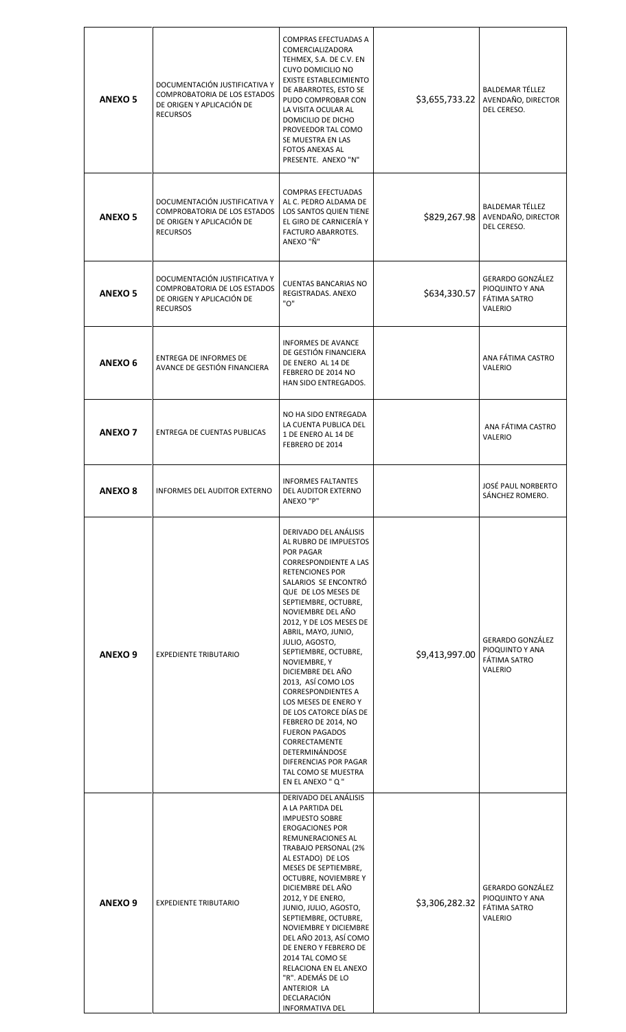| | | | | |
|---|---|---|---|---|
| **ANEXO 5** | DOCUMENTACIÓN JUSTIFICATIVA Y COMPROBATORIA DE LOS ESTADOS DE ORIGEN Y APLICACIÓN DE RECURSOS | COMPRAS EFECTUADAS A COMERCIALIZADORA TEHMEX, S.A. DE C.V. EN CUYO DOMICILIO NO EXISTE ESTABLECIMIENTO DE ABARROTES, ESTO SE PUDO COMPROBAR CON LA VISITA OCULAR AL DOMICILIO DE DICHO PROVEEDOR TAL COMO SE MUESTRA EN LAS FOTOS ANEXAS AL PRESENTE. ANEXO "N" | $3,655,733.22 | BALDEMAR TÉLLEZ AVENDAÑO, DIRECTOR DEL CERESO. |
| **ANEXO 5** | DOCUMENTACIÓN JUSTIFICATIVA Y COMPROBATORIA DE LOS ESTADOS DE ORIGEN Y APLICACIÓN DE RECURSOS | COMPRAS EFECTUADAS AL C. PEDRO ALDAMA DE LOS SANTOS QUIEN TIENE EL GIRO DE CARNICERÍA Y FACTURO ABARROTES. ANEXO "Ñ" | $829,267.98 | BALDEMAR TÉLLEZ AVENDAÑO, DIRECTOR DEL CERESO. |
| **ANEXO 5** | DOCUMENTACIÓN JUSTIFICATIVA Y COMPROBATORIA DE LOS ESTADOS DE ORIGEN Y APLICACIÓN DE RECURSOS | CUENTAS BANCARIAS NO REGISTRADAS. ANEXO "O" | $634,330.57 | GERARDO GONZÁLEZ PIOQUINTO Y ANA FÁTIMA SATRO VALERIO |
| **ANEXO 6** | ENTREGA DE INFORMES DE AVANCE DE GESTIÓN FINANCIERA | INFORMES DE AVANCE DE GESTIÓN FINANCIERA DE ENERO AL 14 DE FEBRERO DE 2014 NO HAN SIDO ENTREGADOS. | | ANA FÁTIMA CASTRO VALERIO |
| **ANEXO 7** | ENTREGA DE CUENTAS PUBLICAS | NO HA SIDO ENTREGADA LA CUENTA PUBLICA DEL 1 DE ENERO AL 14 DE FEBRERO DE 2014 | | ANA FÁTIMA CASTRO VALERIO |
| **ANEXO 8** | INFORMES DEL AUDITOR EXTERNO | INFORMES FALTANTES DEL AUDITOR EXTERNO ANEXO "P" | | JOSÉ PAUL NORBERTO SÁNCHEZ ROMERO. |
| **ANEXO 9** | EXPEDIENTE TRIBUTARIO | DERIVADO DEL ANÁLISIS AL RUBRO DE IMPUESTOS POR PAGAR CORRESPONDIENTE A LAS RETENCIONES POR SALARIOS SE ENCONTRÓ QUE DE LOS MESES DE SEPTIEMBRE, OCTUBRE, NOVIEMBRE DEL AÑO 2012, Y DE LOS MESES DE ABRIL, MAYO, JUNIO, JULIO, AGOSTO, SEPTIEMBRE, OCTUBRE, NOVIEMBRE, Y DICIEMBRE DEL AÑO 2013, ASÍ COMO LOS CORRESPONDIENTES A LOS MESES DE ENERO Y DE LOS CATORCE DÍAS DE FEBRERO DE 2014, NO FUERON PAGADOS CORRECTAMENTE DETERMINÁNDOSE DIFERENCIAS POR PAGAR TAL COMO SE MUESTRA EN EL ANEXO " Q " | $9,413,997.00 | GERARDO GONZÁLEZ PIOQUINTO Y ANA FÁTIMA SATRO VALERIO |
| **ANEXO 9** | EXPEDIENTE TRIBUTARIO | DERIVADO DEL ANÁLISIS A LA PARTIDA DEL IMPUESTO SOBRE EROGACIONES POR REMUNERACIONES AL TRABAJO PERSONAL (2% AL ESTADO) DE LOS MESES DE SEPTIEMBRE, OCTUBRE, NOVIEMBRE Y DICIEMBRE DEL AÑO 2012, Y DE ENERO, JUNIO, JULIO, AGOSTO, SEPTIEMBRE, OCTUBRE, NOVIEMBRE Y DICIEMBRE DEL AÑO 2013, ASÍ COMO DE ENERO Y FEBRERO DE 2014 TAL COMO SE RELACIONA EN EL ANEXO "R". ADEMÁS DE LO ANTERIOR LA DECLARACIÓN INFORMATIVA DEL | $3,306,282.32 | GERARDO GONZÁLEZ PIOQUINTO Y ANA FÁTIMA SATRO VALERIO |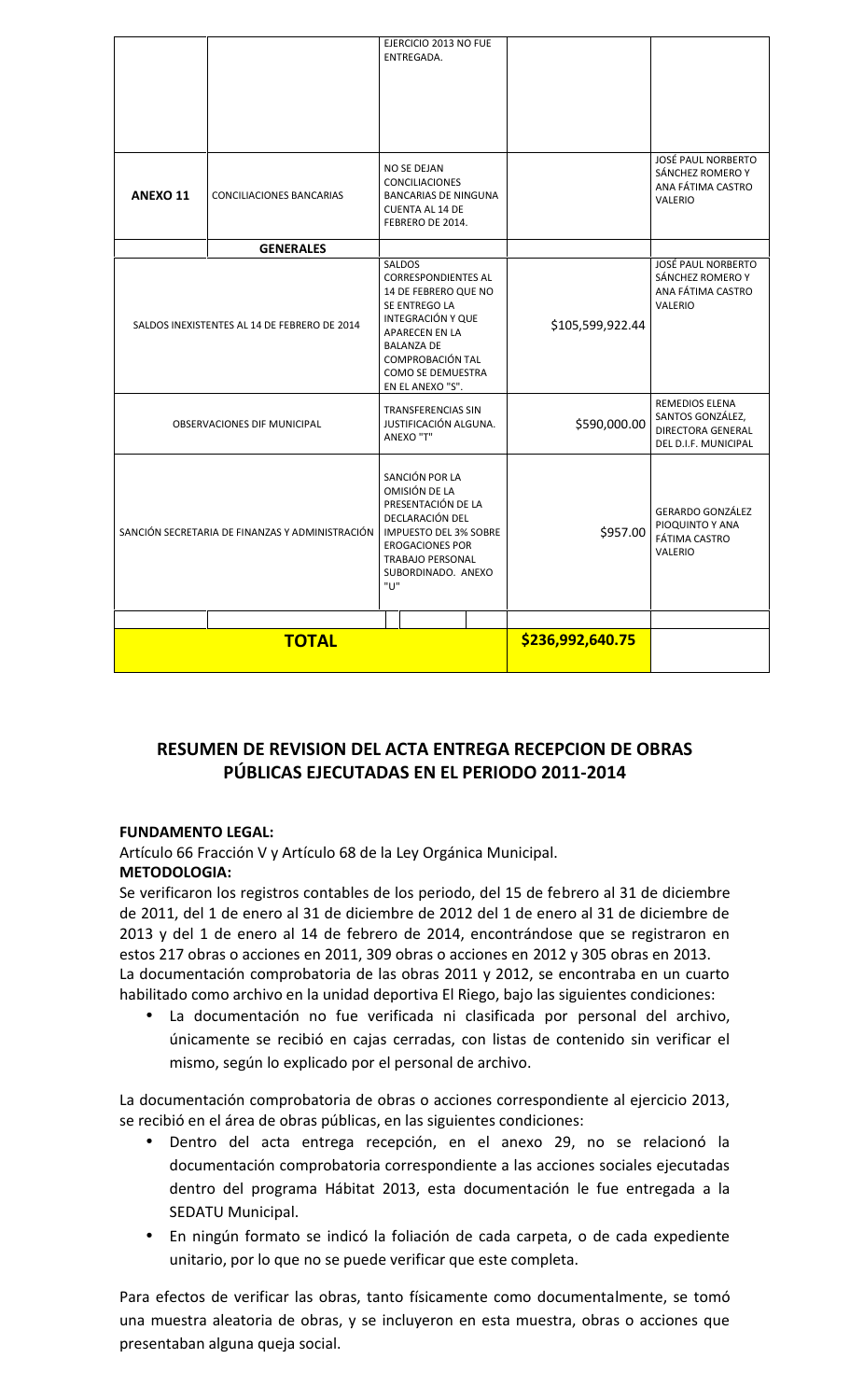| | | | | |
|---|---|---|---|---|
| | | EJERCICIO 2013 NO FUE ENTREGADA. | | |
| **ANEXO 11** | CONCILIACIONES BANCARIAS | NO SE DEJAN CONCILIACIONES BANCARIAS DE NINGUNA CUENTA AL 14 DE FEBRERO DE 2014. | | JOSÉ PAUL NORBERTO SÁNCHEZ ROMERO Y ANA FÁTIMA CASTRO VALERIO |
| | **GENERALES** | | | |
| SALDOS INEXISTENTES AL 14 DE FEBRERO DE 2014 | | SALDOS CORRESPONDIENTES AL 14 DE FEBRERO QUE NO SE ENTREGO LA INTEGRACIÓN Y QUE APARECEN EN LA BALANZA DE COMPROBACIÓN TAL COMO SE DEMUESTRA EN EL ANEXO "S". | $105,599,922.44 | JOSÉ PAUL NORBERTO SÁNCHEZ ROMERO Y ANA FÁTIMA CASTRO VALERIO |
| OBSERVACIONES DIF MUNICIPAL | | TRANSFERENCIAS SIN JUSTIFICACIÓN ALGUNA. ANEXO "T" | $590,000.00 | REMEDIOS ELENA SANTOS GONZÁLEZ, DIRECTORA GENERAL DEL D.I.F. MUNICIPAL |
| SANCIÓN SECRETARIA DE FINANZAS Y ADMINISTRACIÓN | | SANCIÓN POR LA OMISIÓN DE LA PRESENTACIÓN DE LA DECLARACIÓN DEL IMPUESTO DEL 3% SOBRE EROGACIONES POR TRABAJO PERSONAL SUBORDINADO. ANEXO "U" | $957.00 | GERARDO GONZÁLEZ PIOQUINTO Y ANA FÁTIMA CASTRO VALERIO |
| | | | | |
| **TOTAL** | | | **$236,992,640.75** | |

## RESUMEN DE REVISION DEL ACTA ENTREGA RECEPCION DE OBRAS PÚBLICAS EJECUTADAS EN EL PERIODO 2011-2014

**FUNDAMENTO LEGAL:**

Artículo 66 Fracción V y Artículo 68 de la Ley Orgánica Municipal.

**METODOLOGIA:**

Se verificaron los registros contables de los periodo, del 15 de febrero al 31 de diciembre de 2011, del 1 de enero al 31 de diciembre de 2012 del 1 de enero al 31 de diciembre de 2013 y del 1 de enero al 14 de febrero de 2014, encontrándose que se registraron en estos 217 obras o acciones en 2011, 309 obras o acciones en 2012 y 305 obras en 2013.

La documentación comprobatoria de las obras 2011 y 2012, se encontraba en un cuarto habilitado como archivo en la unidad deportiva El Riego, bajo las siguientes condiciones:

- La documentación no fue verificada ni clasificada por personal del archivo, únicamente se recibió en cajas cerradas, con listas de contenido sin verificar el mismo, según lo explicado por el personal de archivo.

La documentación comprobatoria de obras o acciones correspondiente al ejercicio 2013, se recibió en el área de obras públicas, en las siguientes condiciones:

- Dentro del acta entrega recepción, en el anexo 29, no se relacionó la documentación comprobatoria correspondiente a las acciones sociales ejecutadas dentro del programa Hábitat 2013, esta documentación le fue entregada a la SEDATU Municipal.
- En ningún formato se indicó la foliación de cada carpeta, o de cada expediente unitario, por lo que no se puede verificar que este completa.

Para efectos de verificar las obras, tanto físicamente como documentalmente, se tomó una muestra aleatoria de obras, y se incluyeron en esta muestra, obras o acciones que presentaban alguna queja social.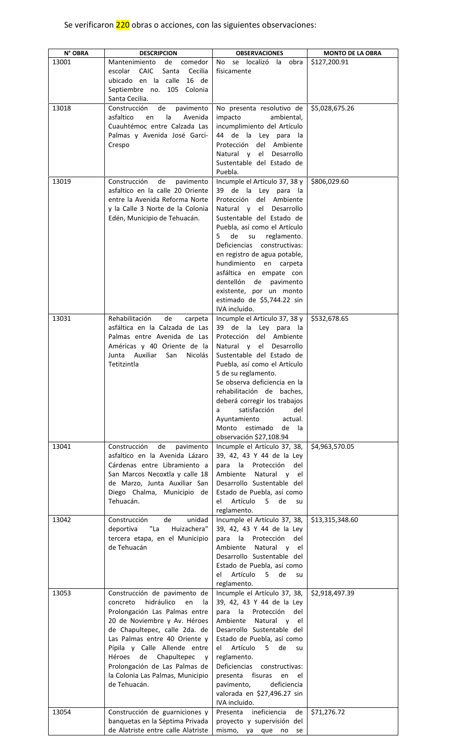Se verificaron 220 obras o acciones, con las siguientes observaciones:

| N° OBRA | DESCRIPCION | OBSERVACIONES | MONTO DE LA OBRA |
|---|---|---|---|
| 13001 | Mantenimiento de comedor escolar CAIC Santa Cecilia ubicado en la calle 16 de Septiembre no. 105 Colonia Santa Cecilia. | No se localizó la obra físicamente | \$127,200.91 |
| 13018 | Construcción de pavimento asfaltico en la Avenida Cuauhtémoc entre Calzada Las Palmas y Avenida José Garci-Crespo | No presenta resolutivo de impacto ambiental, incumplimiento del Artículo 44 de la Ley para la Protección del Ambiente Natural y el Desarrollo Sustentable del Estado de Puebla. | \$5,028,675.26 |
| 13019 | Construcción de pavimento asfaltico en la calle 20 Oriente entre la Avenida Reforma Norte y la Calle 3 Norte de la Colonia Edén, Municipio de Tehuacán. | Incumple el Artículo 37, 38 y 39 de la Ley para la Protección del Ambiente Natural y el Desarrollo Sustentable del Estado de Puebla, así como el Artículo 5 de su reglamento. Deficiencias constructivas: en registro de agua potable, hundimiento en carpeta asfáltica en empate con dentellón de pavimento existente, por un monto estimado de \$5,744.22 sin IVA incluido. | \$806,029.60 |
| 13031 | Rehabilitación de carpeta asfáltica en la Calzada de Las Palmas entre Avenida de Las Américas y 40 Oriente de la Junta Auxiliar San Nicolás Tetitzintla | Incumple el Artículo 37, 38 y 39 de la Ley para la Protección del Ambiente Natural y el Desarrollo Sustentable del Estado de Puebla, así como el Artículo 5 de su reglamento. Se observa deficiencia en la rehabilitación de baches, deberá corregir los trabajos a satisfacción del Ayuntamiento actual. Monto estimado de la observación \$27,108.94 | \$532,678.65 |
| 13041 | Construcción de pavimento asfaltico en la Avenida Lázaro Cárdenas entre Libramiento a San Marcos Necoxtla y calle 18 de Marzo, Junta Auxiliar San Diego Chalma, Municipio de Tehuacán. | Incumple el Artículo 37, 38, 39, 42, 43 Y 44 de la Ley para la Protección del Ambiente Natural y el Desarrollo Sustentable del Estado de Puebla, así como el Artículo 5 de su reglamento. | \$4,963,570.05 |
| 13042 | Construcción de unidad deportiva "La Huizachera" tercera etapa, en el Municipio de Tehuacán | Incumple el Artículo 37, 38, 39, 42, 43 Y 44 de la Ley para la Protección del Ambiente Natural y el Desarrollo Sustentable del Estado de Puebla, así como el Artículo 5 de su reglamento. | \$13,315,348.60 |
| 13053 | Construcción de pavimento de concreto hidráulico en la Prolongación Las Palmas entre 20 de Noviembre y Av. Héroes de Chapultepec, calle 2da. de Las Palmas entre 40 Oriente y Pípila y Calle Allende entre Héroes de Chapultepec y Prolongación de Las Palmas de la Colonia Las Palmas, Municipio de Tehuacán. | Incumple el Artículo 37, 38, 39, 42, 43 Y 44 de la Ley para la Protección del Ambiente Natural y el Desarrollo Sustentable del Estado de Puebla, así como el Artículo 5 de su reglamento. Deficiencias constructivas: presenta fisuras en el pavimento, deficiencia valorada en \$27,496.27 sin IVA incluido. | \$2,918,497.39 |
| 13054 | Construcción de guarniciones y banquetas en la Séptima Privada de Alatriste entre calle Alatriste | Presenta ineficiencia de proyecto y supervisión del mismo, ya que no se | \$71,276.72 |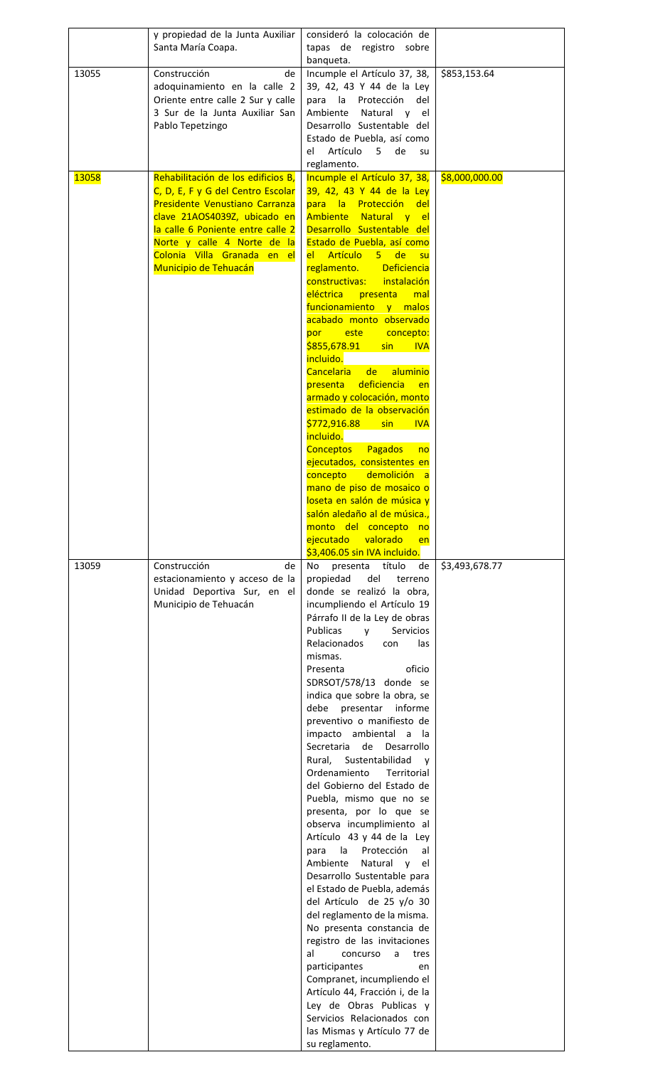| | | | |
|---|---|---|---|
| | y propiedad de la Junta Auxiliar Santa María Coapa. | consideró la colocación de tapas de registro sobre banqueta. | |
| 13055 | Construcción de adoquinamiento en la calle 2 Oriente entre calle 2 Sur y calle 3 Sur de la Junta Auxiliar San Pablo Tepetzingo | Incumple el Artículo 37, 38, 39, 42, 43 Y 44 de la Ley para la Protección del Ambiente Natural y el Desarrollo Sustentable del Estado de Puebla, así como el Artículo 5 de su reglamento. | $853,153.64 |
| 13058 | Rehabilitación de los edificios B, C, D, E, F y G del Centro Escolar Presidente Venustiano Carranza clave 21AOS4039Z, ubicado en la calle 6 Poniente entre calle 2 Norte y calle 4 Norte de la Colonia Villa Granada en el Municipio de Tehuacán | Incumple el Artículo 37, 38, 39, 42, 43 Y 44 de la Ley para la Protección del Ambiente Natural y el Desarrollo Sustentable del Estado de Puebla, así como el Artículo 5 de su reglamento. Deficiencia constructivas: instalación eléctrica presenta mal funcionamiento y malos acabado monto observado por este concepto: $855,678.91 sin IVA incluido. Cancelaria de aluminio presenta deficiencia en armado y colocación, monto estimado de la observación $772,916.88 sin IVA incluido. Conceptos Pagados no ejecutados, consistentes en concepto demolición a mano de piso de mosaico o loseta en salón de música y salón aledaño al de música., monto del concepto no ejecutado valorado en $3,406.05 sin IVA incluido. | $8,000,000.00 |
| 13059 | Construcción de estacionamiento y acceso de la Unidad Deportiva Sur, en el Municipio de Tehuacán | No presenta título de propiedad del terreno donde se realizó la obra, incumpliendo el Artículo 19 Párrafo II de la Ley de obras Publicas y Servicios Relacionados con las mismas. Presenta oficio SDRSOT/578/13 donde se indica que sobre la obra, se debe presentar informe preventivo o manifiesto de impacto ambiental a la Secretaria de Desarrollo Rural, Sustentabilidad y Ordenamiento Territorial del Gobierno del Estado de Puebla, mismo que no se presenta, por lo que se observa incumplimiento al Artículo 43 y 44 de la Ley para la Protección al Ambiente Natural y el Desarrollo Sustentable para el Estado de Puebla, además del Artículo de 25 y/o 30 del reglamento de la misma. No presenta constancia de registro de las invitaciones al concurso a tres participantes en Compranet, incumpliendo el Artículo 44, Fracción i, de la Ley de Obras Publicas y Servicios Relacionados con las Mismas y Artículo 77 de su reglamento. | $3,493,678.77 |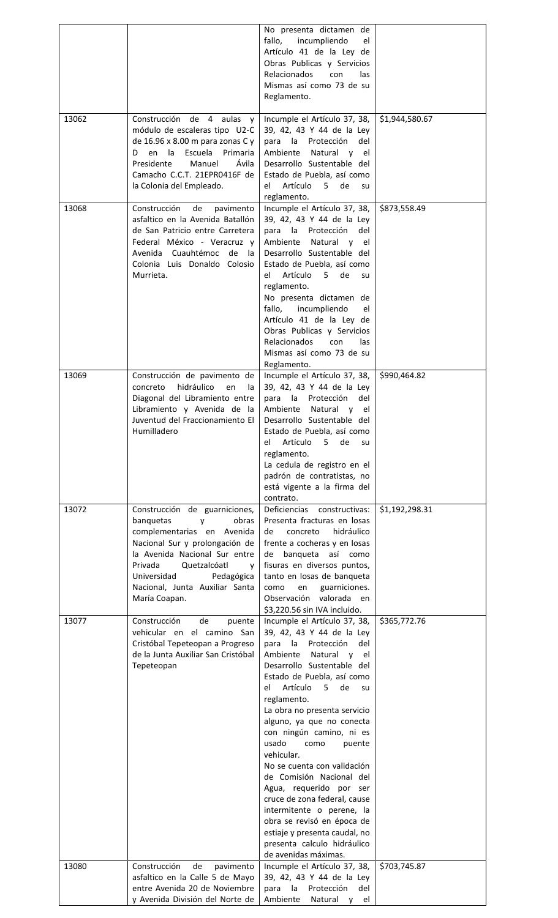| | | | |
|---|---|---|---|
| | | No presenta dictamen de fallo, incumpliendo el Artículo 41 de la Ley de Obras Publicas y Servicios Relacionados con las Mismas así como 73 de su Reglamento. | |
| 13062 | Construcción de 4 aulas y módulo de escaleras tipo U2-C de 16.96 x 8.00 m para zonas C y D en la Escuela Primaria Presidente Manuel Ávila Camacho C.C.T. 21EPR0416F de la Colonia del Empleado. | Incumple el Artículo 37, 38, 39, 42, 43 Y 44 de la Ley para la Protección del Ambiente Natural y el Desarrollo Sustentable del Estado de Puebla, así como el Artículo 5 de su reglamento. | $1,944,580.67 |
| 13068 | Construcción de pavimento asfaltico en la Avenida Batallón de San Patricio entre Carretera Federal México - Veracruz y Avenida Cuauhtémoc de la Colonia Luis Donaldo Colosio Murrieta. | Incumple el Artículo 37, 38, 39, 42, 43 Y 44 de la Ley para la Protección del Ambiente Natural y el Desarrollo Sustentable del Estado de Puebla, así como el Artículo 5 de su reglamento. No presenta dictamen de fallo, incumpliendo el Artículo 41 de la Ley de Obras Publicas y Servicios Relacionados con las Mismas así como 73 de su Reglamento. | $873,558.49 |
| 13069 | Construcción de pavimento de concreto hidráulico en la Diagonal del Libramiento entre Libramiento y Avenida de la Juventud del Fraccionamiento El Humilladero | Incumple el Artículo 37, 38, 39, 42, 43 Y 44 de la Ley para la Protección del Ambiente Natural y el Desarrollo Sustentable del Estado de Puebla, así como el Artículo 5 de su reglamento. La cedula de registro en el padrón de contratistas, no está vigente a la firma del contrato. | $990,464.82 |
| 13072 | Construcción de guarniciones, banquetas y obras complementarias en Avenida Nacional Sur y prolongación de la Avenida Nacional Sur entre Privada Quetzalcóatl y Universidad Pedagógica Nacional, Junta Auxiliar Santa María Coapan. | Deficiencias constructivas: Presenta fracturas en losas de concreto hidráulico frente a cocheras y en losas de banqueta así como fisuras en diversos puntos, tanto en losas de banqueta como en guarniciones. Observación valorada en $3,220.56 sin IVA incluido. | $1,192,298.31 |
| 13077 | Construcción de puente vehicular en el camino San Cristóbal Tepeteopan a Progreso de la Junta Auxiliar San Cristóbal Tepeteopan | Incumple el Artículo 37, 38, 39, 42, 43 Y 44 de la Ley para la Protección del Ambiente Natural y el Desarrollo Sustentable del Estado de Puebla, así como el Artículo 5 de su reglamento. La obra no presenta servicio alguno, ya que no conecta con ningún camino, ni es usado como puente vehicular. No se cuenta con validación de Comisión Nacional del Agua, requerido por ser cruce de zona federal, cause intermitente o perene, la obra se revisó en época de estiaje y presenta caudal, no presenta calculo hidráulico de avenidas máximas. | $365,772.76 |
| 13080 | Construcción de pavimento asfaltico en la Calle 5 de Mayo entre Avenida 20 de Noviembre y Avenida División del Norte de | Incumple el Artículo 37, 38, 39, 42, 43 Y 44 de la Ley para la Protección del Ambiente Natural y el | $703,745.87 |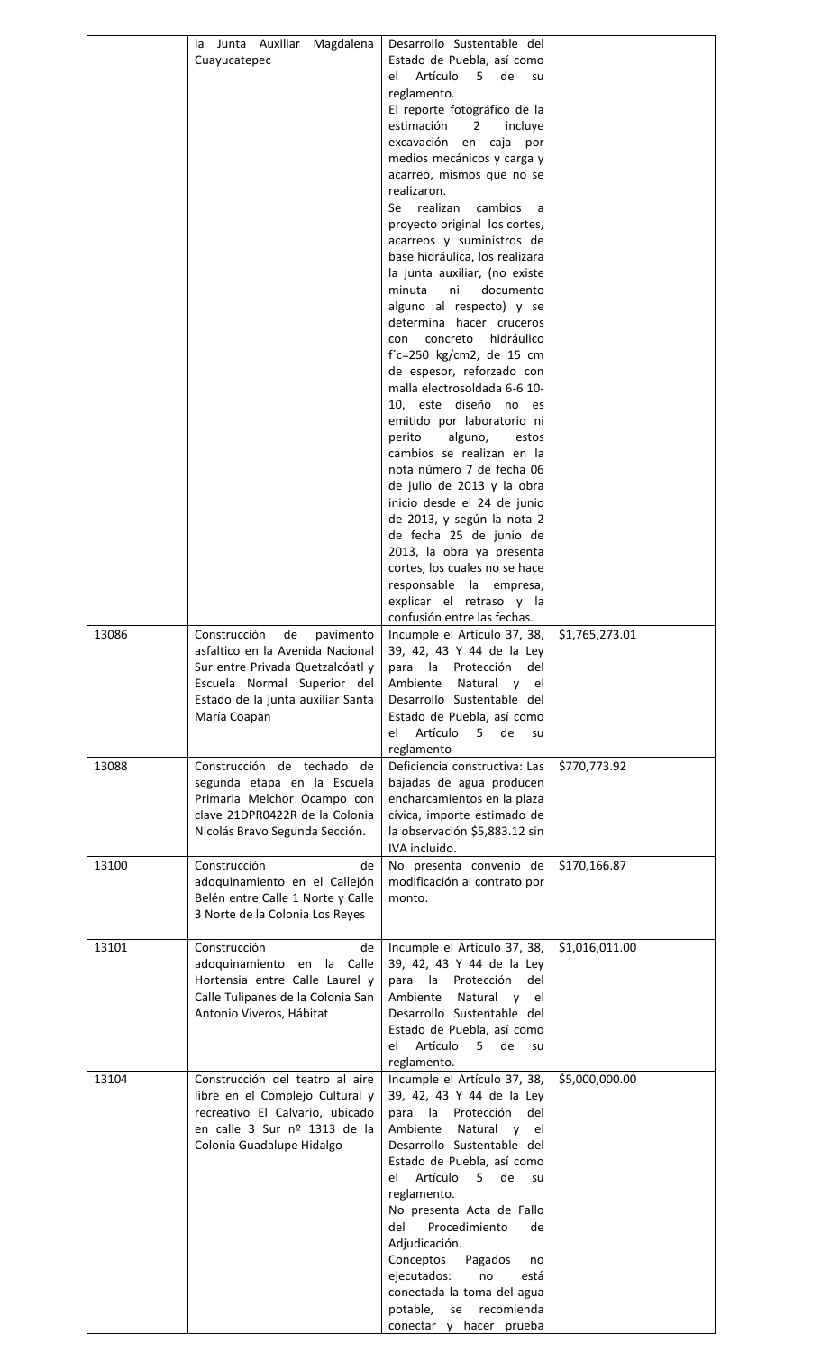| | | | |
|---|---|---|---|
| | la Junta Auxiliar Magdalena Cuayucatepec | Desarrollo Sustentable del Estado de Puebla, así como el Artículo 5 de su reglamento. El reporte fotográfico de la estimación 2 incluye excavación en caja por medios mecánicos y carga y acarreo, mismos que no se realizaron. Se realizan cambios a proyecto original los cortes, acarreos y suministros de base hidráulica, los realizara la junta auxiliar, (no existe minuta ni documento alguno al respecto) y se determina hacer cruceros con concreto hidráulico f´c=250 kg/cm2, de 15 cm de espesor, reforzado con malla electrosoldada 6-6 10-10, este diseño no es emitido por laboratorio ni perito alguno, estos cambios se realizan en la nota número 7 de fecha 06 de julio de 2013 y la obra inicio desde el 24 de junio de 2013, y según la nota 2 de fecha 25 de junio de 2013, la obra ya presenta cortes, los cuales no se hace responsable la empresa, explicar el retraso y la confusión entre las fechas. | |
| 13086 | Construcción de pavimento asfaltico en la Avenida Nacional Sur entre Privada Quetzalcóatl y Escuela Normal Superior del Estado de la junta auxiliar Santa María Coapan | Incumple el Artículo 37, 38, 39, 42, 43 Y 44 de la Ley para la Protección del Ambiente Natural y el Desarrollo Sustentable del Estado de Puebla, así como el Artículo 5 de su reglamento | $1,765,273.01 |
| 13088 | Construcción de techado de segunda etapa en la Escuela Primaria Melchor Ocampo con clave 21DPR0422R de la Colonia Nicolás Bravo Segunda Sección. | Deficiencia constructiva: Las bajadas de agua producen encharcamientos en la plaza cívica, importe estimado de la observación $5,883.12 sin IVA incluido. | $770,773.92 |
| 13100 | Construcción de adoquinamiento en el Callejón Belén entre Calle 1 Norte y Calle 3 Norte de la Colonia Los Reyes | No presenta convenio de modificación al contrato por monto. | $170,166.87 |
| 13101 | Construcción de adoquinamiento en la Calle Hortensia entre Calle Laurel y Calle Tulipanes de la Colonia San Antonio Viveros, Hábitat | Incumple el Artículo 37, 38, 39, 42, 43 Y 44 de la Ley para la Protección del Ambiente Natural y el Desarrollo Sustentable del Estado de Puebla, así como el Artículo 5 de su reglamento. | $1,016,011.00 |
| 13104 | Construcción del teatro al aire libre en el Complejo Cultural y recreativo El Calvario, ubicado en calle 3 Sur nº 1313 de la Colonia Guadalupe Hidalgo | Incumple el Artículo 37, 38, 39, 42, 43 Y 44 de la Ley para la Protección del Ambiente Natural y el Desarrollo Sustentable del Estado de Puebla, así como el Artículo 5 de su reglamento. No presenta Acta de Fallo del Procedimiento de Adjudicación. Conceptos Pagados no ejecutados: no está conectada la toma del agua potable, se recomienda conectar y hacer prueba | $5,000,000.00 |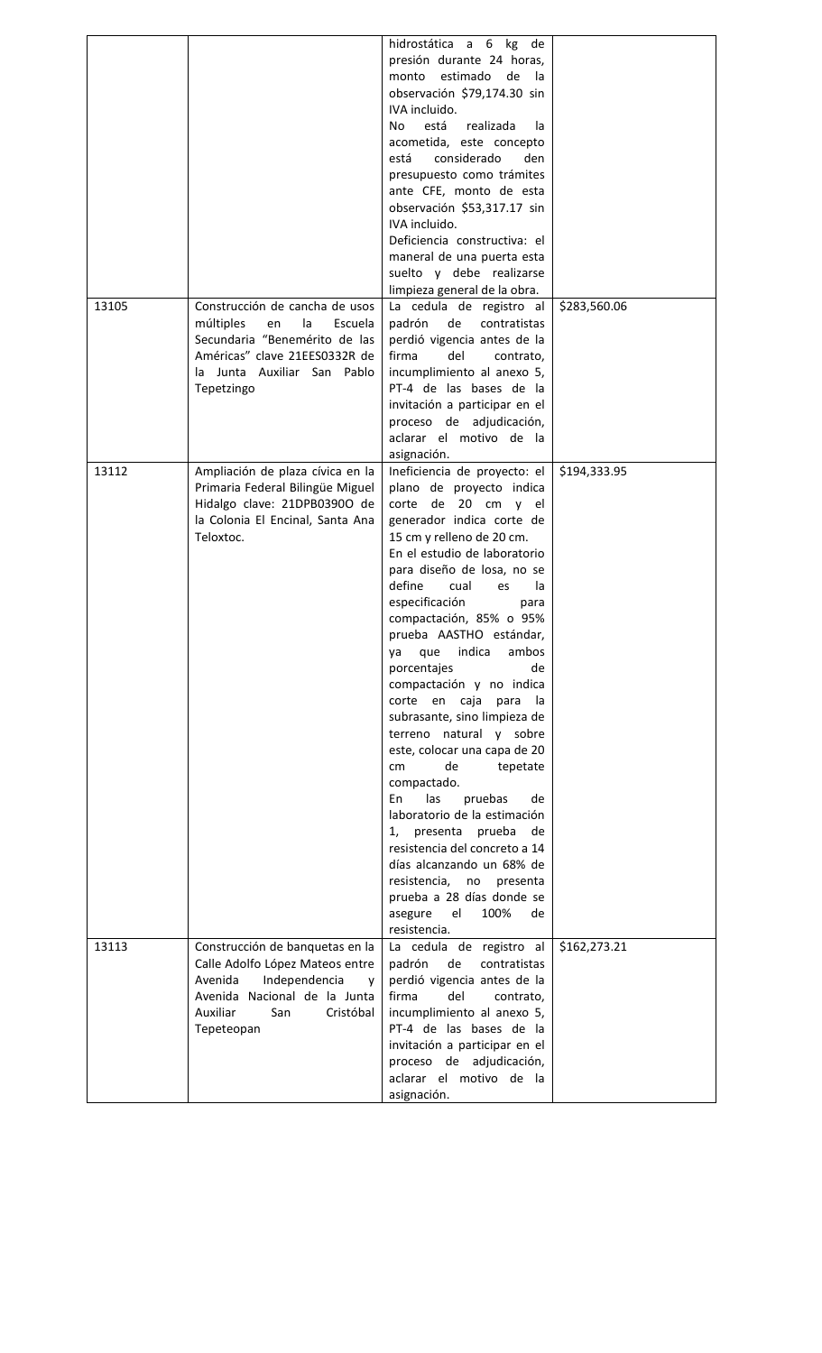| | | | |
|---|---|---|---|
| | | hidrostática a 6 kg de presión durante 24 horas, monto estimado de la observación $79,174.30 sin IVA incluido.<br>No está realizada la acometida, este concepto está considerado den presupuesto como trámites ante CFE, monto de esta observación $53,317.17 sin IVA incluido.<br>Deficiencia constructiva: el maneral de una puerta esta suelto y debe realizarse limpieza general de la obra. | |
| 13105 | Construcción de cancha de usos múltiples en la Escuela Secundaria "Benemérito de las Américas" clave 21EES0332R de la Junta Auxiliar San Pablo Tepetzingo | La cedula de registro al padrón de contratistas perdió vigencia antes de la firma del contrato, incumplimiento al anexo 5, PT-4 de las bases de la invitación a participar en el proceso de adjudicación, aclarar el motivo de la asignación. | $283,560.06 |
| 13112 | Ampliación de plaza cívica en la Primaria Federal Bilingüe Miguel Hidalgo clave: 21DPB0390O de la Colonia El Encinal, Santa Ana Teloxtoc. | Ineficiencia de proyecto: el plano de proyecto indica corte de 20 cm y el generador indica corte de 15 cm y relleno de 20 cm.<br>En el estudio de laboratorio para diseño de losa, no se define cual es la especificación para compactación, 85% o 95% prueba AASTHO estándar, ya que indica ambos porcentajes de compactación y no indica corte en caja para la subrasante, sino limpieza de terreno natural y sobre este, colocar una capa de 20 cm de tepetate compactado.<br>En las pruebas de laboratorio de la estimación 1, presenta prueba de resistencia del concreto a 14 días alcanzando un 68% de resistencia, no presenta prueba a 28 días donde se asegure el 100% de resistencia. | $194,333.95 |
| 13113 | Construcción de banquetas en la Calle Adolfo López Mateos entre Avenida Independencia y Avenida Nacional de la Junta Auxiliar San Cristóbal Tepeteopan | La cedula de registro al padrón de contratistas perdió vigencia antes de la firma del contrato, incumplimiento al anexo 5, PT-4 de las bases de la invitación a participar en el proceso de adjudicación, aclarar el motivo de la asignación. | $162,273.21 |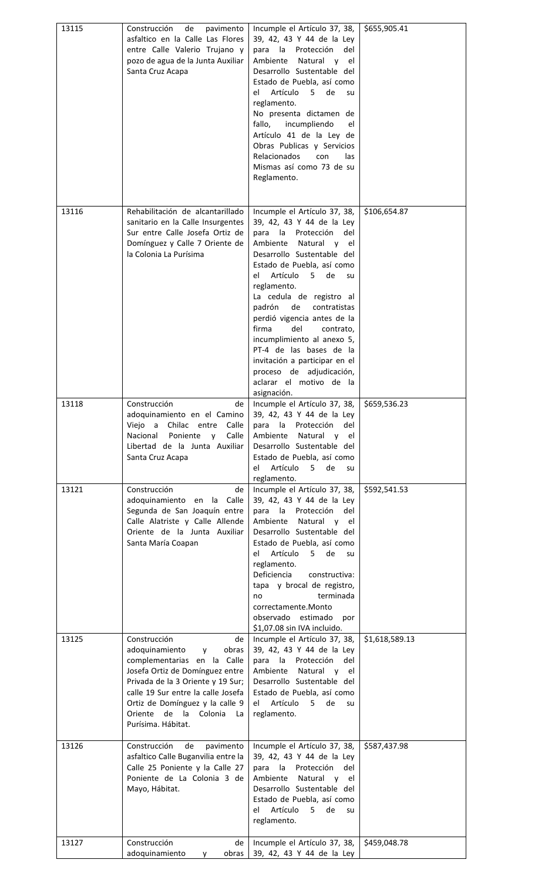| | | | |
|---|---|---|---|
| 13115 | Construcción de pavimento asfaltico en la Calle Las Flores entre Calle Valerio Trujano y pozo de agua de la Junta Auxiliar Santa Cruz Acapa | Incumple el Artículo 37, 38, 39, 42, 43 Y 44 de la Ley para la Protección del Ambiente Natural y el Desarrollo Sustentable del Estado de Puebla, así como el Artículo 5 de su reglamento.<br>No presenta dictamen de fallo, incumpliendo el Artículo 41 de la Ley de Obras Publicas y Servicios Relacionados con las Mismas así como 73 de su Reglamento. | $655,905.41 |
| 13116 | Rehabilitación de alcantarillado sanitario en la Calle Insurgentes Sur entre Calle Josefa Ortiz de Domínguez y Calle 7 Oriente de la Colonia La Purísima | Incumple el Artículo 37, 38, 39, 42, 43 Y 44 de la Ley para la Protección del Ambiente Natural y el Desarrollo Sustentable del Estado de Puebla, así como el Artículo 5 de su reglamento.<br>La cedula de registro al padrón de contratistas perdió vigencia antes de la firma del contrato, incumplimiento al anexo 5, PT-4 de las bases de la invitación a participar en el proceso de adjudicación, aclarar el motivo de la asignación. | $106,654.87 |
| 13118 | Construcción de adoquinamiento en el Camino Viejo a Chilac entre Calle Nacional Poniente y Calle Libertad de la Junta Auxiliar Santa Cruz Acapa | Incumple el Artículo 37, 38, 39, 42, 43 Y 44 de la Ley para la Protección del Ambiente Natural y el Desarrollo Sustentable del Estado de Puebla, así como el Artículo 5 de su reglamento. | $659,536.23 |
| 13121 | Construcción de adoquinamiento en la Calle Segunda de San Joaquín entre Calle Alatriste y Calle Allende Oriente de la Junta Auxiliar Santa María Coapan | Incumple el Artículo 37, 38, 39, 42, 43 Y 44 de la Ley para la Protección del Ambiente Natural y el Desarrollo Sustentable del Estado de Puebla, así como el Artículo 5 de su reglamento.<br>Deficiencia constructiva: tapa y brocal de registro, no terminada correctamente.Monto observado estimado por $1,07.08 sin IVA incluido. | $592,541.53 |
| 13125 | Construcción de adoquinamiento y obras complementarias en la Calle Josefa Ortiz de Domínguez entre Privada de la 3 Oriente y 19 Sur; calle 19 Sur entre la calle Josefa Ortiz de Domínguez y la calle 9 Oriente de la Colonia La Purísima. Hábitat. | Incumple el Artículo 37, 38, 39, 42, 43 Y 44 de la Ley para la Protección del Ambiente Natural y el Desarrollo Sustentable del Estado de Puebla, así como el Artículo 5 de su reglamento. | $1,618,589.13 |
| 13126 | Construcción de pavimento asfaltico Calle Buganvilia entre la Calle 25 Poniente y la Calle 27 Poniente de La Colonia 3 de Mayo, Hábitat. | Incumple el Artículo 37, 38, 39, 42, 43 Y 44 de la Ley para la Protección del Ambiente Natural y el Desarrollo Sustentable del Estado de Puebla, así como el Artículo 5 de su reglamento. | $587,437.98 |
| 13127 | Construcción de adoquinamiento y obras | Incumple el Artículo 37, 38, 39, 42, 43 Y 44 de la Ley | $459,048.78 |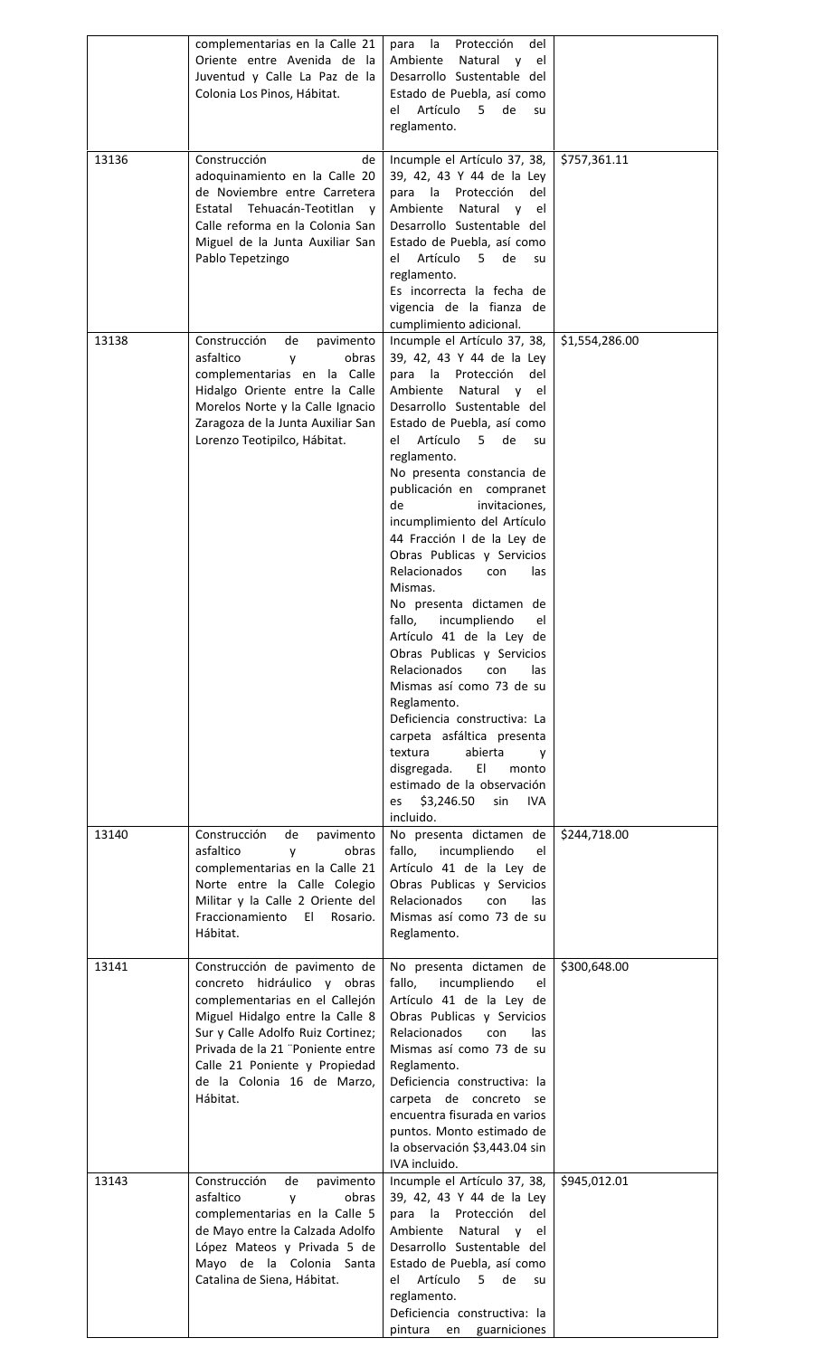| | | | |
|---|---|---|---|
| | complementarias en la Calle 21 Oriente entre Avenida de la Juventud y Calle La Paz de la Colonia Los Pinos, Hábitat. | para la Protección del Ambiente Natural y el Desarrollo Sustentable del Estado de Puebla, así como el Artículo 5 de su reglamento. | |
| 13136 | Construcción de adoquinamiento en la Calle 20 de Noviembre entre Carretera Estatal Tehuacán-Teotitlan y Calle reforma en la Colonia San Miguel de la Junta Auxiliar San Pablo Tepetzingo | Incumple el Artículo 37, 38, 39, 42, 43 Y 44 de la Ley para la Protección del Ambiente Natural y el Desarrollo Sustentable del Estado de Puebla, así como el Artículo 5 de su reglamento. Es incorrecta la fecha de vigencia de la fianza de cumplimiento adicional. | $757,361.11 |
| 13138 | Construcción de pavimento asfaltico y obras complementarias en la Calle Hidalgo Oriente entre la Calle Morelos Norte y la Calle Ignacio Zaragoza de la Junta Auxiliar San Lorenzo Teotipilco, Hábitat. | Incumple el Artículo 37, 38, 39, 42, 43 Y 44 de la Ley para la Protección del Ambiente Natural y el Desarrollo Sustentable del Estado de Puebla, así como el Artículo 5 de su reglamento. No presenta constancia de publicación en compranet de invitaciones, incumplimiento del Artículo 44 Fracción I de la Ley de Obras Publicas y Servicios Relacionados con las Mismas. No presenta dictamen de fallo, incumpliendo el Artículo 41 de la Ley de Obras Publicas y Servicios Relacionados con las Mismas así como 73 de su Reglamento. Deficiencia constructiva: La carpeta asfáltica presenta textura abierta y disgregada. El monto estimado de la observación es $3,246.50 sin IVA incluido. | $1,554,286.00 |
| 13140 | Construcción de pavimento asfaltico y obras complementarias en la Calle 21 Norte entre la Calle Colegio Militar y la Calle 2 Oriente del Fraccionamiento El Rosario. Hábitat. | No presenta dictamen de fallo, incumpliendo el Artículo 41 de la Ley de Obras Publicas y Servicios Relacionados con las Mismas así como 73 de su Reglamento. | $244,718.00 |
| 13141 | Construcción de pavimento de concreto hidráulico y obras complementarias en el Callejón Miguel Hidalgo entre la Calle 8 Sur y Calle Adolfo Ruiz Cortinez; Privada de la 21 ¨Poniente entre Calle 21 Poniente y Propiedad de la Colonia 16 de Marzo, Hábitat. | No presenta dictamen de fallo, incumpliendo el Artículo 41 de la Ley de Obras Publicas y Servicios Relacionados con las Mismas así como 73 de su Reglamento. Deficiencia constructiva: la carpeta de concreto se encuentra fisurada en varios puntos. Monto estimado de la observación $3,443.04 sin IVA incluido. | $300,648.00 |
| 13143 | Construcción de pavimento asfaltico y obras complementarias en la Calle 5 de Mayo entre la Calzada Adolfo López Mateos y Privada 5 de Mayo de la Colonia Santa Catalina de Siena, Hábitat. | Incumple el Artículo 37, 38, 39, 42, 43 Y 44 de la Ley para la Protección del Ambiente Natural y el Desarrollo Sustentable del Estado de Puebla, así como el Artículo 5 de su reglamento. Deficiencia constructiva: la pintura en guarniciones | $945,012.01 |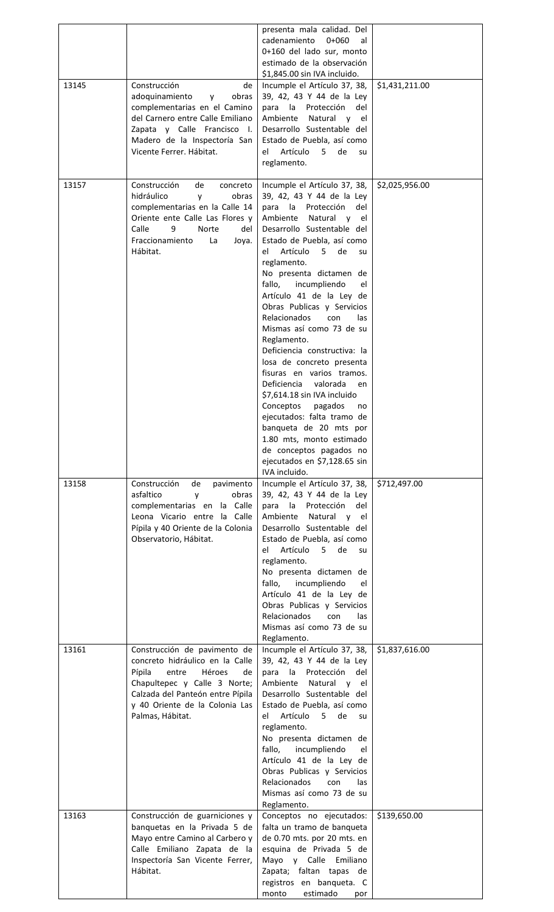| | | | |
|---|---|---|---|
| | | presenta mala calidad. Del cadenamiento 0+060 al 0+160 del lado sur, monto estimado de la observación $1,845.00 sin IVA incluido. | |
| 13145 | Construcción de adoquinamiento y obras complementarias en el Camino del Carnero entre Calle Emiliano Zapata y Calle Francisco I. Madero de la Inspectoría San Vicente Ferrer. Hábitat. | Incumple el Artículo 37, 38, 39, 42, 43 Y 44 de la Ley para la Protección del Ambiente Natural y el Desarrollo Sustentable del Estado de Puebla, así como el Artículo 5 de su reglamento. | $1,431,211.00 |
| 13157 | Construcción de concreto hidráulico y obras complementarias en la Calle 14 Oriente ente Calle Las Flores y Calle 9 Norte del Fraccionamiento La Joya. Hábitat. | Incumple el Artículo 37, 38, 39, 42, 43 Y 44 de la Ley para la Protección del Ambiente Natural y el Desarrollo Sustentable del Estado de Puebla, así como el Artículo 5 de su reglamento.<br>No presenta dictamen de fallo, incumpliendo el Artículo 41 de la Ley de Obras Publicas y Servicios Relacionados con las Mismas así como 73 de su Reglamento.<br>Deficiencia constructiva: la losa de concreto presenta fisuras en varios tramos. Deficiencia valorada en $7,614.18 sin IVA incluido<br>Conceptos pagados no ejecutados: falta tramo de banqueta de 20 mts por 1.80 mts, monto estimado de conceptos pagados no ejecutados en $7,128.65 sin IVA incluido. | $2,025,956.00 |
| 13158 | Construcción de pavimento asfaltico y obras complementarias en la Calle Leona Vicario entre la Calle Pípila y 40 Oriente de la Colonia Observatorio, Hábitat. | Incumple el Artículo 37, 38, 39, 42, 43 Y 44 de la Ley para la Protección del Ambiente Natural y el Desarrollo Sustentable del Estado de Puebla, así como el Artículo 5 de su reglamento.<br>No presenta dictamen de fallo, incumpliendo el Artículo 41 de la Ley de Obras Publicas y Servicios Relacionados con las Mismas así como 73 de su Reglamento. | $712,497.00 |
| 13161 | Construcción de pavimento de concreto hidráulico en la Calle Pípila entre Héroes de Chapultepec y Calle 3 Norte; Calzada del Panteón entre Pípila y 40 Oriente de la Colonia Las Palmas, Hábitat. | Incumple el Artículo 37, 38, 39, 42, 43 Y 44 de la Ley para la Protección del Ambiente Natural y el Desarrollo Sustentable del Estado de Puebla, así como el Artículo 5 de su reglamento.<br>No presenta dictamen de fallo, incumpliendo el Artículo 41 de la Ley de Obras Publicas y Servicios Relacionados con las Mismas así como 73 de su Reglamento. | $1,837,616.00 |
| 13163 | Construcción de guarniciones y banquetas en la Privada 5 de Mayo entre Camino al Carbero y Calle Emiliano Zapata de la Inspectoría San Vicente Ferrer, Hábitat. | Conceptos no ejecutados: falta un tramo de banqueta de 0.70 mts. por 20 mts. en esquina de Privada 5 de Mayo y Calle Emiliano Zapata; faltan tapas de registros en banqueta. C monto estimado por | $139,650.00 |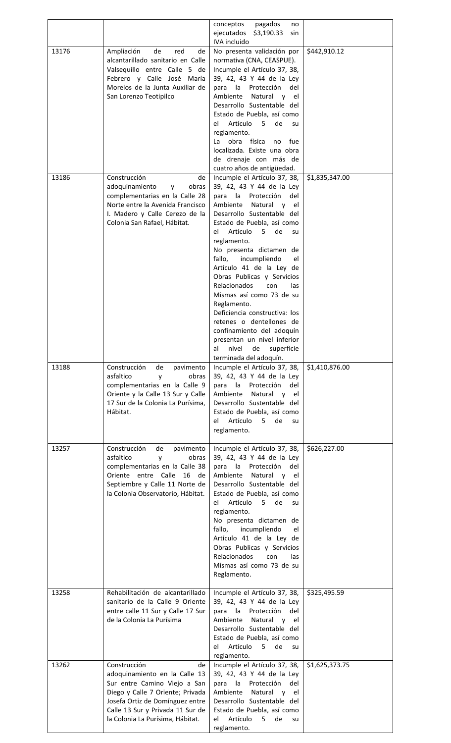| | | | |
|---|---|---|---|
| | | conceptos pagados no ejecutados $3,190.33 sin IVA incluido | |
| 13176 | Ampliación de red de alcantarillado sanitario en Calle Valsequillo entre Calle 5 de Febrero y Calle José María Morelos de la Junta Auxiliar de San Lorenzo Teotipilco | No presenta validación por normativa (CNA, CEASPUE). Incumple el Artículo 37, 38, 39, 42, 43 Y 44 de la Ley para la Protección del Ambiente Natural y el Desarrollo Sustentable del Estado de Puebla, así como el Artículo 5 de su reglamento. La obra física no fue localizada. Existe una obra de drenaje con más de cuatro años de antigüedad. | $442,910.12 |
| 13186 | Construcción de adoquinamiento y obras complementarias en la Calle 28 Norte entre la Avenida Francisco I. Madero y Calle Cerezo de la Colonia San Rafael, Hábitat. | Incumple el Artículo 37, 38, 39, 42, 43 Y 44 de la Ley para la Protección del Ambiente Natural y el Desarrollo Sustentable del Estado de Puebla, así como el Artículo 5 de su reglamento. No presenta dictamen de fallo, incumpliendo el Artículo 41 de la Ley de Obras Publicas y Servicios Relacionados con las Mismas así como 73 de su Reglamento. Deficiencia constructiva: los retenes o dentellones de confinamiento del adoquín presentan un nivel inferior al nivel de superficie terminada del adoquín. | $1,835,347.00 |
| 13188 | Construcción de pavimento asfaltico y obras complementarias en la Calle 9 Oriente y la Calle 13 Sur y Calle 17 Sur de la Colonia La Purísima, Hábitat. | Incumple el Artículo 37, 38, 39, 42, 43 Y 44 de la Ley para la Protección del Ambiente Natural y el Desarrollo Sustentable del Estado de Puebla, así como el Artículo 5 de su reglamento. | $1,410,876.00 |
| 13257 | Construcción de pavimento asfaltico y obras complementarias en la Calle 38 Oriente entre Calle 16 de Septiembre y Calle 11 Norte de la Colonia Observatorio, Hábitat. | Incumple el Artículo 37, 38, 39, 42, 43 Y 44 de la Ley para la Protección del Ambiente Natural y el Desarrollo Sustentable del Estado de Puebla, así como el Artículo 5 de su reglamento. No presenta dictamen de fallo, incumpliendo el Artículo 41 de la Ley de Obras Publicas y Servicios Relacionados con las Mismas así como 73 de su Reglamento. | $626,227.00 |
| 13258 | Rehabilitación de alcantarillado sanitario de la Calle 9 Oriente entre calle 11 Sur y Calle 17 Sur de la Colonia La Purísima | Incumple el Artículo 37, 38, 39, 42, 43 Y 44 de la Ley para la Protección del Ambiente Natural y el Desarrollo Sustentable del Estado de Puebla, así como el Artículo 5 de su reglamento. | $325,495.59 |
| 13262 | Construcción de adoquinamiento en la Calle 13 Sur entre Camino Viejo a San Diego y Calle 7 Oriente; Privada Josefa Ortiz de Domínguez entre Calle 13 Sur y Privada 11 Sur de la Colonia La Purísima, Hábitat. | Incumple el Artículo 37, 38, 39, 42, 43 Y 44 de la Ley para la Protección del Ambiente Natural y el Desarrollo Sustentable del Estado de Puebla, así como el Artículo 5 de su reglamento. | $1,625,373.75 |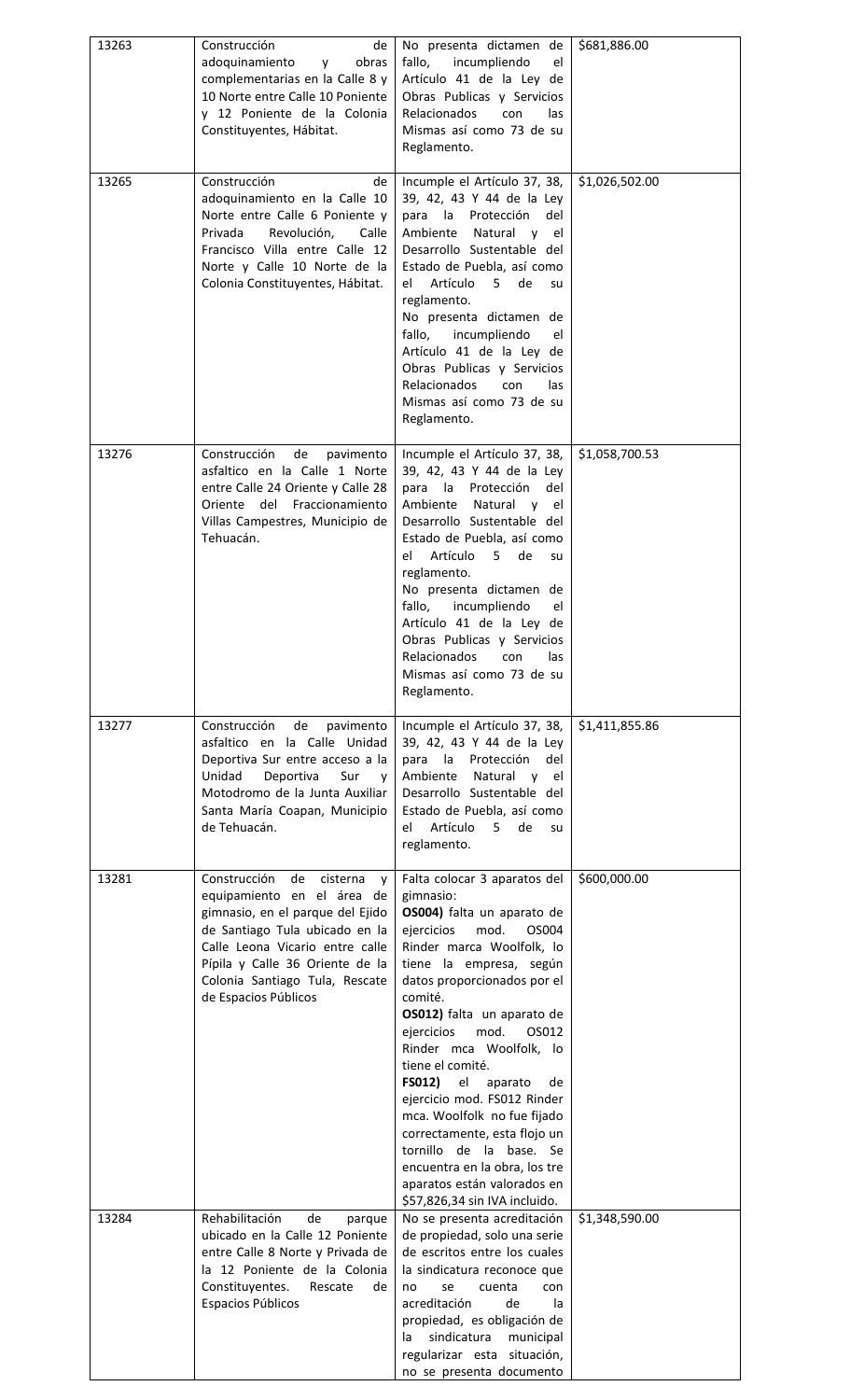| | | | |
|---|---|---|---|
| 13263 | Construcción de adoquinamiento y obras complementarias en la Calle 8 y 10 Norte entre Calle 10 Poniente y 12 Poniente de la Colonia Constituyentes, Hábitat. | No presenta dictamen de fallo, incumpliendo el Artículo 41 de la Ley de Obras Publicas y Servicios Relacionados con las Mismas así como 73 de su Reglamento. | $681,886.00 |
| 13265 | Construcción de adoquinamiento en la Calle 10 Norte entre Calle 6 Poniente y Privada Revolución, Calle Francisco Villa entre Calle 12 Norte y Calle 10 Norte de la Colonia Constituyentes, Hábitat. | Incumple el Artículo 37, 38, 39, 42, 43 Y 44 de la Ley para la Protección del Ambiente Natural y el Desarrollo Sustentable del Estado de Puebla, así como el Artículo 5 de su reglamento.<br>No presenta dictamen de fallo, incumpliendo el Artículo 41 de la Ley de Obras Publicas y Servicios Relacionados con las Mismas así como 73 de su Reglamento. | $1,026,502.00 |
| 13276 | Construcción de pavimento asfaltico en la Calle 1 Norte entre Calle 24 Oriente y Calle 28 Oriente del Fraccionamiento Villas Campestres, Municipio de Tehuacán. | Incumple el Artículo 37, 38, 39, 42, 43 Y 44 de la Ley para la Protección del Ambiente Natural y el Desarrollo Sustentable del Estado de Puebla, así como el Artículo 5 de su reglamento.<br>No presenta dictamen de fallo, incumpliendo el Artículo 41 de la Ley de Obras Publicas y Servicios Relacionados con las Mismas así como 73 de su Reglamento. | $1,058,700.53 |
| 13277 | Construcción de pavimento asfaltico en la Calle Unidad Deportiva Sur entre acceso a la Unidad Deportiva Sur y Motodromo de la Junta Auxiliar Santa María Coapan, Municipio de Tehuacán. | Incumple el Artículo 37, 38, 39, 42, 43 Y 44 de la Ley para la Protección del Ambiente Natural y el Desarrollo Sustentable del Estado de Puebla, así como el Artículo 5 de su reglamento. | $1,411,855.86 |
| 13281 | Construcción de cisterna y equipamiento en el área de gimnasio, en el parque del Ejido de Santiago Tula ubicado en la Calle Leona Vicario entre calle Pípila y Calle 36 Oriente de la Colonia Santiago Tula, Rescate de Espacios Públicos | Falta colocar 3 aparatos del gimnasio:<br>**OS004)** falta un aparato de ejercicios mod. OS004 Rinder marca Woolfolk, lo tiene la empresa, según datos proporcionados por el comité.<br>**OS012)** falta un aparato de ejercicios mod. OS012 Rinder mca Woolfolk, lo tiene el comité.<br>**FS012)** el aparato de ejercicio mod. FS012 Rinder mca. Woolfolk no fue fijado correctamente, esta flojo un tornillo de la base. Se encuentra en la obra, los tre aparatos están valorados en $57,826,34 sin IVA incluido. | $600,000.00 |
| 13284 | Rehabilitación de parque ubicado en la Calle 12 Poniente entre Calle 8 Norte y Privada de la 12 Poniente de la Colonia Constituyentes. Rescate de Espacios Públicos | No se presenta acreditación de propiedad, solo una serie de escritos entre los cuales la sindicatura reconoce que no se cuenta con acreditación de la propiedad, es obligación de la sindicatura municipal regularizar esta situación, no se presenta documento | $1,348,590.00 |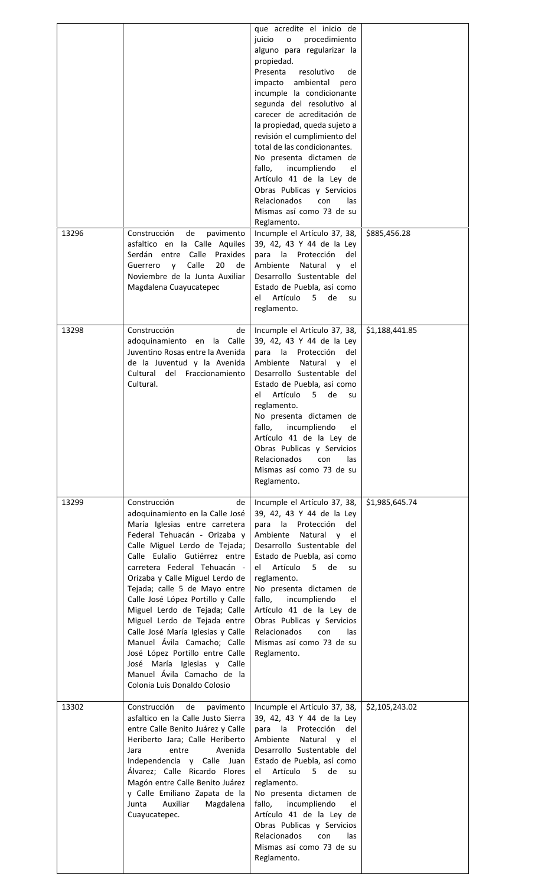| | | | |
|---|---|---|---|
| | | que acredite el inicio de juicio o procedimiento alguno para regularizar la propiedad. Presenta resolutivo de impacto ambiental pero incumple la condicionante segunda del resolutivo al carecer de acreditación de la propiedad, queda sujeto a revisión el cumplimiento del total de las condicionantes. No presenta dictamen de fallo, incumpliendo el Artículo 41 de la Ley de Obras Publicas y Servicios Relacionados con las Mismas así como 73 de su Reglamento. | |
| 13296 | Construcción de pavimento asfaltico en la Calle Aquiles Serdán entre Calle Praxides Guerrero y Calle 20 de Noviembre de la Junta Auxiliar Magdalena Cuayucatepec | Incumple el Artículo 37, 38, 39, 42, 43 Y 44 de la Ley para la Protección del Ambiente Natural y el Desarrollo Sustentable del Estado de Puebla, así como el Artículo 5 de su reglamento. | $885,456.28 |
| 13298 | Construcción de adoquinamiento en la Calle Juventino Rosas entre la Avenida de la Juventud y la Avenida Cultural del Fraccionamiento Cultural. | Incumple el Artículo 37, 38, 39, 42, 43 Y 44 de la Ley para la Protección del Ambiente Natural y el Desarrollo Sustentable del Estado de Puebla, así como el Artículo 5 de su reglamento. No presenta dictamen de fallo, incumpliendo el Artículo 41 de la Ley de Obras Publicas y Servicios Relacionados con las Mismas así como 73 de su Reglamento. | $1,188,441.85 |
| 13299 | Construcción de adoquinamiento en la Calle José María Iglesias entre carretera Federal Tehuacán - Orizaba y Calle Miguel Lerdo de Tejada; Calle Eulalio Gutiérrez entre carretera Federal Tehuacán - Orizaba y Calle Miguel Lerdo de Tejada; calle 5 de Mayo entre Calle José López Portillo y Calle Miguel Lerdo de Tejada; Calle Miguel Lerdo de Tejada entre Calle José María Iglesias y Calle Manuel Ávila Camacho; Calle José López Portillo entre Calle José María Iglesias y Calle Manuel Ávila Camacho de la Colonia Luis Donaldo Colosio | Incumple el Artículo 37, 38, 39, 42, 43 Y 44 de la Ley para la Protección del Ambiente Natural y el Desarrollo Sustentable del Estado de Puebla, así como el Artículo 5 de su reglamento. No presenta dictamen de fallo, incumpliendo el Artículo 41 de la Ley de Obras Publicas y Servicios Relacionados con las Mismas así como 73 de su Reglamento. | $1,985,645.74 |
| 13302 | Construcción de pavimento asfaltico en la Calle Justo Sierra entre Calle Benito Juárez y Calle Heriberto Jara; Calle Heriberto Jara entre Avenida Independencia y Calle Juan Álvarez; Calle Ricardo Flores Magón entre Calle Benito Juárez y Calle Emiliano Zapata de la Junta Auxiliar Magdalena Cuayucatepec. | Incumple el Artículo 37, 38, 39, 42, 43 Y 44 de la Ley para la Protección del Ambiente Natural y el Desarrollo Sustentable del Estado de Puebla, así como el Artículo 5 de su reglamento. No presenta dictamen de fallo, incumpliendo el Artículo 41 de la Ley de Obras Publicas y Servicios Relacionados con las Mismas así como 73 de su Reglamento. | $2,105,243.02 |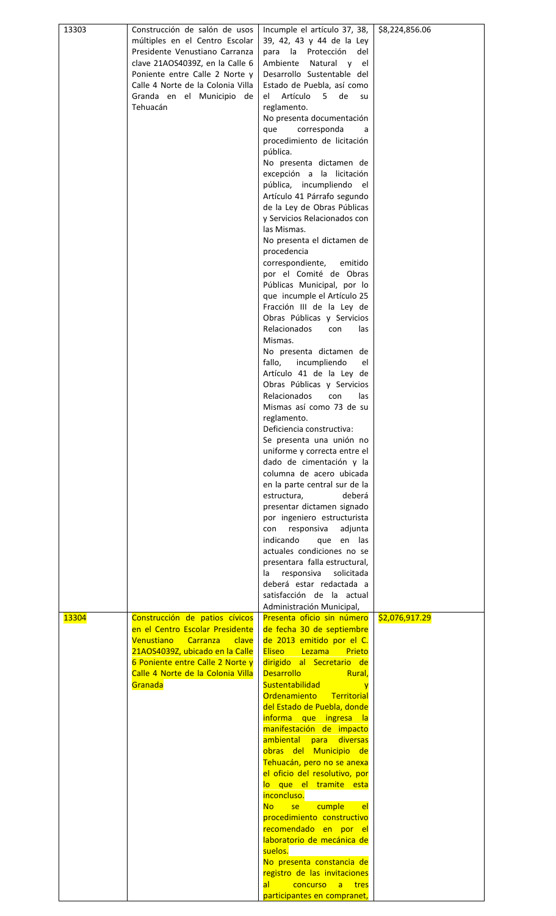| | | | |
|---|---|---|---|
| 13303 | Construcción de salón de usos múltiples en el Centro Escolar Presidente Venustiano Carranza clave 21AOS4039Z, en la Calle 6 Poniente entre Calle 2 Norte y Calle 4 Norte de la Colonia Villa Granda en el Municipio de Tehuacán | Incumple el artículo 37, 38, 39, 42, 43 y 44 de la Ley para la Protección del Ambiente Natural y el Desarrollo Sustentable del Estado de Puebla, así como el Artículo 5 de su reglamento.<br>No presenta documentación que corresponda a procedimiento de licitación pública.<br>No presenta dictamen de excepción a la licitación pública, incumpliendo el Artículo 41 Párrafo segundo de la Ley de Obras Públicas y Servicios Relacionados con las Mismas.<br>No presenta el dictamen de procedencia correspondiente, emitido por el Comité de Obras Públicas Municipal, por lo que incumple el Artículo 25 Fracción III de la Ley de Obras Públicas y Servicios Relacionados con las Mismas.<br>No presenta dictamen de fallo, incumpliendo el Artículo 41 de la Ley de Obras Públicas y Servicios Relacionados con las Mismas así como 73 de su reglamento.<br>Deficiencia constructiva:<br>Se presenta una unión no uniforme y correcta entre el dado de cimentación y la columna de acero ubicada en la parte central sur de la estructura, deberá presentar dictamen signado por ingeniero estructurista con responsiva adjunta indicando que en las actuales condiciones no se presentara falla estructural, la responsiva solicitada deberá estar redactada a satisfacción de la actual Administración Municipal, | $8,224,856.06 |
| 13304 | Construcción de patios cívicos en el Centro Escolar Presidente Venustiano Carranza clave 21AOS4039Z, ubicado en la Calle 6 Poniente entre Calle 2 Norte y Calle 4 Norte de la Colonia Villa Granada | Presenta oficio sin número de fecha 30 de septiembre de 2013 emitido por el C. Eliseo Lezama Prieto dirigido al Secretario de Desarrollo Rural, Sustentabilidad y Ordenamiento Territorial del Estado de Puebla, donde informa que ingresa la manifestación de impacto ambiental para diversas obras del Municipio de Tehuacán, pero no se anexa el oficio del resolutivo, por lo que el tramite esta inconcluso.<br>No se cumple el procedimiento constructivo recomendado en por el laboratorio de mecánica de suelos.<br>No presenta constancia de registro de las invitaciones al concurso a tres participantes en compranet, | $2,076,917.29 |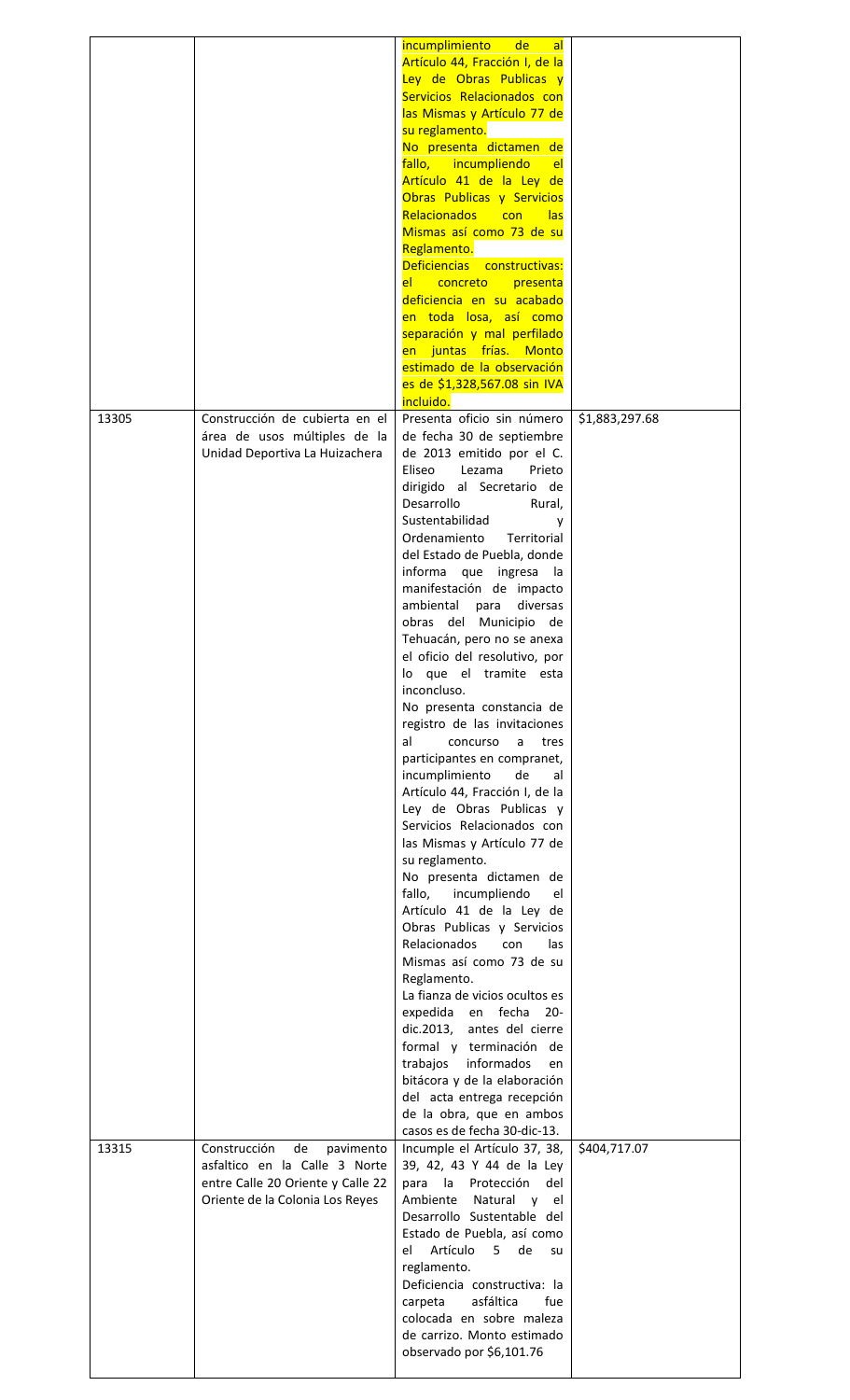| | | | |
|---|---|---|---|
| | | incumplimiento de al Artículo 44, Fracción I, de la Ley de Obras Publicas y Servicios Relacionados con las Mismas y Artículo 77 de su reglamento.<br>No presenta dictamen de fallo, incumpliendo el Artículo 41 de la Ley de Obras Publicas y Servicios Relacionados con las Mismas así como 73 de su Reglamento.<br>Deficiencias constructivas: el concreto presenta deficiencia en su acabado en toda losa, así como separación y mal perfilado en juntas frías. Monto estimado de la observación es de $1,328,567.08 sin IVA incluido. | |
| 13305 | Construcción de cubierta en el área de usos múltiples de la Unidad Deportiva La Huizachera | Presenta oficio sin número de fecha 30 de septiembre de 2013 emitido por el C. Eliseo Lezama Prieto dirigido al Secretario de Desarrollo Rural, Sustentabilidad y Ordenamiento Territorial del Estado de Puebla, donde informa que ingresa la manifestación de impacto ambiental para diversas obras del Municipio de Tehuacán, pero no se anexa el oficio del resolutivo, por lo que el tramite esta inconcluso.<br>No presenta constancia de registro de las invitaciones al concurso a tres participantes en compranet, incumplimiento de al Artículo 44, Fracción I, de la Ley de Obras Publicas y Servicios Relacionados con las Mismas y Artículo 77 de su reglamento.<br>No presenta dictamen de fallo, incumpliendo el Artículo 41 de la Ley de Obras Publicas y Servicios Relacionados con las Mismas así como 73 de su Reglamento.<br>La fianza de vicios ocultos es expedida en fecha 20-dic.2013, antes del cierre formal y terminación de trabajos informados en bitácora y de la elaboración del acta entrega recepción de la obra, que en ambos casos es de fecha 30-dic-13. | $1,883,297.68 |
| 13315 | Construcción de pavimento asfaltico en la Calle 3 Norte entre Calle 20 Oriente y Calle 22 Oriente de la Colonia Los Reyes | Incumple el Artículo 37, 38, 39, 42, 43 Y 44 de la Ley para la Protección del Ambiente Natural y el Desarrollo Sustentable del Estado de Puebla, así como el Artículo 5 de su reglamento.<br>Deficiencia constructiva: la carpeta asfáltica fue colocada en sobre maleza de carrizo. Monto estimado observado por $6,101.76 | $404,717.07 |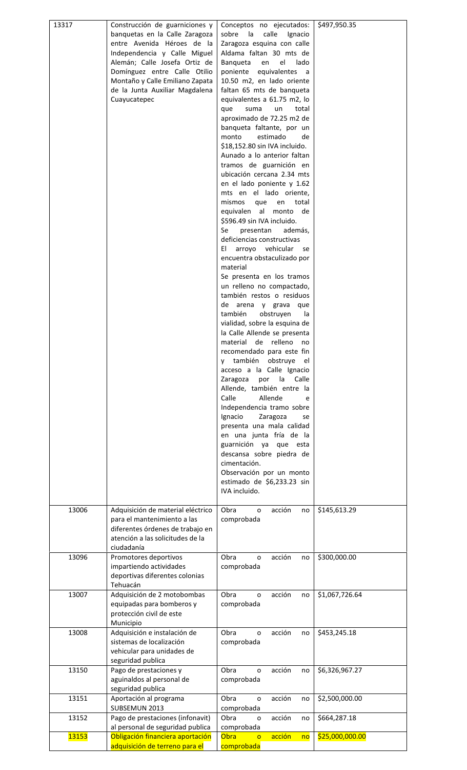| 13317 | Construcción de guarniciones y banquetas en la Calle Zaragoza entre Avenida Héroes de la Independencia y Calle Miguel Alemán; Calle Josefa Ortiz de Domínguez entre Calle Otilio Montaño y Calle Emiliano Zapata de la Junta Auxiliar Magdalena Cuayucatepec | Conceptos no ejecutados: sobre la calle Ignacio Zaragoza esquina con calle Aldama faltan 30 mts de Banqueta en el lado poniente equivalentes a 10.50 m2, en lado oriente faltan 65 mts de banqueta equivalentes a 61.75 m2, lo que suma un total aproximado de 72.25 m2 de banqueta faltante, por un monto estimado de $18,152.80 sin IVA incluido. Aunado a lo anterior faltan tramos de guarnición en ubicación cercana 2.34 mts en el lado poniente y 1.62 mts en el lado oriente, mismos que en total equivalen al monto de $596.49 sin IVA incluido. Se presentan además, deficiencias constructivas El arroyo vehicular se encuentra obstaculizado por material Se presenta en los tramos un relleno no compactado, también restos o residuos de arena y grava que también obstruyen la vialidad, sobre la esquina de la Calle Allende se presenta material de relleno no recomendado para este fin y también obstruye el acceso a la Calle Ignacio Zaragoza por la Calle Allende, también entre la Calle Allende e Independencia tramo sobre Ignacio Zaragoza se presenta una mala calidad en una junta fría de la guarnición ya que esta descansa sobre piedra de cimentación. Observación por un monto estimado de $6,233.23 sin IVA incluido. | $497,950.35 |
|---|---|---|---|
| 13006 | Adquisición de material eléctrico para el mantenimiento a las diferentes órdenes de trabajo en atención a las solicitudes de la ciudadanía | Obra o acción no comprobada | $145,613.29 |
| 13096 | Promotores deportivos impartiendo actividades deportivas diferentes colonias Tehuacán | Obra o acción no comprobada | $300,000.00 |
| 13007 | Adquisición de 2 motobombas equipadas para bomberos y protección civil de este Municipio | Obra o acción no comprobada | $1,067,726.64 |
| 13008 | Adquisición e instalación de sistemas de localización vehicular para unidades de seguridad publica | Obra o acción no comprobada | $453,245.18 |
| 13150 | Pago de prestaciones y aguinaldos al personal de seguridad publica | Obra o acción no comprobada | $6,326,967.27 |
| 13151 | Aportación al programa SUBSEMUN 2013 | Obra o acción no comprobada | $2,500,000.00 |
| 13152 | Pago de prestaciones (infonavit) al personal de seguridad publica | Obra o acción no comprobada | $664,287.18 |
| 13153 | Obligación financiera aportación adquisición de terreno para el | Obra o acción no comprobada | $25,000,000.00 |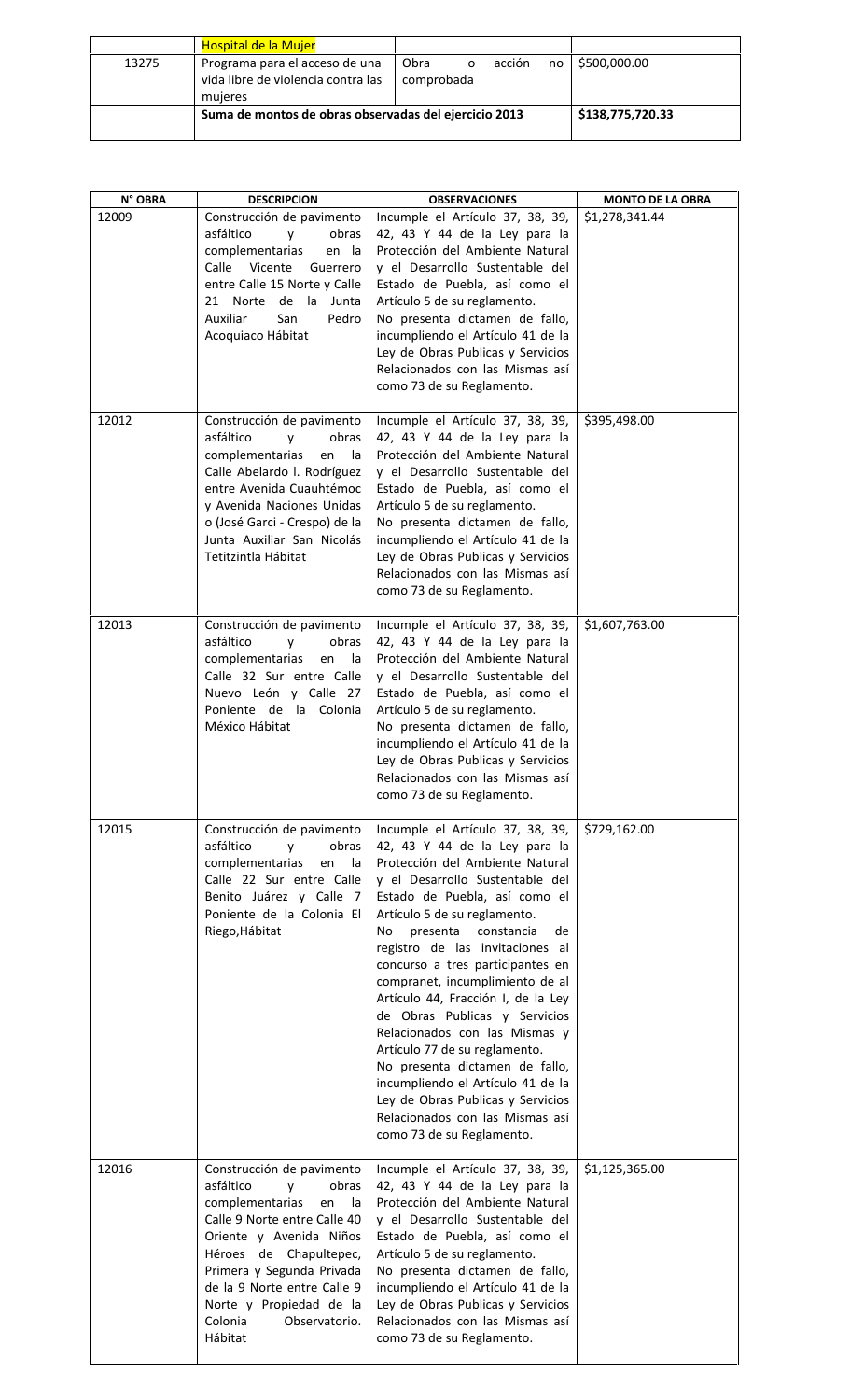| | | | |
|---|---|---|---|
| | Hospital de la Mujer | | |
| 13275 | Programa para el acceso de una vida libre de violencia contra las mujeres | Obra o acción no comprobada | $500,000.00 |
| | Suma de montos de obras observadas del ejercicio 2013 | | $138,775,720.33 |

| N° OBRA | DESCRIPCION | OBSERVACIONES | MONTO DE LA OBRA |
|---|---|---|---|
| 12009 | Construcción de pavimento asfáltico y obras complementarias en la Calle Vicente Guerrero entre Calle 15 Norte y Calle 21 Norte de la Junta Auxiliar San Pedro Acoquiaco Hábitat | Incumple el Artículo 37, 38, 39, 42, 43 Y 44 de la Ley para la Protección del Ambiente Natural y el Desarrollo Sustentable del Estado de Puebla, así como el Artículo 5 de su reglamento. No presenta dictamen de fallo, incumpliendo el Artículo 41 de la Ley de Obras Publicas y Servicios Relacionados con las Mismas así como 73 de su Reglamento. | $1,278,341.44 |
| 12012 | Construcción de pavimento asfáltico y obras complementarias en la Calle Abelardo l. Rodríguez entre Avenida Cuauhtémoc y Avenida Naciones Unidas o (José Garci - Crespo) de la Junta Auxiliar San Nicolás Tetitzintla Hábitat | Incumple el Artículo 37, 38, 39, 42, 43 Y 44 de la Ley para la Protección del Ambiente Natural y el Desarrollo Sustentable del Estado de Puebla, así como el Artículo 5 de su reglamento. No presenta dictamen de fallo, incumpliendo el Artículo 41 de la Ley de Obras Publicas y Servicios Relacionados con las Mismas así como 73 de su Reglamento. | $395,498.00 |
| 12013 | Construcción de pavimento asfáltico y obras complementarias en la Calle 32 Sur entre Calle Nuevo León y Calle 27 Poniente de la Colonia México Hábitat | Incumple el Artículo 37, 38, 39, 42, 43 Y 44 de la Ley para la Protección del Ambiente Natural y el Desarrollo Sustentable del Estado de Puebla, así como el Artículo 5 de su reglamento. No presenta dictamen de fallo, incumpliendo el Artículo 41 de la Ley de Obras Publicas y Servicios Relacionados con las Mismas así como 73 de su Reglamento. | $1,607,763.00 |
| 12015 | Construcción de pavimento asfáltico y obras complementarias en la Calle 22 Sur entre Calle Benito Juárez y Calle 7 Poniente de la Colonia El Riego,Hábitat | Incumple el Artículo 37, 38, 39, 42, 43 Y 44 de la Ley para la Protección del Ambiente Natural y el Desarrollo Sustentable del Estado de Puebla, así como el Artículo 5 de su reglamento. No presenta constancia de registro de las invitaciones al concurso a tres participantes en compranet, incumplimiento de al Artículo 44, Fracción I, de la Ley de Obras Publicas y Servicios Relacionados con las Mismas y Artículo 77 de su reglamento. No presenta dictamen de fallo, incumpliendo el Artículo 41 de la Ley de Obras Publicas y Servicios Relacionados con las Mismas así como 73 de su Reglamento. | $729,162.00 |
| 12016 | Construcción de pavimento asfáltico y obras complementarias en la Calle 9 Norte entre Calle 40 Oriente y Avenida Niños Héroes de Chapultepec, Primera y Segunda Privada de la 9 Norte entre Calle 9 Norte y Propiedad de la Colonia Observatorio. Hábitat | Incumple el Artículo 37, 38, 39, 42, 43 Y 44 de la Ley para la Protección del Ambiente Natural y el Desarrollo Sustentable del Estado de Puebla, así como el Artículo 5 de su reglamento. No presenta dictamen de fallo, incumpliendo el Artículo 41 de la Ley de Obras Publicas y Servicios Relacionados con las Mismas así como 73 de su Reglamento. | $1,125,365.00 |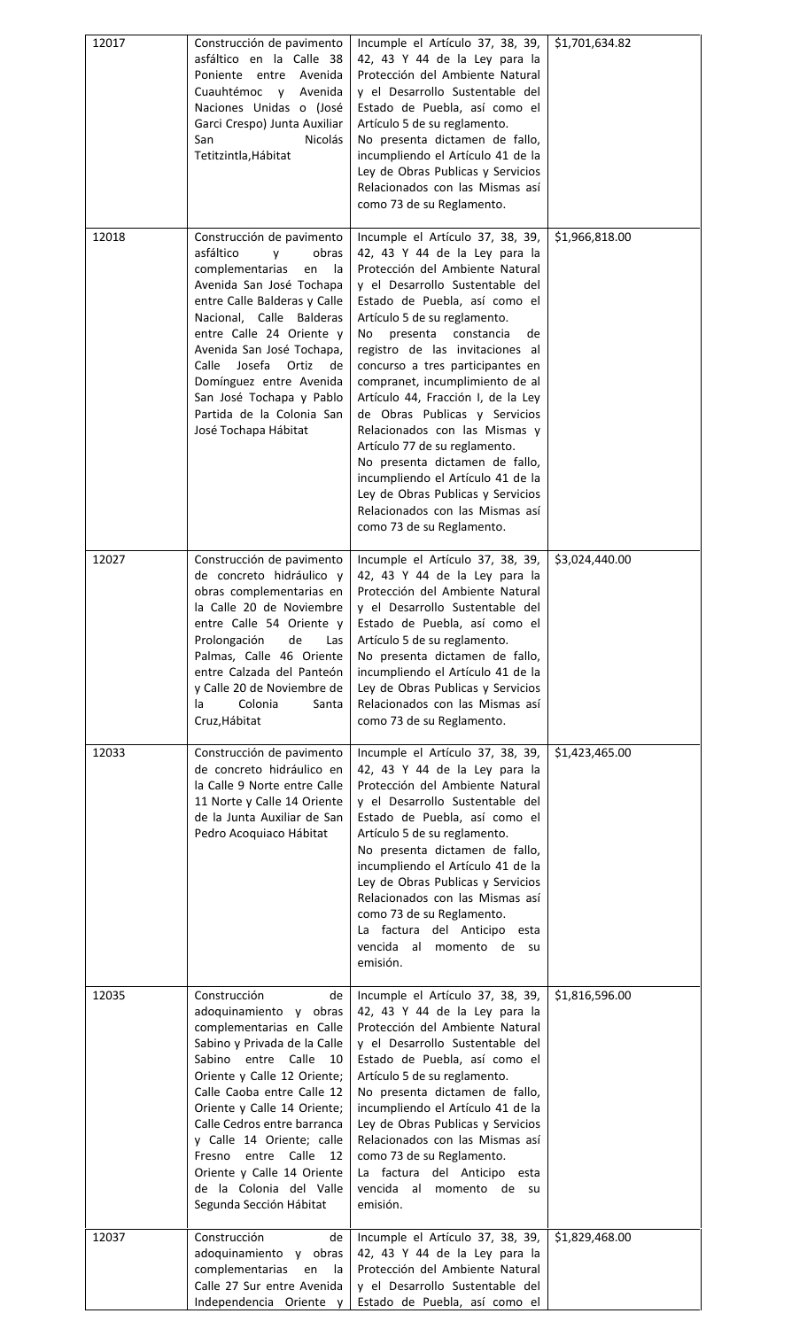| | | | |
|---|---|---|---|
| 12017 | Construcción de pavimento asfáltico en la Calle 38 Poniente entre Avenida Cuauhtémoc y Avenida Naciones Unidas o (José Garci Crespo) Junta Auxiliar San Nicolás Tetitzintla,Hábitat | Incumple el Artículo 37, 38, 39, 42, 43 Y 44 de la Ley para la Protección del Ambiente Natural y el Desarrollo Sustentable del Estado de Puebla, así como el Artículo 5 de su reglamento.<br>No presenta dictamen de fallo, incumpliendo el Artículo 41 de la Ley de Obras Publicas y Servicios Relacionados con las Mismas así como 73 de su Reglamento. | $1,701,634.82 |
| 12018 | Construcción de pavimento asfáltico y obras complementarias en la Avenida San José Tochapa entre Calle Balderas y Calle Nacional, Calle Balderas entre Calle 24 Oriente y Avenida San José Tochapa, Calle Josefa Ortiz de Domínguez entre Avenida San José Tochapa y Pablo Partida de la Colonia San José Tochapa Hábitat | Incumple el Artículo 37, 38, 39, 42, 43 Y 44 de la Ley para la Protección del Ambiente Natural y el Desarrollo Sustentable del Estado de Puebla, así como el Artículo 5 de su reglamento.<br>No presenta constancia de registro de las invitaciones al concurso a tres participantes en compranet, incumplimiento de al Artículo 44, Fracción I, de la Ley de Obras Publicas y Servicios Relacionados con las Mismas y Artículo 77 de su reglamento.<br>No presenta dictamen de fallo, incumpliendo el Artículo 41 de la Ley de Obras Publicas y Servicios Relacionados con las Mismas así como 73 de su Reglamento. | $1,966,818.00 |
| 12027 | Construcción de pavimento de concreto hidráulico y obras complementarias en la Calle 20 de Noviembre entre Calle 54 Oriente y Prolongación de Las Palmas, Calle 46 Oriente entre Calzada del Panteón y Calle 20 de Noviembre de la Colonia Santa Cruz,Hábitat | Incumple el Artículo 37, 38, 39, 42, 43 Y 44 de la Ley para la Protección del Ambiente Natural y el Desarrollo Sustentable del Estado de Puebla, así como el Artículo 5 de su reglamento.<br>No presenta dictamen de fallo, incumpliendo el Artículo 41 de la Ley de Obras Publicas y Servicios Relacionados con las Mismas así como 73 de su Reglamento. | $3,024,440.00 |
| 12033 | Construcción de pavimento de concreto hidráulico en la Calle 9 Norte entre Calle 11 Norte y Calle 14 Oriente de la Junta Auxiliar de San Pedro Acoquiaco Hábitat | Incumple el Artículo 37, 38, 39, 42, 43 Y 44 de la Ley para la Protección del Ambiente Natural y el Desarrollo Sustentable del Estado de Puebla, así como el Artículo 5 de su reglamento.<br>No presenta dictamen de fallo, incumpliendo el Artículo 41 de la Ley de Obras Publicas y Servicios Relacionados con las Mismas así como 73 de su Reglamento.<br>La factura del Anticipo esta vencida al momento de su emisión. | $1,423,465.00 |
| 12035 | Construcción de adoquinamiento y obras complementarias en Calle Sabino y Privada de la Calle Sabino entre Calle 10 Oriente y Calle 12 Oriente; Calle Caoba entre Calle 12 Oriente y Calle 14 Oriente; Calle Cedros entre barranca y Calle 14 Oriente; calle Fresno entre Calle 12 Oriente y Calle 14 Oriente de la Colonia del Valle Segunda Sección Hábitat | Incumple el Artículo 37, 38, 39, 42, 43 Y 44 de la Ley para la Protección del Ambiente Natural y el Desarrollo Sustentable del Estado de Puebla, así como el Artículo 5 de su reglamento.<br>No presenta dictamen de fallo, incumpliendo el Artículo 41 de la Ley de Obras Publicas y Servicios Relacionados con las Mismas así como 73 de su Reglamento.<br>La factura del Anticipo esta vencida al momento de su emisión. | $1,816,596.00 |
| 12037 | Construcción de adoquinamiento y obras complementarias en la Calle 27 Sur entre Avenida Independencia Oriente y | Incumple el Artículo 37, 38, 39, 42, 43 Y 44 de la Ley para la Protección del Ambiente Natural y el Desarrollo Sustentable del Estado de Puebla, así como el | $1,829,468.00 |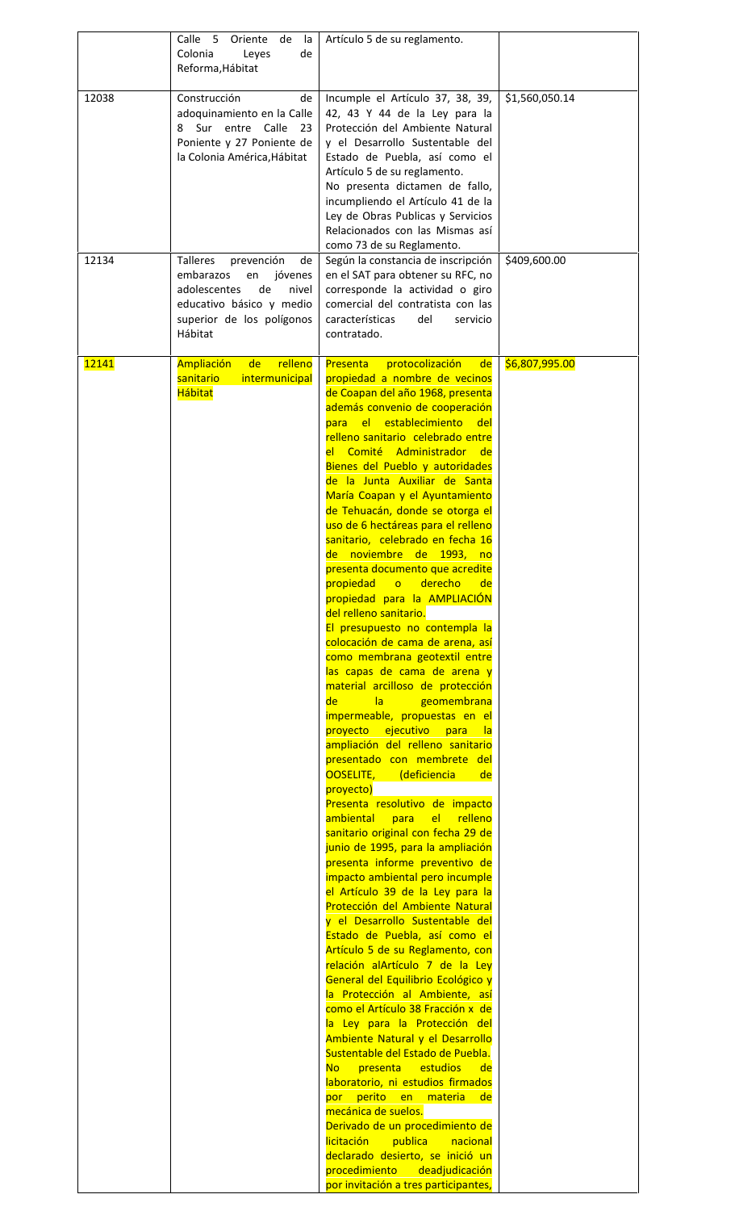| | | | |
|---|---|---|---|
| | Calle 5 Oriente de la Colonia Leyes de Reforma,Hábitat | Artículo 5 de su reglamento. | |
| 12038 | Construcción de adoquinamiento en la Calle 8 Sur entre Calle 23 Poniente y 27 Poniente de la Colonia América,Hábitat | Incumple el Artículo 37, 38, 39, 42, 43 Y 44 de la Ley para la Protección del Ambiente Natural y el Desarrollo Sustentable del Estado de Puebla, así como el Artículo 5 de su reglamento. No presenta dictamen de fallo, incumpliendo el Artículo 41 de la Ley de Obras Publicas y Servicios Relacionados con las Mismas así como 73 de su Reglamento. | $1,560,050.14 |
| 12134 | Talleres prevención de embarazos en jóvenes adolescentes de nivel educativo básico y medio superior de los polígonos Hábitat | Según la constancia de inscripción en el SAT para obtener su RFC, no corresponde la actividad o giro comercial del contratista con las características del servicio contratado. | $409,600.00 |
| 12141 | Ampliación de relleno sanitario intermunicipal Hábitat | Presenta protocolización de propiedad a nombre de vecinos de Coapan del año 1968, presenta además convenio de cooperación para el establecimiento del relleno sanitario celebrado entre el Comité Administrador de Bienes del Pueblo y autoridades de la Junta Auxiliar de Santa María Coapan y el Ayuntamiento de Tehuacán, donde se otorga el uso de 6 hectáreas para el relleno sanitario, celebrado en fecha 16 de noviembre de 1993, no presenta documento que acredite propiedad o derecho de propiedad para la AMPLIACIÓN del relleno sanitario. El presupuesto no contempla la colocación de cama de arena, así como membrana geotextil entre las capas de cama de arena y material arcilloso de protección de la geomembrana impermeable, propuestas en el proyecto ejecutivo para la ampliación del relleno sanitario presentado con membrete del OOSELITE, (deficiencia de proyecto) Presenta resolutivo de impacto ambiental para el relleno sanitario original con fecha 29 de junio de 1995, para la ampliación presenta informe preventivo de impacto ambiental pero incumple el Artículo 39 de la Ley para la Protección del Ambiente Natural y el Desarrollo Sustentable del Estado de Puebla, así como el Artículo 5 de su Reglamento, con relación alArtículo 7 de la Ley General del Equilibrio Ecológico y la Protección al Ambiente, así como el Artículo 38 Fracción x de la Ley para la Protección del Ambiente Natural y el Desarrollo Sustentable del Estado de Puebla. No presenta estudios de laboratorio, ni estudios firmados por perito en materia de mecánica de suelos. Derivado de un procedimiento de licitación publica nacional declarado desierto, se inició un procedimiento deadjudicación por invitación a tres participantes, | $6,807,995.00 |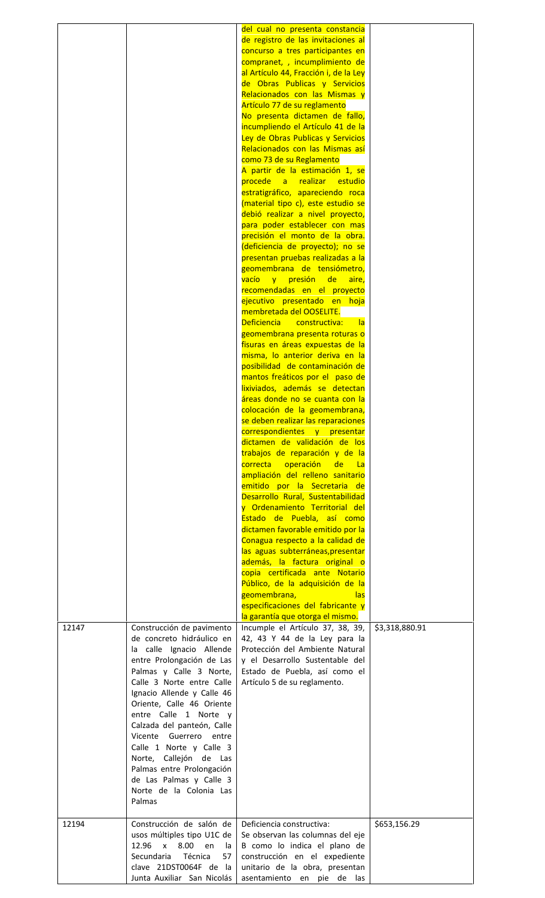| | | | |
|---|---|---|---|
| | | del cual no presenta constancia de registro de las invitaciones al concurso a tres participantes en compranet, , incumplimiento de al Artículo 44, Fracción i, de la Ley de Obras Publicas y Servicios Relacionados con las Mismas y Artículo 77 de su reglamento<br>No presenta dictamen de fallo, incumpliendo el Artículo 41 de la Ley de Obras Publicas y Servicios Relacionados con las Mismas así como 73 de su Reglamento<br>A partir de la estimación 1, se procede a realizar estudio estratigráfico, apareciendo roca (material tipo c), este estudio se debió realizar a nivel proyecto, para poder establecer con mas precisión el monto de la obra. (deficiencia de proyecto); no se presentan pruebas realizadas a la geomembrana de tensiómetro, vacío y presión de aire, recomendadas en el proyecto ejecutivo presentado en hoja membretada del OOSELITE.<br>Deficiencia constructiva: la geomembrana presenta roturas o fisuras en áreas expuestas de la misma, lo anterior deriva en la posibilidad de contaminación de mantos freáticos por el paso de lixiviados, además se detectan áreas donde no se cuanta con la colocación de la geomembrana, se deben realizar las reparaciones correspondientes y presentar dictamen de validación de los trabajos de reparación y de la correcta operación de La ampliación del relleno sanitario emitido por la Secretaria de Desarrollo Rural, Sustentabilidad y Ordenamiento Territorial del Estado de Puebla, así como dictamen favorable emitido por la Conagua respecto a la calidad de las aguas subterráneas,presentar además, la factura original o copia certificada ante Notario Público, de la adquisición de la geomembrana, las especificaciones del fabricante y la garantía que otorga el mismo. | |
| 12147 | Construcción de pavimento de concreto hidráulico en la calle Ignacio Allende entre Prolongación de Las Palmas y Calle 3 Norte, Calle 3 Norte entre Calle Ignacio Allende y Calle 46 Oriente, Calle 46 Oriente entre Calle 1 Norte y Calzada del panteón, Calle Vicente Guerrero entre Calle 1 Norte y Calle 3 Norte, Callejón de Las Palmas entre Prolongación de Las Palmas y Calle 3 Norte de la Colonia Las Palmas | Incumple el Artículo 37, 38, 39, 42, 43 Y 44 de la Ley para la Protección del Ambiente Natural y el Desarrollo Sustentable del Estado de Puebla, así como el Artículo 5 de su reglamento. | $3,318,880.91 |
| 12194 | Construcción de salón de usos múltiples tipo U1C de 12.96 x 8.00 en la Secundaria Técnica 57 clave 21DST0064F de la Junta Auxiliar San Nicolás | Deficiencia constructiva:<br>Se observan las columnas del eje B como lo indica el plano de construcción en el expediente unitario de la obra, presentan asentamiento en pie de las | $653,156.29 |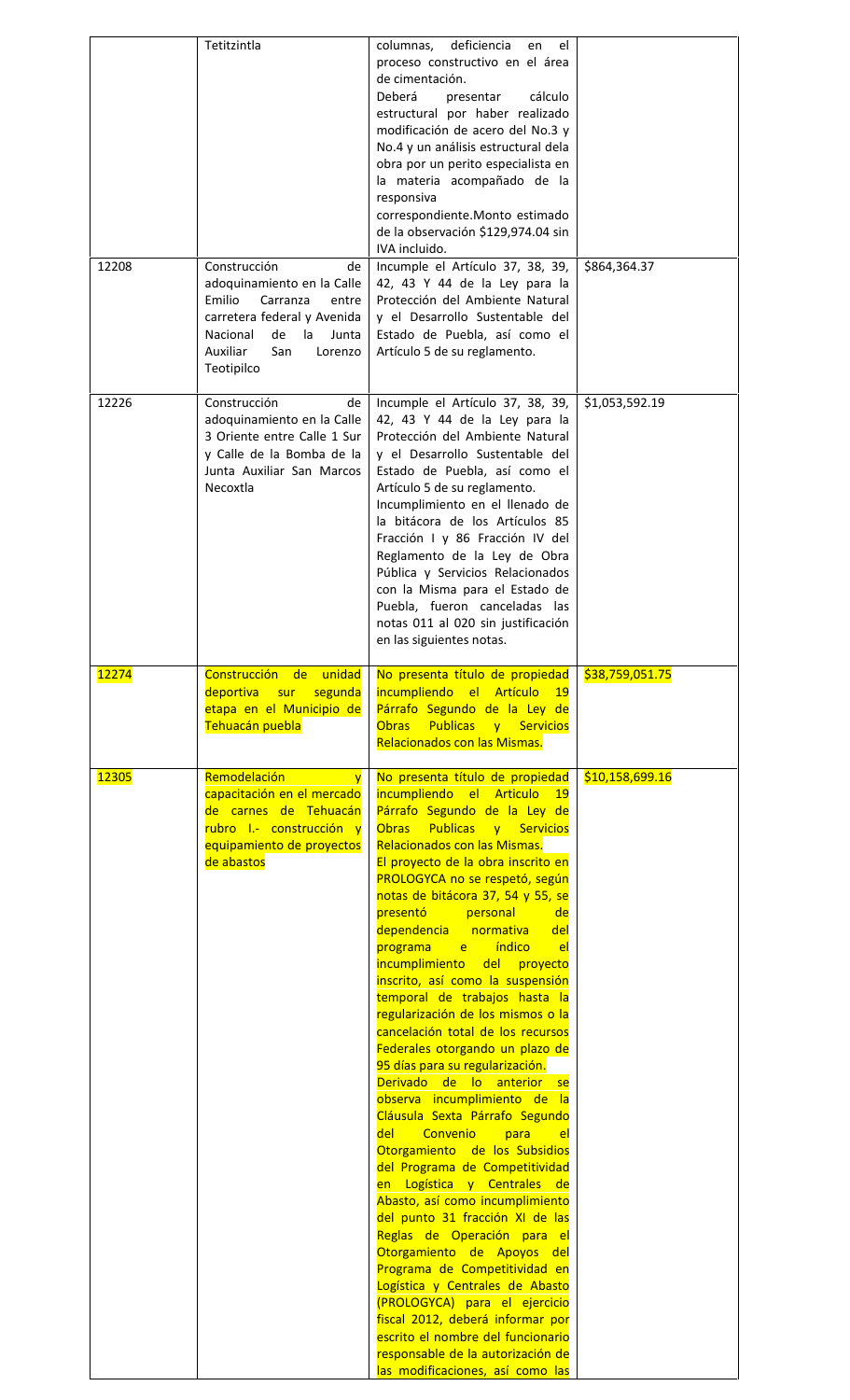| | | | |
|---|---|---|---|
| | Tetitzintla | columnas, deficiencia en el proceso constructivo en el área de cimentación. Deberá presentar cálculo estructural por haber realizado modificación de acero del No.3 y No.4 y un análisis estructural dela obra por un perito especialista en la materia acompañado de la responsiva correspondiente.Monto estimado de la observación $129,974.04 sin IVA incluido. | |
| 12208 | Construcción de adoquinamiento en la Calle Emilio Carranza entre carretera federal y Avenida Nacional de la Junta Auxiliar San Lorenzo Teotipilco | Incumple el Artículo 37, 38, 39, 42, 43 Y 44 de la Ley para la Protección del Ambiente Natural y el Desarrollo Sustentable del Estado de Puebla, así como el Artículo 5 de su reglamento. | $864,364.37 |
| 12226 | Construcción de adoquinamiento en la Calle 3 Oriente entre Calle 1 Sur y Calle de la Bomba de la Junta Auxiliar San Marcos Necoxtla | Incumple el Artículo 37, 38, 39, 42, 43 Y 44 de la Ley para la Protección del Ambiente Natural y el Desarrollo Sustentable del Estado de Puebla, así como el Artículo 5 de su reglamento. Incumplimiento en el llenado de la bitácora de los Artículos 85 Fracción I y 86 Fracción IV del Reglamento de la Ley de Obra Pública y Servicios Relacionados con la Misma para el Estado de Puebla, fueron canceladas las notas 011 al 020 sin justificación en las siguientes notas. | $1,053,592.19 |
| 12274 | Construcción de unidad deportiva sur segunda etapa en el Municipio de Tehuacán puebla | No presenta título de propiedad incumpliendo el Artículo 19 Párrafo Segundo de la Ley de Obras Publicas y Servicios Relacionados con las Mismas. | $38,759,051.75 |
| 12305 | Remodelación y capacitación en el mercado de carnes de Tehuacán rubro I.- construcción y equipamiento de proyectos de abastos | No presenta título de propiedad incumpliendo el Articulo 19 Párrafo Segundo de la Ley de Obras Publicas y Servicios Relacionados con las Mismas. El proyecto de la obra inscrito en PROLOGYCA no se respetó, según notas de bitácora 37, 54 y 55, se presentó personal de dependencia normativa del programa e índico el incumplimiento del proyecto inscrito, así como la suspensión temporal de trabajos hasta la regularización de los mismos o la cancelación total de los recursos Federales otorgando un plazo de 95 días para su regularización. Derivado de lo anterior se observa incumplimiento de la Cláusula Sexta Párrafo Segundo del Convenio para el Otorgamiento de los Subsidios del Programa de Competitividad en Logística y Centrales de Abasto, así como incumplimiento del punto 31 fracción XI de las Reglas de Operación para el Otorgamiento de Apoyos del Programa de Competitividad en Logística y Centrales de Abasto (PROLOGYCA) para el ejercicio fiscal 2012, deberá informar por escrito el nombre del funcionario responsable de la autorización de las modificaciones, así como las | $10,158,699.16 |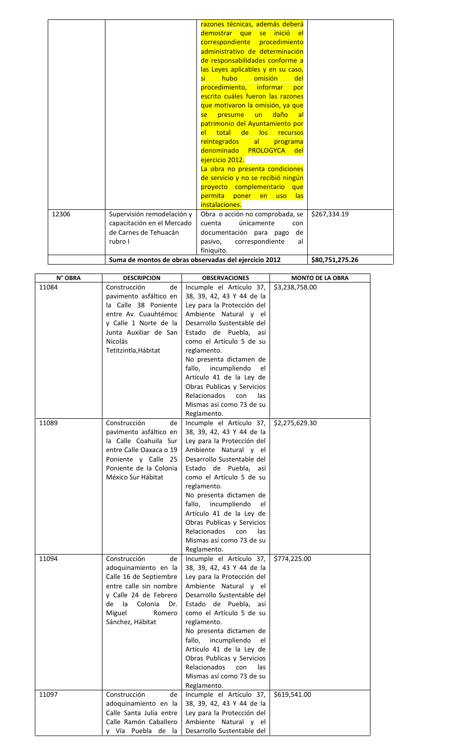| | | razones técnicas, además deberá demostrar que se inició el correspondiente procedimiento administrativo de determinación de responsabilidades conforme a las Leyes aplicables y en su caso, si hubo omisión del procedimiento, informar por escrito cuáles fueron las razones que motivaron la omisión, ya que se presume un daño al patrimonio del Ayuntamiento por el total de los recursos reintegrados al programa denominado PROLOGYCA del ejercicio 2012. La obra no presenta condiciones de servicio y no se recibió ningún proyecto complementario que permita poner en uso las instalaciones. | |
|---|---|---|---|
| 12306 | Supervisión remodelación y capacitación en el Mercado de Carnes de Tehuacán rubro I | Obra o acción no comprobada, se cuenta únicamente con documentación para pago de pasivo, correspondiente al finiquito. | $267,334.19 |
| | **Suma de montos de obras observadas del ejercicio 2012** | | **$80,751,275.26** |

| N° OBRA | DESCRIPCION | OBSERVACIONES | MONTO DE LA OBRA |
|---|---|---|---|
| 11084 | Construcción de pavimento asfáltico en la Calle 38 Poniente entre Av. Cuauhtémoc y Calle 1 Norte de la Junta Auxiliar de San Nicolás Tetitzintla,Hábitat | Incumple el Artículo 37, 38, 39, 42, 43 Y 44 de la Ley para la Protección del Ambiente Natural y el Desarrollo Sustentable del Estado de Puebla, así como el Artículo 5 de su reglamento. No presenta dictamen de fallo, incumpliendo el Artículo 41 de la Ley de Obras Publicas y Servicios Relacionados con las Mismas así como 73 de su Reglamento. | $3,238,758.00 |
| 11089 | Construcción de pavimento asfáltico en la Calle Coahuila Sur entre Calle Oaxaca o 19 Poniente y Calle 25 Poniente de la Colonia México Sur Hábitat | Incumple el Artículo 37, 38, 39, 42, 43 Y 44 de la Ley para la Protección del Ambiente Natural y el Desarrollo Sustentable del Estado de Puebla, así como el Artículo 5 de su reglamento. No presenta dictamen de fallo, incumpliendo el Artículo 41 de la Ley de Obras Publicas y Servicios Relacionados con las Mismas así como 73 de su Reglamento. | $2,275,629.30 |
| 11094 | Construcción de adoquinamiento en la Calle 16 de Septiembre entre calle sin nombre y Calle 24 de Febrero de la Colonia Dr. Miguel Romero Sánchez, Hábitat | Incumple el Artículo 37, 38, 39, 42, 43 Y 44 de la Ley para la Protección del Ambiente Natural y el Desarrollo Sustentable del Estado de Puebla, así como el Artículo 5 de su reglamento. No presenta dictamen de fallo, incumpliendo el Artículo 41 de la Ley de Obras Publicas y Servicios Relacionados con las Mismas así como 73 de su Reglamento. | $774,225.00 |
| 11097 | Construcción de adoquinamiento en la Calle Santa Julia entre Calle Ramón Caballero y Vía Puebla de la | Incumple el Artículo 37, 38, 39, 42, 43 Y 44 de la Ley para la Protección del Ambiente Natural y el Desarrollo Sustentable del | $619,541.00 |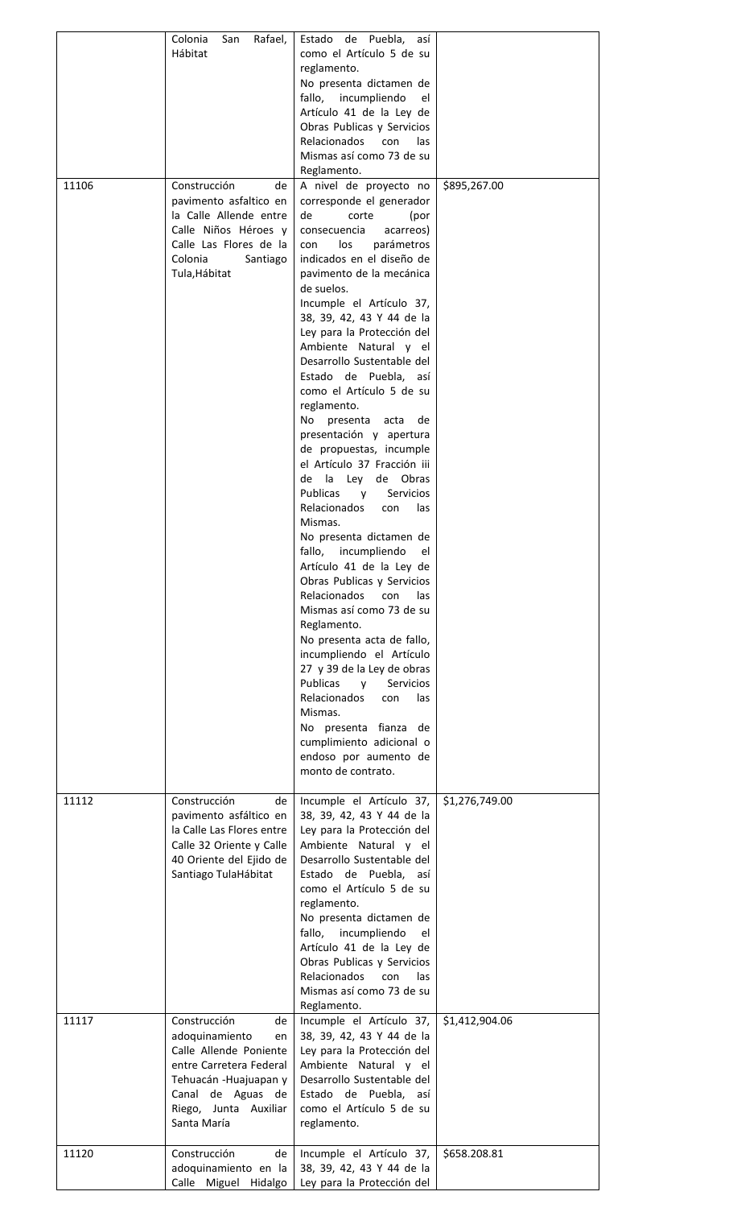| | | | |
|---|---|---|---|
| | Colonia San Rafael, Hábitat | Estado de Puebla, así como el Artículo 5 de su reglamento. No presenta dictamen de fallo, incumpliendo el Artículo 41 de la Ley de Obras Publicas y Servicios Relacionados con las Mismas así como 73 de su Reglamento. | |
| 11106 | Construcción de pavimento asfaltico en la Calle Allende entre Calle Niños Héroes y Calle Las Flores de la Colonia Santiago Tula,Hábitat | A nivel de proyecto no corresponde el generador de corte (por consecuencia acarreos) con los parámetros indicados en el diseño de pavimento de la mecánica de suelos. Incumple el Artículo 37, 38, 39, 42, 43 Y 44 de la Ley para la Protección del Ambiente Natural y el Desarrollo Sustentable del Estado de Puebla, así como el Artículo 5 de su reglamento. No presenta acta de presentación y apertura de propuestas, incumple el Artículo 37 Fracción iii de la Ley de Obras Publicas y Servicios Relacionados con las Mismas. No presenta dictamen de fallo, incumpliendo el Artículo 41 de la Ley de Obras Publicas y Servicios Relacionados con las Mismas así como 73 de su Reglamento. No presenta acta de fallo, incumpliendo el Artículo 27 y 39 de la Ley de obras Publicas y Servicios Relacionados con las Mismas. No presenta fianza de cumplimiento adicional o endoso por aumento de monto de contrato. | $895,267.00 |
| 11112 | Construcción de pavimento asfáltico en la Calle Las Flores entre Calle 32 Oriente y Calle 40 Oriente del Ejido de Santiago TulaHábitat | Incumple el Artículo 37, 38, 39, 42, 43 Y 44 de la Ley para la Protección del Ambiente Natural y el Desarrollo Sustentable del Estado de Puebla, así como el Artículo 5 de su reglamento. No presenta dictamen de fallo, incumpliendo el Artículo 41 de la Ley de Obras Publicas y Servicios Relacionados con las Mismas así como 73 de su Reglamento. | $1,276,749.00 |
| 11117 | Construcción de adoquinamiento en Calle Allende Poniente entre Carretera Federal Tehuacán -Huajuapan y Canal de Aguas de Riego, Junta Auxiliar Santa María | Incumple el Artículo 37, 38, 39, 42, 43 Y 44 de la Ley para la Protección del Ambiente Natural y el Desarrollo Sustentable del Estado de Puebla, así como el Artículo 5 de su reglamento. | $1,412,904.06 |
| 11120 | Construcción de adoquinamiento en la Calle Miguel Hidalgo | Incumple el Artículo 37, 38, 39, 42, 43 Y 44 de la Ley para la Protección del | $658.208.81 |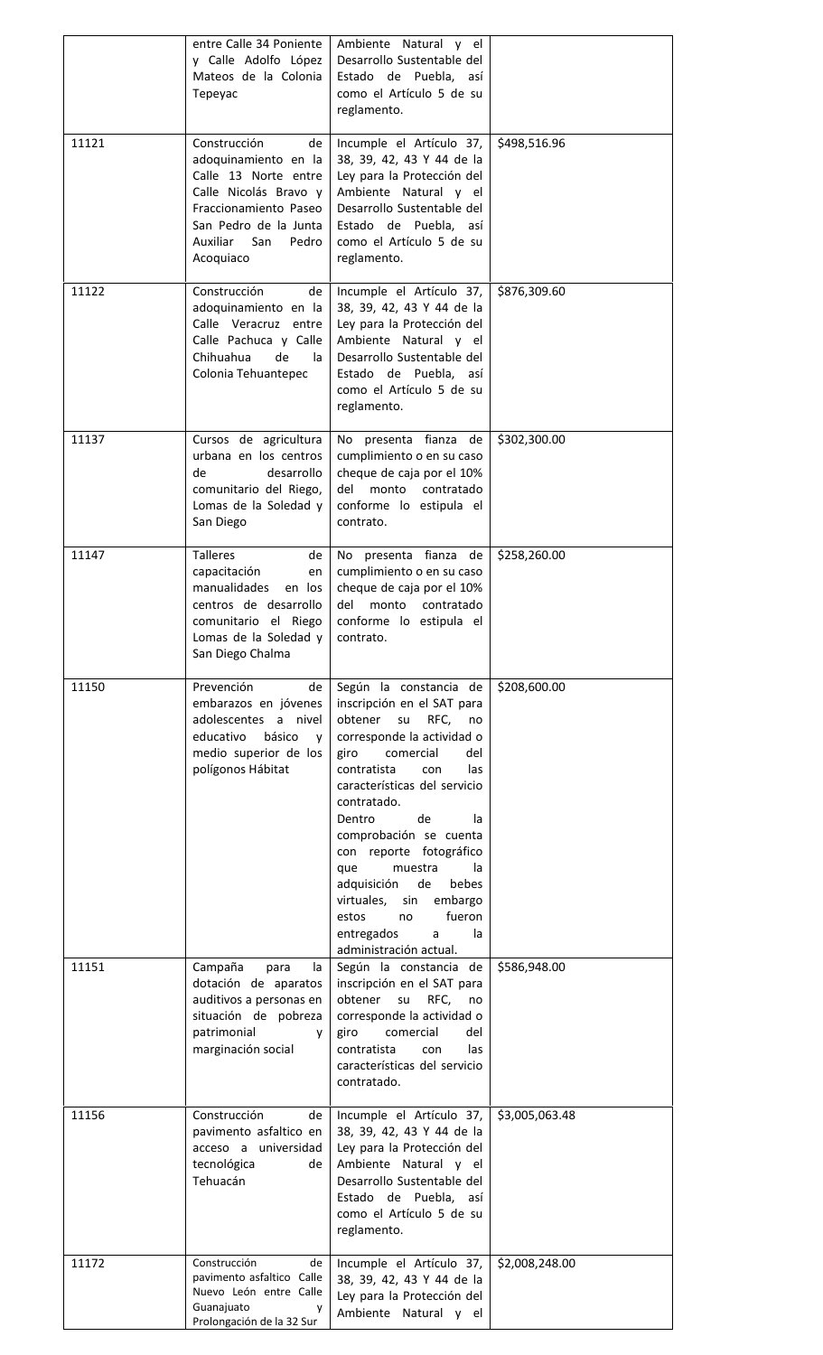| | | | |
|---|---|---|---|
| | entre Calle 34 Poniente y Calle Adolfo López Mateos de la Colonia Tepeyac | Ambiente Natural y el Desarrollo Sustentable del Estado de Puebla, así como el Artículo 5 de su reglamento. | |
| 11121 | Construcción de adoquinamiento en la Calle 13 Norte entre Calle Nicolás Bravo y Fraccionamiento Paseo San Pedro de la Junta Auxiliar San Pedro Acoquiaco | Incumple el Artículo 37, 38, 39, 42, 43 Y 44 de la Ley para la Protección del Ambiente Natural y el Desarrollo Sustentable del Estado de Puebla, así como el Artículo 5 de su reglamento. | $498,516.96 |
| 11122 | Construcción de adoquinamiento en la Calle Veracruz entre Calle Pachuca y Calle Chihuahua de la Colonia Tehuantepec | Incumple el Artículo 37, 38, 39, 42, 43 Y 44 de la Ley para la Protección del Ambiente Natural y el Desarrollo Sustentable del Estado de Puebla, así como el Artículo 5 de su reglamento. | $876,309.60 |
| 11137 | Cursos de agricultura urbana en los centros de desarrollo comunitario del Riego, Lomas de la Soledad y San Diego | No presenta fianza de cumplimiento o en su caso cheque de caja por el 10% del monto contratado conforme lo estipula el contrato. | $302,300.00 |
| 11147 | Talleres de capacitación en manualidades en los centros de desarrollo comunitario el Riego Lomas de la Soledad y San Diego Chalma | No presenta fianza de cumplimiento o en su caso cheque de caja por el 10% del monto contratado conforme lo estipula el contrato. | $258,260.00 |
| 11150 | Prevención de embarazos en jóvenes adolescentes a nivel educativo básico y medio superior de los polígonos Hábitat | Según la constancia de inscripción en el SAT para obtener su RFC, no corresponde la actividad o giro comercial del contratista con las características del servicio contratado. Dentro de la comprobación se cuenta con reporte fotográfico que muestra la adquisición de bebes virtuales, sin embargo estos no fueron entregados a la administración actual. | $208,600.00 |
| 11151 | Campaña para la dotación de aparatos auditivos a personas en situación de pobreza patrimonial y marginación social | Según la constancia de inscripción en el SAT para obtener su RFC, no corresponde la actividad o giro comercial del contratista con las características del servicio contratado. | $586,948.00 |
| 11156 | Construcción de pavimento asfaltico en acceso a universidad tecnológica de Tehuacán | Incumple el Artículo 37, 38, 39, 42, 43 Y 44 de la Ley para la Protección del Ambiente Natural y el Desarrollo Sustentable del Estado de Puebla, así como el Artículo 5 de su reglamento. | $3,005,063.48 |
| 11172 | Construcción de pavimento asfaltico Calle Nuevo León entre Calle Guanajuato y Prolongación de la 32 Sur | Incumple el Artículo 37, 38, 39, 42, 43 Y 44 de la Ley para la Protección del Ambiente Natural y el | $2,008,248.00 |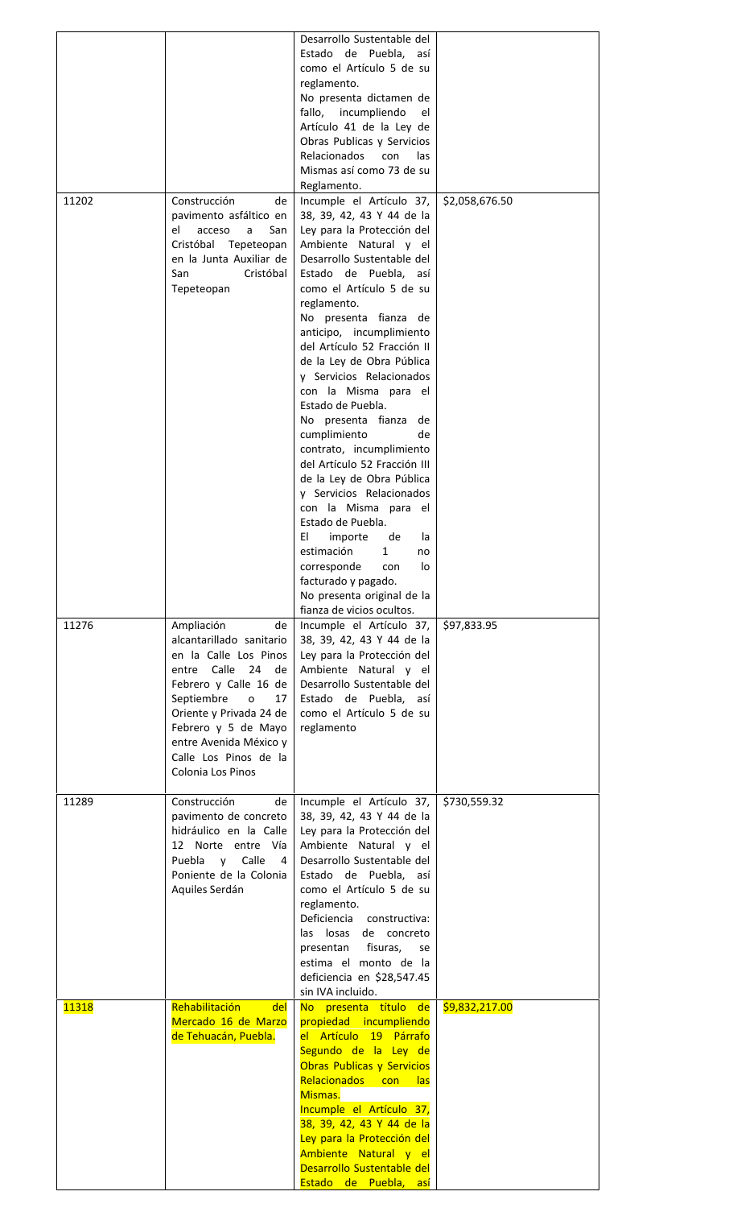| | | | |
|---|---|---|---|
| | | Desarrollo Sustentable del Estado de Puebla, así como el Artículo 5 de su reglamento. No presenta dictamen de fallo, incumpliendo el Artículo 41 de la Ley de Obras Publicas y Servicios Relacionados con las Mismas así como 73 de su Reglamento. | |
| 11202 | Construcción de pavimento asfáltico en el acceso a San Cristóbal Tepeteopan en la Junta Auxiliar de San Cristóbal Tepeteopan | Incumple el Artículo 37, 38, 39, 42, 43 Y 44 de la Ley para la Protección del Ambiente Natural y el Desarrollo Sustentable del Estado de Puebla, así como el Artículo 5 de su reglamento. No presenta fianza de anticipo, incumplimiento del Artículo 52 Fracción II de la Ley de Obra Pública y Servicios Relacionados con la Misma para el Estado de Puebla. No presenta fianza de cumplimiento de contrato, incumplimiento del Artículo 52 Fracción III de la Ley de Obra Pública y Servicios Relacionados con la Misma para el Estado de Puebla. El importe de la estimación 1 no corresponde con lo facturado y pagado. No presenta original de la fianza de vicios ocultos. | $2,058,676.50 |
| 11276 | Ampliación de alcantarillado sanitario en la Calle Los Pinos entre Calle 24 de Febrero y Calle 16 de Septiembre o 17 Oriente y Privada 24 de Febrero y 5 de Mayo entre Avenida México y Calle Los Pinos de la Colonia Los Pinos | Incumple el Artículo 37, 38, 39, 42, 43 Y 44 de la Ley para la Protección del Ambiente Natural y el Desarrollo Sustentable del Estado de Puebla, así como el Artículo 5 de su reglamento | $97,833.95 |
| 11289 | Construcción de pavimento de concreto hidráulico en la Calle 12 Norte entre Vía Puebla y Calle 4 Poniente de la Colonia Aquiles Serdán | Incumple el Artículo 37, 38, 39, 42, 43 Y 44 de la Ley para la Protección del Ambiente Natural y el Desarrollo Sustentable del Estado de Puebla, así como el Artículo 5 de su reglamento. Deficiencia constructiva: las losas de concreto presentan fisuras, se estima el monto de la deficiencia en $28,547.45 sin IVA incluido. | $730,559.32 |
| 11318 | Rehabilitación del Mercado 16 de Marzo de Tehuacán, Puebla. | No presenta título de propiedad incumpliendo el Artículo 19 Párrafo Segundo de la Ley de Obras Publicas y Servicios Relacionados con las Mismas. Incumple el Artículo 37, 38, 39, 42, 43 Y 44 de la Ley para la Protección del Ambiente Natural y el Desarrollo Sustentable del Estado de Puebla, así | $9,832,217.00 |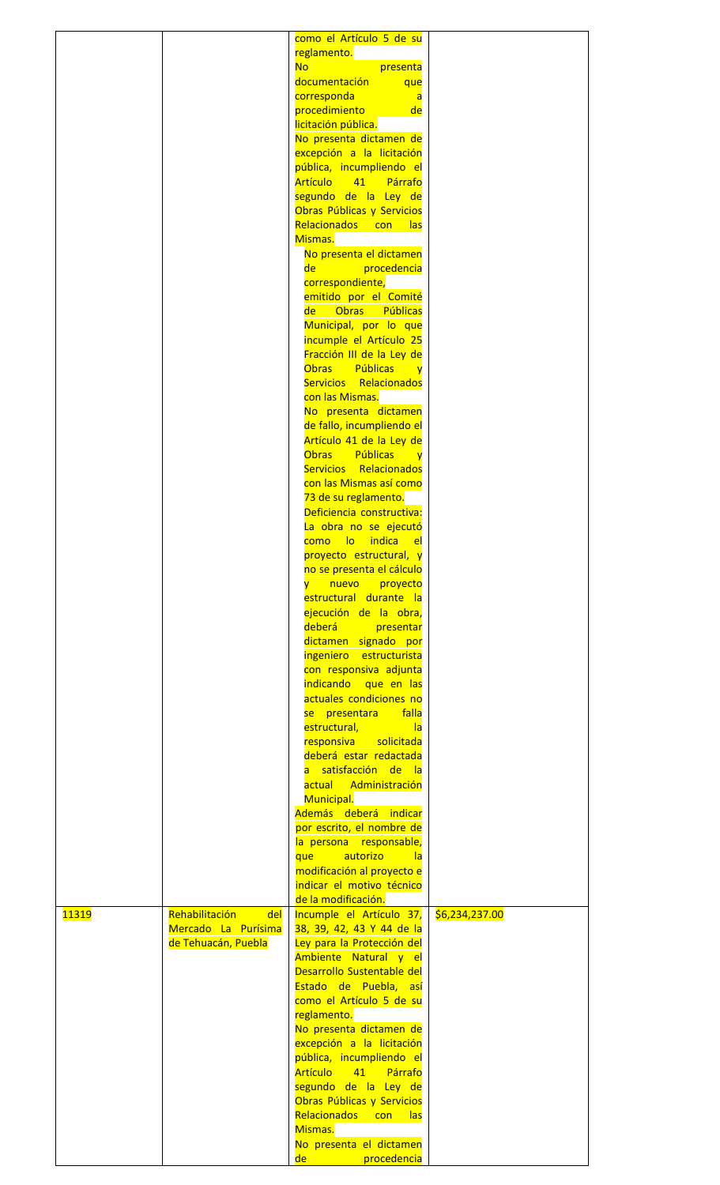| | | | |
|---|---|---|---|
| | | como el Artículo 5 de su reglamento.<br>No presenta documentación que corresponda a procedimiento de licitación pública.<br>No presenta dictamen de excepción a la licitación pública, incumpliendo el Artículo 41 Párrafo segundo de la Ley de Obras Públicas y Servicios Relacionados con las Mismas.<br>No presenta el dictamen de procedencia correspondiente, emitido por el Comité de Obras Públicas Municipal, por lo que incumple el Artículo 25 Fracción III de la Ley de Obras Públicas y Servicios Relacionados con las Mismas.<br>No presenta dictamen de fallo, incumpliendo el Artículo 41 de la Ley de Obras Públicas y Servicios Relacionados con las Mismas así como 73 de su reglamento.<br>Deficiencia constructiva: La obra no se ejecutó como lo indica el proyecto estructural, y no se presenta el cálculo y nuevo proyecto estructural durante la ejecución de la obra, deberá presentar dictamen signado por ingeniero estructurista con responsiva adjunta indicando que en las actuales condiciones no se presentara falla estructural, la responsiva solicitada deberá estar redactada a satisfacción de la actual Administración Municipal.<br>Además deberá indicar por escrito, el nombre de la persona responsable, que autorizo la modificación al proyecto e indicar el motivo técnico de la modificación. | |
| 11319 | Rehabilitación del Mercado La Purísima de Tehuacán, Puebla | Incumple el Artículo 37, 38, 39, 42, 43 Y 44 de la Ley para la Protección del Ambiente Natural y el Desarrollo Sustentable del Estado de Puebla, así como el Artículo 5 de su reglamento.<br>No presenta dictamen de excepción a la licitación pública, incumpliendo el Artículo 41 Párrafo segundo de la Ley de Obras Públicas y Servicios Relacionados con las Mismas.<br>No presenta el dictamen de procedencia | $6,234,237.00 |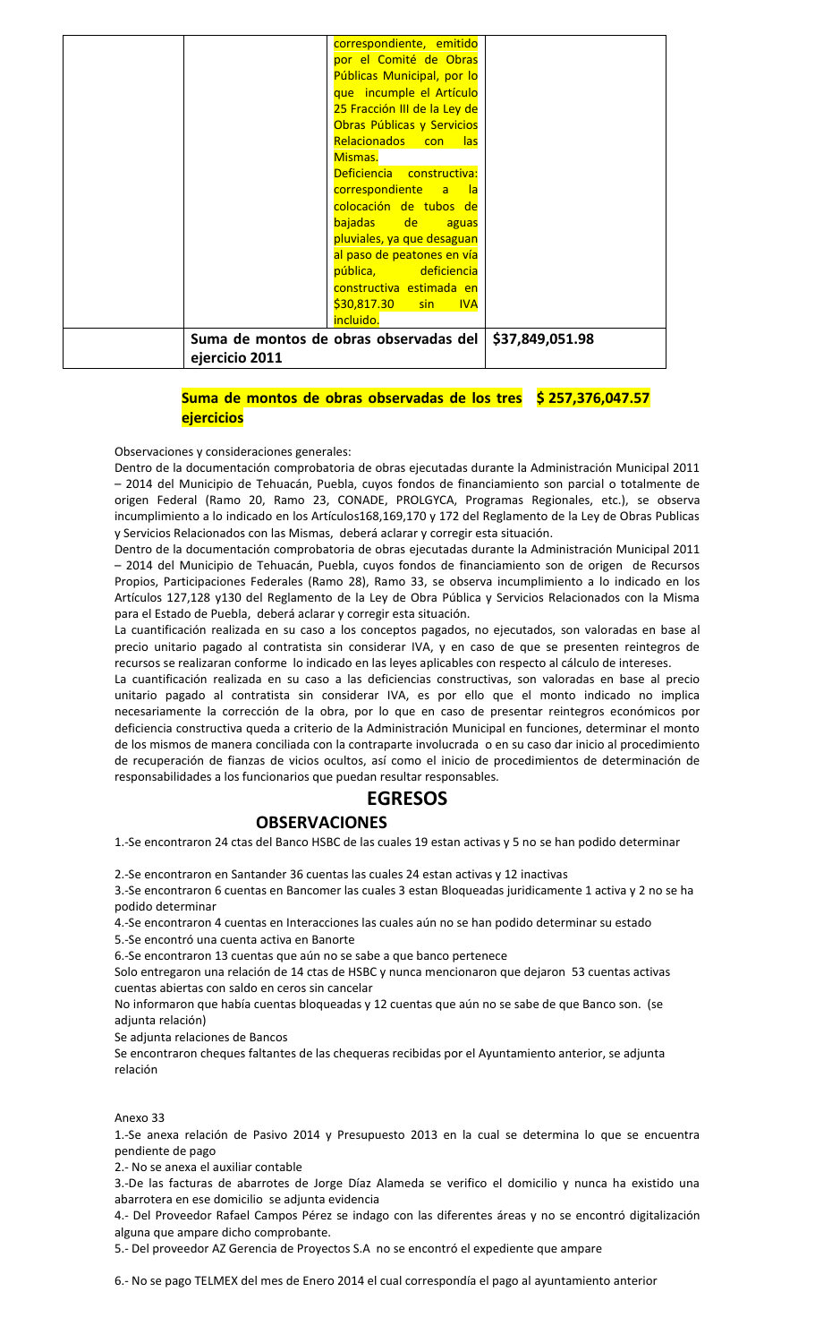| | correspondiente, emitido por el Comité de Obras Públicas Municipal, por lo que incumple el Artículo 25 Fracción III de la Ley de Obras Públicas y Servicios Relacionados con las Mismas. Deficiencia constructiva: correspondiente a la colocación de tubos de bajadas de aguas pluviales, ya que desaguan al paso de peatones en vía pública, deficiencia constructiva estimada en $30,817.30 sin IVA incluido. | |
|---|---|---|
| | **Suma de montos de obras observadas del ejercicio 2011** | **$37,849,051.98** |

**Suma de montos de obras observadas de los tres ejercicios** **$ 257,376,047.57**

Observaciones y consideraciones generales:

Dentro de la documentación comprobatoria de obras ejecutadas durante la Administración Municipal 2011 – 2014 del Municipio de Tehuacán, Puebla, cuyos fondos de financiamiento son parcial o totalmente de origen Federal (Ramo 20, Ramo 23, CONADE, PROLGYCA, Programas Regionales, etc.), se observa incumplimiento a lo indicado en los Artículos168,169,170 y 172 del Reglamento de la Ley de Obras Publicas y Servicios Relacionados con las Mismas, deberá aclarar y corregir esta situación.

Dentro de la documentación comprobatoria de obras ejecutadas durante la Administración Municipal 2011 – 2014 del Municipio de Tehuacán, Puebla, cuyos fondos de financiamiento son de origen de Recursos Propios, Participaciones Federales (Ramo 28), Ramo 33, se observa incumplimiento a lo indicado en los Artículos 127,128 y130 del Reglamento de la Ley de Obra Pública y Servicios Relacionados con la Misma para el Estado de Puebla, deberá aclarar y corregir esta situación.

La cuantificación realizada en su caso a los conceptos pagados, no ejecutados, son valoradas en base al precio unitario pagado al contratista sin considerar IVA, y en caso de que se presenten reintegros de recursos se realizaran conforme lo indicado en las leyes aplicables con respecto al cálculo de intereses.

La cuantificación realizada en su caso a las deficiencias constructivas, son valoradas en base al precio unitario pagado al contratista sin considerar IVA, es por ello que el monto indicado no implica necesariamente la corrección de la obra, por lo que en caso de presentar reintegros económicos por deficiencia constructiva queda a criterio de la Administración Municipal en funciones, determinar el monto de los mismos de manera conciliada con la contraparte involucrada o en su caso dar inicio al procedimiento de recuperación de fianzas de vicios ocultos, así como el inicio de procedimientos de determinación de responsabilidades a los funcionarios que puedan resultar responsables.

# EGRESOS

## OBSERVACIONES

1.-Se encontraron 24 ctas del Banco HSBC de las cuales 19 estan activas y 5 no se han podido determinar

2.-Se encontraron en Santander 36 cuentas las cuales 24 estan activas y 12 inactivas

3.-Se encontraron 6 cuentas en Bancomer las cuales 3 estan Bloqueadas juridicamente 1 activa y 2 no se ha podido determinar

4.-Se encontraron 4 cuentas en Interacciones las cuales aún no se han podido determinar su estado

5.-Se encontró una cuenta activa en Banorte

6.-Se encontraron 13 cuentas que aún no se sabe a que banco pertenece

Solo entregaron una relación de 14 ctas de HSBC y nunca mencionaron que dejaron 53 cuentas activas cuentas abiertas con saldo en ceros sin cancelar

No informaron que había cuentas bloqueadas y 12 cuentas que aún no se sabe de que Banco son. (se adjunta relación)

Se adjunta relaciones de Bancos

Se encontraron cheques faltantes de las chequeras recibidas por el Ayuntamiento anterior, se adjunta relación

Anexo 33

1.-Se anexa relación de Pasivo 2014 y Presupuesto 2013 en la cual se determina lo que se encuentra pendiente de pago

2.- No se anexa el auxiliar contable

3.-De las facturas de abarrotes de Jorge Díaz Alameda se verifico el domicilio y nunca ha existido una abarrotera en ese domicilio se adjunta evidencia

4.- Del Proveedor Rafael Campos Pérez se indago con las diferentes áreas y no se encontró digitalización alguna que ampare dicho comprobante.

5.- Del proveedor AZ Gerencia de Proyectos S.A no se encontró el expediente que ampare

6.- No se pago TELMEX del mes de Enero 2014 el cual correspondía el pago al ayuntamiento anterior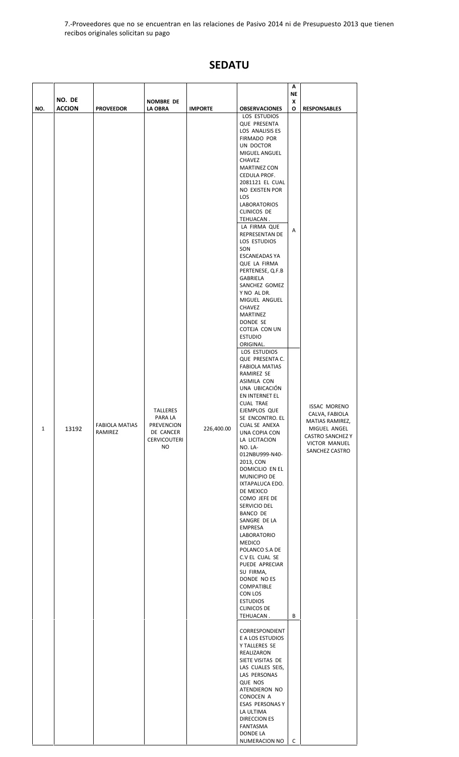7.-Proveedores que no se encuentran en las relaciones de Pasivo 2014 ni de Presupuesto 2013 que tienen recibos originales solicitan su pago

## SEDATU

| NO. | NO. DE ACCION | PROVEEDOR | NOMBRE DE LA OBRA | IMPORTE | OBSERVACIONES | ANEXO | RESPONSABLES |
|---|---|---|---|---|---|---|---|
| 1 | 13192 | FABIOLA MATIAS RAMIREZ | TALLERES PARA LA PREVENCION DE CANCER CERVICOUTERINO | 226,400.00 | LOS ESTUDIOS QUE PRESENTA LOS ANALISIS ES FIRMADO POR UN DOCTOR MIGUEL ANGUEL CHAVEZ MARTINEZ CON CEDULA PROF. 2081121 EL CUAL NO EXISTEN POR LOS LABORATORIOS CLINICOS DE TEHUACAN . LA FIRMA QUE REPRESENTAN DE LOS ESTUDIOS SON ESCANEADAS YA QUE LA FIRMA PERTENESE, Q.F.B GABRIELA SANCHEZ GOMEZ Y NO AL DR. MIGUEL ANGUEL CHAVEZ MARTINEZ DONDE SE COTEJA CON UN ESTUDIO ORIGINAL. | A | ISSAC MORENO CALVA, FABIOLA MATIAS RAMIREZ, MIGUEL ANGEL CASTRO SANCHEZ Y VICTOR MANUEL SANCHEZ CASTRO |
| | | | | | LOS ESTUDIOS QUE PRESENTA C. FABIOLA MATIAS RAMIREZ SE ASIMILA CON UNA UBICACIÓN EN INTERNET EL CUAL TRAE EJEMPLOS QUE SE ENCONTRO. EL CUAL SE ANEXA UNA COPIA CON LA LICITACION NO. LA-012NBU999-N40-2013, CON DOMICILIO EN EL MUNICIPIO DE IXTAPALUCA EDO. DE MEXICO COMO JEFE DE SERVICIO DEL BANCO DE SANGRE DE LA EMPRESA LABORATORIO MEDICO POLANCO S.A DE C.V EL CUAL SE PUEDE APRECIAR SU FIRMA, DONDE NO ES COMPATIBLE CON LOS ESTUDIOS CLINICOS DE TEHUACAN . | B | |
| | | | | | CORRESPONDIENTE A LOS ESTUDIOS Y TALLERES SE REALIZARON SIETE VISITAS DE LAS CUALES SEIS, LAS PERSONAS QUE NOS ATENDIERON NO CONOCEN A ESAS PERSONAS Y LA ULTIMA DIRECCION ES FANTASMA DONDE LA NUMERACION NO | C | |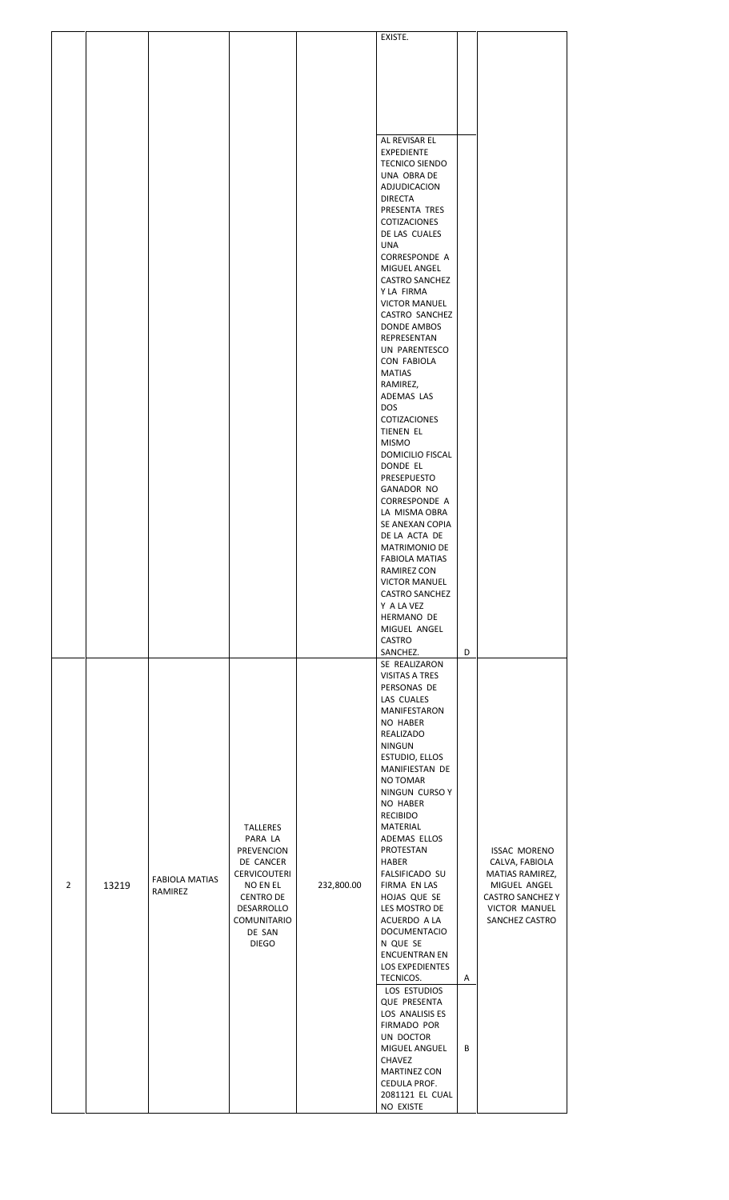| | | | | | | | |
|---|---|---|---|---|---|---|---|
| | | | | | EXISTE. | | |
| | | | | | AL REVISAR EL EXPEDIENTE TECNICO SIENDO UNA OBRA DE ADJUDICACION DIRECTA PRESENTA TRES COTIZACIONES DE LAS CUALES UNA CORRESPONDE A MIGUEL ANGEL CASTRO SANCHEZ Y LA FIRMA VICTOR MANUEL CASTRO SANCHEZ DONDE AMBOS REPRESENTAN UN PARENTESCO CON FABIOLA MATIAS RAMIREZ, ADEMAS LAS DOS COTIZACIONES TIENEN EL MISMO DOMICILIO FISCAL DONDE EL PRESEPUESTO GANADOR NO CORRESPONDE A LA MISMA OBRA SE ANEXAN COPIA DE LA ACTA DE MATRIMONIO DE FABIOLA MATIAS RAMIREZ CON VICTOR MANUEL CASTRO SANCHEZ Y A LA VEZ HERMANO DE MIGUEL ANGEL CASTRO SANCHEZ. | D | |
| 2 | 13219 | FABIOLA MATIAS RAMIREZ | TALLERES PARA LA PREVENCION DE CANCER CERVICOUTERI NO EN EL CENTRO DE DESARROLLO COMUNITARIO DE SAN DIEGO | 232,800.00 | SE REALIZARON VISITAS A TRES PERSONAS DE LAS CUALES MANIFESTARON NO HABER REALIZADO NINGUN ESTUDIO, ELLOS MANIFIESTAN DE NO TOMAR NINGUN CURSO Y NO HABER RECIBIDO MATERIAL ADEMAS ELLOS PROTESTAN HABER FALSIFICADO SU FIRMA EN LAS HOJAS QUE SE LES MOSTRO DE ACUERDO A LA DOCUMENTACION QUE SE ENCUENTRAN EN LOS EXPEDIENTES TECNICOS. | A | ISSAC MORENO CALVA, FABIOLA MATIAS RAMIREZ, MIGUEL ANGEL CASTRO SANCHEZ Y VICTOR MANUEL SANCHEZ CASTRO |
| | | | | | LOS ESTUDIOS QUE PRESENTA LOS ANALISIS ES FIRMADO POR UN DOCTOR MIGUEL ANGUEL CHAVEZ MARTINEZ CON CEDULA PROF. 2081121 EL CUAL NO EXISTE | B | |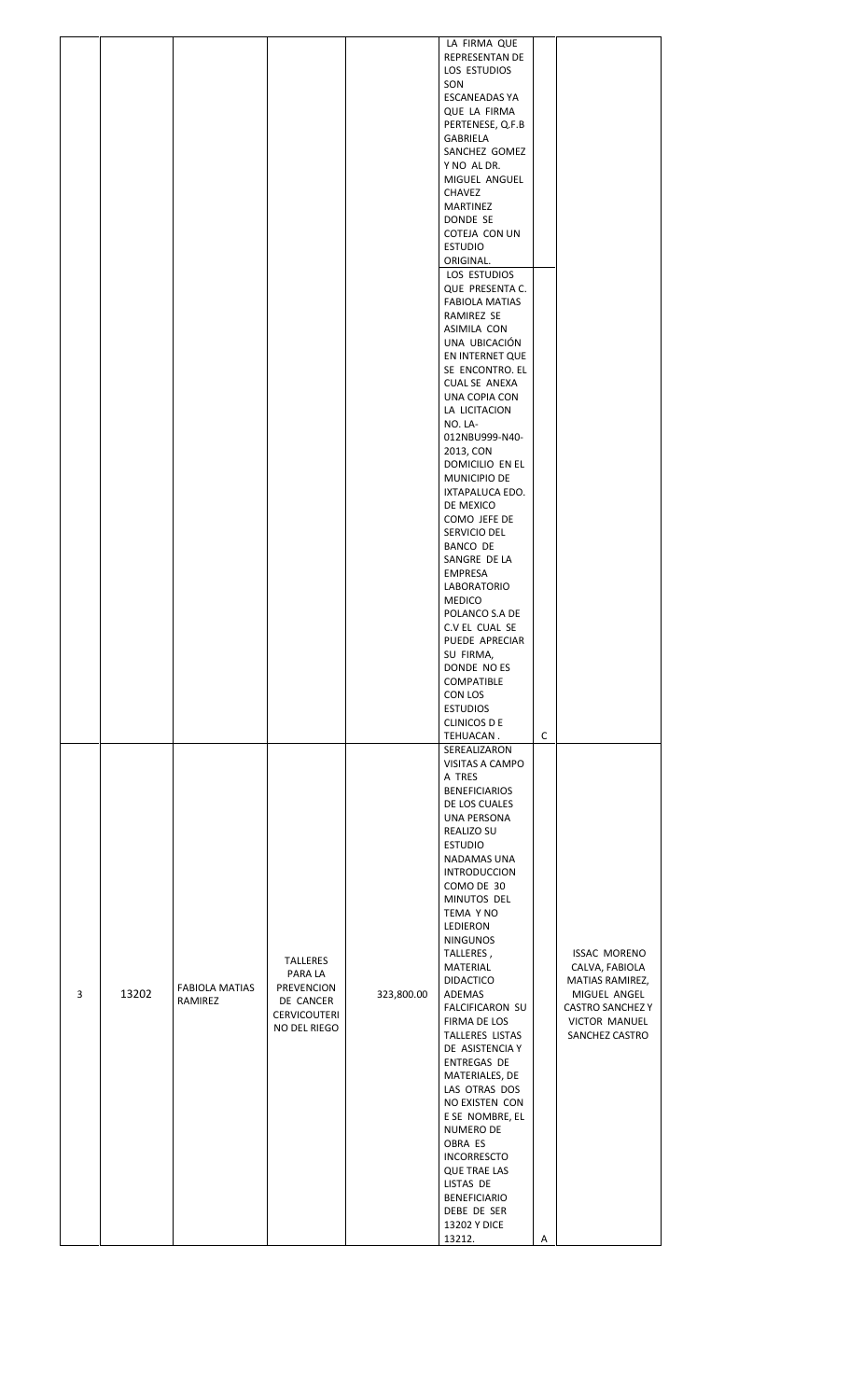|  |  |  |  |  |  |  |  |
|---|---|---|---|---|---|---|---|
|  |  |  |  |  | LA FIRMA QUE REPRESENTAN DE LOS ESTUDIOS SON ESCANEADAS YA QUE LA FIRMA PERTENESE, Q.F.B GABRIELA SANCHEZ GOMEZ Y NO AL DR. MIGUEL ANGUEL CHAVEZ MARTINEZ DONDE SE COTEJA CON UN ESTUDIO ORIGINAL. LOS ESTUDIOS QUE PRESENTA C. FABIOLA MATIAS RAMIREZ SE ASIMILA CON UNA UBICACIÓN EN INTERNET QUE SE ENCONTRO. EL CUAL SE ANEXA UNA COPIA CON LA LICITACION NO. LA-012NBU999-N40-2013, CON DOMICILIO EN EL MUNICIPIO DE IXTAPALUCA EDO. DE MEXICO COMO JEFE DE SERVICIO DEL BANCO DE SANGRE DE LA EMPRESA LABORATORIO MEDICO POLANCO S.A DE C.V EL CUAL SE PUEDE APRECIAR SU FIRMA, DONDE NO ES COMPATIBLE CON LOS ESTUDIOS CLINICOS D E TEHUACAN . | C |  |
| 3 | 13202 | FABIOLA MATIAS RAMIREZ | TALLERES PARA LA PREVENCION DE CANCER CERVICOUTERI NO DEL RIEGO | 323,800.00 | SEREALIZARON VISITAS A CAMPO A TRES BENEFICIARIOS DE LOS CUALES UNA PERSONA REALIZO SU ESTUDIO NADAMAS UNA INTRODUCCION COMO DE 30 MINUTOS DEL TEMA Y NO LEDIERON NINGUNOS TALLERES , MATERIAL DIDACTICO ADEMAS FALCIFICARON SU FIRMA DE LOS TALLERES LISTAS DE ASISTENCIA Y ENTREGAS DE MATERIALES, DE LAS OTRAS DOS NO EXISTEN CON E SE NOMBRE, EL NUMERO DE OBRA ES INCORRESCTO QUE TRAE LAS LISTAS DE BENEFICIARIO DEBE DE SER 13202 Y DICE 13212. | A | ISSAC MORENO CALVA, FABIOLA MATIAS RAMIREZ, MIGUEL ANGEL CASTRO SANCHEZ Y VICTOR MANUEL SANCHEZ CASTRO |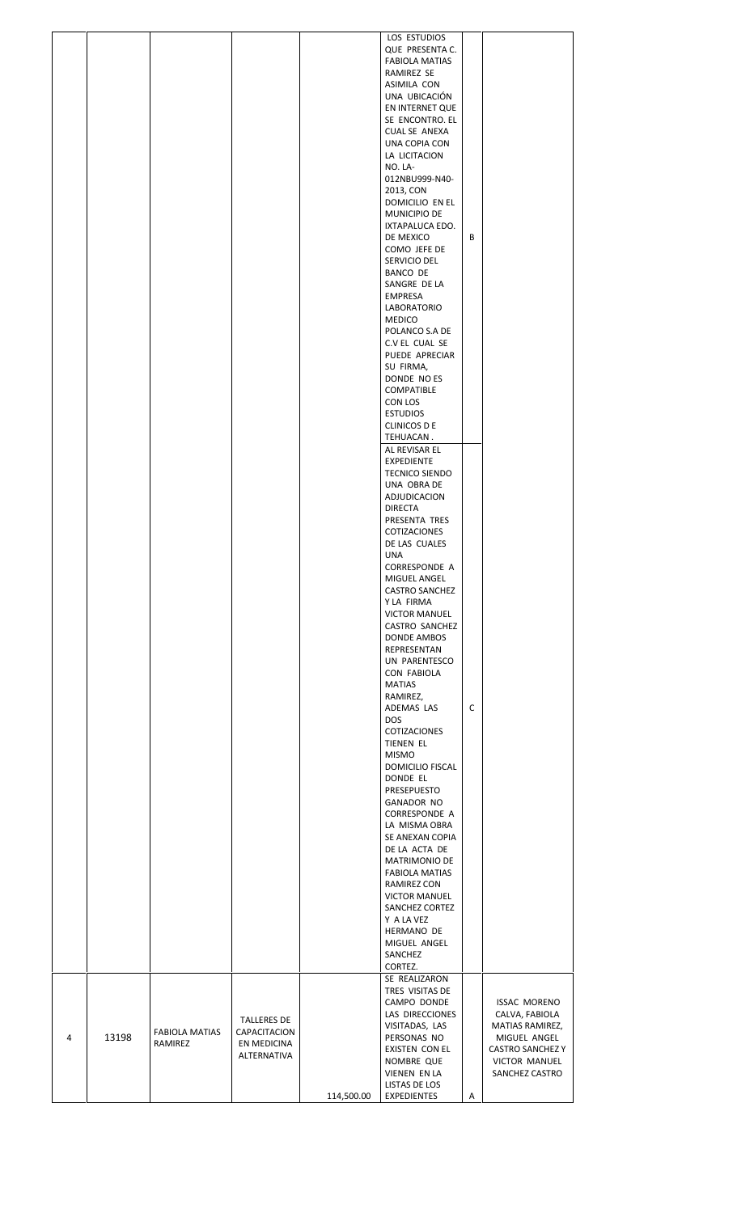| | | | | | | | |
|---|---|---|---|---|---|---|---|
| | | | | | LOS ESTUDIOS QUE PRESENTA C. FABIOLA MATIAS RAMIREZ SE ASIMILA CON UNA UBICACIÓN EN INTERNET QUE SE ENCONTRO. EL CUAL SE ANEXA UNA COPIA CON LA LICITACION NO. LA-012NBU999-N40-2013, CON DOMICILIO EN EL MUNICIPIO DE IXTAPALUCA EDO. DE MEXICO COMO JEFE DE SERVICIO DEL BANCO DE SANGRE DE LA EMPRESA LABORATORIO MEDICO POLANCO S.A DE C.V EL CUAL SE PUEDE APRECIAR SU FIRMA, DONDE NO ES COMPATIBLE CON LOS ESTUDIOS CLINICOS D E TEHUACAN . | B | |
| | | | | | AL REVISAR EL EXPEDIENTE TECNICO SIENDO UNA OBRA DE ADJUDICACION DIRECTA PRESENTA TRES COTIZACIONES DE LAS CUALES UNA CORRESPONDE A MIGUEL ANGEL CASTRO SANCHEZ Y LA FIRMA VICTOR MANUEL CASTRO SANCHEZ DONDE AMBOS REPRESENTAN UN PARENTESCO CON FABIOLA MATIAS RAMIREZ, ADEMAS LAS DOS COTIZACIONES TIENEN EL MISMO DOMICILIO FISCAL DONDE EL PRESEPUESTO GANADOR NO CORRESPONDE A LA MISMA OBRA SE ANEXAN COPIA DE LA ACTA DE MATRIMONIO DE FABIOLA MATIAS RAMIREZ CON VICTOR MANUEL SANCHEZ CORTEZ Y A LA VEZ HERMANO DE MIGUEL ANGEL SANCHEZ CORTEZ. | C | |
| 4 | 13198 | FABIOLA MATIAS RAMIREZ | TALLERES DE CAPACITACION EN MEDICINA ALTERNATIVA | 114,500.00 | SE REALIZARON TRES VISITAS DE CAMPO DONDE LAS DIRECCIONES VISITADAS, LAS PERSONAS NO EXISTEN CON EL NOMBRE QUE VIENEN EN LA LISTAS DE LOS EXPEDIENTES | A | ISSAC MORENO CALVA, FABIOLA MATIAS RAMIREZ, MIGUEL ANGEL CASTRO SANCHEZ Y VICTOR MANUEL SANCHEZ CASTRO |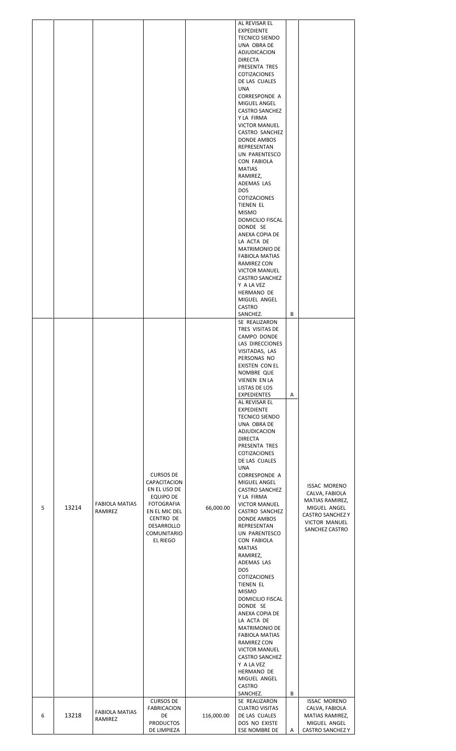| | | | | | | | |
|---|---|---|---|---|---|---|---|
| | | | | | AL REVISAR EL EXPEDIENTE TECNICO SIENDO UNA OBRA DE ADJUDICACION DIRECTA PRESENTA TRES COTIZACIONES DE LAS CUALES UNA CORRESPONDE A MIGUEL ANGEL CASTRO SANCHEZ Y LA FIRMA VICTOR MANUEL CASTRO SANCHEZ DONDE AMBOS REPRESENTAN UN PARENTESCO CON FABIOLA MATIAS RAMIREZ, ADEMAS LAS DOS COTIZACIONES TIENEN EL MISMO DOMICILIO FISCAL DONDE SE ANEXA COPIA DE LA ACTA DE MATRIMONIO DE FABIOLA MATIAS RAMIREZ CON VICTOR MANUEL CASTRO SANCHEZ Y A LA VEZ HERMANO DE MIGUEL ANGEL CASTRO SANCHEZ. | B | |
| 5 | 13214 | FABIOLA MATIAS RAMIREZ | CURSOS DE CAPACITACION EN EL USO DE EQUIPO DE FOTOGRAFIA EN EL MIC DEL CENTRO DE DESARROLLO COMUNITARIO EL RIEGO | 66,000.00 | SE REALIZARON TRES VISITAS DE CAMPO DONDE LAS DIRECCIONES VISITADAS, LAS PERSONAS NO EXISTEN CON EL NOMBRE QUE VIENEN EN LA LISTAS DE LOS EXPEDIENTES | A | ISSAC MORENO CALVA, FABIOLA MATIAS RAMIREZ, MIGUEL ANGEL CASTRO SANCHEZ Y VICTOR MANUEL SANCHEZ CASTRO |
| | | | | | AL REVISAR EL EXPEDIENTE TECNICO SIENDO UNA OBRA DE ADJUDICACION DIRECTA PRESENTA TRES COTIZACIONES DE LAS CUALES UNA CORRESPONDE A MIGUEL ANGEL CASTRO SANCHEZ Y LA FIRMA VICTOR MANUEL CASTRO SANCHEZ DONDE AMBOS REPRESENTAN UN PARENTESCO CON FABIOLA MATIAS RAMIREZ, ADEMAS LAS DOS COTIZACIONES TIENEN EL MISMO DOMICILIO FISCAL DONDE SE ANEXA COPIA DE LA ACTA DE MATRIMONIO DE FABIOLA MATIAS RAMIREZ CON VICTOR MANUEL CASTRO SANCHEZ Y A LA VEZ HERMANO DE MIGUEL ANGEL CASTRO SANCHEZ. | B | |
| 6 | 13218 | FABIOLA MATIAS RAMIREZ | CURSOS DE FABRICACION DE PRODUCTOS DE LIMPIEZA | 116,000.00 | SE REALIZARON CUATRO VISITAS DE LAS CUALES DOS NO EXISTE ESE NOMBRE DE | A | ISSAC MORENO CALVA, FABIOLA MATIAS RAMIREZ, MIGUEL ANGEL CASTRO SANCHEZ Y |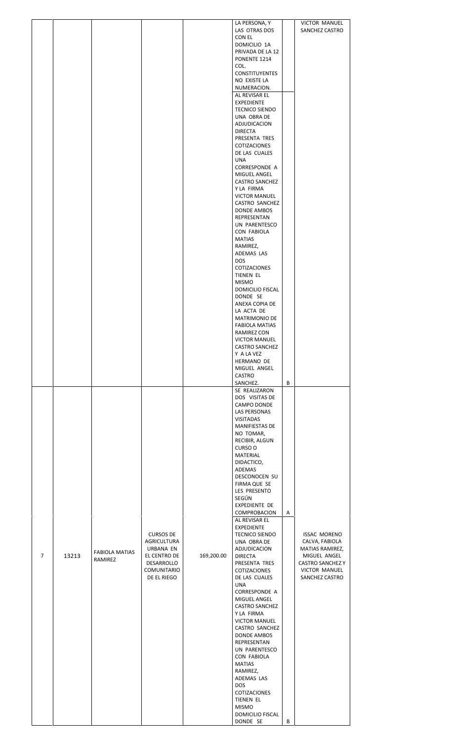| | | | | | | | |
|---|---|---|---|---|---|---|---|
| | | | | | LA PERSONA, Y LAS OTRAS DOS CON EL DOMICILIO 1A PRIVADA DE LA 12 PONENTE 1214 COL. CONSTITUYENTES NO EXISTE LA NUMERACION. | | VICTOR MANUEL SANCHEZ CASTRO |
| | | | | | AL REVISAR EL EXPEDIENTE TECNICO SIENDO UNA OBRA DE ADJUDICACION DIRECTA PRESENTA TRES COTIZACIONES DE LAS CUALES UNA CORRESPONDE A MIGUEL ANGEL CASTRO SANCHEZ Y LA FIRMA VICTOR MANUEL CASTRO SANCHEZ DONDE AMBOS REPRESENTAN UN PARENTESCO CON FABIOLA MATIAS RAMIREZ, ADEMAS LAS DOS COTIZACIONES TIENEN EL MISMO DOMICILIO FISCAL DONDE SE ANEXA COPIA DE LA ACTA DE MATRIMONIO DE FABIOLA MATIAS RAMIREZ CON VICTOR MANUEL CASTRO SANCHEZ Y A LA VEZ HERMANO DE MIGUEL ANGEL CASTRO SANCHEZ. | B | |
| 7 | 13213 | FABIOLA MATIAS RAMIREZ | CURSOS DE AGRICULTURA URBANA EN EL CENTRO DE DESARROLLO COMUNITARIO DE EL RIEGO | 169,200.00 | SE REALIZARON DOS VISITAS DE CAMPO DONDE LAS PERSONAS VISITADAS MANIFIESTAS DE NO TOMAR, RECIBIR, ALGUN CURSO O MATERIAL DIDACTICO, ADEMAS DESCONOCEN SU FIRMA QUE SE LES PRESENTO SEGÚN EXPEDIENTE DE COMPROBACION | A | ISSAC MORENO CALVA, FABIOLA MATIAS RAMIREZ, MIGUEL ANGEL CASTRO SANCHEZ Y VICTOR MANUEL SANCHEZ CASTRO |
| | | | | | AL REVISAR EL EXPEDIENTE TECNICO SIENDO UNA OBRA DE ADJUDICACION DIRECTA PRESENTA TRES COTIZACIONES DE LAS CUALES UNA CORRESPONDE A MIGUEL ANGEL CASTRO SANCHEZ Y LA FIRMA VICTOR MANUEL CASTRO SANCHEZ DONDE AMBOS REPRESENTAN UN PARENTESCO CON FABIOLA MATIAS RAMIREZ, ADEMAS LAS DOS COTIZACIONES TIENEN EL MISMO DOMICILIO FISCAL DONDE SE | B | |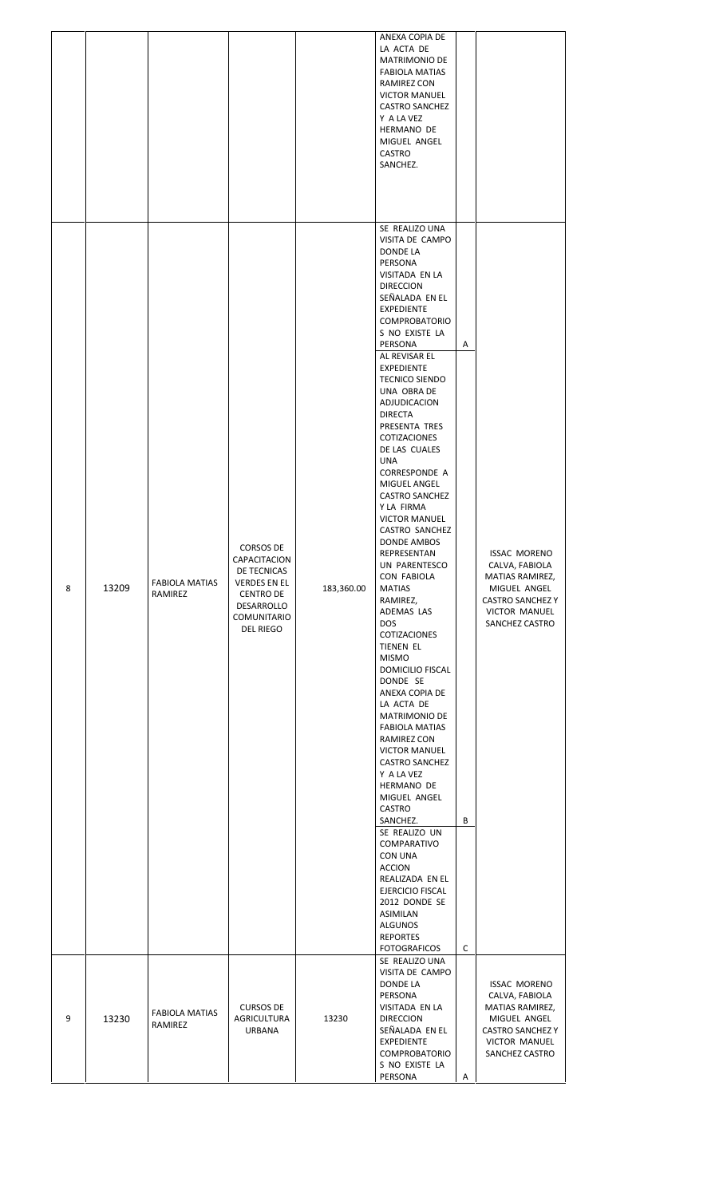| | | | | | | | |
|---|---|---|---|---|---|---|---|
| | | | | | ANEXA COPIA DE LA ACTA DE MATRIMONIO DE FABIOLA MATIAS RAMIREZ CON VICTOR MANUEL CASTRO SANCHEZ Y A LA VEZ HERMANO DE MIGUEL ANGEL CASTRO SANCHEZ. | | |
| 8 | 13209 | FABIOLA MATIAS RAMIREZ | CORSOS DE CAPACITACION DE TECNICAS VERDES EN EL CENTRO DE DESARROLLO COMUNITARIO DEL RIEGO | 183,360.00 | SE REALIZO UNA VISITA DE CAMPO DONDE LA PERSONA VISITADA EN LA DIRECCION SEÑALADA EN EL EXPEDIENTE COMPROBATORIOS NO EXISTE LA PERSONA | A | ISSAC MORENO CALVA, FABIOLA MATIAS RAMIREZ, MIGUEL ANGEL CASTRO SANCHEZ Y VICTOR MANUEL SANCHEZ CASTRO |
| | | | | | AL REVISAR EL EXPEDIENTE TECNICO SIENDO UNA OBRA DE ADJUDICACION DIRECTA PRESENTA TRES COTIZACIONES DE LAS CUALES UNA CORRESPONDE A MIGUEL ANGEL CASTRO SANCHEZ Y LA FIRMA VICTOR MANUEL CASTRO SANCHEZ DONDE AMBOS REPRESENTAN UN PARENTESCO CON FABIOLA MATIAS RAMIREZ, ADEMAS LAS DOS COTIZACIONES TIENEN EL MISMO DOMICILIO FISCAL DONDE SE ANEXA COPIA DE LA ACTA DE MATRIMONIO DE FABIOLA MATIAS RAMIREZ CON VICTOR MANUEL CASTRO SANCHEZ Y A LA VEZ HERMANO DE MIGUEL ANGEL CASTRO SANCHEZ. | B | |
| | | | | | SE REALIZO UN COMPARATIVO CON UNA ACCION REALIZADA EN EL EJERCICIO FISCAL 2012 DONDE SE ASIMILAN ALGUNOS REPORTES FOTOGRAFICOS | C | |
| 9 | 13230 | FABIOLA MATIAS RAMIREZ | CURSOS DE AGRICULTURA URBANA | 13230 | SE REALIZO UNA VISITA DE CAMPO DONDE LA PERSONA VISITADA EN LA DIRECCION SEÑALADA EN EL EXPEDIENTE COMPROBATORIOS NO EXISTE LA PERSONA | A | ISSAC MORENO CALVA, FABIOLA MATIAS RAMIREZ, MIGUEL ANGEL CASTRO SANCHEZ Y VICTOR MANUEL SANCHEZ CASTRO |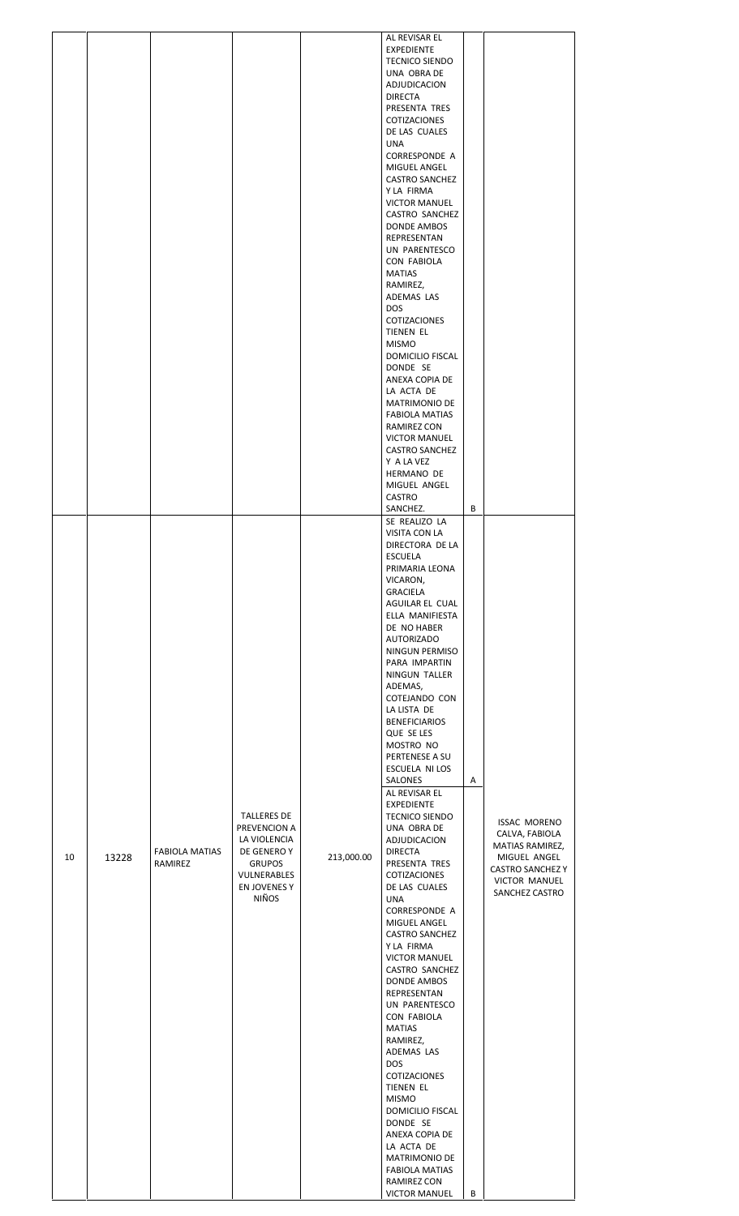|  |  |  |  |  |  |  |  |
|---|---|---|---|---|---|---|---|
|  |  |  |  |  | AL REVISAR EL EXPEDIENTE TECNICO SIENDO UNA OBRA DE ADJUDICACION DIRECTA PRESENTA TRES COTIZACIONES DE LAS CUALES UNA CORRESPONDE A MIGUEL ANGEL CASTRO SANCHEZ Y LA FIRMA VICTOR MANUEL CASTRO SANCHEZ DONDE AMBOS REPRESENTAN UN PARENTESCO CON FABIOLA MATIAS RAMIREZ, ADEMAS LAS DOS COTIZACIONES TIENEN EL MISMO DOMICILIO FISCAL DONDE SE ANEXA COPIA DE LA ACTA DE MATRIMONIO DE FABIOLA MATIAS RAMIREZ CON VICTOR MANUEL CASTRO SANCHEZ Y A LA VEZ HERMANO DE MIGUEL ANGEL CASTRO SANCHEZ. | B |  |
| 10 | 13228 | FABIOLA MATIAS RAMIREZ | TALLERES DE PREVENCION A LA VIOLENCIA DE GENERO Y GRUPOS VULNERABLES EN JOVENES Y NIÑOS | 213,000.00 | SE REALIZO LA VISITA CON LA DIRECTORA DE LA ESCUELA PRIMARIA LEONA VICARON, GRACIELA AGUILAR EL CUAL ELLA MANIFIESTA DE NO HABER AUTORIZADO NINGUN PERMISO PARA IMPARTIN NINGUN TALLER ADEMAS, COTEJANDO CON LA LISTA DE BENEFICIARIOS QUE SE LES MOSTRO NO PERTENESE A SU ESCUELA NI LOS SALONES | A | ISSAC MORENO CALVA, FABIOLA MATIAS RAMIREZ, MIGUEL ANGEL CASTRO SANCHEZ Y VICTOR MANUEL SANCHEZ CASTRO |
|  |  |  |  |  | AL REVISAR EL EXPEDIENTE TECNICO SIENDO UNA OBRA DE ADJUDICACION DIRECTA PRESENTA TRES COTIZACIONES DE LAS CUALES UNA CORRESPONDE A MIGUEL ANGEL CASTRO SANCHEZ Y LA FIRMA VICTOR MANUEL CASTRO SANCHEZ DONDE AMBOS REPRESENTAN UN PARENTESCO CON FABIOLA MATIAS RAMIREZ, ADEMAS LAS DOS COTIZACIONES TIENEN EL MISMO DOMICILIO FISCAL DONDE SE ANEXA COPIA DE LA ACTA DE MATRIMONIO DE FABIOLA MATIAS RAMIREZ CON VICTOR MANUEL | B |  |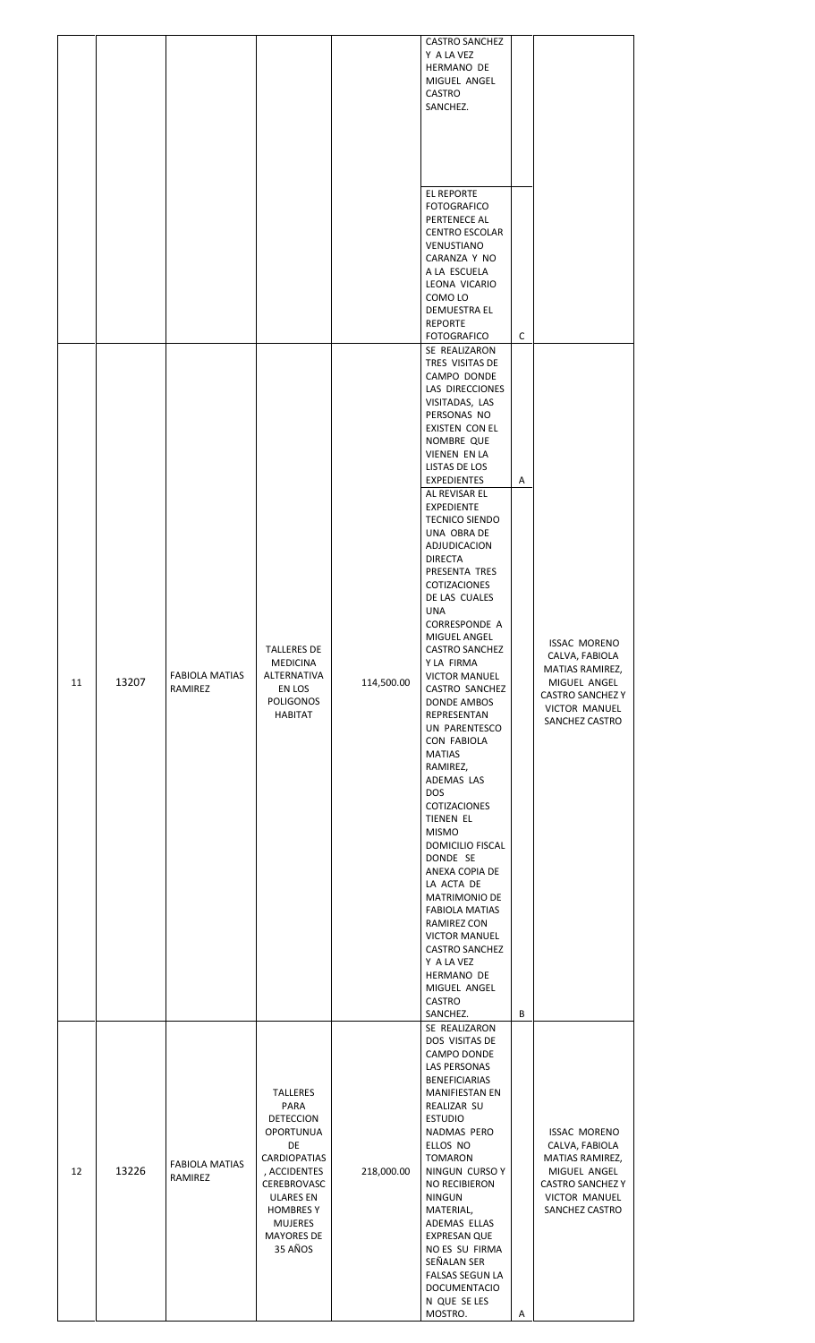| | | | | | | | |
|---|---|---|---|---|---|---|---|
| | | | | | CASTRO SANCHEZ Y A LA VEZ HERMANO DE MIGUEL ANGEL CASTRO SANCHEZ. | | |
| | | | | | EL REPORTE FOTOGRAFICO PERTENECE AL CENTRO ESCOLAR VENUSTIANO CARANZA Y NO A LA ESCUELA LEONA VICARIO COMO LO DEMUESTRA EL REPORTE FOTOGRAFICO | C | |
| 11 | 13207 | FABIOLA MATIAS RAMIREZ | TALLERES DE MEDICINA ALTERNATIVA EN LOS POLIGONOS HABITAT | 114,500.00 | SE REALIZARON TRES VISITAS DE CAMPO DONDE LAS DIRECCIONES VISITADAS, LAS PERSONAS NO EXISTEN CON EL NOMBRE QUE VIENEN EN LA LISTAS DE LOS EXPEDIENTES | A | ISSAC MORENO CALVA, FABIOLA MATIAS RAMIREZ, MIGUEL ANGEL CASTRO SANCHEZ Y VICTOR MANUEL SANCHEZ CASTRO |
| | | | | | AL REVISAR EL EXPEDIENTE TECNICO SIENDO UNA OBRA DE ADJUDICACION DIRECTA PRESENTA TRES COTIZACIONES DE LAS CUALES UNA CORRESPONDE A MIGUEL ANGEL CASTRO SANCHEZ Y LA FIRMA VICTOR MANUEL CASTRO SANCHEZ DONDE AMBOS REPRESENTAN UN PARENTESCO CON FABIOLA MATIAS RAMIREZ, ADEMAS LAS DOS COTIZACIONES TIENEN EL MISMO DOMICILIO FISCAL DONDE SE ANEXA COPIA DE LA ACTA DE MATRIMONIO DE FABIOLA MATIAS RAMIREZ CON VICTOR MANUEL CASTRO SANCHEZ Y A LA VEZ HERMANO DE MIGUEL ANGEL CASTRO SANCHEZ. | B | |
| 12 | 13226 | FABIOLA MATIAS RAMIREZ | TALLERES PARA DETECCION OPORTUNUA DE CARDIOPATIAS , ACCIDENTES CEREBROVASCULARES EN HOMBRES Y MUJERES MAYORES DE 35 AÑOS | 218,000.00 | SE REALIZARON DOS VISITAS DE CAMPO DONDE LAS PERSONAS BENEFICIARIAS MANIFIESTAN EN REALIZAR SU ESTUDIO NADMAS PERO ELLOS NO TOMARON NINGUN CURSO Y NO RECIBIERON NINGUN MATERIAL, ADEMAS ELLAS EXPRESAN QUE NO ES SU FIRMA SEÑALAN SER FALSAS SEGUN LA DOCUMENTACION QUE SE LES MOSTRO. | A | ISSAC MORENO CALVA, FABIOLA MATIAS RAMIREZ, MIGUEL ANGEL CASTRO SANCHEZ Y VICTOR MANUEL SANCHEZ CASTRO |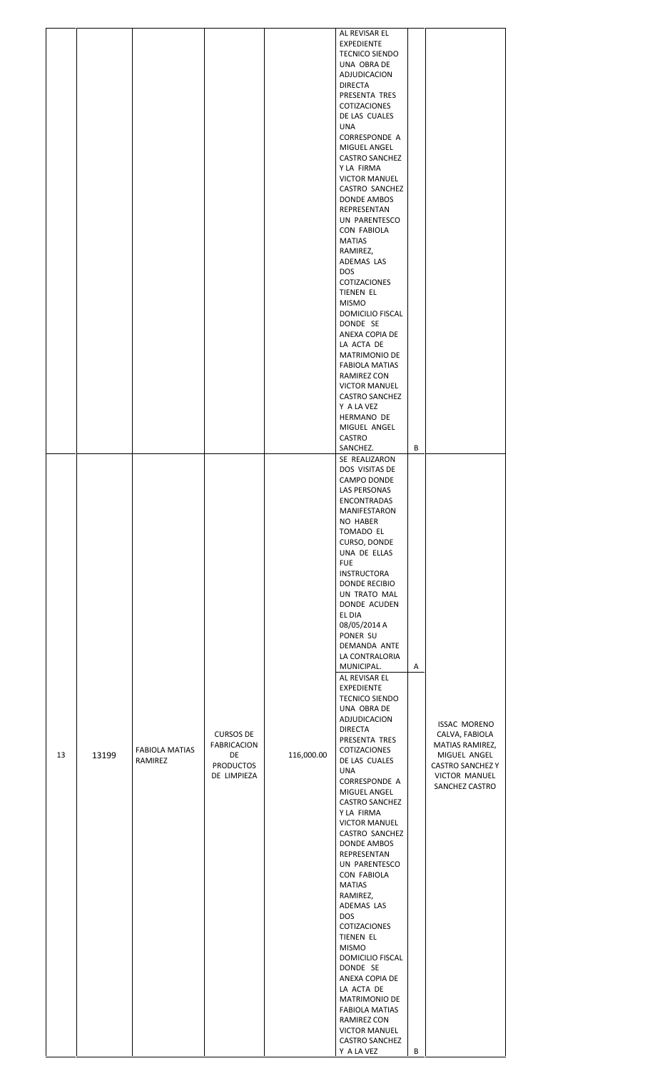| | | | | | | | |
|---|---|---|---|---|---|---|---|
| | | | | | AL REVISAR EL EXPEDIENTE TECNICO SIENDO UNA OBRA DE ADJUDICACION DIRECTA PRESENTA TRES COTIZACIONES DE LAS CUALES UNA CORRESPONDE A MIGUEL ANGEL CASTRO SANCHEZ Y LA FIRMA VICTOR MANUEL CASTRO SANCHEZ DONDE AMBOS REPRESENTAN UN PARENTESCO CON FABIOLA MATIAS RAMIREZ, ADEMAS LAS DOS COTIZACIONES TIENEN EL MISMO DOMICILIO FISCAL DONDE SE ANEXA COPIA DE LA ACTA DE MATRIMONIO DE FABIOLA MATIAS RAMIREZ CON VICTOR MANUEL CASTRO SANCHEZ Y A LA VEZ HERMANO DE MIGUEL ANGEL CASTRO SANCHEZ. | B | |
| 13 | 13199 | FABIOLA MATIAS RAMIREZ | CURSOS DE FABRICACION DE PRODUCTOS DE LIMPIEZA | 116,000.00 | SE REALIZARON DOS VISITAS DE CAMPO DONDE LAS PERSONAS ENCONTRADAS MANIFESTARON NO HABER TOMADO EL CURSO, DONDE UNA DE ELLAS FUE INSTRUCTORA DONDE RECIBIO UN TRATO MAL DONDE ACUDEN EL DIA 08/05/2014 A PONER SU DEMANDA ANTE LA CONTRALORIA MUNICIPAL. | A | ISSAC MORENO CALVA, FABIOLA MATIAS RAMIREZ, MIGUEL ANGEL CASTRO SANCHEZ Y VICTOR MANUEL SANCHEZ CASTRO |
| | | | | | AL REVISAR EL EXPEDIENTE TECNICO SIENDO UNA OBRA DE ADJUDICACION DIRECTA PRESENTA TRES COTIZACIONES DE LAS CUALES UNA CORRESPONDE A MIGUEL ANGEL CASTRO SANCHEZ Y LA FIRMA VICTOR MANUEL CASTRO SANCHEZ DONDE AMBOS REPRESENTAN UN PARENTESCO CON FABIOLA MATIAS RAMIREZ, ADEMAS LAS DOS COTIZACIONES TIENEN EL MISMO DOMICILIO FISCAL DONDE SE ANEXA COPIA DE LA ACTA DE MATRIMONIO DE FABIOLA MATIAS RAMIREZ CON VICTOR MANUEL CASTRO SANCHEZ Y A LA VEZ | B | |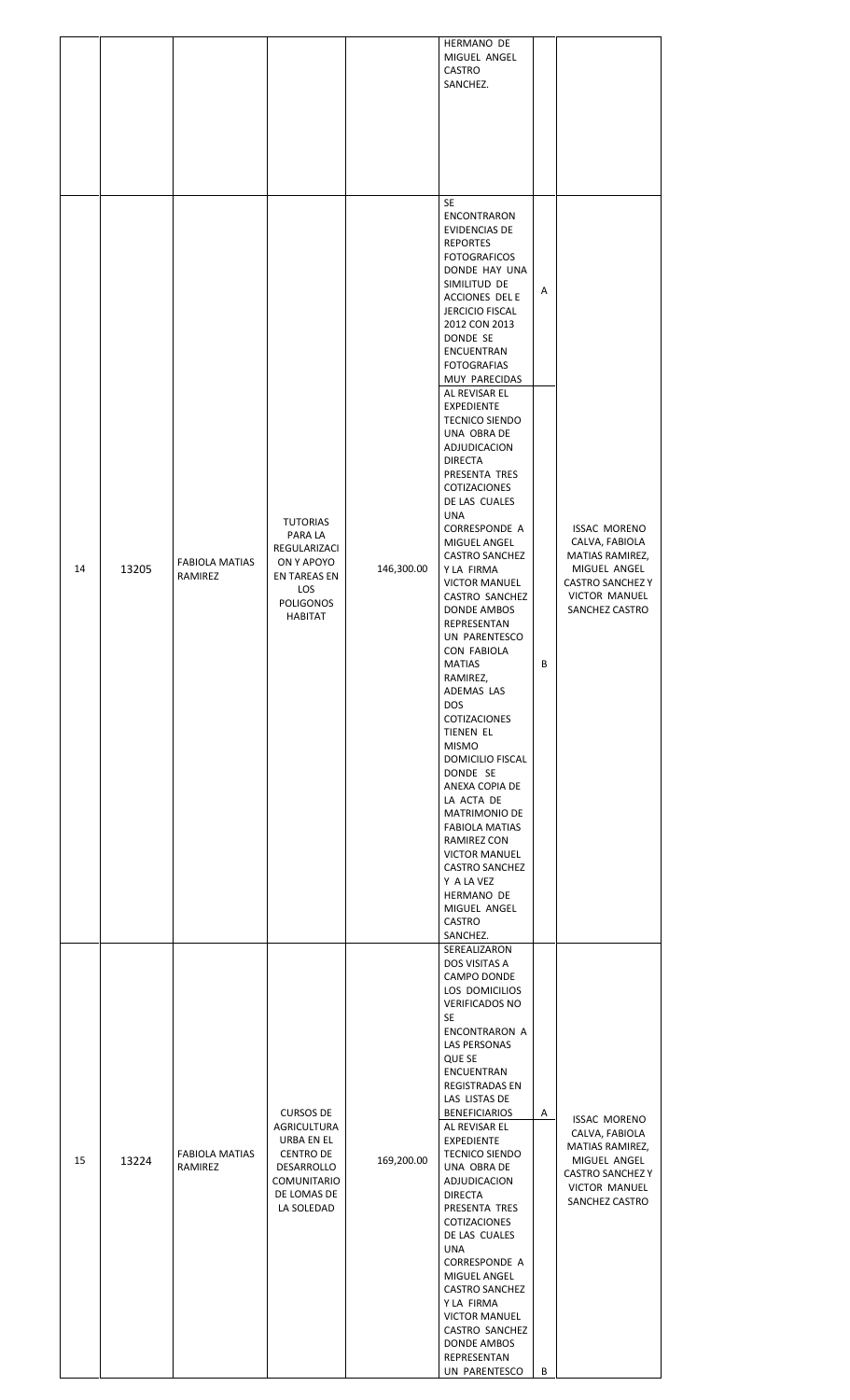| | | | | | | | |
|---|---|---|---|---|---|---|---|
| | | | | | HERMANO DE MIGUEL ANGEL CASTRO SANCHEZ. | | |
| 14 | 13205 | FABIOLA MATIAS RAMIREZ | TUTORIAS PARA LA REGULARIZACION Y APOYO EN TAREAS EN LOS POLIGONOS HABITAT | 146,300.00 | SE ENCONTRARON EVIDENCIAS DE REPORTES FOTOGRAFICOS DONDE HAY UNA SIMILITUD DE ACCIONES DEL EJERCICIO FISCAL 2012 CON 2013 DONDE SE ENCUENTRAN FOTOGRAFIAS MUY PARECIDAS | A | ISSAC MORENO CALVA, FABIOLA MATIAS RAMIREZ, MIGUEL ANGEL CASTRO SANCHEZ Y VICTOR MANUEL SANCHEZ CASTRO |
| | | | | | AL REVISAR EL EXPEDIENTE TECNICO SIENDO UNA OBRA DE ADJUDICACION DIRECTA PRESENTA TRES COTIZACIONES DE LAS CUALES UNA CORRESPONDE A MIGUEL ANGEL CASTRO SANCHEZ Y LA FIRMA VICTOR MANUEL CASTRO SANCHEZ DONDE AMBOS REPRESENTAN UN PARENTESCO CON FABIOLA MATIAS RAMIREZ, ADEMAS LAS DOS COTIZACIONES TIENEN EL MISMO DOMICILIO FISCAL DONDE SE ANEXA COPIA DE LA ACTA DE MATRIMONIO DE FABIOLA MATIAS RAMIREZ CON VICTOR MANUEL CASTRO SANCHEZ Y A LA VEZ HERMANO DE MIGUEL ANGEL CASTRO SANCHEZ. | B | |
| 15 | 13224 | FABIOLA MATIAS RAMIREZ | CURSOS DE AGRICULTURA URBA EN EL CENTRO DE DESARROLLO COMUNITARIO DE LOMAS DE LA SOLEDAD | 169,200.00 | SEREALIZARON DOS VISITAS A CAMPO DONDE LOS DOMICILIOS VERIFICADOS NO SE ENCONTRARON A LAS PERSONAS QUE SE ENCUENTRAN REGISTRADAS EN LAS LISTAS DE BENEFICIARIOS | A | ISSAC MORENO CALVA, FABIOLA MATIAS RAMIREZ, MIGUEL ANGEL CASTRO SANCHEZ Y VICTOR MANUEL SANCHEZ CASTRO |
| | | | | | AL REVISAR EL EXPEDIENTE TECNICO SIENDO UNA OBRA DE ADJUDICACION DIRECTA PRESENTA TRES COTIZACIONES DE LAS CUALES UNA CORRESPONDE A MIGUEL ANGEL CASTRO SANCHEZ Y LA FIRMA VICTOR MANUEL CASTRO SANCHEZ DONDE AMBOS REPRESENTAN UN PARENTESCO | B | |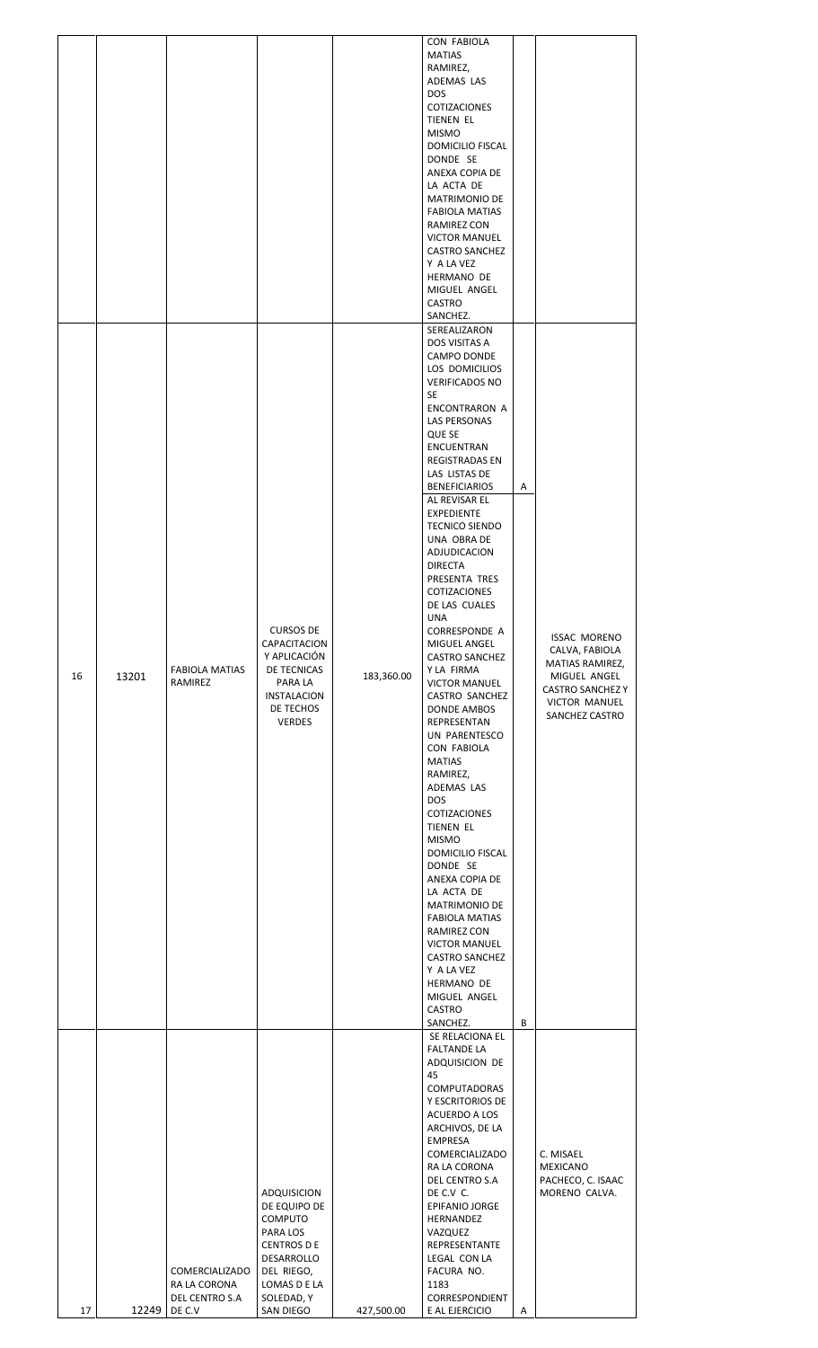| | | | | | | | |
|---|---|---|---|---|---|---|---|
| | | | | | CON FABIOLA MATIAS RAMIREZ, ADEMAS LAS DOS COTIZACIONES TIENEN EL MISMO DOMICILIO FISCAL DONDE SE ANEXA COPIA DE LA ACTA DE MATRIMONIO DE FABIOLA MATIAS RAMIREZ CON VICTOR MANUEL CASTRO SANCHEZ Y A LA VEZ HERMANO DE MIGUEL ANGEL CASTRO SANCHEZ. | | |
| 16 | 13201 | FABIOLA MATIAS RAMIREZ | CURSOS DE CAPACITACION Y APLICACIÓN DE TECNICAS PARA LA INSTALACION DE TECHOS VERDES | 183,360.00 | SEREALIZARON DOS VISITAS A CAMPO DONDE LOS DOMICILIOS VERIFICADOS NO SE ENCONTRARON A LAS PERSONAS QUE SE ENCUENTRAN REGISTRADAS EN LAS LISTAS DE BENEFICIARIOS | A | ISSAC MORENO CALVA, FABIOLA MATIAS RAMIREZ, MIGUEL ANGEL CASTRO SANCHEZ Y VICTOR MANUEL SANCHEZ CASTRO |
| | | | | | AL REVISAR EL EXPEDIENTE TECNICO SIENDO UNA OBRA DE ADJUDICACION DIRECTA PRESENTA TRES COTIZACIONES DE LAS CUALES UNA CORRESPONDE A MIGUEL ANGEL CASTRO SANCHEZ Y LA FIRMA VICTOR MANUEL CASTRO SANCHEZ DONDE AMBOS REPRESENTAN UN PARENTESCO CON FABIOLA MATIAS RAMIREZ, ADEMAS LAS DOS COTIZACIONES TIENEN EL MISMO DOMICILIO FISCAL DONDE SE ANEXA COPIA DE LA ACTA DE MATRIMONIO DE FABIOLA MATIAS RAMIREZ CON VICTOR MANUEL CASTRO SANCHEZ Y A LA VEZ HERMANO DE MIGUEL ANGEL CASTRO SANCHEZ. | B | |
| 17 | 12249 | COMERCIALIZADORA LA CORONA DEL CENTRO S.A DE C.V | ADQUISICION DE EQUIPO DE COMPUTO PARA LOS CENTROS DE DESARROLLO DEL RIEGO, LOMAS DE LA SOLEDAD, Y SAN DIEGO | 427,500.00 | SE RELACIONA EL FALTANDE LA ADQUISICION DE 45 COMPUTADORAS Y ESCRITORIOS DE ACUERDO A LOS ARCHIVOS, DE LA EMPRESA COMERCIALIZADORA LA CORONA DEL CENTRO S.A DE C.V C. EPIFANIO JORGE HERNANDEZ VAZQUEZ REPRESENTANTE LEGAL CON LA FACURA NO. 1183 CORRESPONDIENTE AL EJERCICIO | A | C. MISAEL MEXICANO PACHECO, C. ISAAC MORENO CALVA. |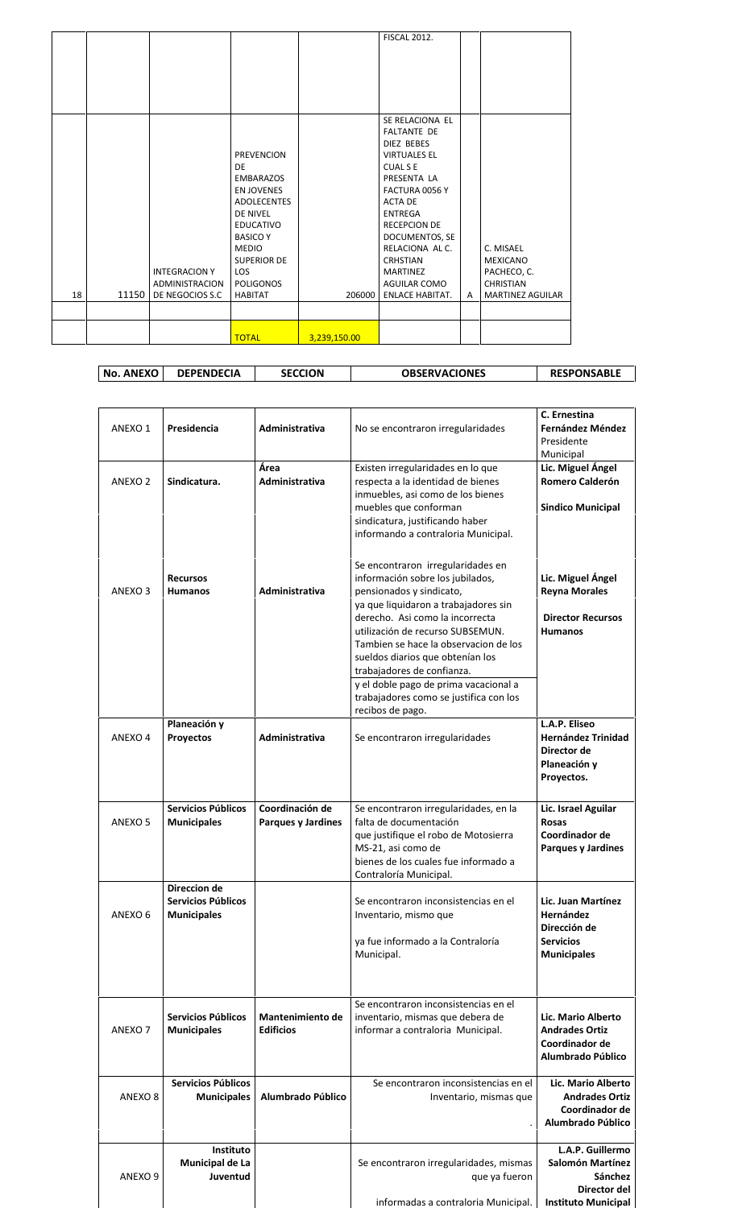| | | | | | FISCAL 2012. | | |
|---|---|---|---|---|---|---|---|
| 18 | 11150 | INTEGRACION Y ADMINISTRACION DE NEGOCIOS S.C | PREVENCION DE EMBARAZOS EN JOVENES ADOLECENTES DE NIVEL EDUCATIVO BASICO Y MEDIO SUPERIOR DE LOS POLIGONOS HABITAT | 206000 | SE RELACIONA EL FALTANTE DE DIEZ BEBES VIRTUALES EL CUAL S E PRESENTA LA FACTURA 0056 Y ACTA DE ENTREGA RECEPCION DE DOCUMENTOS, SE RELACIONA AL C. CRHSTIAN MARTINEZ AGUILAR COMO ENLACE HABITAT. | A | C. MISAEL MEXICANO PACHECO, C. CHRISTIAN MARTINEZ AGUILAR |
| | | | | | | | |
| | | | **TOTAL** | 3,239,150.00 | | | |

| No. ANEXO | DEPENDECIA | SECCION | OBSERVACIONES | RESPONSABLE |
|---|---|---|---|---|
| ANEXO 1 | **Presidencia** | **Administrativa** | No se encontraron irregularidades | **C. Ernestina Fernández Méndez** Presidente Municipal |
| ANEXO 2 | **Sindicatura.** | **Área Administrativa** | Existen irregularidades en lo que respecta a la identidad de bienes inmuebles, asi como de los bienes muebles que conforman sindicatura, justificando haber informando a contraloria Municipal. | **Lic. Miguel Ángel Romero Calderón** **Sindico Municipal** |
| ANEXO 3 | **Recursos Humanos** | **Administrativa** | Se encontraron irregularidades en información sobre los jubilados, pensionados y sindicato, ya que liquidaron a trabajadores sin derecho. Asi como la incorrecta utilización de recurso SUBSEMUN. Tambien se hace la observacion de los sueldos diarios que obtenían los trabajadores de confianza. y el doble pago de prima vacacional a trabajadores como se justifica con los recibos de pago. | **Lic. Miguel Ángel Reyna Morales** **Director Recursos Humanos** |
| ANEXO 4 | **Planeación y Proyectos** | **Administrativa** | Se encontraron irregularidades | **L.A.P. Eliseo Hernández Trinidad Director de Planeación y Proyectos.** |
| ANEXO 5 | **Servicios Públicos Municipales** | **Coordinación de Parques y Jardines** | Se encontraron irregularidades, en la falta de documentación que justifique el robo de Motosierra MS-21, asi como de bienes de los cuales fue informado a Contraloría Municipal. | **Lic. Israel Aguilar Rosas Coordinador de Parques y Jardines** |
| ANEXO 6 | **Direccion de Servicios Públicos Municipales** | | Se encontraron inconsistencias en el Inventario, mismo que ya fue informado a la Contraloría Municipal. | **Lic. Juan Martínez Hernández Dirección de Servicios Municipales** |
| ANEXO 7 | **Servicios Públicos Municipales** | **Mantenimiento de Edificios** | Se encontraron inconsistencias en el inventario, mismas que debera de informar a contraloria Municipal. | **Lic. Mario Alberto Andrades Ortiz Coordinador de Alumbrado Público** |
| ANEXO 8 | **Servicios Públicos Municipales** | **Alumbrado Público** | Se encontraron inconsistencias en el Inventario, mismas que . | **Lic. Mario Alberto Andrades Ortiz Coordinador de Alumbrado Público** |
| ANEXO 9 | **Instituto Municipal de La Juventud** | | Se encontraron irregularidades, mismas que ya fueron informadas a contraloria Municipal. | **L.A.P. Guillermo Salomón Martínez Sánchez Director del Instituto Municipal** |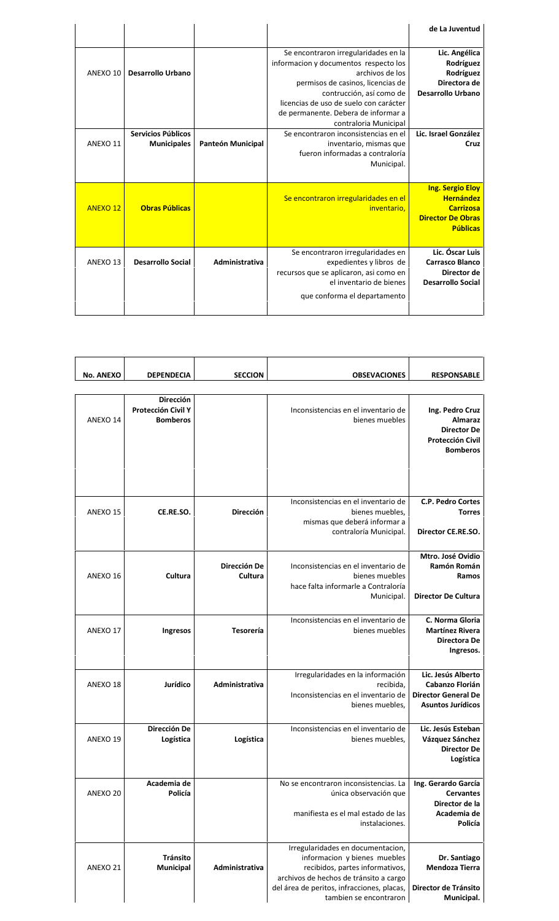| | | | | de La Juventud |
|---|---|---|---|---|
| ANEXO 10 | Desarrollo Urbano | | Se encontraron irregularidades en la informacion y documentos respecto los archivos de los permisos de casinos, licencias de contrucción, así como de licencias de uso de suelo con carácter de permanente. Debera de informar a contraloria Municipal | Lic. Angélica Rodríguez Rodríguez Directora de Desarrollo Urbano |
| ANEXO 11 | Servicios Públicos Municipales | Panteón Municipal | Se encontraron inconsistencias en el inventario, mismas que fueron informadas a contraloría Municipal. | Lic. Israel González Cruz |
| ANEXO 12 | Obras Públicas | | Se encontraron irregularidades en el inventario, | Ing. Sergio Eloy Hernández Carrizosa Director De Obras Públicas |
| ANEXO 13 | Desarrollo Social | Administrativa | Se encontraron irregularidades en expedientes y libros de recursos que se aplicaron, asi como en el inventario de bienes que conforma el departamento | Lic. Óscar Luis Carrasco Blanco Director de Desarrollo Social |

| No. ANEXO | DEPENDECIA | SECCION | OBSEVACIONES | RESPONSABLE |
|---|---|---|---|---|
| ANEXO 14 | Dirección Protección Civil Y Bomberos | | Inconsistencias en el inventario de bienes muebles | Ing. Pedro Cruz Almaraz Director De Protección Civil Bomberos |
| ANEXO 15 | CE.RE.SO. | Dirección | Inconsistencias en el inventario de bienes muebles, mismas que deberá informar a contraloría Municipal. | C.P. Pedro Cortes Torres Director CE.RE.SO. |
| ANEXO 16 | Cultura | Dirección De Cultura | Inconsistencias en el inventario de bienes muebles hace falta informarle a Contraloría Municipal. | Mtro. José Ovidio Ramón Román Ramos Director De Cultura |
| ANEXO 17 | Ingresos | Tesorería | Inconsistencias en el inventario de bienes muebles | C. Norma Gloria Martínez Rivera Directora De Ingresos. |
| ANEXO 18 | Jurídico | Administrativa | Irregularidades en la información recibida, Inconsistencias en el inventario de bienes muebles, | Lic. Jesús Alberto Cabanzo Florián Director General De Asuntos Jurídicos |
| ANEXO 19 | Dirección De Logística | Logística | Inconsistencias en el inventario de bienes muebles, | Lic. Jesús Esteban Vázquez Sánchez Director De Logística |
| ANEXO 20 | Academia de Policía | | No se encontraron inconsistencias. La única observación que manifiesta es el mal estado de las instalaciones. | Ing. Gerardo García Cervantes Director de la Academia de Policía |
| ANEXO 21 | Tránsito Municipal | Administrativa | Irregularidades en documentacion, informacion y bienes muebles recibidos, partes informativos, archivos de hechos de tránsito a cargo del área de peritos, infracciones, placas, tambien se encontraron | Dr. Santiago Mendoza Tierra Director de Tránsito Municipal. |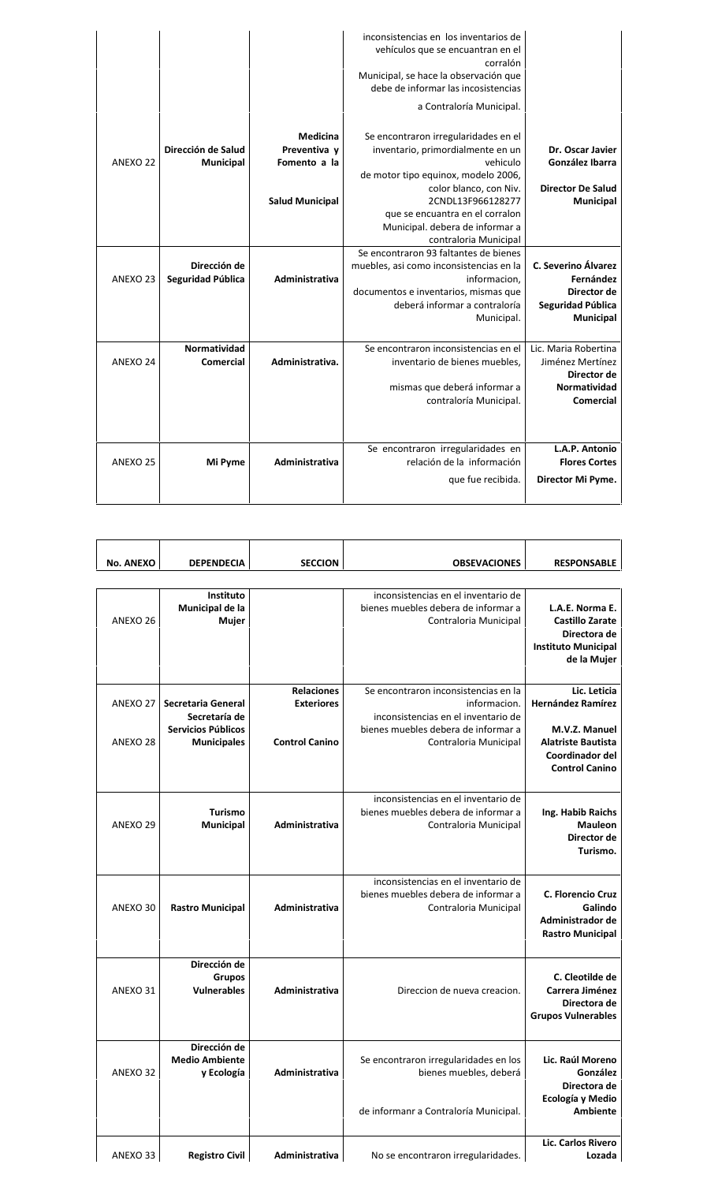| | | | | |
|---|---|---|---|---|
| | | | inconsistencias en los inventarios de vehículos que se encuentran en el corralón Municipal, se hace la observación que debe de informar las incosistencias a Contraloría Municipal. | |
| ANEXO 22 | **Dirección de Salud Municipal** | **Medicina Preventiva y Fomento a la Salud Municipal** | Se encontraron irregularidades en el inventario, primordialmente en un vehiculo de motor tipo equinox, modelo 2006, color blanco, con Niv. 2CNDL13F966128277 que se encuantra en el corralon Municipal. debera de informar a contraloria Municipal | **Dr. Oscar Javier González Ibarra** **Director De Salud Municipal** |
| ANEXO 23 | **Dirección de Seguridad Pública** | **Administrativa** | Se encontraron 93 faltantes de bienes muebles, asi como inconsistencias en la informacion, documentos e inventarios, mismas que deberá informar a contraloría Municipal. | **C. Severino Álvarez Fernández** **Director de Seguridad Pública Municipal** |
| ANEXO 24 | **Normatividad Comercial** | **Administrativa.** | Se encontraron inconsistencias en el inventario de bienes muebles, mismas que deberá informar a contraloría Municipal. | Lic. Maria Robertina Jiménez Mertínez **Director de Normatividad Comercial** |
| ANEXO 25 | **Mi Pyme** | **Administrativa** | Se encontraron irregularidades en relación de la información que fue recibida. | **L.A.P. Antonio Flores Cortes** **Director Mi Pyme.** |

| No. ANEXO | DEPENDECIA | SECCION | OBSEVACIONES | RESPONSABLE |
|---|---|---|---|---|
| ANEXO 26 | **Instituto Municipal de la Mujer** | | inconsistencias en el inventario de bienes muebles debera de informar a Contraloria Municipal | **L.A.E. Norma E. Castillo Zarate** **Directora de Instituto Municipal de la Mujer** |
| ANEXO 27 | **Secretaria General** | **Relaciones Exteriores** | Se encontraron inconsistencias en la informacion. | **Lic. Leticia Hernández Ramírez** |
| ANEXO 28 | **Secretaría de Servicios Públicos Municipales** | **Control Canino** | inconsistencias en el inventario de bienes muebles debera de informar a Contraloria Municipal | **M.V.Z. Manuel Alatriste Bautista** **Coordinador del Control Canino** |
| ANEXO 29 | **Turismo Municipal** | **Administrativa** | inconsistencias en el inventario de bienes muebles debera de informar a Contraloria Municipal | **Ing. Habib Raichs Mauleon** **Director de Turismo.** |
| ANEXO 30 | **Rastro Municipal** | **Administrativa** | inconsistencias en el inventario de bienes muebles debera de informar a Contraloria Municipal | **C. Florencio Cruz Galindo** **Administrador de Rastro Municipal** |
| ANEXO 31 | **Dirección de Grupos Vulnerables** | **Administrativa** | Direccion de nueva creacion. | **C. Cleotilde de Carrera Jiménez** **Directora de Grupos Vulnerables** |
| ANEXO 32 | **Dirección de Medio Ambiente y Ecología** | **Administrativa** | Se encontraron irregularidades en los bienes muebles, deberá de informanr a Contraloría Municipal. | **Lic. Raúl Moreno González** **Directora de Ecología y Medio Ambiente** |
| ANEXO 33 | **Registro Civil** | **Administrativa** | No se encontraron irregularidades. | **Lic. Carlos Rivero Lozada** |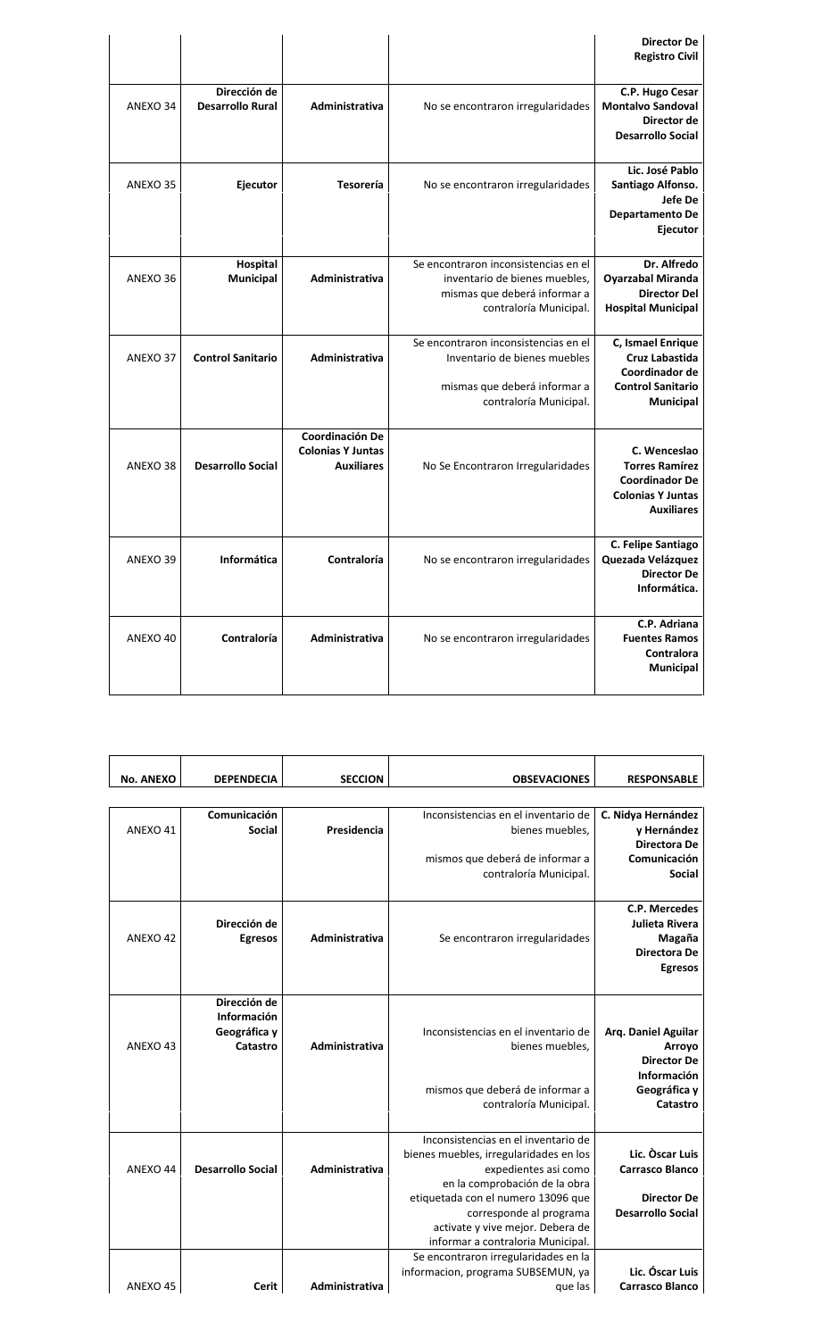| | | | | **Director De Registro Civil** |
|---|---|---|---|---|
| ANEXO 34 | **Dirección de Desarrollo Rural** | **Administrativa** | No se encontraron irregularidades | **C.P. Hugo Cesar Montalvo Sandoval Director de Desarrollo Social** |
| ANEXO 35 | **Ejecutor** | **Tesorería** | No se encontraron irregularidades | **Lic. José Pablo Santiago Alfonso. Jefe De Departamento De Ejecutor** |
| ANEXO 36 | **Hospital Municipal** | **Administrativa** | Se encontraron inconsistencias en el inventario de bienes muebles, mismas que deberá informar a contraloría Municipal. | **Dr. Alfredo Oyarzabal Miranda Director Del Hospital Municipal** |
| ANEXO 37 | **Control Sanitario** | **Administrativa** | Se encontraron inconsistencias en el Inventario de bienes muebles mismas que deberá informar a contraloría Municipal. | **C, Ismael Enrique Cruz Labastida Coordinador de Control Sanitario Municipal** |
| ANEXO 38 | **Desarrollo Social** | **Coordinación De Colonias Y Juntas Auxiliares** | No Se Encontraron Irregularidades | **C. Wenceslao Torres Ramírez Coordinador De Colonias Y Juntas Auxiliares** |
| ANEXO 39 | **Informática** | **Contraloría** | No se encontraron irregularidades | **C. Felipe Santiago Quezada Velázquez Director De Informática.** |
| ANEXO 40 | **Contraloría** | **Administrativa** | No se encontraron irregularidades | **C.P. Adriana Fuentes Ramos Contralora Municipal** |

| No. ANEXO | DEPENDECIA | SECCION | OBSEVACIONES | RESPONSABLE |
|---|---|---|---|---|
| ANEXO 41 | **Comunicación Social** | **Presidencia** | Inconsistencias en el inventario de bienes muebles, mismos que deberá de informar a contraloría Municipal. | **C. Nidya Hernández y Hernández Directora De Comunicación Social** |
| ANEXO 42 | **Dirección de Egresos** | **Administrativa** | Se encontraron irregularidades | **C.P. Mercedes Julieta Rivera Magaña Directora De Egresos** |
| ANEXO 43 | **Dirección de Información Geográfica y Catastro** | **Administrativa** | Inconsistencias en el inventario de bienes muebles, mismos que deberá de informar a contraloría Municipal. | **Arq. Daniel Aguilar Arroyo Director De Información Geográfica y Catastro** |
| ANEXO 44 | **Desarrollo Social** | **Administrativa** | Inconsistencias en el inventario de bienes muebles, irregularidades en los expedientes asi como en la comprobación de la obra etiquetada con el numero 13096 que corresponde al programa activate y vive mejor. Debera de informar a contraloria Municipal. | **Lic. Òscar Luis Carrasco Blanco Director De Desarrollo Social** |
| ANEXO 45 | **Cerit** | **Administrativa** | Se encontraron irregularidades en la informacion, programa SUBSEMUN, ya que las | **Lic. Óscar Luis Carrasco Blanco** |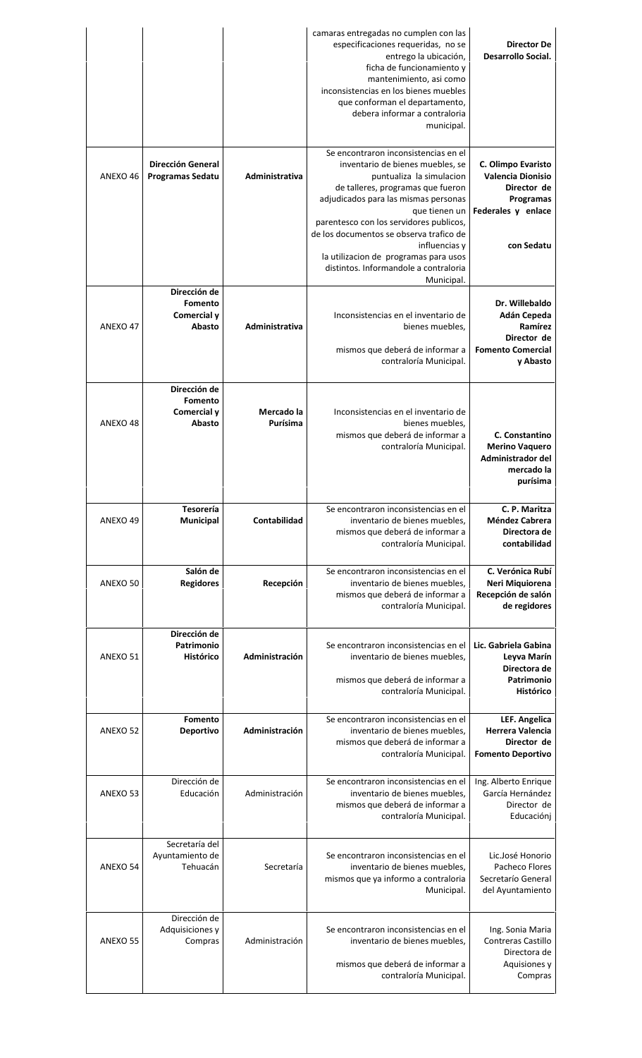| | | | | |
|---|---|---|---|---|
| | | | camaras entregadas no cumplen con las especificaciones requeridas, no se entrego la ubicación, ficha de funcionamiento y mantenimiento, asi como inconsistencias en los bienes muebles que conforman el departamento, debera informar a contraloria municipal. | **Director De Desarrollo Social.** |
| ANEXO 46 | **Dirección General Programas Sedatu** | **Administrativa** | Se encontraron inconsistencias en el inventario de bienes muebles, se puntualiza la simulacion de talleres, programas que fueron adjudicados para las mismas personas que tienen un parentesco con los servidores publicos, de los documentos se observa trafico de influencias y la utilizacion de programas para usos distintos. Informandole a contraloria Municipal. | **C. Olimpo Evaristo Valencia Dionisio Director de Programas Federales y enlace con Sedatu** |
| ANEXO 47 | **Dirección de Fomento Comercial y Abasto** | **Administrativa** | Inconsistencias en el inventario de bienes muebles, mismos que deberá de informar a contraloría Municipal. | **Dr. Willebaldo Adán Cepeda Ramírez Director de Fomento Comercial y Abasto** |
| ANEXO 48 | **Dirección de Fomento Comercial y Abasto** | **Mercado la Purísima** | Inconsistencias en el inventario de bienes muebles, mismos que deberá de informar a contraloría Municipal. | **C. Constantino Merino Vaquero Administrador del mercado la purísima** |
| ANEXO 49 | **Tesorería Municipal** | **Contabilidad** | Se encontraron inconsistencias en el inventario de bienes muebles, mismos que deberá de informar a contraloría Municipal. | **C. P. Maritza Méndez Cabrera Directora de contabilidad** |
| ANEXO 50 | **Salón de Regidores** | **Recepción** | Se encontraron inconsistencias en el inventario de bienes muebles, mismos que deberá de informar a contraloría Municipal. | **C. Verónica Rubí Neri Miquiorena Recepción de salón de regidores** |
| ANEXO 51 | **Dirección de Patrimonio Histórico** | **Administración** | Se encontraron inconsistencias en el inventario de bienes muebles, mismos que deberá de informar a contraloría Municipal. | **Lic. Gabriela Gabina Leyva Marín Directora de Patrimonio Histórico** |
| ANEXO 52 | **Fomento Deportivo** | **Administración** | Se encontraron inconsistencias en el inventario de bienes muebles, mismos que deberá de informar a contraloría Municipal. | **LEF. Angelica Herrera Valencia Director de Fomento Deportivo** |
| ANEXO 53 | Dirección de Educación | Administración | Se encontraron inconsistencias en el inventario de bienes muebles, mismos que deberá de informar a contraloría Municipal. | Ing. Alberto Enrique García Hernández Director de Educaciónj |
| ANEXO 54 | Secretaría del Ayuntamiento de Tehuacán | Secretaría | Se encontraron inconsistencias en el inventario de bienes muebles, mismos que ya informo a contraloria Municipal. | Lic.José Honorio Pacheco Flores Secretarío General del Ayuntamiento |
| ANEXO 55 | Dirección de Adquisiciones y Compras | Administración | Se encontraron inconsistencias en el inventario de bienes muebles, mismos que deberá de informar a contraloría Municipal. | Ing. Sonia Maria Contreras Castillo Directora de Aquisiones y Compras |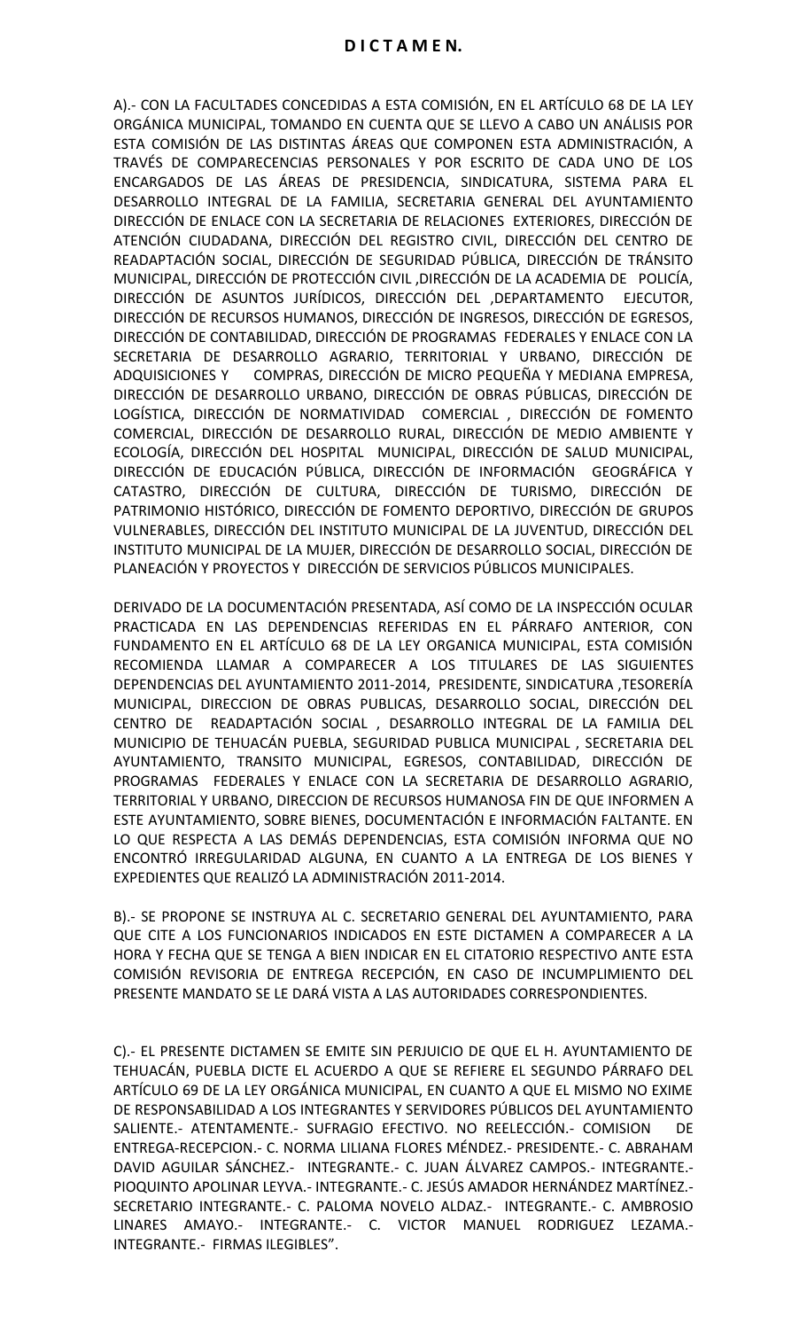# D I C T A M E N.

A).- CON LA FACULTADES CONCEDIDAS A ESTA COMISIÓN, EN EL ARTÍCULO 68 DE LA LEY ORGÁNICA MUNICIPAL, TOMANDO EN CUENTA QUE SE LLEVO A CABO UN ANÁLISIS POR ESTA COMISIÓN DE LAS DISTINTAS ÁREAS QUE COMPONEN ESTA ADMINISTRACIÓN, A TRAVÉS DE COMPARECENCIAS PERSONALES Y POR ESCRITO DE CADA UNO DE LOS ENCARGADOS DE LAS ÁREAS DE PRESIDENCIA, SINDICATURA, SISTEMA PARA EL DESARROLLO INTEGRAL DE LA FAMILIA, SECRETARIA GENERAL DEL AYUNTAMIENTO DIRECCIÓN DE ENLACE CON LA SECRETARIA DE RELACIONES EXTERIORES, DIRECCIÓN DE ATENCIÓN CIUDADANA, DIRECCIÓN DEL REGISTRO CIVIL, DIRECCIÓN DEL CENTRO DE READAPTACIÓN SOCIAL, DIRECCIÓN DE SEGURIDAD PÚBLICA, DIRECCIÓN DE TRÁNSITO MUNICIPAL, DIRECCIÓN DE PROTECCIÓN CIVIL ,DIRECCIÓN DE LA ACADEMIA DE POLICÍA, DIRECCIÓN DE ASUNTOS JURÍDICOS, DIRECCIÓN DEL ,DEPARTAMENTO EJECUTOR, DIRECCIÓN DE RECURSOS HUMANOS, DIRECCIÓN DE INGRESOS, DIRECCIÓN DE EGRESOS, DIRECCIÓN DE CONTABILIDAD, DIRECCIÓN DE PROGRAMAS FEDERALES Y ENLACE CON LA SECRETARIA DE DESARROLLO AGRARIO, TERRITORIAL Y URBANO, DIRECCIÓN DE ADQUISICIONES Y COMPRAS, DIRECCIÓN DE MICRO PEQUEÑA Y MEDIANA EMPRESA, DIRECCIÓN DE DESARROLLO URBANO, DIRECCIÓN DE OBRAS PÚBLICAS, DIRECCIÓN DE LOGÍSTICA, DIRECCIÓN DE NORMATIVIDAD COMERCIAL , DIRECCIÓN DE FOMENTO COMERCIAL, DIRECCIÓN DE DESARROLLO RURAL, DIRECCIÓN DE MEDIO AMBIENTE Y ECOLOGÍA, DIRECCIÓN DEL HOSPITAL MUNICIPAL, DIRECCIÓN DE SALUD MUNICIPAL, DIRECCIÓN DE EDUCACIÓN PÚBLICA, DIRECCIÓN DE INFORMACIÓN GEOGRÁFICA Y CATASTRO, DIRECCIÓN DE CULTURA, DIRECCIÓN DE TURISMO, DIRECCIÓN DE PATRIMONIO HISTÓRICO, DIRECCIÓN DE FOMENTO DEPORTIVO, DIRECCIÓN DE GRUPOS VULNERABLES, DIRECCIÓN DEL INSTITUTO MUNICIPAL DE LA JUVENTUD, DIRECCIÓN DEL INSTITUTO MUNICIPAL DE LA MUJER, DIRECCIÓN DE DESARROLLO SOCIAL, DIRECCIÓN DE PLANEACIÓN Y PROYECTOS Y DIRECCIÓN DE SERVICIOS PÚBLICOS MUNICIPALES.

DERIVADO DE LA DOCUMENTACIÓN PRESENTADA, ASÍ COMO DE LA INSPECCIÓN OCULAR PRACTICADA EN LAS DEPENDENCIAS REFERIDAS EN EL PÁRRAFO ANTERIOR, CON FUNDAMENTO EN EL ARTÍCULO 68 DE LA LEY ORGANICA MUNICIPAL, ESTA COMISIÓN RECOMIENDA LLAMAR A COMPARECER A LOS TITULARES DE LAS SIGUIENTES DEPENDENCIAS DEL AYUNTAMIENTO 2011-2014, PRESIDENTE, SINDICATURA ,TESORERÍA MUNICIPAL, DIRECCION DE OBRAS PUBLICAS, DESARROLLO SOCIAL, DIRECCIÓN DEL CENTRO DE READAPTACIÓN SOCIAL , DESARROLLO INTEGRAL DE LA FAMILIA DEL MUNICIPIO DE TEHUACÁN PUEBLA, SEGURIDAD PUBLICA MUNICIPAL , SECRETARIA DEL AYUNTAMIENTO, TRANSITO MUNICIPAL, EGRESOS, CONTABILIDAD, DIRECCIÓN DE PROGRAMAS FEDERALES Y ENLACE CON LA SECRETARIA DE DESARROLLO AGRARIO, TERRITORIAL Y URBANO, DIRECCION DE RECURSOS HUMANOSA FIN DE QUE INFORMEN A ESTE AYUNTAMIENTO, SOBRE BIENES, DOCUMENTACIÓN E INFORMACIÓN FALTANTE. EN LO QUE RESPECTA A LAS DEMÁS DEPENDENCIAS, ESTA COMISIÓN INFORMA QUE NO ENCONTRÓ IRREGULARIDAD ALGUNA, EN CUANTO A LA ENTREGA DE LOS BIENES Y EXPEDIENTES QUE REALIZÓ LA ADMINISTRACIÓN 2011-2014.

B).- SE PROPONE SE INSTRUYA AL C. SECRETARIO GENERAL DEL AYUNTAMIENTO, PARA QUE CITE A LOS FUNCIONARIOS INDICADOS EN ESTE DICTAMEN A COMPARECER A LA HORA Y FECHA QUE SE TENGA A BIEN INDICAR EN EL CITATORIO RESPECTIVO ANTE ESTA COMISIÓN REVISORIA DE ENTREGA RECEPCIÓN, EN CASO DE INCUMPLIMIENTO DEL PRESENTE MANDATO SE LE DARÁ VISTA A LAS AUTORIDADES CORRESPONDIENTES.

C).- EL PRESENTE DICTAMEN SE EMITE SIN PERJUICIO DE QUE EL H. AYUNTAMIENTO DE TEHUACÁN, PUEBLA DICTE EL ACUERDO A QUE SE REFIERE EL SEGUNDO PÁRRAFO DEL ARTÍCULO 69 DE LA LEY ORGÁNICA MUNICIPAL, EN CUANTO A QUE EL MISMO NO EXIME DE RESPONSABILIDAD A LOS INTEGRANTES Y SERVIDORES PÚBLICOS DEL AYUNTAMIENTO SALIENTE.- ATENTAMENTE.- SUFRAGIO EFECTIVO. NO REELECCIÓN.- COMISION DE ENTREGA-RECEPCION.- C. NORMA LILIANA FLORES MÉNDEZ.- PRESIDENTE.- C. ABRAHAM DAVID AGUILAR SÁNCHEZ.- INTEGRANTE.- C. JUAN ÁLVAREZ CAMPOS.- INTEGRANTE.- PIOQUINTO APOLINAR LEYVA.- INTEGRANTE.- C. JESÚS AMADOR HERNÁNDEZ MARTÍNEZ.- SECRETARIO INTEGRANTE.- C. PALOMA NOVELO ALDAZ.- INTEGRANTE.- C. AMBROSIO LINARES AMAYO.- INTEGRANTE.- C. VICTOR MANUEL RODRIGUEZ LEZAMA.- INTEGRANTE.- FIRMAS ILEGIBLES".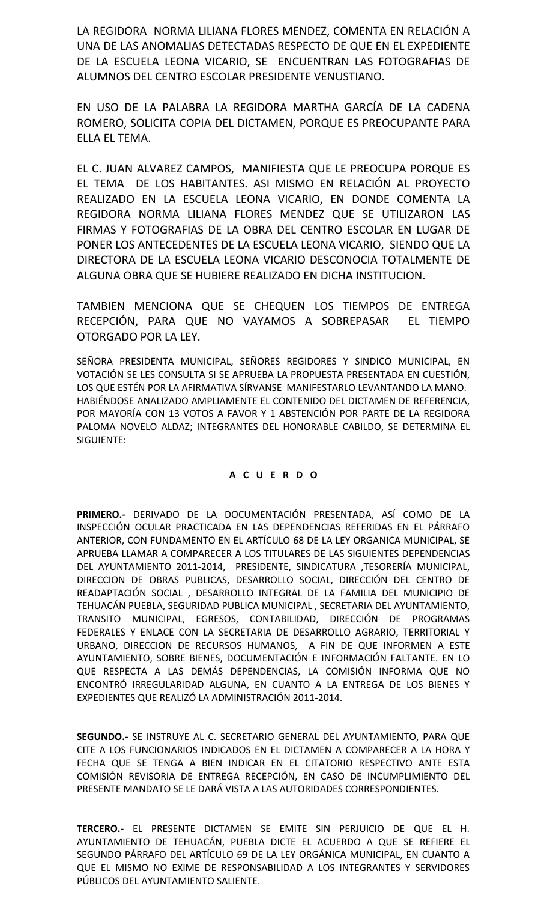LA REGIDORA NORMA LILIANA FLORES MENDEZ, COMENTA EN RELACIÓN A UNA DE LAS ANOMALIAS DETECTADAS RESPECTO DE QUE EN EL EXPEDIENTE DE LA ESCUELA LEONA VICARIO, SE ENCUENTRAN LAS FOTOGRAFIAS DE ALUMNOS DEL CENTRO ESCOLAR PRESIDENTE VENUSTIANO.

EN USO DE LA PALABRA LA REGIDORA MARTHA GARCÍA DE LA CADENA ROMERO, SOLICITA COPIA DEL DICTAMEN, PORQUE ES PREOCUPANTE PARA ELLA EL TEMA.

EL C. JUAN ALVAREZ CAMPOS, MANIFIESTA QUE LE PREOCUPA PORQUE ES EL TEMA DE LOS HABITANTES. ASI MISMO EN RELACIÓN AL PROYECTO REALIZADO EN LA ESCUELA LEONA VICARIO, EN DONDE COMENTA LA REGIDORA NORMA LILIANA FLORES MENDEZ QUE SE UTILIZARON LAS FIRMAS Y FOTOGRAFIAS DE LA OBRA DEL CENTRO ESCOLAR EN LUGAR DE PONER LOS ANTECEDENTES DE LA ESCUELA LEONA VICARIO, SIENDO QUE LA DIRECTORA DE LA ESCUELA LEONA VICARIO DESCONOCIA TOTALMENTE DE ALGUNA OBRA QUE SE HUBIERE REALIZADO EN DICHA INSTITUCION.

TAMBIEN MENCIONA QUE SE CHEQUEN LOS TIEMPOS DE ENTREGA RECEPCIÓN, PARA QUE NO VAYAMOS A SOBREPASAR EL TIEMPO OTORGADO POR LA LEY.

SEÑORA PRESIDENTA MUNICIPAL, SEÑORES REGIDORES Y SINDICO MUNICIPAL, EN VOTACIÓN SE LES CONSULTA SI SE APRUEBA LA PROPUESTA PRESENTADA EN CUESTIÓN, LOS QUE ESTÉN POR LA AFIRMATIVA SÍRVANSE MANIFESTARLO LEVANTANDO LA MANO. HABIÉNDOSE ANALIZADO AMPLIAMENTE EL CONTENIDO DEL DICTAMEN DE REFERENCIA, POR MAYORÍA CON 13 VOTOS A FAVOR Y 1 ABSTENCIÓN POR PARTE DE LA REGIDORA PALOMA NOVELO ALDAZ; INTEGRANTES DEL HONORABLE CABILDO, SE DETERMINA EL SIGUIENTE:

**A C U E R D O**

**PRIMERO.-** DERIVADO DE LA DOCUMENTACIÓN PRESENTADA, ASÍ COMO DE LA INSPECCIÓN OCULAR PRACTICADA EN LAS DEPENDENCIAS REFERIDAS EN EL PÁRRAFO ANTERIOR, CON FUNDAMENTO EN EL ARTÍCULO 68 DE LA LEY ORGANICA MUNICIPAL, SE APRUEBA LLAMAR A COMPARECER A LOS TITULARES DE LAS SIGUIENTES DEPENDENCIAS DEL AYUNTAMIENTO 2011-2014, PRESIDENTE, SINDICATURA ,TESORERÍA MUNICIPAL, DIRECCION DE OBRAS PUBLICAS, DESARROLLO SOCIAL, DIRECCIÓN DEL CENTRO DE READAPTACIÓN SOCIAL , DESARROLLO INTEGRAL DE LA FAMILIA DEL MUNICIPIO DE TEHUACÁN PUEBLA, SEGURIDAD PUBLICA MUNICIPAL , SECRETARIA DEL AYUNTAMIENTO, TRANSITO MUNICIPAL, EGRESOS, CONTABILIDAD, DIRECCIÓN DE PROGRAMAS FEDERALES Y ENLACE CON LA SECRETARIA DE DESARROLLO AGRARIO, TERRITORIAL Y URBANO, DIRECCION DE RECURSOS HUMANOS, A FIN DE QUE INFORMEN A ESTE AYUNTAMIENTO, SOBRE BIENES, DOCUMENTACIÓN E INFORMACIÓN FALTANTE. EN LO QUE RESPECTA A LAS DEMÁS DEPENDENCIAS, LA COMISIÓN INFORMA QUE NO ENCONTRÓ IRREGULARIDAD ALGUNA, EN CUANTO A LA ENTREGA DE LOS BIENES Y EXPEDIENTES QUE REALIZÓ LA ADMINISTRACIÓN 2011-2014.

**SEGUNDO.-** SE INSTRUYE AL C. SECRETARIO GENERAL DEL AYUNTAMIENTO, PARA QUE CITE A LOS FUNCIONARIOS INDICADOS EN EL DICTAMEN A COMPARECER A LA HORA Y FECHA QUE SE TENGA A BIEN INDICAR EN EL CITATORIO RESPECTIVO ANTE ESTA COMISIÓN REVISORIA DE ENTREGA RECEPCIÓN, EN CASO DE INCUMPLIMIENTO DEL PRESENTE MANDATO SE LE DARÁ VISTA A LAS AUTORIDADES CORRESPONDIENTES.

**TERCERO.-** EL PRESENTE DICTAMEN SE EMITE SIN PERJUICIO DE QUE EL H. AYUNTAMIENTO DE TEHUACÁN, PUEBLA DICTE EL ACUERDO A QUE SE REFIERE EL SEGUNDO PÁRRAFO DEL ARTÍCULO 69 DE LA LEY ORGÁNICA MUNICIPAL, EN CUANTO A QUE EL MISMO NO EXIME DE RESPONSABILIDAD A LOS INTEGRANTES Y SERVIDORES PÚBLICOS DEL AYUNTAMIENTO SALIENTE.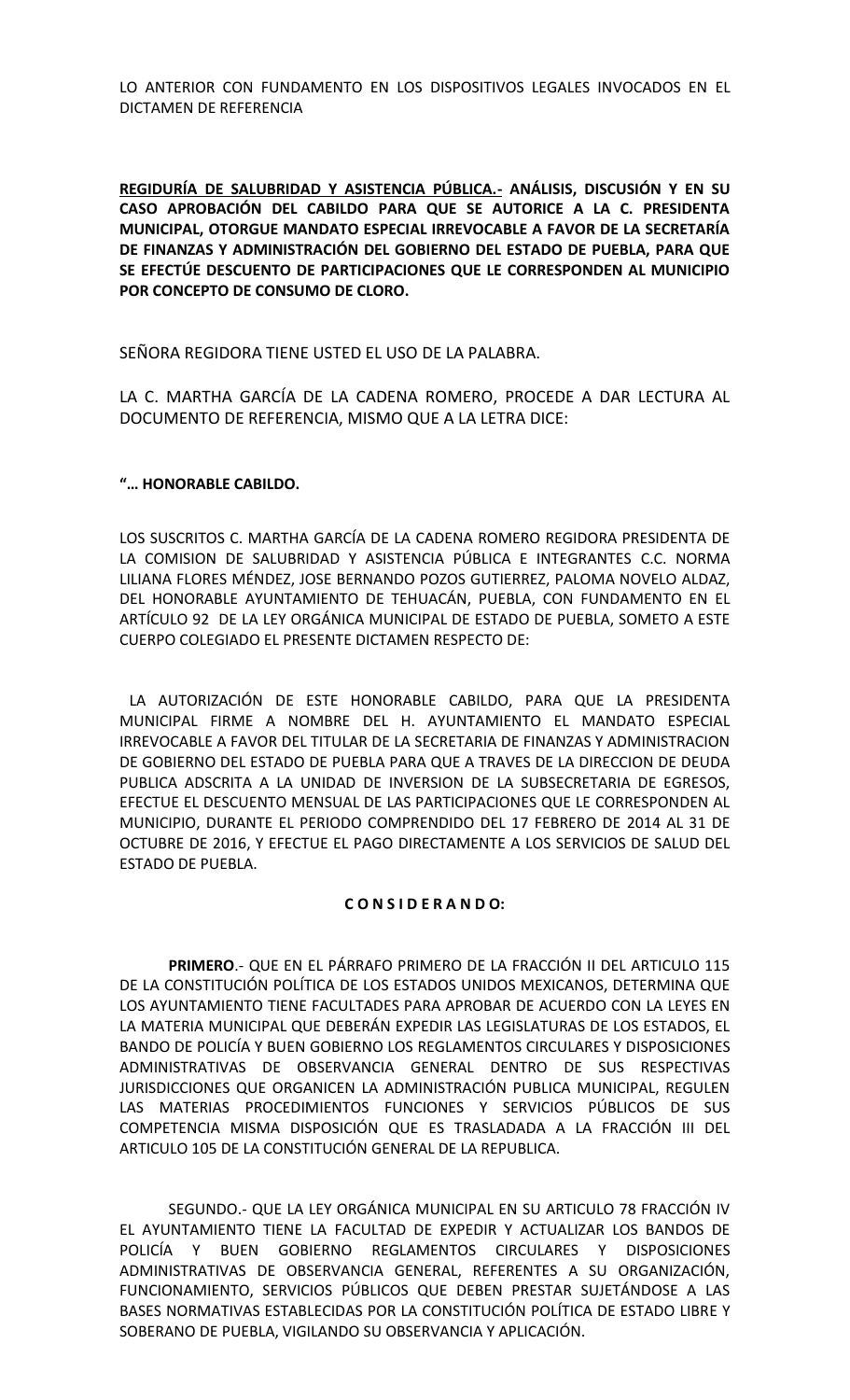LO ANTERIOR CON FUNDAMENTO EN LOS DISPOSITIVOS LEGALES INVOCADOS EN EL DICTAMEN DE REFERENCIA

**REGIDURÍA DE SALUBRIDAD Y ASISTENCIA PÚBLICA.- ANÁLISIS, DISCUSIÓN Y EN SU CASO APROBACIÓN DEL CABILDO PARA QUE SE AUTORICE A LA C. PRESIDENTA MUNICIPAL, OTORGUE MANDATO ESPECIAL IRREVOCABLE A FAVOR DE LA SECRETARÍA DE FINANZAS Y ADMINISTRACIÓN DEL GOBIERNO DEL ESTADO DE PUEBLA, PARA QUE SE EFECTÚE DESCUENTO DE PARTICIPACIONES QUE LE CORRESPONDEN AL MUNICIPIO POR CONCEPTO DE CONSUMO DE CLORO.**

SEÑORA REGIDORA TIENE USTED EL USO DE LA PALABRA.

LA C. MARTHA GARCÍA DE LA CADENA ROMERO, PROCEDE A DAR LECTURA AL DOCUMENTO DE REFERENCIA, MISMO QUE A LA LETRA DICE:

**"… HONORABLE CABILDO.**

LOS SUSCRITOS C. MARTHA GARCÍA DE LA CADENA ROMERO REGIDORA PRESIDENTA DE LA COMISION DE SALUBRIDAD Y ASISTENCIA PÚBLICA E INTEGRANTES C.C. NORMA LILIANA FLORES MÉNDEZ, JOSE BERNANDO POZOS GUTIERREZ, PALOMA NOVELO ALDAZ, DEL HONORABLE AYUNTAMIENTO DE TEHUACÁN, PUEBLA, CON FUNDAMENTO EN EL ARTÍCULO 92 DE LA LEY ORGÁNICA MUNICIPAL DE ESTADO DE PUEBLA, SOMETO A ESTE CUERPO COLEGIADO EL PRESENTE DICTAMEN RESPECTO DE:

LA AUTORIZACIÓN DE ESTE HONORABLE CABILDO, PARA QUE LA PRESIDENTA MUNICIPAL FIRME A NOMBRE DEL H. AYUNTAMIENTO EL MANDATO ESPECIAL IRREVOCABLE A FAVOR DEL TITULAR DE LA SECRETARIA DE FINANZAS Y ADMINISTRACION DE GOBIERNO DEL ESTADO DE PUEBLA PARA QUE A TRAVES DE LA DIRECCION DE DEUDA PUBLICA ADSCRITA A LA UNIDAD DE INVERSION DE LA SUBSECRETARIA DE EGRESOS, EFECTUE EL DESCUENTO MENSUAL DE LAS PARTICIPACIONES QUE LE CORRESPONDEN AL MUNICIPIO, DURANTE EL PERIODO COMPRENDIDO DEL 17 FEBRERO DE 2014 AL 31 DE OCTUBRE DE 2016, Y EFECTUE EL PAGO DIRECTAMENTE A LOS SERVICIOS DE SALUD DEL ESTADO DE PUEBLA.

**C O N S I D E R A N D O:**

**PRIMERO**.- QUE EN EL PÁRRAFO PRIMERO DE LA FRACCIÓN II DEL ARTICULO 115 DE LA CONSTITUCIÓN POLÍTICA DE LOS ESTADOS UNIDOS MEXICANOS, DETERMINA QUE LOS AYUNTAMIENTO TIENE FACULTADES PARA APROBAR DE ACUERDO CON LA LEYES EN LA MATERIA MUNICIPAL QUE DEBERÁN EXPEDIR LAS LEGISLATURAS DE LOS ESTADOS, EL BANDO DE POLICÍA Y BUEN GOBIERNO LOS REGLAMENTOS CIRCULARES Y DISPOSICIONES ADMINISTRATIVAS DE OBSERVANCIA GENERAL DENTRO DE SUS RESPECTIVAS JURISDICCIONES QUE ORGANICEN LA ADMINISTRACIÓN PUBLICA MUNICIPAL, REGULEN LAS MATERIAS PROCEDIMIENTOS FUNCIONES Y SERVICIOS PÚBLICOS DE SUS COMPETENCIA MISMA DISPOSICIÓN QUE ES TRASLADADA A LA FRACCIÓN III DEL ARTICULO 105 DE LA CONSTITUCIÓN GENERAL DE LA REPUBLICA.

SEGUNDO.- QUE LA LEY ORGÁNICA MUNICIPAL EN SU ARTICULO 78 FRACCIÓN IV EL AYUNTAMIENTO TIENE LA FACULTAD DE EXPEDIR Y ACTUALIZAR LOS BANDOS DE POLICÍA Y BUEN GOBIERNO REGLAMENTOS CIRCULARES Y DISPOSICIONES ADMINISTRATIVAS DE OBSERVANCIA GENERAL, REFERENTES A SU ORGANIZACIÓN, FUNCIONAMIENTO, SERVICIOS PÚBLICOS QUE DEBEN PRESTAR SUJETÁNDOSE A LAS BASES NORMATIVAS ESTABLECIDAS POR LA CONSTITUCIÓN POLÍTICA DE ESTADO LIBRE Y SOBERANO DE PUEBLA, VIGILANDO SU OBSERVANCIA Y APLICACIÓN.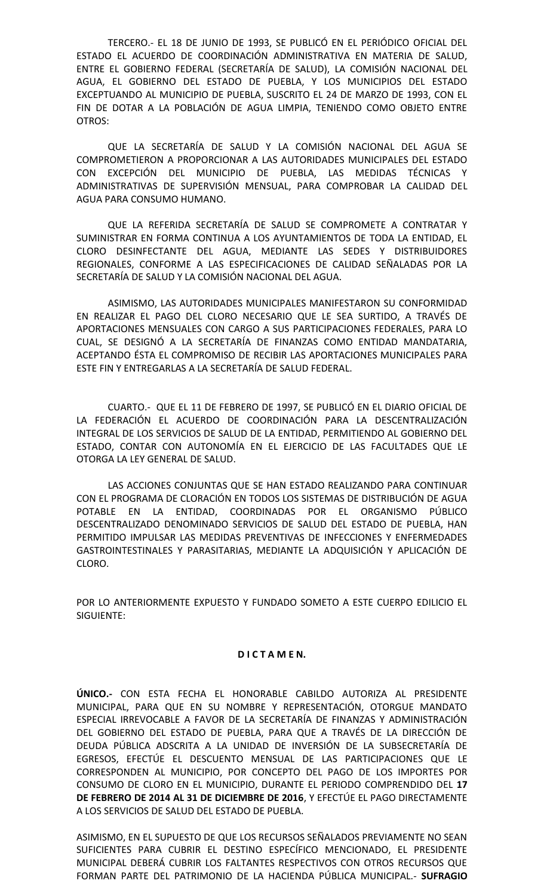TERCERO.- EL 18 DE JUNIO DE 1993, SE PUBLICÓ EN EL PERIÓDICO OFICIAL DEL ESTADO EL ACUERDO DE COORDINACIÓN ADMINISTRATIVA EN MATERIA DE SALUD, ENTRE EL GOBIERNO FEDERAL (SECRETARÍA DE SALUD), LA COMISIÓN NACIONAL DEL AGUA, EL GOBIERNO DEL ESTADO DE PUEBLA, Y LOS MUNICIPIOS DEL ESTADO EXCEPTUANDO AL MUNICIPIO DE PUEBLA, SUSCRITO EL 24 DE MARZO DE 1993, CON EL FIN DE DOTAR A LA POBLACIÓN DE AGUA LIMPIA, TENIENDO COMO OBJETO ENTRE OTROS:

QUE LA SECRETARÍA DE SALUD Y LA COMISIÓN NACIONAL DEL AGUA SE COMPROMETIERON A PROPORCIONAR A LAS AUTORIDADES MUNICIPALES DEL ESTADO CON EXCEPCIÓN DEL MUNICIPIO DE PUEBLA, LAS MEDIDAS TÉCNICAS Y ADMINISTRATIVAS DE SUPERVISIÓN MENSUAL, PARA COMPROBAR LA CALIDAD DEL AGUA PARA CONSUMO HUMANO.

QUE LA REFERIDA SECRETARÍA DE SALUD SE COMPROMETE A CONTRATAR Y SUMINISTRAR EN FORMA CONTINUA A LOS AYUNTAMIENTOS DE TODA LA ENTIDAD, EL CLORO DESINFECTANTE DEL AGUA, MEDIANTE LAS SEDES Y DISTRIBUIDORES REGIONALES, CONFORME A LAS ESPECIFICACIONES DE CALIDAD SEÑALADAS POR LA SECRETARÍA DE SALUD Y LA COMISIÓN NACIONAL DEL AGUA.

ASIMISMO, LAS AUTORIDADES MUNICIPALES MANIFESTARON SU CONFORMIDAD EN REALIZAR EL PAGO DEL CLORO NECESARIO QUE LE SEA SURTIDO, A TRAVÉS DE APORTACIONES MENSUALES CON CARGO A SUS PARTICIPACIONES FEDERALES, PARA LO CUAL, SE DESIGNÓ A LA SECRETARÍA DE FINANZAS COMO ENTIDAD MANDATARIA, ACEPTANDO ÉSTA EL COMPROMISO DE RECIBIR LAS APORTACIONES MUNICIPALES PARA ESTE FIN Y ENTREGARLAS A LA SECRETARÍA DE SALUD FEDERAL.

CUARTO.- QUE EL 11 DE FEBRERO DE 1997, SE PUBLICÓ EN EL DIARIO OFICIAL DE LA FEDERACIÓN EL ACUERDO DE COORDINACIÓN PARA LA DESCENTRALIZACIÓN INTEGRAL DE LOS SERVICIOS DE SALUD DE LA ENTIDAD, PERMITIENDO AL GOBIERNO DEL ESTADO, CONTAR CON AUTONOMÍA EN EL EJERCICIO DE LAS FACULTADES QUE LE OTORGA LA LEY GENERAL DE SALUD.

LAS ACCIONES CONJUNTAS QUE SE HAN ESTADO REALIZANDO PARA CONTINUAR CON EL PROGRAMA DE CLORACIÓN EN TODOS LOS SISTEMAS DE DISTRIBUCIÓN DE AGUA POTABLE EN LA ENTIDAD, COORDINADAS POR EL ORGANISMO PÚBLICO DESCENTRALIZADO DENOMINADO SERVICIOS DE SALUD DEL ESTADO DE PUEBLA, HAN PERMITIDO IMPULSAR LAS MEDIDAS PREVENTIVAS DE INFECCIONES Y ENFERMEDADES GASTROINTESTINALES Y PARASITARIAS, MEDIANTE LA ADQUISICIÓN Y APLICACIÓN DE CLORO.

POR LO ANTERIORMENTE EXPUESTO Y FUNDADO SOMETO A ESTE CUERPO EDILICIO EL SIGUIENTE:

**D I C T A M E N.**

**ÚNICO.-** CON ESTA FECHA EL HONORABLE CABILDO AUTORIZA AL PRESIDENTE MUNICIPAL, PARA QUE EN SU NOMBRE Y REPRESENTACIÓN, OTORGUE MANDATO ESPECIAL IRREVOCABLE A FAVOR DE LA SECRETARÍA DE FINANZAS Y ADMINISTRACIÓN DEL GOBIERNO DEL ESTADO DE PUEBLA, PARA QUE A TRAVÉS DE LA DIRECCIÓN DE DEUDA PÚBLICA ADSCRITA A LA UNIDAD DE INVERSIÓN DE LA SUBSECRETARÍA DE EGRESOS, EFECTÚE EL DESCUENTO MENSUAL DE LAS PARTICIPACIONES QUE LE CORRESPONDEN AL MUNICIPIO, POR CONCEPTO DEL PAGO DE LOS IMPORTES POR CONSUMO DE CLORO EN EL MUNICIPIO, DURANTE EL PERIODO COMPRENDIDO DEL **17 DE FEBRERO DE 2014 AL 31 DE DICIEMBRE DE 2016**, Y EFECTÚE EL PAGO DIRECTAMENTE A LOS SERVICIOS DE SALUD DEL ESTADO DE PUEBLA.

ASIMISMO, EN EL SUPUESTO DE QUE LOS RECURSOS SEÑALADOS PREVIAMENTE NO SEAN SUFICIENTES PARA CUBRIR EL DESTINO ESPECÍFICO MENCIONADO, EL PRESIDENTE MUNICIPAL DEBERÁ CUBRIR LOS FALTANTES RESPECTIVOS CON OTROS RECURSOS QUE FORMAN PARTE DEL PATRIMONIO DE LA HACIENDA PÚBLICA MUNICIPAL.- **SUFRAGIO**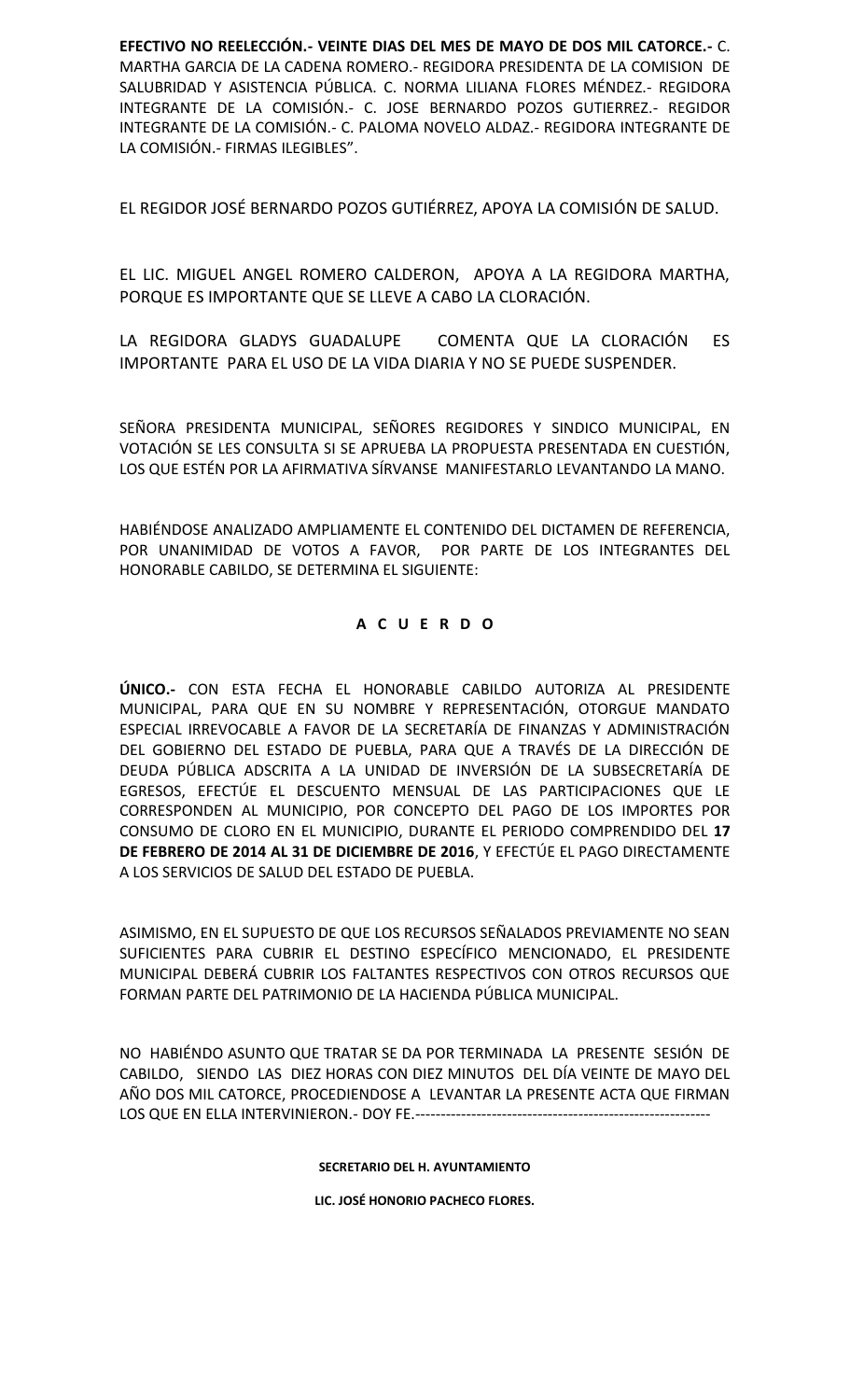**EFECTIVO NO REELECCIÓN.- VEINTE DIAS DEL MES DE MAYO DE DOS MIL CATORCE.-** C. MARTHA GARCIA DE LA CADENA ROMERO.- REGIDORA PRESIDENTA DE LA COMISION DE SALUBRIDAD Y ASISTENCIA PÚBLICA. C. NORMA LILIANA FLORES MÉNDEZ.- REGIDORA INTEGRANTE DE LA COMISIÓN.- C. JOSE BERNARDO POZOS GUTIERREZ.- REGIDOR INTEGRANTE DE LA COMISIÓN.- C. PALOMA NOVELO ALDAZ.- REGIDORA INTEGRANTE DE LA COMISIÓN.- FIRMAS ILEGIBLES".

EL REGIDOR JOSÉ BERNARDO POZOS GUTIÉRREZ, APOYA LA COMISIÓN DE SALUD.

EL LIC. MIGUEL ANGEL ROMERO CALDERON, APOYA A LA REGIDORA MARTHA, PORQUE ES IMPORTANTE QUE SE LLEVE A CABO LA CLORACIÓN.

LA REGIDORA GLADYS GUADALUPE COMENTA QUE LA CLORACIÓN ES IMPORTANTE PARA EL USO DE LA VIDA DIARIA Y NO SE PUEDE SUSPENDER.

SEÑORA PRESIDENTA MUNICIPAL, SEÑORES REGIDORES Y SINDICO MUNICIPAL, EN VOTACIÓN SE LES CONSULTA SI SE APRUEBA LA PROPUESTA PRESENTADA EN CUESTIÓN, LOS QUE ESTÉN POR LA AFIRMATIVA SÍRVANSE MANIFESTARLO LEVANTANDO LA MANO.

HABIÉNDOSE ANALIZADO AMPLIAMENTE EL CONTENIDO DEL DICTAMEN DE REFERENCIA, POR UNANIMIDAD DE VOTOS A FAVOR, POR PARTE DE LOS INTEGRANTES DEL HONORABLE CABILDO, SE DETERMINA EL SIGUIENTE:

**A C U E R D O**

**ÚNICO.-** CON ESTA FECHA EL HONORABLE CABILDO AUTORIZA AL PRESIDENTE MUNICIPAL, PARA QUE EN SU NOMBRE Y REPRESENTACIÓN, OTORGUE MANDATO ESPECIAL IRREVOCABLE A FAVOR DE LA SECRETARÍA DE FINANZAS Y ADMINISTRACIÓN DEL GOBIERNO DEL ESTADO DE PUEBLA, PARA QUE A TRAVÉS DE LA DIRECCIÓN DE DEUDA PÚBLICA ADSCRITA A LA UNIDAD DE INVERSIÓN DE LA SUBSECRETARÍA DE EGRESOS, EFECTÚE EL DESCUENTO MENSUAL DE LAS PARTICIPACIONES QUE LE CORRESPONDEN AL MUNICIPIO, POR CONCEPTO DEL PAGO DE LOS IMPORTES POR CONSUMO DE CLORO EN EL MUNICIPIO, DURANTE EL PERIODO COMPRENDIDO DEL **17 DE FEBRERO DE 2014 AL 31 DE DICIEMBRE DE 2016**, Y EFECTÚE EL PAGO DIRECTAMENTE A LOS SERVICIOS DE SALUD DEL ESTADO DE PUEBLA.

ASIMISMO, EN EL SUPUESTO DE QUE LOS RECURSOS SEÑALADOS PREVIAMENTE NO SEAN SUFICIENTES PARA CUBRIR EL DESTINO ESPECÍFICO MENCIONADO, EL PRESIDENTE MUNICIPAL DEBERÁ CUBRIR LOS FALTANTES RESPECTIVOS CON OTROS RECURSOS QUE FORMAN PARTE DEL PATRIMONIO DE LA HACIENDA PÚBLICA MUNICIPAL.

NO HABIÉNDO ASUNTO QUE TRATAR SE DA POR TERMINADA LA PRESENTE SESIÓN DE CABILDO, SIENDO LAS DIEZ HORAS CON DIEZ MINUTOS DEL DÍA VEINTE DE MAYO DEL AÑO DOS MIL CATORCE, PROCEDIENDOSE A LEVANTAR LA PRESENTE ACTA QUE FIRMAN LOS QUE EN ELLA INTERVINIERON.- DOY FE.----------------------------------------------------------

**SECRETARIO DEL H. AYUNTAMIENTO**

**LIC. JOSÉ HONORIO PACHECO FLORES.**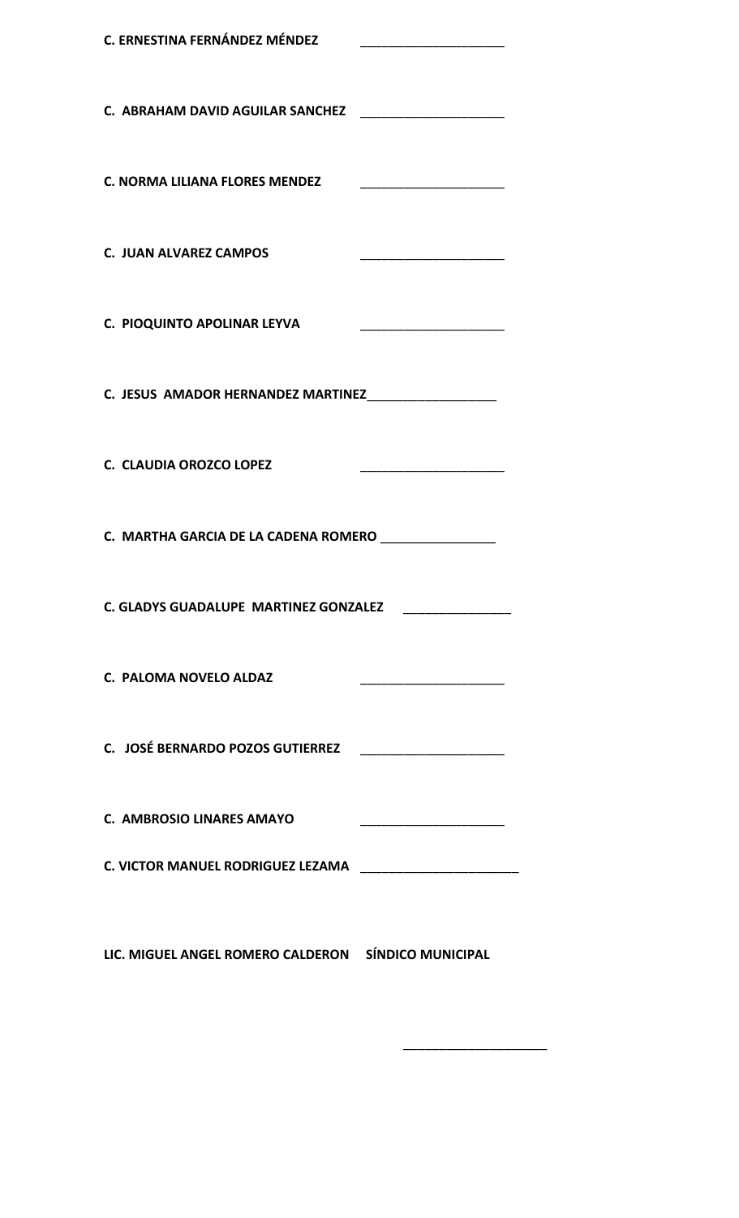**C. ERNESTINA FERNÁNDEZ MÉNDEZ** ____________________

**C. ABRAHAM DAVID AGUILAR SANCHEZ** ____________________

**C. NORMA LILIANA FLORES MENDEZ** ____________________

**C. JUAN ALVAREZ CAMPOS** ____________________

**C. PIOQUINTO APOLINAR LEYVA** ____________________

**C. JESUS AMADOR HERNANDEZ MARTINEZ** __________________

**C. CLAUDIA OROZCO LOPEZ** ____________________

**C. MARTHA GARCIA DE LA CADENA ROMERO** ________________

**C. GLADYS GUADALUPE MARTINEZ GONZALEZ** _______________

**C. PALOMA NOVELO ALDAZ** ____________________

**C. JOSÉ BERNARDO POZOS GUTIERREZ** ____________________

**C. AMBROSIO LINARES AMAYO** ____________________

**C. VICTOR MANUEL RODRIGUEZ LEZAMA** ______________________

**LIC. MIGUEL ANGEL ROMERO CALDERON SÍNDICO MUNICIPAL**

____________________